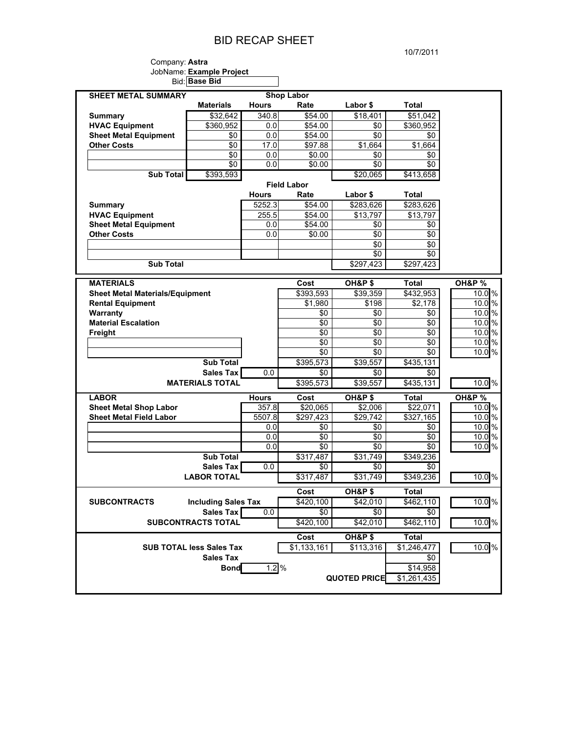# BID RECAP SHEET

10/7/2011

Company: **Astra**
JobName: **Example Project**
Bid: **Base Bid**

| SHEET METAL SUMMARY | | Shop Labor | | | |
|---|---|---|---|---|---|
| | Materials | Hours | Rate | Labor $ | Total |
| **Summary** | $32,642 | 340.8 | $54.00 | $18,401 | $51,042 |
| **HVAC Equipment** | $360,952 | 0.0 | $54.00 | $0 | $360,952 |
| **Sheet Metal Equipment** | $0 | 0.0 | $54.00 | $0 | $0 |
| **Other Costs** | $0 | 17.0 | $97.88 | $1,664 | $1,664 |
| | $0 | 0.0 | $0.00 | $0 | $0 |
| | $0 | 0.0 | $0.00 | $0 | $0 |
| **Sub Total** | $393,593 | | | $20,065 | $413,658 |

| | Field Labor | | | |
|---|---|---|---|---|
| | Hours | Rate | Labor $ | Total |
| **Summary** | 5252.3 | $54.00 | $283,626 | $283,626 |
| **HVAC Equipment** | 255.5 | $54.00 | $13,797 | $13,797 |
| **Sheet Metal Equipment** | 0.0 | $54.00 | $0 | $0 |
| **Other Costs** | 0.0 | $0.00 | $0 | $0 |
| | | | $0 | $0 |
| | | | $0 | $0 |
| **Sub Total** | | | $297,423 | $297,423 |

| MATERIALS | | Cost | OH&P $ | Total | OH&P % |
|---|---|---|---|---|---|
| **Sheet Metal Materials/Equipment** | | $393,593 | $39,359 | $432,953 | 10.0 % |
| **Rental Equipment** | | $1,980 | $198 | $2,178 | 10.0 % |
| **Warranty** | | $0 | $0 | $0 | 10.0 % |
| **Material Escalation** | | $0 | $0 | $0 | 10.0 % |
| **Freight** | | $0 | $0 | $0 | 10.0 % |
| | | $0 | $0 | $0 | 10.0 % |
| | | $0 | $0 | $0 | 10.0 % |
| **Sub Total** | | $395,573 | $39,557 | $435,131 | |
| **Sales Tax** | 0.0 | $0 | $0 | $0 | |
| **MATERIALS TOTAL** | | $395,573 | $39,557 | $435,131 | 10.0 % |

| LABOR | Hours | Cost | OH&P $ | Total | OH&P % |
|---|---|---|---|---|---|
| **Sheet Metal Shop Labor** | 357.8 | $20,065 | $2,006 | $22,071 | 10.0 % |
| **Sheet Metal Field Labor** | 5507.8 | $297,423 | $29,742 | $327,165 | 10.0 % |
| | 0.0 | $0 | $0 | $0 | 10.0 % |
| | 0.0 | $0 | $0 | $0 | 10.0 % |
| | 0.0 | $0 | $0 | $0 | 10.0 % |
| **Sub Total** | | $317,487 | $31,749 | $349,236 | |
| **Sales Tax** | 0.0 | $0 | $0 | $0 | |
| **LABOR TOTAL** | | $317,487 | $31,749 | $349,236 | 10.0 % |

| | | | Cost | OH&P $ | Total | |
|---|---|---|---|---|---|---|
| **SUBCONTRACTS** | **Including Sales Tax** | | $420,100 | $42,010 | $462,110 | 10.0 % |
| | **Sales Tax** | 0.0 | $0 | $0 | $0 | |
| | **SUBCONTRACTS TOTAL** | | $420,100 | $42,010 | $462,110 | 10.0 % |

| | | Cost | OH&P $ | Total | |
|---|---|---|---|---|---|
| **SUB TOTAL less Sales Tax** | | $1,133,161 | $113,316 | $1,246,477 | 10.0 % |
| **Sales Tax** | | | | $0 | |
| **Bond** | 1.2 % | | | $14,958 | |
| | | | **QUOTED PRICE** | $1,261,435 | |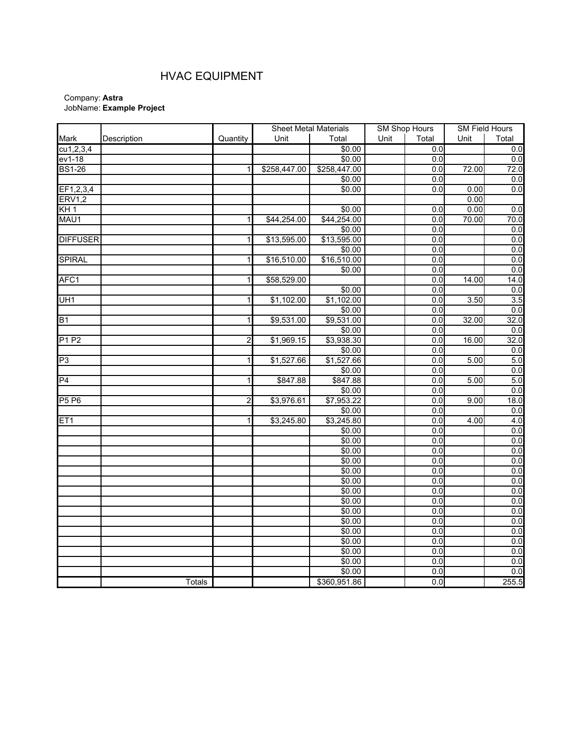# HVAC EQUIPMENT

Company: **Astra**
JobName: **Example Project**

| | | | Sheet Metal Materials | | SM Shop Hours | | SM Field Hours | |
|---|---|---|---|---|---|---|---|---|
| Mark | Description | Quantity | Unit | Total | Unit | Total | Unit | Total |
| cu1,2,3,4 | | | | $0.00 | | 0.0 | | 0.0 |
| ev1-18 | | | | $0.00 | | 0.0 | | 0.0 |
| BS1-26 | | 1 | $258,447.00 | $258,447.00 | | 0.0 | 72.00 | 72.0 |
| | | | | $0.00 | | 0.0 | | 0.0 |
| EF1,2,3,4 | | | | $0.00 | | 0.0 | 0.00 | 0.0 |
| ERV1,2 | | | | | | | 0.00 | |
| KH 1 | | | | $0.00 | | 0.0 | 0.00 | 0.0 |
| MAU1 | | 1 | $44,254.00 | $44,254.00 | | 0.0 | 70.00 | 70.0 |
| | | | | $0.00 | | 0.0 | | 0.0 |
| DIFFUSER | | 1 | $13,595.00 | $13,595.00 | | 0.0 | | 0.0 |
| | | | | $0.00 | | 0.0 | | 0.0 |
| SPIRAL | | 1 | $16,510.00 | $16,510.00 | | 0.0 | | 0.0 |
| | | | | $0.00 | | 0.0 | | 0.0 |
| AFC1 | | 1 | $58,529.00 | | | 0.0 | 14.00 | 14.0 |
| | | | | $0.00 | | 0.0 | | 0.0 |
| UH1 | | 1 | $1,102.00 | $1,102.00 | | 0.0 | 3.50 | 3.5 |
| | | | | $0.00 | | 0.0 | | 0.0 |
| B1 | | 1 | $9,531.00 | $9,531.00 | | 0.0 | 32.00 | 32.0 |
| | | | | $0.00 | | 0.0 | | 0.0 |
| P1 P2 | | 2 | $1,969.15 | $3,938.30 | | 0.0 | 16.00 | 32.0 |
| | | | | $0.00 | | 0.0 | | 0.0 |
| P3 | | 1 | $1,527.66 | $1,527.66 | | 0.0 | 5.00 | 5.0 |
| | | | | $0.00 | | 0.0 | | 0.0 |
| P4 | | 1 | $847.88 | $847.88 | | 0.0 | 5.00 | 5.0 |
| | | | | $0.00 | | 0.0 | | 0.0 |
| P5 P6 | | 2 | $3,976.61 | $7,953.22 | | 0.0 | 9.00 | 18.0 |
| | | | | $0.00 | | 0.0 | | 0.0 |
| ET1 | | 1 | $3,245.80 | $3,245.80 | | 0.0 | 4.00 | 4.0 |
| | | | | $0.00 | | 0.0 | | 0.0 |
| | | | | $0.00 | | 0.0 | | 0.0 |
| | | | | $0.00 | | 0.0 | | 0.0 |
| | | | | $0.00 | | 0.0 | | 0.0 |
| | | | | $0.00 | | 0.0 | | 0.0 |
| | | | | $0.00 | | 0.0 | | 0.0 |
| | | | | $0.00 | | 0.0 | | 0.0 |
| | | | | $0.00 | | 0.0 | | 0.0 |
| | | | | $0.00 | | 0.0 | | 0.0 |
| | | | | $0.00 | | 0.0 | | 0.0 |
| | | | | $0.00 | | 0.0 | | 0.0 |
| | | | | $0.00 | | 0.0 | | 0.0 |
| | | | | $0.00 | | 0.0 | | 0.0 |
| | | | | $0.00 | | 0.0 | | 0.0 |
| | | | | $0.00 | | 0.0 | | 0.0 |
| | Totals | | | $360,951.86 | | 0.0 | | 255.5 |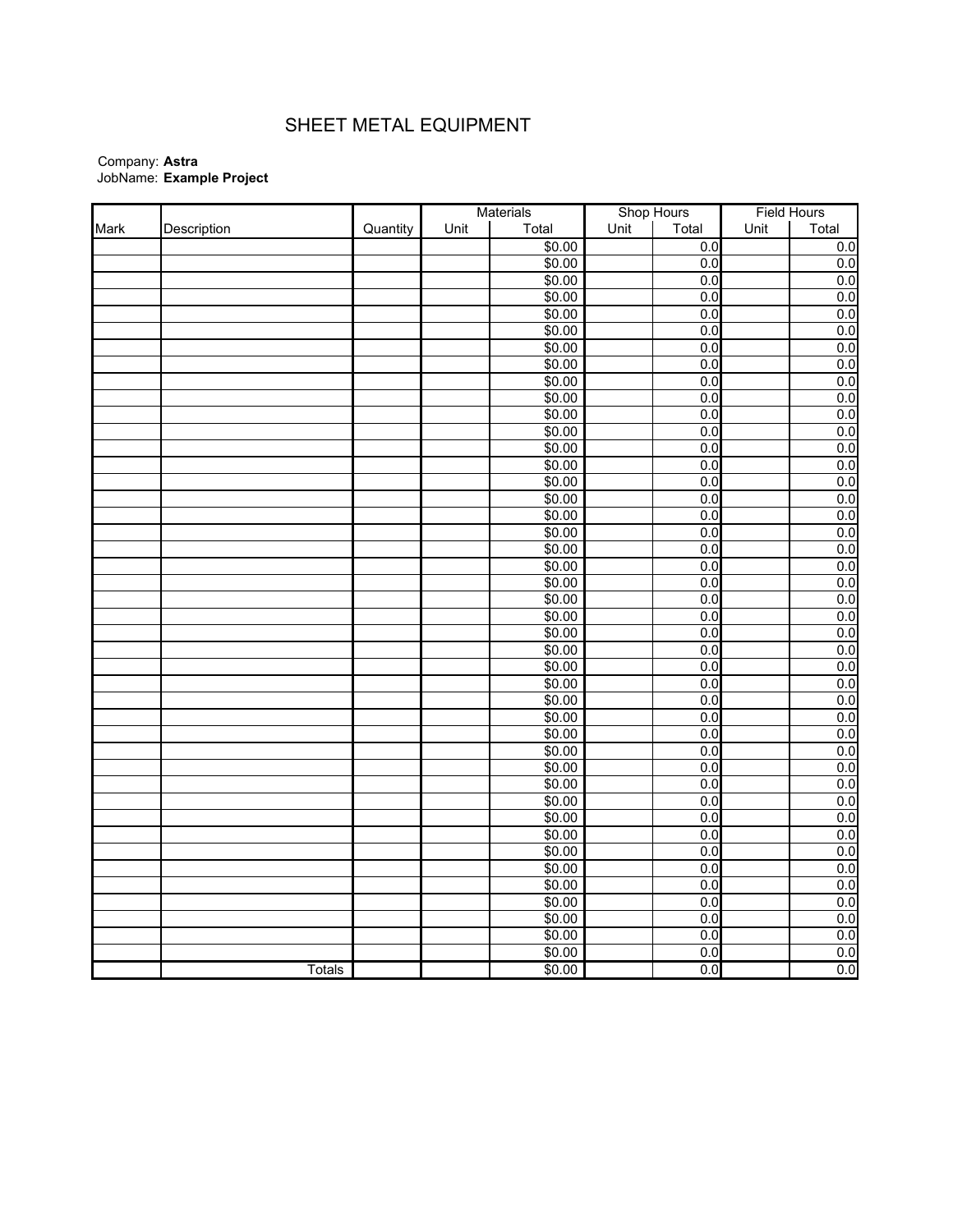# SHEET METAL EQUIPMENT

Company: **Astra**
JobName: **Example Project**

| | | | Materials | | Shop Hours | | Field Hours | |
|---|---|---|---|---|---|---|---|---|
| Mark | Description | Quantity | Unit | Total | Unit | Total | Unit | Total |
| | | | | $0.00 | | 0.0 | | 0.0 |
| | | | | $0.00 | | 0.0 | | 0.0 |
| | | | | $0.00 | | 0.0 | | 0.0 |
| | | | | $0.00 | | 0.0 | | 0.0 |
| | | | | $0.00 | | 0.0 | | 0.0 |
| | | | | $0.00 | | 0.0 | | 0.0 |
| | | | | $0.00 | | 0.0 | | 0.0 |
| | | | | $0.00 | | 0.0 | | 0.0 |
| | | | | $0.00 | | 0.0 | | 0.0 |
| | | | | $0.00 | | 0.0 | | 0.0 |
| | | | | $0.00 | | 0.0 | | 0.0 |
| | | | | $0.00 | | 0.0 | | 0.0 |
| | | | | $0.00 | | 0.0 | | 0.0 |
| | | | | $0.00 | | 0.0 | | 0.0 |
| | | | | $0.00 | | 0.0 | | 0.0 |
| | | | | $0.00 | | 0.0 | | 0.0 |
| | | | | $0.00 | | 0.0 | | 0.0 |
| | | | | $0.00 | | 0.0 | | 0.0 |
| | | | | $0.00 | | 0.0 | | 0.0 |
| | | | | $0.00 | | 0.0 | | 0.0 |
| | | | | $0.00 | | 0.0 | | 0.0 |
| | | | | $0.00 | | 0.0 | | 0.0 |
| | | | | $0.00 | | 0.0 | | 0.0 |
| | | | | $0.00 | | 0.0 | | 0.0 |
| | | | | $0.00 | | 0.0 | | 0.0 |
| | | | | $0.00 | | 0.0 | | 0.0 |
| | | | | $0.00 | | 0.0 | | 0.0 |
| | | | | $0.00 | | 0.0 | | 0.0 |
| | | | | $0.00 | | 0.0 | | 0.0 |
| | | | | $0.00 | | 0.0 | | 0.0 |
| | | | | $0.00 | | 0.0 | | 0.0 |
| | | | | $0.00 | | 0.0 | | 0.0 |
| | | | | $0.00 | | 0.0 | | 0.0 |
| | | | | $0.00 | | 0.0 | | 0.0 |
| | | | | $0.00 | | 0.0 | | 0.0 |
| | | | | $0.00 | | 0.0 | | 0.0 |
| | | | | $0.00 | | 0.0 | | 0.0 |
| | | | | $0.00 | | 0.0 | | 0.0 |
| | | | | $0.00 | | 0.0 | | 0.0 |
| | | | | $0.00 | | 0.0 | | 0.0 |
| | | | | $0.00 | | 0.0 | | 0.0 |
| | | | | $0.00 | | 0.0 | | 0.0 |
| | | | | $0.00 | | 0.0 | | 0.0 |
| | Totals | | | $0.00 | | 0.0 | | 0.0 |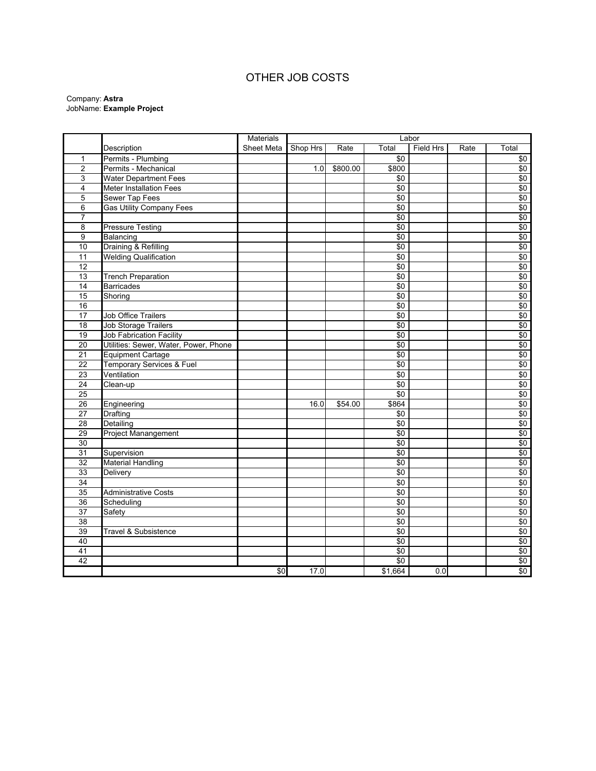# OTHER JOB COSTS

Company: **Astra**
JobName: **Example Project**

| | Description | Materials | Labor | | | | | |
|---|---|---|---|---|---|---|---|---|
| | | Sheet Meta | Shop Hrs | Rate | Total | Field Hrs | Rate | Total |
| 1 | Permits - Plumbing | | | | $0 | | | $0 |
| 2 | Permits - Mechanical | | 1.0 | $800.00 | $800 | | | $0 |
| 3 | Water Department Fees | | | | $0 | | | $0 |
| 4 | Meter Installation Fees | | | | $0 | | | $0 |
| 5 | Sewer Tap Fees | | | | $0 | | | $0 |
| 6 | Gas Utility Company Fees | | | | $0 | | | $0 |
| 7 | | | | | $0 | | | $0 |
| 8 | Pressure Testing | | | | $0 | | | $0 |
| 9 | Balancing | | | | $0 | | | $0 |
| 10 | Draining & Refilling | | | | $0 | | | $0 |
| 11 | Welding Qualification | | | | $0 | | | $0 |
| 12 | | | | | $0 | | | $0 |
| 13 | Trench Preparation | | | | $0 | | | $0 |
| 14 | Barricades | | | | $0 | | | $0 |
| 15 | Shoring | | | | $0 | | | $0 |
| 16 | | | | | $0 | | | $0 |
| 17 | Job Office Trailers | | | | $0 | | | $0 |
| 18 | Job Storage Trailers | | | | $0 | | | $0 |
| 19 | Job Fabrication Facility | | | | $0 | | | $0 |
| 20 | Utilities: Sewer, Water, Power, Phone | | | | $0 | | | $0 |
| 21 | Equipment Cartage | | | | $0 | | | $0 |
| 22 | Temporary Services & Fuel | | | | $0 | | | $0 |
| 23 | Ventilation | | | | $0 | | | $0 |
| 24 | Clean-up | | | | $0 | | | $0 |
| 25 | | | | | $0 | | | $0 |
| 26 | Engineering | | 16.0 | $54.00 | $864 | | | $0 |
| 27 | Drafting | | | | $0 | | | $0 |
| 28 | Detailing | | | | $0 | | | $0 |
| 29 | Project Manangement | | | | $0 | | | $0 |
| 30 | | | | | $0 | | | $0 |
| 31 | Supervision | | | | $0 | | | $0 |
| 32 | Material Handling | | | | $0 | | | $0 |
| 33 | Delivery | | | | $0 | | | $0 |
| 34 | | | | | $0 | | | $0 |
| 35 | Administrative Costs | | | | $0 | | | $0 |
| 36 | Scheduling | | | | $0 | | | $0 |
| 37 | Safety | | | | $0 | | | $0 |
| 38 | | | | | $0 | | | $0 |
| 39 | Travel & Subsistence | | | | $0 | | | $0 |
| 40 | | | | | $0 | | | $0 |
| 41 | | | | | $0 | | | $0 |
| 42 | | | | | $0 | | | $0 |
| | | $0 | 17.0 | | $1,664 | 0.0 | | $0 |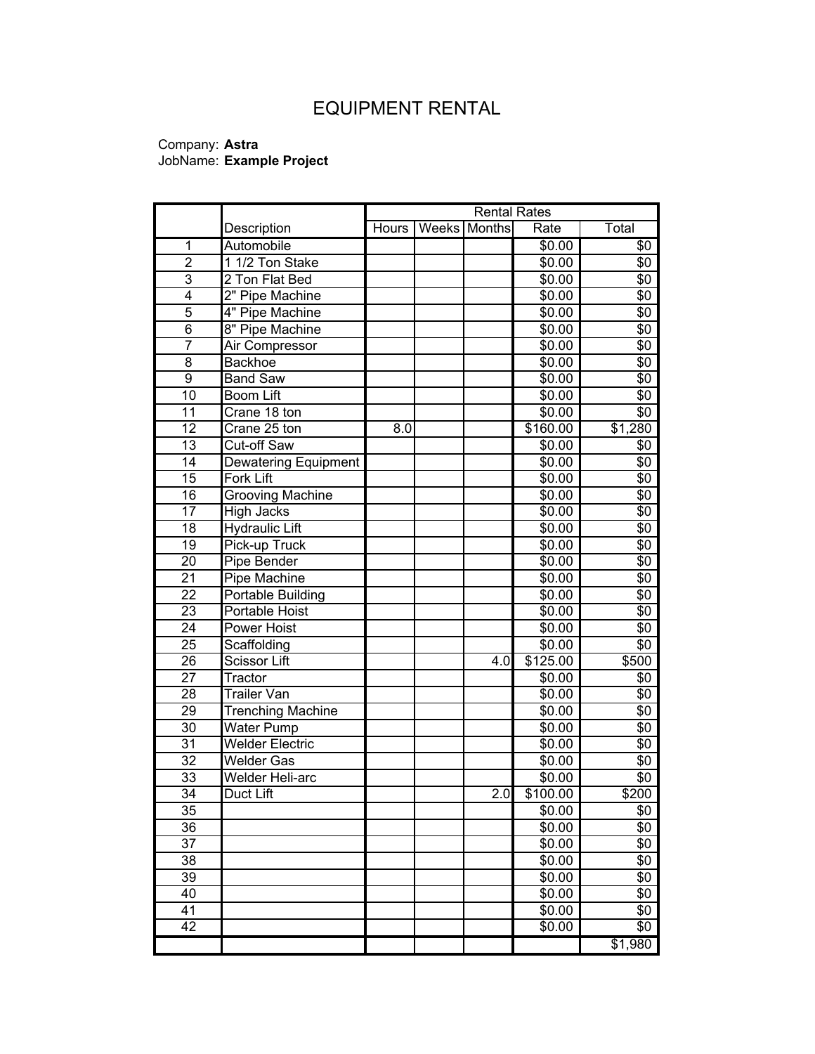# EQUIPMENT RENTAL

Company: **Astra**
JobName: **Example Project**

| | Description | Rental Rates | | | | |
|---|---|---|---|---|---|---|
| | | Hours | Weeks | Months | Rate | Total |
| 1 | Automobile | | | | $0.00 | $0 |
| 2 | 1 1/2 Ton Stake | | | | $0.00 | $0 |
| 3 | 2 Ton Flat Bed | | | | $0.00 | $0 |
| 4 | 2" Pipe Machine | | | | $0.00 | $0 |
| 5 | 4" Pipe Machine | | | | $0.00 | $0 |
| 6 | 8" Pipe Machine | | | | $0.00 | $0 |
| 7 | Air Compressor | | | | $0.00 | $0 |
| 8 | Backhoe | | | | $0.00 | $0 |
| 9 | Band Saw | | | | $0.00 | $0 |
| 10 | Boom Lift | | | | $0.00 | $0 |
| 11 | Crane 18 ton | | | | $0.00 | $0 |
| 12 | Crane 25 ton | 8.0 | | | $160.00 | $1,280 |
| 13 | Cut-off Saw | | | | $0.00 | $0 |
| 14 | Dewatering Equipment | | | | $0.00 | $0 |
| 15 | Fork Lift | | | | $0.00 | $0 |
| 16 | Grooving Machine | | | | $0.00 | $0 |
| 17 | High Jacks | | | | $0.00 | $0 |
| 18 | Hydraulic Lift | | | | $0.00 | $0 |
| 19 | Pick-up Truck | | | | $0.00 | $0 |
| 20 | Pipe Bender | | | | $0.00 | $0 |
| 21 | Pipe Machine | | | | $0.00 | $0 |
| 22 | Portable Building | | | | $0.00 | $0 |
| 23 | Portable Hoist | | | | $0.00 | $0 |
| 24 | Power Hoist | | | | $0.00 | $0 |
| 25 | Scaffolding | | | | $0.00 | $0 |
| 26 | Scissor Lift | | | 4.0 | $125.00 | $500 |
| 27 | Tractor | | | | $0.00 | $0 |
| 28 | Trailer Van | | | | $0.00 | $0 |
| 29 | Trenching Machine | | | | $0.00 | $0 |
| 30 | Water Pump | | | | $0.00 | $0 |
| 31 | Welder Electric | | | | $0.00 | $0 |
| 32 | Welder Gas | | | | $0.00 | $0 |
| 33 | Welder Heli-arc | | | | $0.00 | $0 |
| 34 | Duct Lift | | | 2.0 | $100.00 | $200 |
| 35 | | | | | $0.00 | $0 |
| 36 | | | | | $0.00 | $0 |
| 37 | | | | | $0.00 | $0 |
| 38 | | | | | $0.00 | $0 |
| 39 | | | | | $0.00 | $0 |
| 40 | | | | | $0.00 | $0 |
| 41 | | | | | $0.00 | $0 |
| 42 | | | | | $0.00 | $0 |
| | | | | | | $1,980 |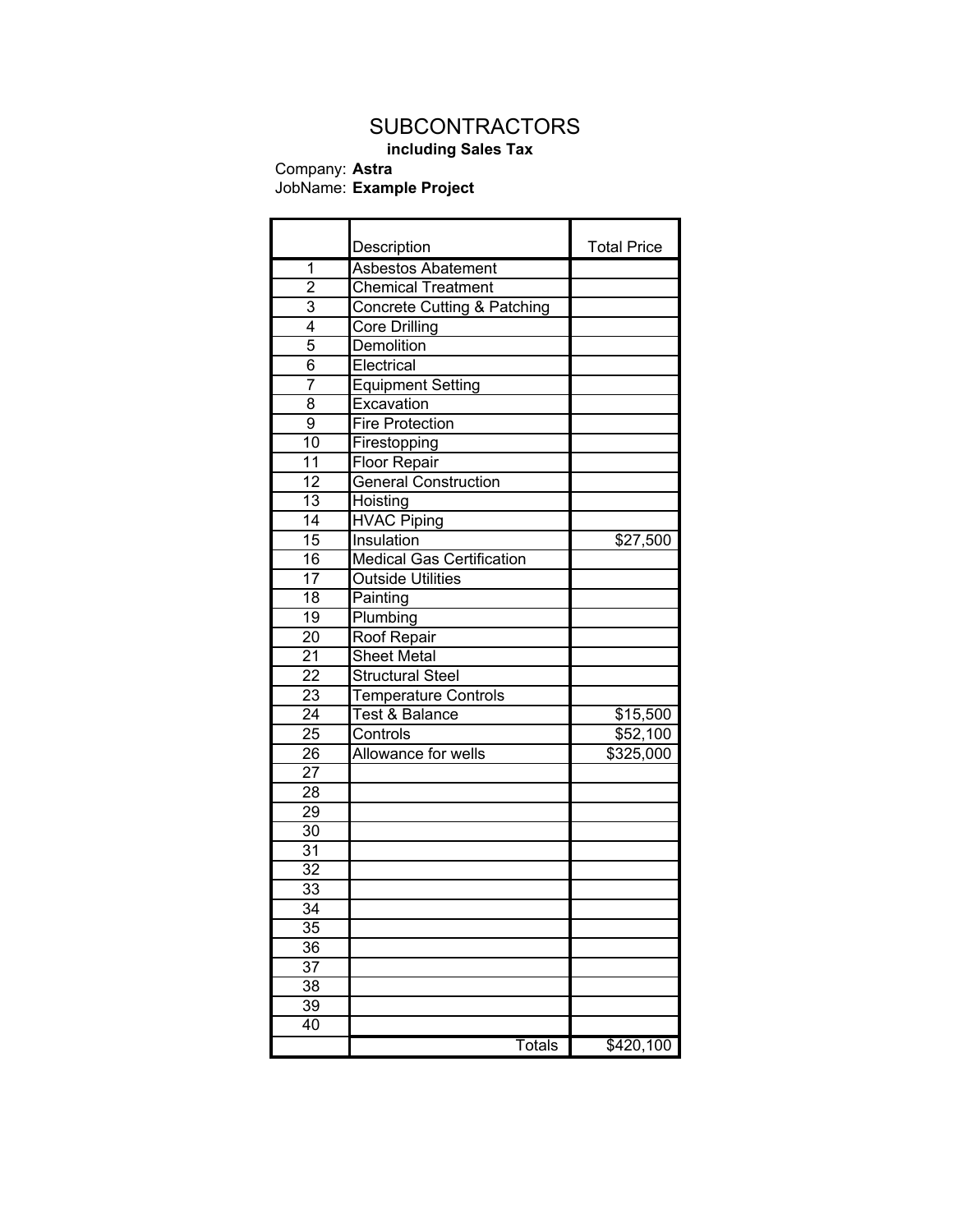# SUBCONTRACTORS

**including Sales Tax**

Company: **Astra**
JobName: **Example Project**

| | Description | Total Price |
|---|---|---|
| 1 | Asbestos Abatement | |
| 2 | Chemical Treatment | |
| 3 | Concrete Cutting & Patching | |
| 4 | Core Drilling | |
| 5 | Demolition | |
| 6 | Electrical | |
| 7 | Equipment Setting | |
| 8 | Excavation | |
| 9 | Fire Protection | |
| 10 | Firestopping | |
| 11 | Floor Repair | |
| 12 | General Construction | |
| 13 | Hoisting | |
| 14 | HVAC Piping | |
| 15 | Insulation | $27,500 |
| 16 | Medical Gas Certification | |
| 17 | Outside Utilities | |
| 18 | Painting | |
| 19 | Plumbing | |
| 20 | Roof Repair | |
| 21 | Sheet Metal | |
| 22 | Structural Steel | |
| 23 | Temperature Controls | |
| 24 | Test & Balance | $15,500 |
| 25 | Controls | $52,100 |
| 26 | Allowance for wells | $325,000 |
| 27 | | |
| 28 | | |
| 29 | | |
| 30 | | |
| 31 | | |
| 32 | | |
| 33 | | |
| 34 | | |
| 35 | | |
| 36 | | |
| 37 | | |
| 38 | | |
| 39 | | |
| 40 | | |
| | Totals | $420,100 |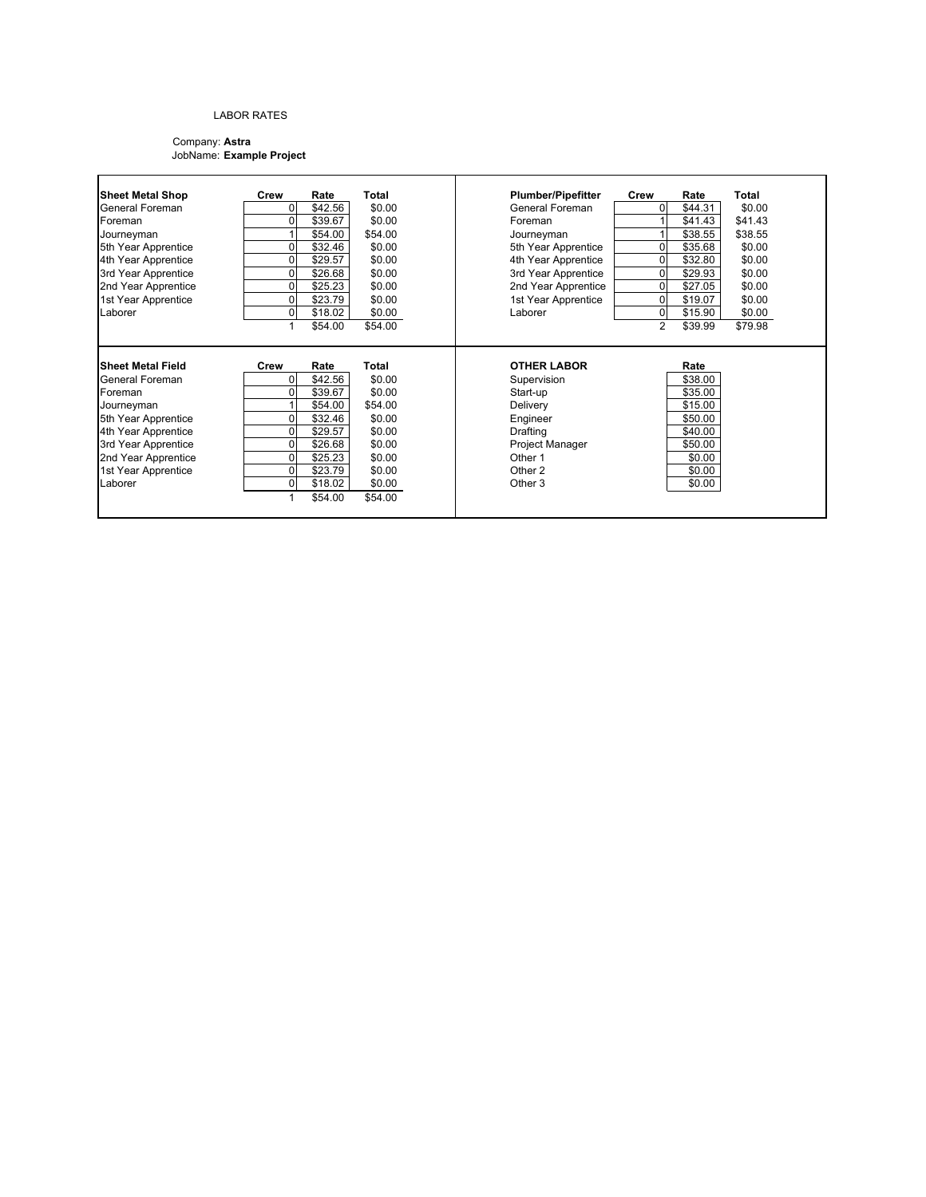LABOR RATES

Company: **Astra**
JobName: **Example Project**

| Sheet Metal Shop | Crew | Rate | Total |
|---|---|---|---|
| General Foreman | 0 | $42.56 | $0.00 |
| Foreman | 0 | $39.67 | $0.00 |
| Journeyman | 1 | $54.00 | $54.00 |
| 5th Year Apprentice | 0 | $32.46 | $0.00 |
| 4th Year Apprentice | 0 | $29.57 | $0.00 |
| 3rd Year Apprentice | 0 | $26.68 | $0.00 |
| 2nd Year Apprentice | 0 | $25.23 | $0.00 |
| 1st Year Apprentice | 0 | $23.79 | $0.00 |
| Laborer | 0 | $18.02 | $0.00 |
| | 1 | $54.00 | $54.00 |

| Plumber/Pipefitter | Crew | Rate | Total |
|---|---|---|---|
| General Foreman | 0 | $44.31 | $0.00 |
| Foreman | 1 | $41.43 | $41.43 |
| Journeyman | 1 | $38.55 | $38.55 |
| 5th Year Apprentice | 0 | $35.68 | $0.00 |
| 4th Year Apprentice | 0 | $32.80 | $0.00 |
| 3rd Year Apprentice | 0 | $29.93 | $0.00 |
| 2nd Year Apprentice | 0 | $27.05 | $0.00 |
| 1st Year Apprentice | 0 | $19.07 | $0.00 |
| Laborer | 0 | $15.90 | $0.00 |
| | 2 | $39.99 | $79.98 |

| Sheet Metal Field | Crew | Rate | Total |
|---|---|---|---|
| General Foreman | 0 | $42.56 | $0.00 |
| Foreman | 0 | $39.67 | $0.00 |
| Journeyman | 1 | $54.00 | $54.00 |
| 5th Year Apprentice | 0 | $32.46 | $0.00 |
| 4th Year Apprentice | 0 | $29.57 | $0.00 |
| 3rd Year Apprentice | 0 | $26.68 | $0.00 |
| 2nd Year Apprentice | 0 | $25.23 | $0.00 |
| 1st Year Apprentice | 0 | $23.79 | $0.00 |
| Laborer | 0 | $18.02 | $0.00 |
| | 1 | $54.00 | $54.00 |

| OTHER LABOR | Rate |
|---|---|
| Supervision | $38.00 |
| Start-up | $35.00 |
| Delivery | $15.00 |
| Engineer | $50.00 |
| Drafting | $40.00 |
| Project Manager | $50.00 |
| Other 1 | $0.00 |
| Other 2 | $0.00 |
| Other 3 | $0.00 |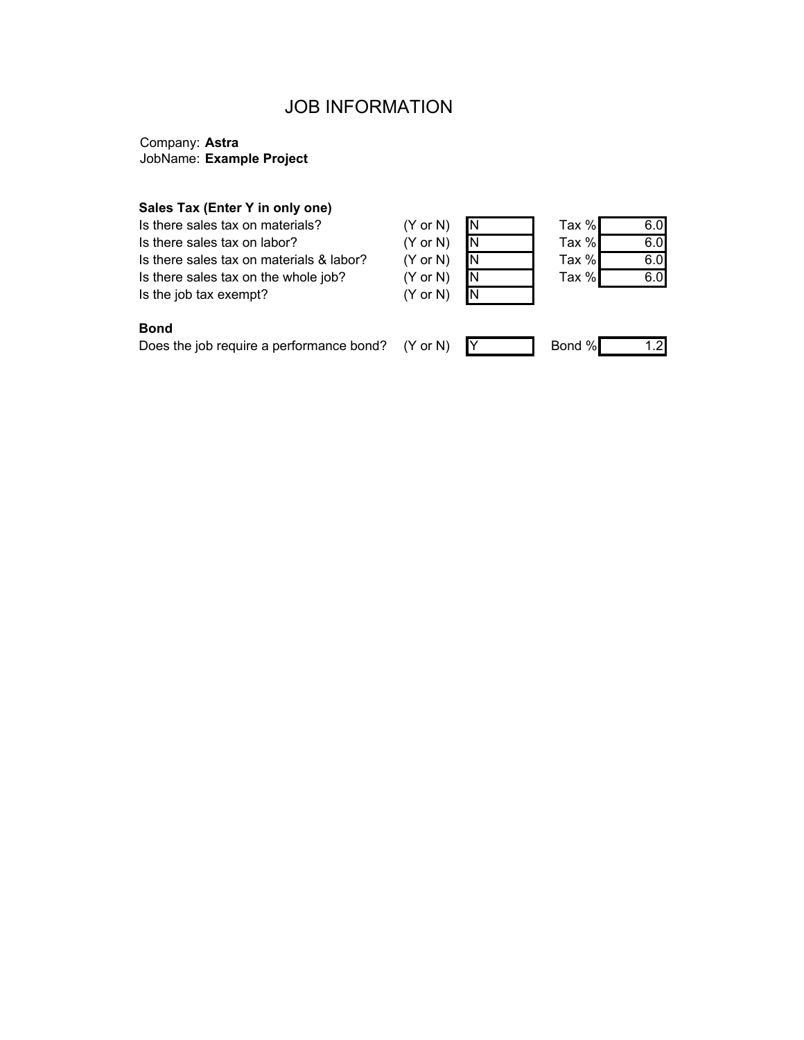# JOB INFORMATION

Company: **Astra**
JobName: **Example Project**

**Sales Tax (Enter Y in only one)**

| | | | | |
|---|---|---|---|---|
| Is there sales tax on materials? | (Y or N) | N | Tax % | 6.0 |
| Is there sales tax on labor? | (Y or N) | N | Tax % | 6.0 |
| Is there sales tax on materials & labor? | (Y or N) | N | Tax % | 6.0 |
| Is there sales tax on the whole job? | (Y or N) | N | Tax % | 6.0 |
| Is the job tax exempt? | (Y or N) | N | | |

**Bond**

| | | | | |
|---|---|---|---|---|
| Does the job require a performance bond? | (Y or N) | Y | Bond % | 1.2 |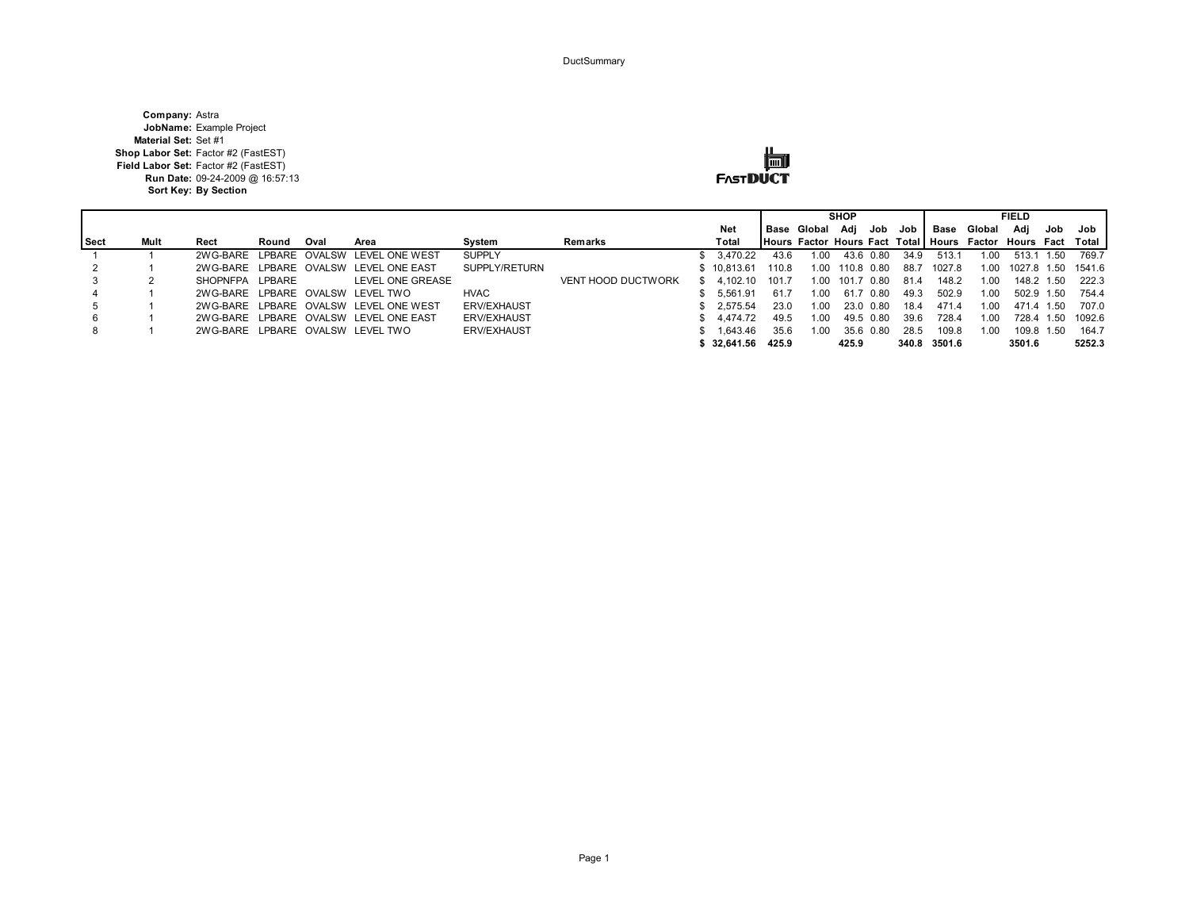DuctSummary

**Company:** Astra
**JobName:** Example Project
**Material Set:** Set #1
**Shop Labor Set:** Factor #2 (FastEST)
**Field Labor Set:** Factor #2 (FastEST)
**Run Date:** 09-24-2009 @ 16:57:13
**Sort Key:** By Section

FASTDUCT

| | | | | | | | | | SHOP | | | | | FIELD | | | | |
|---|---|---|---|---|---|---|---|---|---|---|---|---|---|---|---|---|---|---|
| | | | | | | | | Net | Base | Global | Adj | Job | Job | Base | Global | Adj | Job | Job |
| Sect | Mult | Rect | Round | Oval | Area | System | Remarks | Total | Hours | Factor | Hours | Fact | Total | Hours | Factor | Hours | Fact | Total |
| 1 | 1 | 2WG-BARE | LPBARE | OVALSW | LEVEL ONE WEST | SUPPLY | | $ 3,470.22 | 43.6 | 1.00 | 43.6 | 0.80 | 34.9 | 513.1 | 1.00 | 513.1 | 1.50 | 769.7 |
| 2 | 1 | 2WG-BARE | LPBARE | OVALSW | LEVEL ONE EAST | SUPPLY/RETURN | | $ 10,813.61 | 110.8 | 1.00 | 110.8 | 0.80 | 88.7 | 1027.8 | 1.00 | 1027.8 | 1.50 | 1541.6 |
| 3 | 2 | SHOPNFPA | LPBARE | | LEVEL ONE GREASE | | VENT HOOD DUCTWORK | $ 4,102.10 | 101.7 | 1.00 | 101.7 | 0.80 | 81.4 | 148.2 | 1.00 | 148.2 | 1.50 | 222.3 |
| 4 | 1 | 2WG-BARE | LPBARE | OVALSW | LEVEL TWO | HVAC | | $ 5,561.91 | 61.7 | 1.00 | 61.7 | 0.80 | 49.3 | 502.9 | 1.00 | 502.9 | 1.50 | 754.4 |
| 5 | 1 | 2WG-BARE | LPBARE | OVALSW | LEVEL ONE WEST | ERV/EXHAUST | | $ 2,575.54 | 23.0 | 1.00 | 23.0 | 0.80 | 18.4 | 471.4 | 1.00 | 471.4 | 1.50 | 707.0 |
| 6 | 1 | 2WG-BARE | LPBARE | OVALSW | LEVEL ONE EAST | ERV/EXHAUST | | $ 4,474.72 | 49.5 | 1.00 | 49.5 | 0.80 | 39.6 | 728.4 | 1.00 | 728.4 | 1.50 | 1092.6 |
| 8 | 1 | 2WG-BARE | LPBARE | OVALSW | LEVEL TWO | ERV/EXHAUST | | $ 1,643.46 | 35.6 | 1.00 | 35.6 | 0.80 | 28.5 | 109.8 | 1.00 | 109.8 | 1.50 | 164.7 |
| | | | | | | | | **$ 32,641.56** | **425.9** | | **425.9** | | **340.8** | **3501.6** | | **3501.6** | | **5252.3** |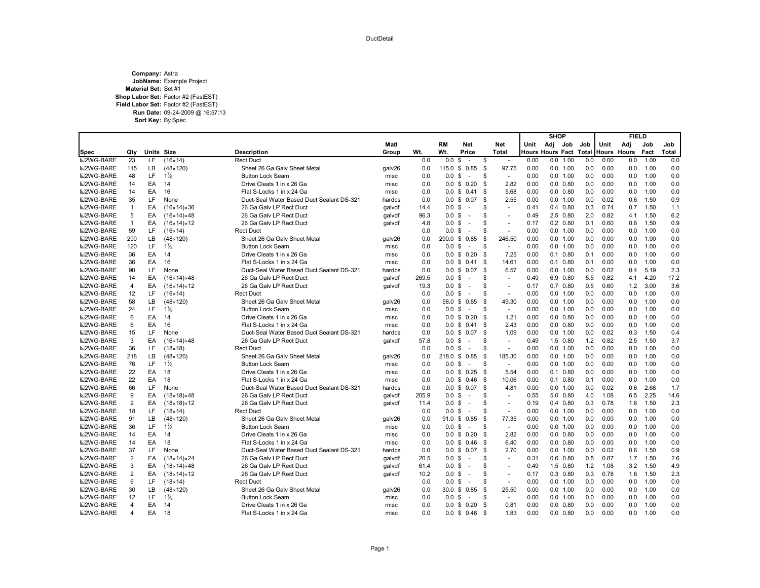DuctDetail

**Company:** Astra
**JobName:** Example Project
**Material Set:** Set #1
**Shop Labor Set:** Factor #2 (FastEST)
**Field Labor Set:** Factor #2 (FastEST)
**Run Date:** 09-24-2009 @ 16:57:13
**Sort Key:** By Spec

| | | | | | | | | | | SHOP | | | | FIELD | | | |
|---|---|---|---|---|---|---|---|---|---|---|---|---|---|---|---|---|---|
| Spec | Qty | Units | Size | Description | Matl Group | Wt. | RM Wt. | Net Price | Net Total | Unit Hours | Adj Hours | Job Fact | Job Total | Unit Hours | Adj Hours | Job Fact | Job Total |
| 2WG-BARE | 23 | LF | (16×14) | Rect Duct | | 0.0 | 0.0 | $ - | $ - | 0.00 | 0.0 | 1.00 | 0.0 | 0.00 | 0.0 | 1.00 | 0.0 |
| 2WG-BARE | 115 | LB | (48×120) | Sheet 26 Ga Galv Sheet Metal | galv26 | 0.0 | 115.0 | $ 0.85 | $ 97.75 | 0.00 | 0.0 | 1.00 | 0.0 | 0.00 | 0.0 | 1.00 | 0.0 |
| 2WG-BARE | 48 | LF | 1⅞ | Button Lock Seam | misc | 0.0 | 0.0 | $ - | $ - | 0.00 | 0.0 | 1.00 | 0.0 | 0.00 | 0.0 | 1.00 | 0.0 |
| 2WG-BARE | 14 | EA | 14 | Drive Cleats 1 in x 26 Ga | misc | 0.0 | 0.0 | $ 0.20 | $ 2.82 | 0.00 | 0.0 | 0.80 | 0.0 | 0.00 | 0.0 | 1.00 | 0.0 |
| 2WG-BARE | 14 | EA | 16 | Flat S-Locks 1 in x 24 Ga | misc | 0.0 | 0.0 | $ 0.41 | $ 5.68 | 0.00 | 0.0 | 0.80 | 0.0 | 0.00 | 0.0 | 1.00 | 0.0 |
| 2WG-BARE | 35 | LF | None | Duct-Seal Water Based Duct Sealant DS-321 | hardcs | 0.0 | 0.0 | $ 0.07 | $ 2.55 | 0.00 | 0.0 | 1.00 | 0.0 | 0.02 | 0.6 | 1.50 | 0.9 |
| 2WG-BARE | 1 | EA | (16×14)×36 | 26 Ga Galv LP Rect Duct | galvdf | 14.4 | 0.0 | $ - | $ - | 0.41 | 0.4 | 0.80 | 0.3 | 0.74 | 0.7 | 1.50 | 1.1 |
| 2WG-BARE | 5 | EA | (16×14)×48 | 26 Ga Galv LP Rect Duct | galvdf | 96.3 | 0.0 | $ - | $ - | 0.49 | 2.5 | 0.80 | 2.0 | 0.82 | 4.1 | 1.50 | 6.2 |
| 2WG-BARE | 1 | EA | (16×14)×12 | 26 Ga Galv LP Rect Duct | galvdf | 4.8 | 0.0 | $ - | $ - | 0.17 | 0.2 | 0.80 | 0.1 | 0.60 | 0.6 | 1.50 | 0.9 |
| 2WG-BARE | 59 | LF | (16×14) | Rect Duct | | 0.0 | 0.0 | $ - | $ - | 0.00 | 0.0 | 1.00 | 0.0 | 0.00 | 0.0 | 1.00 | 0.0 |
| 2WG-BARE | 290 | LB | (48×120) | Sheet 26 Ga Galv Sheet Metal | galv26 | 0.0 | 290.0 | $ 0.85 | $ 246.50 | 0.00 | 0.0 | 1.00 | 0.0 | 0.00 | 0.0 | 1.00 | 0.0 |
| 2WG-BARE | 120 | LF | 1⅞ | Button Lock Seam | misc | 0.0 | 0.0 | $ - | $ - | 0.00 | 0.0 | 1.00 | 0.0 | 0.00 | 0.0 | 1.00 | 0.0 |
| 2WG-BARE | 36 | EA | 14 | Drive Cleats 1 in x 26 Ga | misc | 0.0 | 0.0 | $ 0.20 | $ 7.25 | 0.00 | 0.1 | 0.80 | 0.1 | 0.00 | 0.0 | 1.00 | 0.0 |
| 2WG-BARE | 36 | EA | 16 | Flat S-Locks 1 in x 24 Ga | misc | 0.0 | 0.0 | $ 0.41 | $ 14.61 | 0.00 | 0.1 | 0.80 | 0.1 | 0.00 | 0.0 | 1.00 | 0.0 |
| 2WG-BARE | 90 | LF | None | Duct-Seal Water Based Duct Sealant DS-321 | hardcs | 0.0 | 0.0 | $ 0.07 | $ 6.57 | 0.00 | 0.0 | 1.00 | 0.0 | 0.02 | 0.4 | 5.19 | 2.3 |
| 2WG-BARE | 14 | EA | (16×14)×48 | 26 Ga Galv LP Rect Duct | galvdf | 269.5 | 0.0 | $ - | $ - | 0.49 | 6.9 | 0.80 | 5.5 | 0.82 | 4.1 | 4.20 | 17.2 |
| 2WG-BARE | 4 | EA | (16×14)×12 | 26 Ga Galv LP Rect Duct | galvdf | 19.3 | 0.0 | $ - | $ - | 0.17 | 0.7 | 0.80 | 0.5 | 0.60 | 1.2 | 3.00 | 3.6 |
| 2WG-BARE | 12 | LF | (16×14) | Rect Duct | | 0.0 | 0.0 | $ - | $ - | 0.00 | 0.0 | 1.00 | 0.0 | 0.00 | 0.0 | 1.00 | 0.0 |
| 2WG-BARE | 58 | LB | (48×120) | Sheet 26 Ga Galv Sheet Metal | galv26 | 0.0 | 58.0 | $ 0.85 | $ 49.30 | 0.00 | 0.0 | 1.00 | 0.0 | 0.00 | 0.0 | 1.00 | 0.0 |
| 2WG-BARE | 24 | LF | 1⅞ | Button Lock Seam | misc | 0.0 | 0.0 | $ - | $ - | 0.00 | 0.0 | 1.00 | 0.0 | 0.00 | 0.0 | 1.00 | 0.0 |
| 2WG-BARE | 6 | EA | 14 | Drive Cleats 1 in x 26 Ga | misc | 0.0 | 0.0 | $ 0.20 | $ 1.21 | 0.00 | 0.0 | 0.80 | 0.0 | 0.00 | 0.0 | 1.00 | 0.0 |
| 2WG-BARE | 6 | EA | 16 | Flat S-Locks 1 in x 24 Ga | misc | 0.0 | 0.0 | $ 0.41 | $ 2.43 | 0.00 | 0.0 | 0.80 | 0.0 | 0.00 | 0.0 | 1.00 | 0.0 |
| 2WG-BARE | 15 | LF | None | Duct-Seal Water Based Duct Sealant DS-321 | hardcs | 0.0 | 0.0 | $ 0.07 | $ 1.09 | 0.00 | 0.0 | 1.00 | 0.0 | 0.02 | 0.3 | 1.50 | 0.4 |
| 2WG-BARE | 3 | EA | (16×14)×48 | 26 Ga Galv LP Rect Duct | galvdf | 57.8 | 0.0 | $ - | $ - | 0.49 | 1.5 | 0.80 | 1.2 | 0.82 | 2.5 | 1.50 | 3.7 |
| 2WG-BARE | 36 | LF | (18×18) | Rect Duct | | 0.0 | 0.0 | $ - | $ - | 0.00 | 0.0 | 1.00 | 0.0 | 0.00 | 0.0 | 1.00 | 0.0 |
| 2WG-BARE | 218 | LB | (48×120) | Sheet 26 Ga Galv Sheet Metal | galv26 | 0.0 | 218.0 | $ 0.85 | $ 185.30 | 0.00 | 0.0 | 1.00 | 0.0 | 0.00 | 0.0 | 1.00 | 0.0 |
| 2WG-BARE | 76 | LF | 1⅞ | Button Lock Seam | misc | 0.0 | 0.0 | $ - | $ - | 0.00 | 0.0 | 1.00 | 0.0 | 0.00 | 0.0 | 1.00 | 0.0 |
| 2WG-BARE | 22 | EA | 18 | Drive Cleats 1 in x 26 Ga | misc | 0.0 | 0.0 | $ 0.25 | $ 5.54 | 0.00 | 0.1 | 0.80 | 0.1 | 0.00 | 0.0 | 1.00 | 0.0 |
| 2WG-BARE | 22 | EA | 18 | Flat S-Locks 1 in x 24 Ga | misc | 0.0 | 0.0 | $ 0.46 | $ 10.06 | 0.00 | 0.1 | 0.80 | 0.1 | 0.00 | 0.0 | 1.00 | 0.0 |
| 2WG-BARE | 66 | LF | None | Duct-Seal Water Based Duct Sealant DS-321 | hardcs | 0.0 | 0.0 | $ 0.07 | $ 4.81 | 0.00 | 0.0 | 1.00 | 0.0 | 0.02 | 0.6 | 2.68 | 1.7 |
| 2WG-BARE | 9 | EA | (18×18)×48 | 26 Ga Galv LP Rect Duct | galvdf | 205.9 | 0.0 | $ - | $ - | 0.55 | 5.0 | 0.80 | 4.0 | 1.08 | 6.5 | 2.25 | 14.6 |
| 2WG-BARE | 2 | EA | (18×18)×12 | 26 Ga Galv LP Rect Duct | galvdf | 11.4 | 0.0 | $ - | $ - | 0.19 | 0.4 | 0.80 | 0.3 | 0.78 | 1.6 | 1.50 | 2.3 |
| 2WG-BARE | 18 | LF | (18×14) | Rect Duct | | 0.0 | 0.0 | $ - | $ - | 0.00 | 0.0 | 1.00 | 0.0 | 0.00 | 0.0 | 1.00 | 0.0 |
| 2WG-BARE | 91 | LB | (48×120) | Sheet 26 Ga Galv Sheet Metal | galv26 | 0.0 | 91.0 | $ 0.85 | $ 77.35 | 0.00 | 0.0 | 1.00 | 0.0 | 0.00 | 0.0 | 1.00 | 0.0 |
| 2WG-BARE | 36 | LF | 1⅞ | Button Lock Seam | misc | 0.0 | 0.0 | $ - | $ - | 0.00 | 0.0 | 1.00 | 0.0 | 0.00 | 0.0 | 1.00 | 0.0 |
| 2WG-BARE | 14 | EA | 14 | Drive Cleats 1 in x 26 Ga | misc | 0.0 | 0.0 | $ 0.20 | $ 2.82 | 0.00 | 0.0 | 0.80 | 0.0 | 0.00 | 0.0 | 1.00 | 0.0 |
| 2WG-BARE | 14 | EA | 18 | Flat S-Locks 1 in x 24 Ga | misc | 0.0 | 0.0 | $ 0.46 | $ 6.40 | 0.00 | 0.0 | 0.80 | 0.0 | 0.00 | 0.0 | 1.00 | 0.0 |
| 2WG-BARE | 37 | LF | None | Duct-Seal Water Based Duct Sealant DS-321 | hardcs | 0.0 | 0.0 | $ 0.07 | $ 2.70 | 0.00 | 0.0 | 1.00 | 0.0 | 0.02 | 0.6 | 1.50 | 0.9 |
| 2WG-BARE | 2 | EA | (18×14)×24 | 26 Ga Galv LP Rect Duct | galvdf | 20.5 | 0.0 | $ - | $ - | 0.31 | 0.6 | 0.80 | 0.5 | 0.87 | 1.7 | 1.50 | 2.6 |
| 2WG-BARE | 3 | EA | (18×14)×48 | 26 Ga Galv LP Rect Duct | galvdf | 61.4 | 0.0 | $ - | $ - | 0.49 | 1.5 | 0.80 | 1.2 | 1.08 | 3.2 | 1.50 | 4.9 |
| 2WG-BARE | 2 | EA | (18×14)×12 | 26 Ga Galv LP Rect Duct | galvdf | 10.2 | 0.0 | $ - | $ - | 0.17 | 0.3 | 0.80 | 0.3 | 0.78 | 1.6 | 1.50 | 2.3 |
| 2WG-BARE | 6 | LF | (18×14) | Rect Duct | | 0.0 | 0.0 | $ - | $ - | 0.00 | 0.0 | 1.00 | 0.0 | 0.00 | 0.0 | 1.00 | 0.0 |
| 2WG-BARE | 30 | LB | (48×120) | Sheet 26 Ga Galv Sheet Metal | galv26 | 0.0 | 30.0 | $ 0.85 | $ 25.50 | 0.00 | 0.0 | 1.00 | 0.0 | 0.00 | 0.0 | 1.00 | 0.0 |
| 2WG-BARE | 12 | LF | 1⅞ | Button Lock Seam | misc | 0.0 | 0.0 | $ - | $ - | 0.00 | 0.0 | 1.00 | 0.0 | 0.00 | 0.0 | 1.00 | 0.0 |
| 2WG-BARE | 4 | EA | 14 | Drive Cleats 1 in x 26 Ga | misc | 0.0 | 0.0 | $ 0.20 | $ 0.81 | 0.00 | 0.0 | 0.80 | 0.0 | 0.00 | 0.0 | 1.00 | 0.0 |
| 2WG-BARE | 4 | EA | 18 | Flat S-Locks 1 in x 24 Ga | misc | 0.0 | 0.0 | $ 0.46 | $ 1.83 | 0.00 | 0.0 | 0.80 | 0.0 | 0.00 | 0.0 | 1.00 | 0.0 |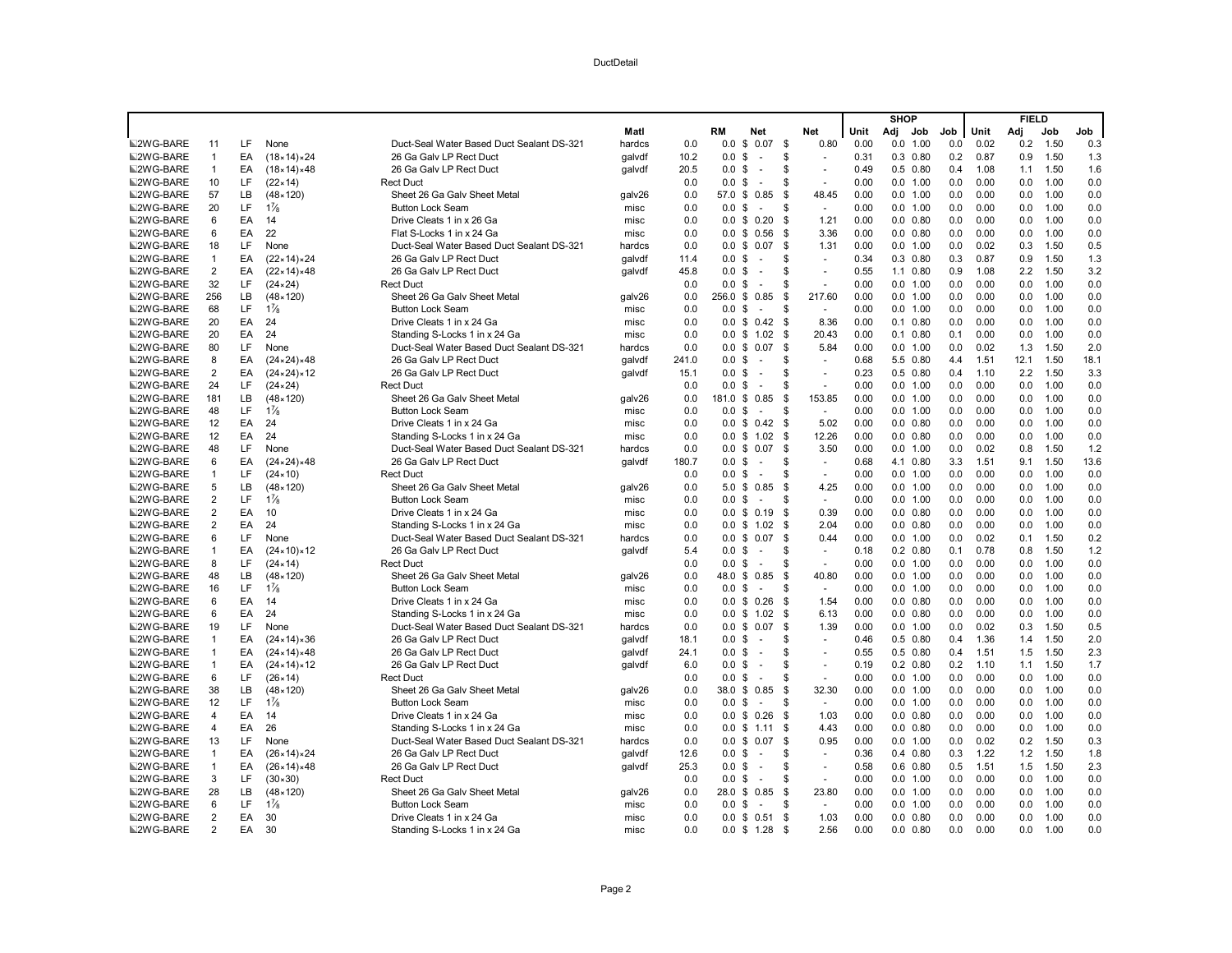DuctDetail

| | | | | | Matl | | RM | Net | Net | SHOP Unit | Adj | Job | Job | FIELD Unit | Adj | Job | Job |
|---|---|---|---|---|---|---|---|---|---|---|---|---|---|---|---|---|---|
| 2WG-BARE | 11 | LF | None | Duct-Seal Water Based Duct Sealant DS-321 | hardcs | 0.0 | 0.0 | $ 0.07 | $ 0.80 | 0.00 | 0.0 | 1.00 | 0.0 | 0.02 | 0.2 | 1.50 | 0.3 |
| 2WG-BARE | 1 | EA | (18×14)×24 | 26 Ga Galv LP Rect Duct | galvdf | 10.2 | 0.0 | $ - | $ - | 0.31 | 0.3 | 0.80 | 0.2 | 0.87 | 0.9 | 1.50 | 1.3 |
| 2WG-BARE | 1 | EA | (18×14)×48 | 26 Ga Galv LP Rect Duct | galvdf | 20.5 | 0.0 | $ - | $ - | 0.49 | 0.5 | 0.80 | 0.4 | 1.08 | 1.1 | 1.50 | 1.6 |
| 2WG-BARE | 10 | LF | (22×14) | Rect Duct | | 0.0 | 0.0 | $ - | $ - | 0.00 | 0.0 | 1.00 | 0.0 | 0.00 | 0.0 | 1.00 | 0.0 |
| 2WG-BARE | 57 | LB | (48×120) | Sheet 26 Ga Galv Sheet Metal | galv26 | 0.0 | 57.0 | $ 0.85 | $ 48.45 | 0.00 | 0.0 | 1.00 | 0.0 | 0.00 | 0.0 | 1.00 | 0.0 |
| 2WG-BARE | 20 | LF | 1⅞ | Button Lock Seam | misc | 0.0 | 0.0 | $ - | $ - | 0.00 | 0.0 | 1.00 | 0.0 | 0.00 | 0.0 | 1.00 | 0.0 |
| 2WG-BARE | 6 | EA | 14 | Drive Cleats 1 in x 26 Ga | misc | 0.0 | 0.0 | $ 0.20 | $ 1.21 | 0.00 | 0.0 | 0.80 | 0.0 | 0.00 | 0.0 | 1.00 | 0.0 |
| 2WG-BARE | 6 | EA | 22 | Flat S-Locks 1 in x 24 Ga | misc | 0.0 | 0.0 | $ 0.56 | $ 3.36 | 0.00 | 0.0 | 0.80 | 0.0 | 0.00 | 0.0 | 1.00 | 0.0 |
| 2WG-BARE | 18 | LF | None | Duct-Seal Water Based Duct Sealant DS-321 | hardcs | 0.0 | 0.0 | $ 0.07 | $ 1.31 | 0.00 | 0.0 | 1.00 | 0.0 | 0.02 | 0.3 | 1.50 | 0.5 |
| 2WG-BARE | 1 | EA | (22×14)×24 | 26 Ga Galv LP Rect Duct | galvdf | 11.4 | 0.0 | $ - | $ - | 0.34 | 0.3 | 0.80 | 0.3 | 0.87 | 0.9 | 1.50 | 1.3 |
| 2WG-BARE | 2 | EA | (22×14)×48 | 26 Ga Galv LP Rect Duct | galvdf | 45.8 | 0.0 | $ - | $ - | 0.55 | 1.1 | 0.80 | 0.9 | 1.08 | 2.2 | 1.50 | 3.2 |
| 2WG-BARE | 32 | LF | (24×24) | Rect Duct | | 0.0 | 0.0 | $ - | $ - | 0.00 | 0.0 | 1.00 | 0.0 | 0.00 | 0.0 | 1.00 | 0.0 |
| 2WG-BARE | 256 | LB | (48×120) | Sheet 26 Ga Galv Sheet Metal | galv26 | 0.0 | 256.0 | $ 0.85 | $ 217.60 | 0.00 | 0.0 | 1.00 | 0.0 | 0.00 | 0.0 | 1.00 | 0.0 |
| 2WG-BARE | 68 | LF | 1⅞ | Button Lock Seam | misc | 0.0 | 0.0 | $ - | $ - | 0.00 | 0.0 | 1.00 | 0.0 | 0.00 | 0.0 | 1.00 | 0.0 |
| 2WG-BARE | 20 | EA | 24 | Drive Cleats 1 in x 24 Ga | misc | 0.0 | 0.0 | $ 0.42 | $ 8.36 | 0.00 | 0.1 | 0.80 | 0.0 | 0.00 | 0.0 | 1.00 | 0.0 |
| 2WG-BARE | 20 | EA | 24 | Standing S-Locks 1 in x 24 Ga | misc | 0.0 | 0.0 | $ 1.02 | $ 20.43 | 0.00 | 0.1 | 0.80 | 0.1 | 0.00 | 0.0 | 1.00 | 0.0 |
| 2WG-BARE | 80 | LF | None | Duct-Seal Water Based Duct Sealant DS-321 | hardcs | 0.0 | 0.0 | $ 0.07 | $ 5.84 | 0.00 | 0.0 | 1.00 | 0.0 | 0.02 | 1.3 | 1.50 | 2.0 |
| 2WG-BARE | 8 | EA | (24×24)×48 | 26 Ga Galv LP Rect Duct | galvdf | 241.0 | 0.0 | $ - | $ - | 0.68 | 5.5 | 0.80 | 4.4 | 1.51 | 12.1 | 1.50 | 18.1 |
| 2WG-BARE | 2 | EA | (24×24)×12 | 26 Ga Galv LP Rect Duct | galvdf | 15.1 | 0.0 | $ - | $ - | 0.23 | 0.5 | 0.80 | 0.4 | 1.10 | 2.2 | 1.50 | 3.3 |
| 2WG-BARE | 24 | LF | (24×24) | Rect Duct | | 0.0 | 0.0 | $ - | $ - | 0.00 | 0.0 | 1.00 | 0.0 | 0.00 | 0.0 | 1.00 | 0.0 |
| 2WG-BARE | 181 | LB | (48×120) | Sheet 26 Ga Galv Sheet Metal | galv26 | 0.0 | 181.0 | $ 0.85 | $ 153.85 | 0.00 | 0.0 | 1.00 | 0.0 | 0.00 | 0.0 | 1.00 | 0.0 |
| 2WG-BARE | 48 | LF | 1⅞ | Button Lock Seam | misc | 0.0 | 0.0 | $ - | $ - | 0.00 | 0.0 | 1.00 | 0.0 | 0.00 | 0.0 | 1.00 | 0.0 |
| 2WG-BARE | 12 | EA | 24 | Drive Cleats 1 in x 24 Ga | misc | 0.0 | 0.0 | $ 0.42 | $ 5.02 | 0.00 | 0.0 | 0.80 | 0.0 | 0.00 | 0.0 | 1.00 | 0.0 |
| 2WG-BARE | 12 | EA | 24 | Standing S-Locks 1 in x 24 Ga | misc | 0.0 | 0.0 | $ 1.02 | $ 12.26 | 0.00 | 0.0 | 0.80 | 0.0 | 0.00 | 0.0 | 1.00 | 0.0 |
| 2WG-BARE | 48 | LF | None | Duct-Seal Water Based Duct Sealant DS-321 | hardcs | 0.0 | 0.0 | $ 0.07 | $ 3.50 | 0.00 | 0.0 | 1.00 | 0.0 | 0.02 | 0.8 | 1.50 | 1.2 |
| 2WG-BARE | 6 | EA | (24×24)×48 | 26 Ga Galv LP Rect Duct | galvdf | 180.7 | 0.0 | $ - | $ - | 0.68 | 4.1 | 0.80 | 3.3 | 1.51 | 9.1 | 1.50 | 13.6 |
| 2WG-BARE | 1 | LF | (24×10) | Rect Duct | | 0.0 | 0.0 | $ - | $ - | 0.00 | 0.0 | 1.00 | 0.0 | 0.00 | 0.0 | 1.00 | 0.0 |
| 2WG-BARE | 5 | LB | (48×120) | Sheet 26 Ga Galv Sheet Metal | galv26 | 0.0 | 5.0 | $ 0.85 | $ 4.25 | 0.00 | 0.0 | 1.00 | 0.0 | 0.00 | 0.0 | 1.00 | 0.0 |
| 2WG-BARE | 2 | LF | 1⅞ | Button Lock Seam | misc | 0.0 | 0.0 | $ - | $ - | 0.00 | 0.0 | 1.00 | 0.0 | 0.00 | 0.0 | 1.00 | 0.0 |
| 2WG-BARE | 2 | EA | 10 | Drive Cleats 1 in x 24 Ga | misc | 0.0 | 0.0 | $ 0.19 | $ 0.39 | 0.00 | 0.0 | 0.80 | 0.0 | 0.00 | 0.0 | 1.00 | 0.0 |
| 2WG-BARE | 2 | EA | 24 | Standing S-Locks 1 in x 24 Ga | misc | 0.0 | 0.0 | $ 1.02 | $ 2.04 | 0.00 | 0.0 | 0.80 | 0.0 | 0.00 | 0.0 | 1.00 | 0.0 |
| 2WG-BARE | 6 | LF | None | Duct-Seal Water Based Duct Sealant DS-321 | hardcs | 0.0 | 0.0 | $ 0.07 | $ 0.44 | 0.00 | 0.0 | 1.00 | 0.0 | 0.02 | 0.1 | 1.50 | 0.2 |
| 2WG-BARE | 1 | EA | (24×10)×12 | 26 Ga Galv LP Rect Duct | galvdf | 5.4 | 0.0 | $ - | $ - | 0.18 | 0.2 | 0.80 | 0.1 | 0.78 | 0.8 | 1.50 | 1.2 |
| 2WG-BARE | 8 | LF | (24×14) | Rect Duct | | 0.0 | 0.0 | $ - | $ - | 0.00 | 0.0 | 1.00 | 0.0 | 0.00 | 0.0 | 1.00 | 0.0 |
| 2WG-BARE | 48 | LB | (48×120) | Sheet 26 Ga Galv Sheet Metal | galv26 | 0.0 | 48.0 | $ 0.85 | $ 40.80 | 0.00 | 0.0 | 1.00 | 0.0 | 0.00 | 0.0 | 1.00 | 0.0 |
| 2WG-BARE | 16 | LF | 1⅞ | Button Lock Seam | misc | 0.0 | 0.0 | $ - | $ - | 0.00 | 0.0 | 1.00 | 0.0 | 0.00 | 0.0 | 1.00 | 0.0 |
| 2WG-BARE | 6 | EA | 14 | Drive Cleats 1 in x 24 Ga | misc | 0.0 | 0.0 | $ 0.26 | $ 1.54 | 0.00 | 0.0 | 0.80 | 0.0 | 0.00 | 0.0 | 1.00 | 0.0 |
| 2WG-BARE | 6 | EA | 24 | Standing S-Locks 1 in x 24 Ga | misc | 0.0 | 0.0 | $ 1.02 | $ 6.13 | 0.00 | 0.0 | 0.80 | 0.0 | 0.00 | 0.0 | 1.00 | 0.0 |
| 2WG-BARE | 19 | LF | None | Duct-Seal Water Based Duct Sealant DS-321 | hardcs | 0.0 | 0.0 | $ 0.07 | $ 1.39 | 0.00 | 0.0 | 1.00 | 0.0 | 0.02 | 0.3 | 1.50 | 0.5 |
| 2WG-BARE | 1 | EA | (24×14)×36 | 26 Ga Galv LP Rect Duct | galvdf | 18.1 | 0.0 | $ - | $ - | 0.46 | 0.5 | 0.80 | 0.4 | 1.36 | 1.4 | 1.50 | 2.0 |
| 2WG-BARE | 1 | EA | (24×14)×48 | 26 Ga Galv LP Rect Duct | galvdf | 24.1 | 0.0 | $ - | $ - | 0.55 | 0.5 | 0.80 | 0.4 | 1.51 | 1.5 | 1.50 | 2.3 |
| 2WG-BARE | 1 | EA | (24×14)×12 | 26 Ga Galv LP Rect Duct | galvdf | 6.0 | 0.0 | $ - | $ - | 0.19 | 0.2 | 0.80 | 0.2 | 1.10 | 1.1 | 1.50 | 1.7 |
| 2WG-BARE | 6 | LF | (26×14) | Rect Duct | | 0.0 | 0.0 | $ - | $ - | 0.00 | 0.0 | 1.00 | 0.0 | 0.00 | 0.0 | 1.00 | 0.0 |
| 2WG-BARE | 38 | LB | (48×120) | Sheet 26 Ga Galv Sheet Metal | galv26 | 0.0 | 38.0 | $ 0.85 | $ 32.30 | 0.00 | 0.0 | 1.00 | 0.0 | 0.00 | 0.0 | 1.00 | 0.0 |
| 2WG-BARE | 12 | LF | 1⅞ | Button Lock Seam | misc | 0.0 | 0.0 | $ - | $ - | 0.00 | 0.0 | 1.00 | 0.0 | 0.00 | 0.0 | 1.00 | 0.0 |
| 2WG-BARE | 4 | EA | 14 | Drive Cleats 1 in x 24 Ga | misc | 0.0 | 0.0 | $ 0.26 | $ 1.03 | 0.00 | 0.0 | 0.80 | 0.0 | 0.00 | 0.0 | 1.00 | 0.0 |
| 2WG-BARE | 4 | EA | 26 | Standing S-Locks 1 in x 24 Ga | misc | 0.0 | 0.0 | $ 1.11 | $ 4.43 | 0.00 | 0.0 | 0.80 | 0.0 | 0.00 | 0.0 | 1.00 | 0.0 |
| 2WG-BARE | 13 | LF | None | Duct-Seal Water Based Duct Sealant DS-321 | hardcs | 0.0 | 0.0 | $ 0.07 | $ 0.95 | 0.00 | 0.0 | 1.00 | 0.0 | 0.02 | 0.2 | 1.50 | 0.3 |
| 2WG-BARE | 1 | EA | (26×14)×24 | 26 Ga Galv LP Rect Duct | galvdf | 12.6 | 0.0 | $ - | $ - | 0.36 | 0.4 | 0.80 | 0.3 | 1.22 | 1.2 | 1.50 | 1.8 |
| 2WG-BARE | 1 | EA | (26×14)×48 | 26 Ga Galv LP Rect Duct | galvdf | 25.3 | 0.0 | $ - | $ - | 0.58 | 0.6 | 0.80 | 0.5 | 1.51 | 1.5 | 1.50 | 2.3 |
| 2WG-BARE | 3 | LF | (30×30) | Rect Duct | | 0.0 | 0.0 | $ - | $ - | 0.00 | 0.0 | 1.00 | 0.0 | 0.00 | 0.0 | 1.00 | 0.0 |
| 2WG-BARE | 28 | LB | (48×120) | Sheet 26 Ga Galv Sheet Metal | galv26 | 0.0 | 28.0 | $ 0.85 | $ 23.80 | 0.00 | 0.0 | 1.00 | 0.0 | 0.00 | 0.0 | 1.00 | 0.0 |
| 2WG-BARE | 6 | LF | 1⅞ | Button Lock Seam | misc | 0.0 | 0.0 | $ - | $ - | 0.00 | 0.0 | 1.00 | 0.0 | 0.00 | 0.0 | 1.00 | 0.0 |
| 2WG-BARE | 2 | EA | 30 | Drive Cleats 1 in x 24 Ga | misc | 0.0 | 0.0 | $ 0.51 | $ 1.03 | 0.00 | 0.0 | 0.80 | 0.0 | 0.00 | 0.0 | 1.00 | 0.0 |
| 2WG-BARE | 2 | EA | 30 | Standing S-Locks 1 in x 24 Ga | misc | 0.0 | 0.0 | $ 1.28 | $ 2.56 | 0.00 | 0.0 | 0.80 | 0.0 | 0.00 | 0.0 | 1.00 | 0.0 |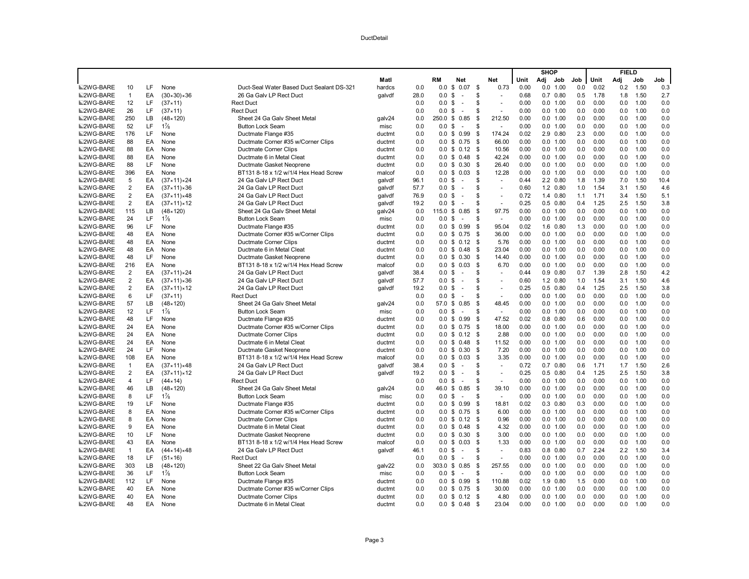DuctDetail

| | | | | | | | | | | | SHOP | | | | FIELD | | | |
|---|---|---|---|---|---|---|---|---|---|---|---|---|---|---|---|---|---|---|
| | | | | | Matl | | RM | Net | Net | Unit | Adj | Job | Job | Unit | Adj | Job | Job |
| 2WG-BARE | 10 | LF | None | Duct-Seal Water Based Duct Sealant DS-321 | hardcs | 0.0 | 0.0 | $ 0.07 | $ 0.73 | 0.00 | 0.0 | 1.00 | 0.0 | 0.02 | 0.2 | 1.50 | 0.3 |
| 2WG-BARE | 1 | EA | (30×30)×36 | 26 Ga Galv LP Rect Duct | galvdf | 28.0 | 0.0 | $ - | $ - | 0.68 | 0.7 | 0.80 | 0.5 | 1.78 | 1.8 | 1.50 | 2.7 |
| 2WG-BARE | 12 | LF | (37×11) | Rect Duct | | 0.0 | 0.0 | $ - | $ - | 0.00 | 0.0 | 1.00 | 0.0 | 0.00 | 0.0 | 1.00 | 0.0 |
| 2WG-BARE | 26 | LF | (37×11) | Rect Duct | | 0.0 | 0.0 | $ - | $ - | 0.00 | 0.0 | 1.00 | 0.0 | 0.00 | 0.0 | 1.00 | 0.0 |
| 2WG-BARE | 250 | LB | (48×120) | Sheet 24 Ga Galv Sheet Metal | galv24 | 0.0 | 250.0 | $ 0.85 | $ 212.50 | 0.00 | 0.0 | 1.00 | 0.0 | 0.00 | 0.0 | 1.00 | 0.0 |
| 2WG-BARE | 52 | LF | 1⅞ | Button Lock Seam | misc | 0.0 | 0.0 | $ - | $ - | 0.00 | 0.0 | 1.00 | 0.0 | 0.00 | 0.0 | 1.00 | 0.0 |
| 2WG-BARE | 176 | LF | None | Ductmate Flange #35 | ductmt | 0.0 | 0.0 | $ 0.99 | $ 174.24 | 0.02 | 2.9 | 0.80 | 2.3 | 0.00 | 0.0 | 1.00 | 0.0 |
| 2WG-BARE | 88 | EA | None | Ductmate Corner #35 w/Corner Clips | ductmt | 0.0 | 0.0 | $ 0.75 | $ 66.00 | 0.00 | 0.0 | 1.00 | 0.0 | 0.00 | 0.0 | 1.00 | 0.0 |
| 2WG-BARE | 88 | EA | None | Ductmate Corner Clips | ductmt | 0.0 | 0.0 | $ 0.12 | $ 10.56 | 0.00 | 0.0 | 1.00 | 0.0 | 0.00 | 0.0 | 1.00 | 0.0 |
| 2WG-BARE | 88 | EA | None | Ductmate 6 in Metal Cleat | ductmt | 0.0 | 0.0 | $ 0.48 | $ 42.24 | 0.00 | 0.0 | 1.00 | 0.0 | 0.00 | 0.0 | 1.00 | 0.0 |
| 2WG-BARE | 88 | LF | None | Ductmate Gasket Neoprene | ductmt | 0.0 | 0.0 | $ 0.30 | $ 26.40 | 0.00 | 0.0 | 1.00 | 0.0 | 0.00 | 0.0 | 1.00 | 0.0 |
| 2WG-BARE | 396 | EA | None | BT131 8-18 x 1/2 w/1/4 Hex Head Screw | malcof | 0.0 | 0.0 | $ 0.03 | $ 12.28 | 0.00 | 0.0 | 1.00 | 0.0 | 0.00 | 0.0 | 1.00 | 0.0 |
| 2WG-BARE | 5 | EA | (37×11)×24 | 24 Ga Galv LP Rect Duct | galvdf | 96.1 | 0.0 | $ - | $ - | 0.44 | 2.2 | 0.80 | 1.8 | 1.39 | 7.0 | 1.50 | 10.4 |
| 2WG-BARE | 2 | EA | (37×11)×36 | 24 Ga Galv LP Rect Duct | galvdf | 57.7 | 0.0 | $ - | $ - | 0.60 | 1.2 | 0.80 | 1.0 | 1.54 | 3.1 | 1.50 | 4.6 |
| 2WG-BARE | 2 | EA | (37×11)×48 | 24 Ga Galv LP Rect Duct | galvdf | 76.9 | 0.0 | $ - | $ - | 0.72 | 1.4 | 0.80 | 1.1 | 1.71 | 3.4 | 1.50 | 5.1 |
| 2WG-BARE | 2 | EA | (37×11)×12 | 24 Ga Galv LP Rect Duct | galvdf | 19.2 | 0.0 | $ - | $ - | 0.25 | 0.5 | 0.80 | 0.4 | 1.25 | 2.5 | 1.50 | 3.8 |
| 2WG-BARE | 115 | LB | (48×120) | Sheet 24 Ga Galv Sheet Metal | galv24 | 0.0 | 115.0 | $ 0.85 | $ 97.75 | 0.00 | 0.0 | 1.00 | 0.0 | 0.00 | 0.0 | 1.00 | 0.0 |
| 2WG-BARE | 24 | LF | 1⅞ | Button Lock Seam | misc | 0.0 | 0.0 | $ - | $ - | 0.00 | 0.0 | 1.00 | 0.0 | 0.00 | 0.0 | 1.00 | 0.0 |
| 2WG-BARE | 96 | LF | None | Ductmate Flange #35 | ductmt | 0.0 | 0.0 | $ 0.99 | $ 95.04 | 0.02 | 1.6 | 0.80 | 1.3 | 0.00 | 0.0 | 1.00 | 0.0 |
| 2WG-BARE | 48 | EA | None | Ductmate Corner #35 w/Corner Clips | ductmt | 0.0 | 0.0 | $ 0.75 | $ 36.00 | 0.00 | 0.0 | 1.00 | 0.0 | 0.00 | 0.0 | 1.00 | 0.0 |
| 2WG-BARE | 48 | EA | None | Ductmate Corner Clips | ductmt | 0.0 | 0.0 | $ 0.12 | $ 5.76 | 0.00 | 0.0 | 1.00 | 0.0 | 0.00 | 0.0 | 1.00 | 0.0 |
| 2WG-BARE | 48 | EA | None | Ductmate 6 in Metal Cleat | ductmt | 0.0 | 0.0 | $ 0.48 | $ 23.04 | 0.00 | 0.0 | 1.00 | 0.0 | 0.00 | 0.0 | 1.00 | 0.0 |
| 2WG-BARE | 48 | LF | None | Ductmate Gasket Neoprene | ductmt | 0.0 | 0.0 | $ 0.30 | $ 14.40 | 0.00 | 0.0 | 1.00 | 0.0 | 0.00 | 0.0 | 1.00 | 0.0 |
| 2WG-BARE | 216 | EA | None | BT131 8-18 x 1/2 w/1/4 Hex Head Screw | malcof | 0.0 | 0.0 | $ 0.03 | $ 6.70 | 0.00 | 0.0 | 1.00 | 0.0 | 0.00 | 0.0 | 1.00 | 0.0 |
| 2WG-BARE | 2 | EA | (37×11)×24 | 24 Ga Galv LP Rect Duct | galvdf | 38.4 | 0.0 | $ - | $ - | 0.44 | 0.9 | 0.80 | 0.7 | 1.39 | 2.8 | 1.50 | 4.2 |
| 2WG-BARE | 2 | EA | (37×11)×36 | 24 Ga Galv LP Rect Duct | galvdf | 57.7 | 0.0 | $ - | $ - | 0.60 | 1.2 | 0.80 | 1.0 | 1.54 | 3.1 | 1.50 | 4.6 |
| 2WG-BARE | 2 | EA | (37×11)×12 | 24 Ga Galv LP Rect Duct | galvdf | 19.2 | 0.0 | $ - | $ - | 0.25 | 0.5 | 0.80 | 0.4 | 1.25 | 2.5 | 1.50 | 3.8 |
| 2WG-BARE | 6 | LF | (37×11) | Rect Duct | | 0.0 | 0.0 | $ - | $ - | 0.00 | 0.0 | 1.00 | 0.0 | 0.00 | 0.0 | 1.00 | 0.0 |
| 2WG-BARE | 57 | LB | (48×120) | Sheet 24 Ga Galv Sheet Metal | galv24 | 0.0 | 57.0 | $ 0.85 | $ 48.45 | 0.00 | 0.0 | 1.00 | 0.0 | 0.00 | 0.0 | 1.00 | 0.0 |
| 2WG-BARE | 12 | LF | 1⅞ | Button Lock Seam | misc | 0.0 | 0.0 | $ - | $ - | 0.00 | 0.0 | 1.00 | 0.0 | 0.00 | 0.0 | 1.00 | 0.0 |
| 2WG-BARE | 48 | LF | None | Ductmate Flange #35 | ductmt | 0.0 | 0.0 | $ 0.99 | $ 47.52 | 0.02 | 0.8 | 0.80 | 0.6 | 0.00 | 0.0 | 1.00 | 0.0 |
| 2WG-BARE | 24 | EA | None | Ductmate Corner #35 w/Corner Clips | ductmt | 0.0 | 0.0 | $ 0.75 | $ 18.00 | 0.00 | 0.0 | 1.00 | 0.0 | 0.00 | 0.0 | 1.00 | 0.0 |
| 2WG-BARE | 24 | EA | None | Ductmate Corner Clips | ductmt | 0.0 | 0.0 | $ 0.12 | $ 2.88 | 0.00 | 0.0 | 1.00 | 0.0 | 0.00 | 0.0 | 1.00 | 0.0 |
| 2WG-BARE | 24 | EA | None | Ductmate 6 in Metal Cleat | ductmt | 0.0 | 0.0 | $ 0.48 | $ 11.52 | 0.00 | 0.0 | 1.00 | 0.0 | 0.00 | 0.0 | 1.00 | 0.0 |
| 2WG-BARE | 24 | LF | None | Ductmate Gasket Neoprene | ductmt | 0.0 | 0.0 | $ 0.30 | $ 7.20 | 0.00 | 0.0 | 1.00 | 0.0 | 0.00 | 0.0 | 1.00 | 0.0 |
| 2WG-BARE | 108 | EA | None | BT131 8-18 x 1/2 w/1/4 Hex Head Screw | malcof | 0.0 | 0.0 | $ 0.03 | $ 3.35 | 0.00 | 0.0 | 1.00 | 0.0 | 0.00 | 0.0 | 1.00 | 0.0 |
| 2WG-BARE | 1 | EA | (37×11)×48 | 24 Ga Galv LP Rect Duct | galvdf | 38.4 | 0.0 | $ - | $ - | 0.72 | 0.7 | 0.80 | 0.6 | 1.71 | 1.7 | 1.50 | 2.6 |
| 2WG-BARE | 2 | EA | (37×11)×12 | 24 Ga Galv LP Rect Duct | galvdf | 19.2 | 0.0 | $ - | $ - | 0.25 | 0.5 | 0.80 | 0.4 | 1.25 | 2.5 | 1.50 | 3.8 |
| 2WG-BARE | 4 | LF | (44×14) | Rect Duct | | 0.0 | 0.0 | $ - | $ - | 0.00 | 0.0 | 1.00 | 0.0 | 0.00 | 0.0 | 1.00 | 0.0 |
| 2WG-BARE | 46 | LB | (48×120) | Sheet 24 Ga Galv Sheet Metal | galv24 | 0.0 | 46.0 | $ 0.85 | $ 39.10 | 0.00 | 0.0 | 1.00 | 0.0 | 0.00 | 0.0 | 1.00 | 0.0 |
| 2WG-BARE | 8 | LF | 1⅞ | Button Lock Seam | misc | 0.0 | 0.0 | $ - | $ - | 0.00 | 0.0 | 1.00 | 0.0 | 0.00 | 0.0 | 1.00 | 0.0 |
| 2WG-BARE | 19 | LF | None | Ductmate Flange #35 | ductmt | 0.0 | 0.0 | $ 0.99 | $ 18.81 | 0.02 | 0.3 | 0.80 | 0.3 | 0.00 | 0.0 | 1.00 | 0.0 |
| 2WG-BARE | 8 | EA | None | Ductmate Corner #35 w/Corner Clips | ductmt | 0.0 | 0.0 | $ 0.75 | $ 6.00 | 0.00 | 0.0 | 1.00 | 0.0 | 0.00 | 0.0 | 1.00 | 0.0 |
| 2WG-BARE | 8 | EA | None | Ductmate Corner Clips | ductmt | 0.0 | 0.0 | $ 0.12 | $ 0.96 | 0.00 | 0.0 | 1.00 | 0.0 | 0.00 | 0.0 | 1.00 | 0.0 |
| 2WG-BARE | 9 | EA | None | Ductmate 6 in Metal Cleat | ductmt | 0.0 | 0.0 | $ 0.48 | $ 4.32 | 0.00 | 0.0 | 1.00 | 0.0 | 0.00 | 0.0 | 1.00 | 0.0 |
| 2WG-BARE | 10 | LF | None | Ductmate Gasket Neoprene | ductmt | 0.0 | 0.0 | $ 0.30 | $ 3.00 | 0.00 | 0.0 | 1.00 | 0.0 | 0.00 | 0.0 | 1.00 | 0.0 |
| 2WG-BARE | 43 | EA | None | BT131 8-18 x 1/2 w/1/4 Hex Head Screw | malcof | 0.0 | 0.0 | $ 0.03 | $ 1.33 | 0.00 | 0.0 | 1.00 | 0.0 | 0.00 | 0.0 | 1.00 | 0.0 |
| 2WG-BARE | 1 | EA | (44×14)×48 | 24 Ga Galv LP Rect Duct | galvdf | 46.1 | 0.0 | $ - | $ - | 0.83 | 0.8 | 0.80 | 0.7 | 2.24 | 2.2 | 1.50 | 3.4 |
| 2WG-BARE | 18 | LF | (51×16) | Rect Duct | | 0.0 | 0.0 | $ - | $ - | 0.00 | 0.0 | 1.00 | 0.0 | 0.00 | 0.0 | 1.00 | 0.0 |
| 2WG-BARE | 303 | LB | (48×120) | Sheet 22 Ga Galv Sheet Metal | galv22 | 0.0 | 303.0 | $ 0.85 | $ 257.55 | 0.00 | 0.0 | 1.00 | 0.0 | 0.00 | 0.0 | 1.00 | 0.0 |
| 2WG-BARE | 36 | LF | 1⅞ | Button Lock Seam | misc | 0.0 | 0.0 | $ - | $ - | 0.00 | 0.0 | 1.00 | 0.0 | 0.00 | 0.0 | 1.00 | 0.0 |
| 2WG-BARE | 112 | LF | None | Ductmate Flange #35 | ductmt | 0.0 | 0.0 | $ 0.99 | $ 110.88 | 0.02 | 1.9 | 0.80 | 1.5 | 0.00 | 0.0 | 1.00 | 0.0 |
| 2WG-BARE | 40 | EA | None | Ductmate Corner #35 w/Corner Clips | ductmt | 0.0 | 0.0 | $ 0.75 | $ 30.00 | 0.00 | 0.0 | 1.00 | 0.0 | 0.00 | 0.0 | 1.00 | 0.0 |
| 2WG-BARE | 40 | EA | None | Ductmate Corner Clips | ductmt | 0.0 | 0.0 | $ 0.12 | $ 4.80 | 0.00 | 0.0 | 1.00 | 0.0 | 0.00 | 0.0 | 1.00 | 0.0 |
| 2WG-BARE | 48 | EA | None | Ductmate 6 in Metal Cleat | ductmt | 0.0 | 0.0 | $ 0.48 | $ 23.04 | 0.00 | 0.0 | 1.00 | 0.0 | 0.00 | 0.0 | 1.00 | 0.0 |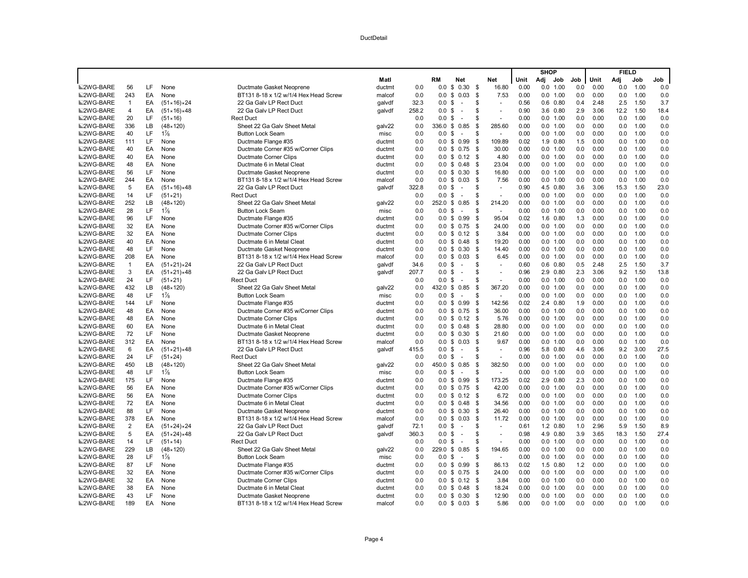| | | | | | Matl | | RM | Net | Net | SHOP Unit | Adj | Job | Job | FIELD Unit | Adj | Job | Job |
|---|---|---|---|---|---|---|---|---|---|---|---|---|---|---|---|---|---|
| 2WG-BARE | 56 | LF | None | Ductmate Gasket Neoprene | ductmt | 0.0 | 0.0 | $ 0.30 | $ 16.80 | 0.00 | 0.0 | 1.00 | 0.0 | 0.00 | 0.0 | 1.00 | 0.0 |
| 2WG-BARE | 243 | EA | None | BT131 8-18 x 1/2 w/1/4 Hex Head Screw | malcof | 0.0 | 0.0 | $ 0.03 | $ 7.53 | 0.00 | 0.0 | 1.00 | 0.0 | 0.00 | 0.0 | 1.00 | 0.0 |
| 2WG-BARE | 1 | EA | (51×16)×24 | 22 Ga Galv LP Rect Duct | galvdf | 32.3 | 0.0 | $ - | $ - | 0.56 | 0.6 | 0.80 | 0.4 | 2.48 | 2.5 | 1.50 | 3.7 |
| 2WG-BARE | 4 | EA | (51×16)×48 | 22 Ga Galv LP Rect Duct | galvdf | 258.2 | 0.0 | $ - | $ - | 0.90 | 3.6 | 0.80 | 2.9 | 3.06 | 12.2 | 1.50 | 18.4 |
| 2WG-BARE | 20 | LF | (51×16) | Rect Duct | | 0.0 | 0.0 | $ - | $ - | 0.00 | 0.0 | 1.00 | 0.0 | 0.00 | 0.0 | 1.00 | 0.0 |
| 2WG-BARE | 336 | LB | (48×120) | Sheet 22 Ga Galv Sheet Metal | galv22 | 0.0 | 336.0 | $ 0.85 | $ 285.60 | 0.00 | 0.0 | 1.00 | 0.0 | 0.00 | 0.0 | 1.00 | 0.0 |
| 2WG-BARE | 40 | LF | 1⅞ | Button Lock Seam | misc | 0.0 | 0.0 | $ - | $ - | 0.00 | 0.0 | 1.00 | 0.0 | 0.00 | 0.0 | 1.00 | 0.0 |
| 2WG-BARE | 111 | LF | None | Ductmate Flange #35 | ductmt | 0.0 | 0.0 | $ 0.99 | $ 109.89 | 0.02 | 1.9 | 0.80 | 1.5 | 0.00 | 0.0 | 1.00 | 0.0 |
| 2WG-BARE | 40 | EA | None | Ductmate Corner #35 w/Corner Clips | ductmt | 0.0 | 0.0 | $ 0.75 | $ 30.00 | 0.00 | 0.0 | 1.00 | 0.0 | 0.00 | 0.0 | 1.00 | 0.0 |
| 2WG-BARE | 40 | EA | None | Ductmate Corner Clips | ductmt | 0.0 | 0.0 | $ 0.12 | $ 4.80 | 0.00 | 0.0 | 1.00 | 0.0 | 0.00 | 0.0 | 1.00 | 0.0 |
| 2WG-BARE | 48 | EA | None | Ductmate 6 in Metal Cleat | ductmt | 0.0 | 0.0 | $ 0.48 | $ 23.04 | 0.00 | 0.0 | 1.00 | 0.0 | 0.00 | 0.0 | 1.00 | 0.0 |
| 2WG-BARE | 56 | LF | None | Ductmate Gasket Neoprene | ductmt | 0.0 | 0.0 | $ 0.30 | $ 16.80 | 0.00 | 0.0 | 1.00 | 0.0 | 0.00 | 0.0 | 1.00 | 0.0 |
| 2WG-BARE | 244 | EA | None | BT131 8-18 x 1/2 w/1/4 Hex Head Screw | malcof | 0.0 | 0.0 | $ 0.03 | $ 7.56 | 0.00 | 0.0 | 1.00 | 0.0 | 0.00 | 0.0 | 1.00 | 0.0 |
| 2WG-BARE | 5 | EA | (51×16)×48 | 22 Ga Galv LP Rect Duct | galvdf | 322.8 | 0.0 | $ - | $ - | 0.90 | 4.5 | 0.80 | 3.6 | 3.06 | 15.3 | 1.50 | 23.0 |
| 2WG-BARE | 14 | LF | (51×21) | Rect Duct | | 0.0 | 0.0 | $ - | $ - | 0.00 | 0.0 | 1.00 | 0.0 | 0.00 | 0.0 | 1.00 | 0.0 |
| 2WG-BARE | 252 | LB | (48×120) | Sheet 22 Ga Galv Sheet Metal | galv22 | 0.0 | 252.0 | $ 0.85 | $ 214.20 | 0.00 | 0.0 | 1.00 | 0.0 | 0.00 | 0.0 | 1.00 | 0.0 |
| 2WG-BARE | 28 | LF | 1⅞ | Button Lock Seam | misc | 0.0 | 0.0 | $ - | $ - | 0.00 | 0.0 | 1.00 | 0.0 | 0.00 | 0.0 | 1.00 | 0.0 |
| 2WG-BARE | 96 | LF | None | Ductmate Flange #35 | ductmt | 0.0 | 0.0 | $ 0.99 | $ 95.04 | 0.02 | 1.6 | 0.80 | 1.3 | 0.00 | 0.0 | 1.00 | 0.0 |
| 2WG-BARE | 32 | EA | None | Ductmate Corner #35 w/Corner Clips | ductmt | 0.0 | 0.0 | $ 0.75 | $ 24.00 | 0.00 | 0.0 | 1.00 | 0.0 | 0.00 | 0.0 | 1.00 | 0.0 |
| 2WG-BARE | 32 | EA | None | Ductmate Corner Clips | ductmt | 0.0 | 0.0 | $ 0.12 | $ 3.84 | 0.00 | 0.0 | 1.00 | 0.0 | 0.00 | 0.0 | 1.00 | 0.0 |
| 2WG-BARE | 40 | EA | None | Ductmate 6 in Metal Cleat | ductmt | 0.0 | 0.0 | $ 0.48 | $ 19.20 | 0.00 | 0.0 | 1.00 | 0.0 | 0.00 | 0.0 | 1.00 | 0.0 |
| 2WG-BARE | 48 | LF | None | Ductmate Gasket Neoprene | ductmt | 0.0 | 0.0 | $ 0.30 | $ 14.40 | 0.00 | 0.0 | 1.00 | 0.0 | 0.00 | 0.0 | 1.00 | 0.0 |
| 2WG-BARE | 208 | EA | None | BT131 8-18 x 1/2 w/1/4 Hex Head Screw | malcof | 0.0 | 0.0 | $ 0.03 | $ 6.45 | 0.00 | 0.0 | 1.00 | 0.0 | 0.00 | 0.0 | 1.00 | 0.0 |
| 2WG-BARE | 1 | EA | (51×21)×24 | 22 Ga Galv LP Rect Duct | galvdf | 34.6 | 0.0 | $ - | $ - | 0.60 | 0.6 | 0.80 | 0.5 | 2.48 | 2.5 | 1.50 | 3.7 |
| 2WG-BARE | 3 | EA | (51×21)×48 | 22 Ga Galv LP Rect Duct | galvdf | 207.7 | 0.0 | $ - | $ - | 0.96 | 2.9 | 0.80 | 2.3 | 3.06 | 9.2 | 1.50 | 13.8 |
| 2WG-BARE | 24 | LF | (51×21) | Rect Duct | | 0.0 | 0.0 | $ - | $ - | 0.00 | 0.0 | 1.00 | 0.0 | 0.00 | 0.0 | 1.00 | 0.0 |
| 2WG-BARE | 432 | LB | (48×120) | Sheet 22 Ga Galv Sheet Metal | galv22 | 0.0 | 432.0 | $ 0.85 | $ 367.20 | 0.00 | 0.0 | 1.00 | 0.0 | 0.00 | 0.0 | 1.00 | 0.0 |
| 2WG-BARE | 48 | LF | 1⅞ | Button Lock Seam | misc | 0.0 | 0.0 | $ - | $ - | 0.00 | 0.0 | 1.00 | 0.0 | 0.00 | 0.0 | 1.00 | 0.0 |
| 2WG-BARE | 144 | LF | None | Ductmate Flange #35 | ductmt | 0.0 | 0.0 | $ 0.99 | $ 142.56 | 0.02 | 2.4 | 0.80 | 1.9 | 0.00 | 0.0 | 1.00 | 0.0 |
| 2WG-BARE | 48 | EA | None | Ductmate Corner #35 w/Corner Clips | ductmt | 0.0 | 0.0 | $ 0.75 | $ 36.00 | 0.00 | 0.0 | 1.00 | 0.0 | 0.00 | 0.0 | 1.00 | 0.0 |
| 2WG-BARE | 48 | EA | None | Ductmate Corner Clips | ductmt | 0.0 | 0.0 | $ 0.12 | $ 5.76 | 0.00 | 0.0 | 1.00 | 0.0 | 0.00 | 0.0 | 1.00 | 0.0 |
| 2WG-BARE | 60 | EA | None | Ductmate 6 in Metal Cleat | ductmt | 0.0 | 0.0 | $ 0.48 | $ 28.80 | 0.00 | 0.0 | 1.00 | 0.0 | 0.00 | 0.0 | 1.00 | 0.0 |
| 2WG-BARE | 72 | LF | None | Ductmate Gasket Neoprene | ductmt | 0.0 | 0.0 | $ 0.30 | $ 21.60 | 0.00 | 0.0 | 1.00 | 0.0 | 0.00 | 0.0 | 1.00 | 0.0 |
| 2WG-BARE | 312 | EA | None | BT131 8-18 x 1/2 w/1/4 Hex Head Screw | malcof | 0.0 | 0.0 | $ 0.03 | $ 9.67 | 0.00 | 0.0 | 1.00 | 0.0 | 0.00 | 0.0 | 1.00 | 0.0 |
| 2WG-BARE | 6 | EA | (51×21)×48 | 22 Ga Galv LP Rect Duct | galvdf | 415.5 | 0.0 | $ - | $ - | 0.96 | 5.8 | 0.80 | 4.6 | 3.06 | 9.2 | 3.00 | 27.5 |
| 2WG-BARE | 24 | LF | (51×24) | Rect Duct | | 0.0 | 0.0 | $ - | $ - | 0.00 | 0.0 | 1.00 | 0.0 | 0.00 | 0.0 | 1.00 | 0.0 |
| 2WG-BARE | 450 | LB | (48×120) | Sheet 22 Ga Galv Sheet Metal | galv22 | 0.0 | 450.0 | $ 0.85 | $ 382.50 | 0.00 | 0.0 | 1.00 | 0.0 | 0.00 | 0.0 | 1.00 | 0.0 |
| 2WG-BARE | 48 | LF | 1⅞ | Button Lock Seam | misc | 0.0 | 0.0 | $ - | $ - | 0.00 | 0.0 | 1.00 | 0.0 | 0.00 | 0.0 | 1.00 | 0.0 |
| 2WG-BARE | 175 | LF | None | Ductmate Flange #35 | ductmt | 0.0 | 0.0 | $ 0.99 | $ 173.25 | 0.02 | 2.9 | 0.80 | 2.3 | 0.00 | 0.0 | 1.00 | 0.0 |
| 2WG-BARE | 56 | EA | None | Ductmate Corner #35 w/Corner Clips | ductmt | 0.0 | 0.0 | $ 0.75 | $ 42.00 | 0.00 | 0.0 | 1.00 | 0.0 | 0.00 | 0.0 | 1.00 | 0.0 |
| 2WG-BARE | 56 | EA | None | Ductmate Corner Clips | ductmt | 0.0 | 0.0 | $ 0.12 | $ 6.72 | 0.00 | 0.0 | 1.00 | 0.0 | 0.00 | 0.0 | 1.00 | 0.0 |
| 2WG-BARE | 72 | EA | None | Ductmate 6 in Metal Cleat | ductmt | 0.0 | 0.0 | $ 0.48 | $ 34.56 | 0.00 | 0.0 | 1.00 | 0.0 | 0.00 | 0.0 | 1.00 | 0.0 |
| 2WG-BARE | 88 | LF | None | Ductmate Gasket Neoprene | ductmt | 0.0 | 0.0 | $ 0.30 | $ 26.40 | 0.00 | 0.0 | 1.00 | 0.0 | 0.00 | 0.0 | 1.00 | 0.0 |
| 2WG-BARE | 378 | EA | None | BT131 8-18 x 1/2 w/1/4 Hex Head Screw | malcof | 0.0 | 0.0 | $ 0.03 | $ 11.72 | 0.00 | 0.0 | 1.00 | 0.0 | 0.00 | 0.0 | 1.00 | 0.0 |
| 2WG-BARE | 2 | EA | (51×24)×24 | 22 Ga Galv LP Rect Duct | galvdf | 72.1 | 0.0 | $ - | $ - | 0.61 | 1.2 | 0.80 | 1.0 | 2.96 | 5.9 | 1.50 | 8.9 |
| 2WG-BARE | 5 | EA | (51×24)×48 | 22 Ga Galv LP Rect Duct | galvdf | 360.3 | 0.0 | $ - | $ - | 0.98 | 4.9 | 0.80 | 3.9 | 3.65 | 18.3 | 1.50 | 27.4 |
| 2WG-BARE | 14 | LF | (51×14) | Rect Duct | | 0.0 | 0.0 | $ - | $ - | 0.00 | 0.0 | 1.00 | 0.0 | 0.00 | 0.0 | 1.00 | 0.0 |
| 2WG-BARE | 229 | LB | (48×120) | Sheet 22 Ga Galv Sheet Metal | galv22 | 0.0 | 229.0 | $ 0.85 | $ 194.65 | 0.00 | 0.0 | 1.00 | 0.0 | 0.00 | 0.0 | 1.00 | 0.0 |
| 2WG-BARE | 28 | LF | 1⅞ | Button Lock Seam | misc | 0.0 | 0.0 | $ - | $ - | 0.00 | 0.0 | 1.00 | 0.0 | 0.00 | 0.0 | 1.00 | 0.0 |
| 2WG-BARE | 87 | LF | None | Ductmate Flange #35 | ductmt | 0.0 | 0.0 | $ 0.99 | $ 86.13 | 0.02 | 1.5 | 0.80 | 1.2 | 0.00 | 0.0 | 1.00 | 0.0 |
| 2WG-BARE | 32 | EA | None | Ductmate Corner #35 w/Corner Clips | ductmt | 0.0 | 0.0 | $ 0.75 | $ 24.00 | 0.00 | 0.0 | 1.00 | 0.0 | 0.00 | 0.0 | 1.00 | 0.0 |
| 2WG-BARE | 32 | EA | None | Ductmate Corner Clips | ductmt | 0.0 | 0.0 | $ 0.12 | $ 3.84 | 0.00 | 0.0 | 1.00 | 0.0 | 0.00 | 0.0 | 1.00 | 0.0 |
| 2WG-BARE | 38 | EA | None | Ductmate 6 in Metal Cleat | ductmt | 0.0 | 0.0 | $ 0.48 | $ 18.24 | 0.00 | 0.0 | 1.00 | 0.0 | 0.00 | 0.0 | 1.00 | 0.0 |
| 2WG-BARE | 43 | LF | None | Ductmate Gasket Neoprene | ductmt | 0.0 | 0.0 | $ 0.30 | $ 12.90 | 0.00 | 0.0 | 1.00 | 0.0 | 0.00 | 0.0 | 1.00 | 0.0 |
| 2WG-BARE | 189 | EA | None | BT131 8-18 x 1/2 w/1/4 Hex Head Screw | malcof | 0.0 | 0.0 | $ 0.03 | $ 5.86 | 0.00 | 0.0 | 1.00 | 0.0 | 0.00 | 0.0 | 1.00 | 0.0 |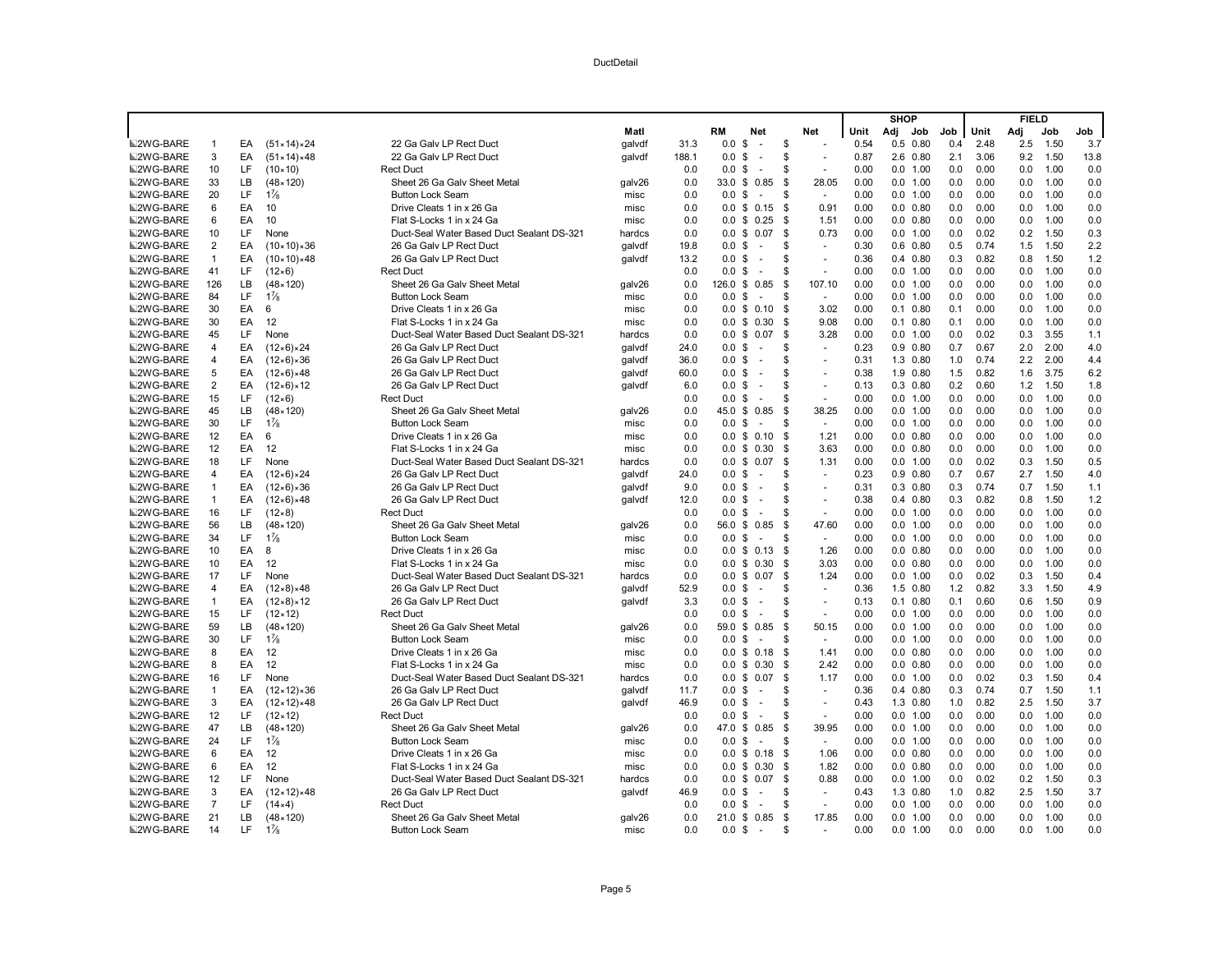| | | | | | Matl | | RM | Net | Net | SHOP Unit | Adj | Job | Job | FIELD Unit | Adj | Job | Job |
|---|---|---|---|---|---|---|---|---|---|---|---|---|---|---|---|---|---|
| 2WG-BARE | 1 | EA | (51×14)×24 | 22 Ga Galv LP Rect Duct | galvdf | 31.3 | 0.0 | $ - | $ - | 0.54 | 0.5 | 0.80 | 0.4 | 2.48 | 2.5 | 1.50 | 3.7 |
| 2WG-BARE | 3 | EA | (51×14)×48 | 22 Ga Galv LP Rect Duct | galvdf | 188.1 | 0.0 | $ - | $ - | 0.87 | 2.6 | 0.80 | 2.1 | 3.06 | 9.2 | 1.50 | 13.8 |
| 2WG-BARE | 10 | LF | (10×10) | Rect Duct | | 0.0 | 0.0 | $ - | $ - | 0.00 | 0.0 | 1.00 | 0.0 | 0.00 | 0.0 | 1.00 | 0.0 |
| 2WG-BARE | 33 | LB | (48×120) | Sheet 26 Ga Galv Sheet Metal | galv26 | 0.0 | 33.0 | $ 0.85 | $ 28.05 | 0.00 | 0.0 | 1.00 | 0.0 | 0.00 | 0.0 | 1.00 | 0.0 |
| 2WG-BARE | 20 | LF | 1⅞ | Button Lock Seam | misc | 0.0 | 0.0 | $ - | $ - | 0.00 | 0.0 | 1.00 | 0.0 | 0.00 | 0.0 | 1.00 | 0.0 |
| 2WG-BARE | 6 | EA | 10 | Drive Cleats 1 in x 26 Ga | misc | 0.0 | 0.0 | $ 0.15 | $ 0.91 | 0.00 | 0.0 | 0.80 | 0.0 | 0.00 | 0.0 | 1.00 | 0.0 |
| 2WG-BARE | 6 | EA | 10 | Flat S-Locks 1 in x 24 Ga | misc | 0.0 | 0.0 | $ 0.25 | $ 1.51 | 0.00 | 0.0 | 0.80 | 0.0 | 0.00 | 0.0 | 1.00 | 0.0 |
| 2WG-BARE | 10 | LF | None | Duct-Seal Water Based Duct Sealant DS-321 | hardcs | 0.0 | 0.0 | $ 0.07 | $ 0.73 | 0.00 | 0.0 | 1.00 | 0.0 | 0.02 | 0.2 | 1.50 | 0.3 |
| 2WG-BARE | 2 | EA | (10×10)×36 | 26 Ga Galv LP Rect Duct | galvdf | 19.8 | 0.0 | $ - | $ - | 0.30 | 0.6 | 0.80 | 0.5 | 0.74 | 1.5 | 1.50 | 2.2 |
| 2WG-BARE | 1 | EA | (10×10)×48 | 26 Ga Galv LP Rect Duct | galvdf | 13.2 | 0.0 | $ - | $ - | 0.36 | 0.4 | 0.80 | 0.3 | 0.82 | 0.8 | 1.50 | 1.2 |
| 2WG-BARE | 41 | LF | (12×6) | Rect Duct | | 0.0 | 0.0 | $ - | $ - | 0.00 | 0.0 | 1.00 | 0.0 | 0.00 | 0.0 | 1.00 | 0.0 |
| 2WG-BARE | 126 | LB | (48×120) | Sheet 26 Ga Galv Sheet Metal | galv26 | 0.0 | 126.0 | $ 0.85 | $ 107.10 | 0.00 | 0.0 | 1.00 | 0.0 | 0.00 | 0.0 | 1.00 | 0.0 |
| 2WG-BARE | 84 | LF | 1⅞ | Button Lock Seam | misc | 0.0 | 0.0 | $ - | $ - | 0.00 | 0.0 | 1.00 | 0.0 | 0.00 | 0.0 | 1.00 | 0.0 |
| 2WG-BARE | 30 | EA | 6 | Drive Cleats 1 in x 26 Ga | misc | 0.0 | 0.0 | $ 0.10 | $ 3.02 | 0.00 | 0.1 | 0.80 | 0.1 | 0.00 | 0.0 | 1.00 | 0.0 |
| 2WG-BARE | 30 | EA | 12 | Flat S-Locks 1 in x 24 Ga | misc | 0.0 | 0.0 | $ 0.30 | $ 9.08 | 0.00 | 0.1 | 0.80 | 0.1 | 0.00 | 0.0 | 1.00 | 0.0 |
| 2WG-BARE | 45 | LF | None | Duct-Seal Water Based Duct Sealant DS-321 | hardcs | 0.0 | 0.0 | $ 0.07 | $ 3.28 | 0.00 | 0.0 | 1.00 | 0.0 | 0.02 | 0.3 | 3.55 | 1.1 |
| 2WG-BARE | 4 | EA | (12×6)×24 | 26 Ga Galv LP Rect Duct | galvdf | 24.0 | 0.0 | $ - | $ - | 0.23 | 0.9 | 0.80 | 0.7 | 0.67 | 2.0 | 2.00 | 4.0 |
| 2WG-BARE | 4 | EA | (12×6)×36 | 26 Ga Galv LP Rect Duct | galvdf | 36.0 | 0.0 | $ - | $ - | 0.31 | 1.3 | 0.80 | 1.0 | 0.74 | 2.2 | 2.00 | 4.4 |
| 2WG-BARE | 5 | EA | (12×6)×48 | 26 Ga Galv LP Rect Duct | galvdf | 60.0 | 0.0 | $ - | $ - | 0.38 | 1.9 | 0.80 | 1.5 | 0.82 | 1.6 | 3.75 | 6.2 |
| 2WG-BARE | 2 | EA | (12×6)×12 | 26 Ga Galv LP Rect Duct | galvdf | 6.0 | 0.0 | $ - | $ - | 0.13 | 0.3 | 0.80 | 0.2 | 0.60 | 1.2 | 1.50 | 1.8 |
| 2WG-BARE | 15 | LF | (12×6) | Rect Duct | | 0.0 | 0.0 | $ - | $ - | 0.00 | 0.0 | 1.00 | 0.0 | 0.00 | 0.0 | 1.00 | 0.0 |
| 2WG-BARE | 45 | LB | (48×120) | Sheet 26 Ga Galv Sheet Metal | galv26 | 0.0 | 45.0 | $ 0.85 | $ 38.25 | 0.00 | 0.0 | 1.00 | 0.0 | 0.00 | 0.0 | 1.00 | 0.0 |
| 2WG-BARE | 30 | LF | 1⅞ | Button Lock Seam | misc | 0.0 | 0.0 | $ - | $ - | 0.00 | 0.0 | 1.00 | 0.0 | 0.00 | 0.0 | 1.00 | 0.0 |
| 2WG-BARE | 12 | EA | 6 | Drive Cleats 1 in x 26 Ga | misc | 0.0 | 0.0 | $ 0.10 | $ 1.21 | 0.00 | 0.0 | 0.80 | 0.0 | 0.00 | 0.0 | 1.00 | 0.0 |
| 2WG-BARE | 12 | EA | 12 | Flat S-Locks 1 in x 24 Ga | misc | 0.0 | 0.0 | $ 0.30 | $ 3.63 | 0.00 | 0.0 | 0.80 | 0.0 | 0.00 | 0.0 | 1.00 | 0.0 |
| 2WG-BARE | 18 | LF | None | Duct-Seal Water Based Duct Sealant DS-321 | hardcs | 0.0 | 0.0 | $ 0.07 | $ 1.31 | 0.00 | 0.0 | 1.00 | 0.0 | 0.02 | 0.3 | 1.50 | 0.5 |
| 2WG-BARE | 4 | EA | (12×6)×24 | 26 Ga Galv LP Rect Duct | galvdf | 24.0 | 0.0 | $ - | $ - | 0.23 | 0.9 | 0.80 | 0.7 | 0.67 | 2.7 | 1.50 | 4.0 |
| 2WG-BARE | 1 | EA | (12×6)×36 | 26 Ga Galv LP Rect Duct | galvdf | 9.0 | 0.0 | $ - | $ - | 0.31 | 0.3 | 0.80 | 0.3 | 0.74 | 0.7 | 1.50 | 1.1 |
| 2WG-BARE | 1 | EA | (12×6)×48 | 26 Ga Galv LP Rect Duct | galvdf | 12.0 | 0.0 | $ - | $ - | 0.38 | 0.4 | 0.80 | 0.3 | 0.82 | 0.8 | 1.50 | 1.2 |
| 2WG-BARE | 16 | LF | (12×8) | Rect Duct | | 0.0 | 0.0 | $ - | $ - | 0.00 | 0.0 | 1.00 | 0.0 | 0.00 | 0.0 | 1.00 | 0.0 |
| 2WG-BARE | 56 | LB | (48×120) | Sheet 26 Ga Galv Sheet Metal | galv26 | 0.0 | 56.0 | $ 0.85 | $ 47.60 | 0.00 | 0.0 | 1.00 | 0.0 | 0.00 | 0.0 | 1.00 | 0.0 |
| 2WG-BARE | 34 | LF | 1⅞ | Button Lock Seam | misc | 0.0 | 0.0 | $ - | $ - | 0.00 | 0.0 | 1.00 | 0.0 | 0.00 | 0.0 | 1.00 | 0.0 |
| 2WG-BARE | 10 | EA | 8 | Drive Cleats 1 in x 26 Ga | misc | 0.0 | 0.0 | $ 0.13 | $ 1.26 | 0.00 | 0.0 | 0.80 | 0.0 | 0.00 | 0.0 | 1.00 | 0.0 |
| 2WG-BARE | 10 | EA | 12 | Flat S-Locks 1 in x 24 Ga | misc | 0.0 | 0.0 | $ 0.30 | $ 3.03 | 0.00 | 0.0 | 0.80 | 0.0 | 0.00 | 0.0 | 1.00 | 0.0 |
| 2WG-BARE | 17 | LF | None | Duct-Seal Water Based Duct Sealant DS-321 | hardcs | 0.0 | 0.0 | $ 0.07 | $ 1.24 | 0.00 | 0.0 | 1.00 | 0.0 | 0.02 | 0.3 | 1.50 | 0.4 |
| 2WG-BARE | 4 | EA | (12×8)×48 | 26 Ga Galv LP Rect Duct | galvdf | 52.9 | 0.0 | $ - | $ - | 0.36 | 1.5 | 0.80 | 1.2 | 0.82 | 3.3 | 1.50 | 4.9 |
| 2WG-BARE | 1 | EA | (12×8)×12 | 26 Ga Galv LP Rect Duct | galvdf | 3.3 | 0.0 | $ - | $ - | 0.13 | 0.1 | 0.80 | 0.1 | 0.60 | 0.6 | 1.50 | 0.9 |
| 2WG-BARE | 15 | LF | (12×12) | Rect Duct | | 0.0 | 0.0 | $ - | $ - | 0.00 | 0.0 | 1.00 | 0.0 | 0.00 | 0.0 | 1.00 | 0.0 |
| 2WG-BARE | 59 | LB | (48×120) | Sheet 26 Ga Galv Sheet Metal | galv26 | 0.0 | 59.0 | $ 0.85 | $ 50.15 | 0.00 | 0.0 | 1.00 | 0.0 | 0.00 | 0.0 | 1.00 | 0.0 |
| 2WG-BARE | 30 | LF | 1⅞ | Button Lock Seam | misc | 0.0 | 0.0 | $ - | $ - | 0.00 | 0.0 | 1.00 | 0.0 | 0.00 | 0.0 | 1.00 | 0.0 |
| 2WG-BARE | 8 | EA | 12 | Drive Cleats 1 in x 26 Ga | misc | 0.0 | 0.0 | $ 0.18 | $ 1.41 | 0.00 | 0.0 | 0.80 | 0.0 | 0.00 | 0.0 | 1.00 | 0.0 |
| 2WG-BARE | 8 | EA | 12 | Flat S-Locks 1 in x 24 Ga | misc | 0.0 | 0.0 | $ 0.30 | $ 2.42 | 0.00 | 0.0 | 0.80 | 0.0 | 0.00 | 0.0 | 1.00 | 0.0 |
| 2WG-BARE | 16 | LF | None | Duct-Seal Water Based Duct Sealant DS-321 | hardcs | 0.0 | 0.0 | $ 0.07 | $ 1.17 | 0.00 | 0.0 | 1.00 | 0.0 | 0.02 | 0.3 | 1.50 | 0.4 |
| 2WG-BARE | 1 | EA | (12×12)×36 | 26 Ga Galv LP Rect Duct | galvdf | 11.7 | 0.0 | $ - | $ - | 0.36 | 0.4 | 0.80 | 0.3 | 0.74 | 0.7 | 1.50 | 1.1 |
| 2WG-BARE | 3 | EA | (12×12)×48 | 26 Ga Galv LP Rect Duct | galvdf | 46.9 | 0.0 | $ - | $ - | 0.43 | 1.3 | 0.80 | 1.0 | 0.82 | 2.5 | 1.50 | 3.7 |
| 2WG-BARE | 12 | LF | (12×12) | Rect Duct | | 0.0 | 0.0 | $ - | $ - | 0.00 | 0.0 | 1.00 | 0.0 | 0.00 | 0.0 | 1.00 | 0.0 |
| 2WG-BARE | 47 | LB | (48×120) | Sheet 26 Ga Galv Sheet Metal | galv26 | 0.0 | 47.0 | $ 0.85 | $ 39.95 | 0.00 | 0.0 | 1.00 | 0.0 | 0.00 | 0.0 | 1.00 | 0.0 |
| 2WG-BARE | 24 | LF | 1⅞ | Button Lock Seam | misc | 0.0 | 0.0 | $ - | $ - | 0.00 | 0.0 | 1.00 | 0.0 | 0.00 | 0.0 | 1.00 | 0.0 |
| 2WG-BARE | 6 | EA | 12 | Drive Cleats 1 in x 26 Ga | misc | 0.0 | 0.0 | $ 0.18 | $ 1.06 | 0.00 | 0.0 | 0.80 | 0.0 | 0.00 | 0.0 | 1.00 | 0.0 |
| 2WG-BARE | 6 | EA | 12 | Flat S-Locks 1 in x 24 Ga | misc | 0.0 | 0.0 | $ 0.30 | $ 1.82 | 0.00 | 0.0 | 0.80 | 0.0 | 0.00 | 0.0 | 1.00 | 0.0 |
| 2WG-BARE | 12 | LF | None | Duct-Seal Water Based Duct Sealant DS-321 | hardcs | 0.0 | 0.0 | $ 0.07 | $ 0.88 | 0.00 | 0.0 | 1.00 | 0.0 | 0.02 | 0.2 | 1.50 | 0.3 |
| 2WG-BARE | 3 | EA | (12×12)×48 | 26 Ga Galv LP Rect Duct | galvdf | 46.9 | 0.0 | $ - | $ - | 0.43 | 1.3 | 0.80 | 1.0 | 0.82 | 2.5 | 1.50 | 3.7 |
| 2WG-BARE | 7 | LF | (14×4) | Rect Duct | | 0.0 | 0.0 | $ - | $ - | 0.00 | 0.0 | 1.00 | 0.0 | 0.00 | 0.0 | 1.00 | 0.0 |
| 2WG-BARE | 21 | LB | (48×120) | Sheet 26 Ga Galv Sheet Metal | galv26 | 0.0 | 21.0 | $ 0.85 | $ 17.85 | 0.00 | 0.0 | 1.00 | 0.0 | 0.00 | 0.0 | 1.00 | 0.0 |
| 2WG-BARE | 14 | LF | 1⅞ | Button Lock Seam | misc | 0.0 | 0.0 | $ - | $ - | 0.00 | 0.0 | 1.00 | 0.0 | 0.00 | 0.0 | 1.00 | 0.0 |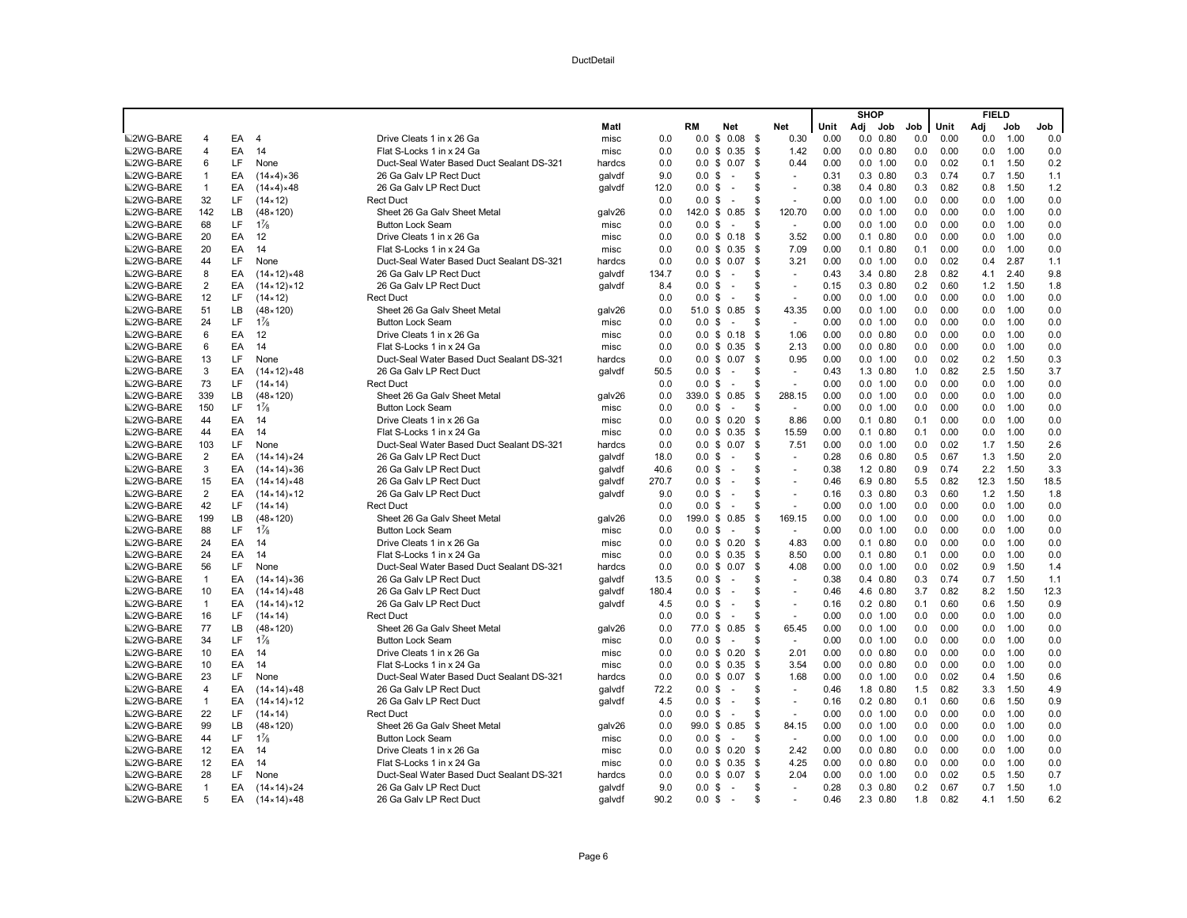| | | | | | Matl | | RM | Net | Net | SHOP Unit | Adj | Job | Job | FIELD Unit | Adj | Job | Job |
|---|---|---|---|---|---|---|---|---|---|---|---|---|---|---|---|---|---|
| 2WG-BARE | 4 | EA | 4 | Drive Cleats 1 in x 26 Ga | misc | 0.0 | 0.0 | $ 0.08 | $ 0.30 | 0.00 | 0.0 | 0.80 | 0.0 | 0.00 | 0.0 | 1.00 | 0.0 |
| 2WG-BARE | 4 | EA | 14 | Flat S-Locks 1 in x 24 Ga | misc | 0.0 | 0.0 | $ 0.35 | $ 1.42 | 0.00 | 0.0 | 0.80 | 0.0 | 0.00 | 0.0 | 1.00 | 0.0 |
| 2WG-BARE | 6 | LF | None | Duct-Seal Water Based Duct Sealant DS-321 | hardcs | 0.0 | 0.0 | $ 0.07 | $ 0.44 | 0.00 | 0.0 | 1.00 | 0.0 | 0.02 | 0.1 | 1.50 | 0.2 |
| 2WG-BARE | 1 | EA | (14×4)×36 | 26 Ga Galv LP Rect Duct | galvdf | 9.0 | 0.0 | $ - | $ - | 0.31 | 0.3 | 0.80 | 0.3 | 0.74 | 0.7 | 1.50 | 1.1 |
| 2WG-BARE | 1 | EA | (14×4)×48 | 26 Ga Galv LP Rect Duct | galvdf | 12.0 | 0.0 | $ - | $ - | 0.38 | 0.4 | 0.80 | 0.3 | 0.82 | 0.8 | 1.50 | 1.2 |
| 2WG-BARE | 32 | LF | (14×12) | Rect Duct | | 0.0 | 0.0 | $ - | $ - | 0.00 | 0.0 | 1.00 | 0.0 | 0.00 | 0.0 | 1.00 | 0.0 |
| 2WG-BARE | 142 | LB | (48×120) | Sheet 26 Ga Galv Sheet Metal | galv26 | 0.0 | 142.0 | $ 0.85 | $ 120.70 | 0.00 | 0.0 | 1.00 | 0.0 | 0.00 | 0.0 | 1.00 | 0.0 |
| 2WG-BARE | 68 | LF | 1⅞ | Button Lock Seam | misc | 0.0 | 0.0 | $ - | $ - | 0.00 | 0.0 | 1.00 | 0.0 | 0.00 | 0.0 | 1.00 | 0.0 |
| 2WG-BARE | 20 | EA | 12 | Drive Cleats 1 in x 26 Ga | misc | 0.0 | 0.0 | $ 0.18 | $ 3.52 | 0.00 | 0.1 | 0.80 | 0.0 | 0.00 | 0.0 | 1.00 | 0.0 |
| 2WG-BARE | 20 | EA | 14 | Flat S-Locks 1 in x 24 Ga | misc | 0.0 | 0.0 | $ 0.35 | $ 7.09 | 0.00 | 0.1 | 0.80 | 0.1 | 0.00 | 0.0 | 1.00 | 0.0 |
| 2WG-BARE | 44 | LF | None | Duct-Seal Water Based Duct Sealant DS-321 | hardcs | 0.0 | 0.0 | $ 0.07 | $ 3.21 | 0.00 | 0.0 | 1.00 | 0.0 | 0.02 | 0.4 | 2.87 | 1.1 |
| 2WG-BARE | 8 | EA | (14×12)×48 | 26 Ga Galv LP Rect Duct | galvdf | 134.7 | 0.0 | $ - | $ - | 0.43 | 3.4 | 0.80 | 2.8 | 0.82 | 4.1 | 2.40 | 9.8 |
| 2WG-BARE | 2 | EA | (14×12)×12 | 26 Ga Galv LP Rect Duct | galvdf | 8.4 | 0.0 | $ - | $ - | 0.15 | 0.3 | 0.80 | 0.2 | 0.60 | 1.2 | 1.50 | 1.8 |
| 2WG-BARE | 12 | LF | (14×12) | Rect Duct | | 0.0 | 0.0 | $ - | $ - | 0.00 | 0.0 | 1.00 | 0.0 | 0.00 | 0.0 | 1.00 | 0.0 |
| 2WG-BARE | 51 | LB | (48×120) | Sheet 26 Ga Galv Sheet Metal | galv26 | 0.0 | 51.0 | $ 0.85 | $ 43.35 | 0.00 | 0.0 | 1.00 | 0.0 | 0.00 | 0.0 | 1.00 | 0.0 |
| 2WG-BARE | 24 | LF | 1⅞ | Button Lock Seam | misc | 0.0 | 0.0 | $ - | $ - | 0.00 | 0.0 | 1.00 | 0.0 | 0.00 | 0.0 | 1.00 | 0.0 |
| 2WG-BARE | 6 | EA | 12 | Drive Cleats 1 in x 26 Ga | misc | 0.0 | 0.0 | $ 0.18 | $ 1.06 | 0.00 | 0.0 | 0.80 | 0.0 | 0.00 | 0.0 | 1.00 | 0.0 |
| 2WG-BARE | 6 | EA | 14 | Flat S-Locks 1 in x 24 Ga | misc | 0.0 | 0.0 | $ 0.35 | $ 2.13 | 0.00 | 0.0 | 0.80 | 0.0 | 0.00 | 0.0 | 1.00 | 0.0 |
| 2WG-BARE | 13 | LF | None | Duct-Seal Water Based Duct Sealant DS-321 | hardcs | 0.0 | 0.0 | $ 0.07 | $ 0.95 | 0.00 | 0.0 | 1.00 | 0.0 | 0.02 | 0.2 | 1.50 | 0.3 |
| 2WG-BARE | 3 | EA | (14×12)×48 | 26 Ga Galv LP Rect Duct | galvdf | 50.5 | 0.0 | $ - | $ - | 0.43 | 1.3 | 0.80 | 1.0 | 0.82 | 2.5 | 1.50 | 3.7 |
| 2WG-BARE | 73 | LF | (14×14) | Rect Duct | | 0.0 | 0.0 | $ - | $ - | 0.00 | 0.0 | 1.00 | 0.0 | 0.00 | 0.0 | 1.00 | 0.0 |
| 2WG-BARE | 339 | LB | (48×120) | Sheet 26 Ga Galv Sheet Metal | galv26 | 0.0 | 339.0 | $ 0.85 | $ 288.15 | 0.00 | 0.0 | 1.00 | 0.0 | 0.00 | 0.0 | 1.00 | 0.0 |
| 2WG-BARE | 150 | LF | 1⅞ | Button Lock Seam | misc | 0.0 | 0.0 | $ - | $ - | 0.00 | 0.0 | 1.00 | 0.0 | 0.00 | 0.0 | 1.00 | 0.0 |
| 2WG-BARE | 44 | EA | 14 | Drive Cleats 1 in x 26 Ga | misc | 0.0 | 0.0 | $ 0.20 | $ 8.86 | 0.00 | 0.1 | 0.80 | 0.1 | 0.00 | 0.0 | 1.00 | 0.0 |
| 2WG-BARE | 44 | EA | 14 | Flat S-Locks 1 in x 24 Ga | misc | 0.0 | 0.0 | $ 0.35 | $ 15.59 | 0.00 | 0.1 | 0.80 | 0.1 | 0.00 | 0.0 | 1.00 | 0.0 |
| 2WG-BARE | 103 | LF | None | Duct-Seal Water Based Duct Sealant DS-321 | hardcs | 0.0 | 0.0 | $ 0.07 | $ 7.51 | 0.00 | 0.0 | 1.00 | 0.0 | 0.02 | 1.7 | 1.50 | 2.6 |
| 2WG-BARE | 2 | EA | (14×14)×24 | 26 Ga Galv LP Rect Duct | galvdf | 18.0 | 0.0 | $ - | $ - | 0.28 | 0.6 | 0.80 | 0.5 | 0.67 | 1.3 | 1.50 | 2.0 |
| 2WG-BARE | 3 | EA | (14×14)×36 | 26 Ga Galv LP Rect Duct | galvdf | 40.6 | 0.0 | $ - | $ - | 0.38 | 1.2 | 0.80 | 0.9 | 0.74 | 2.2 | 1.50 | 3.3 |
| 2WG-BARE | 15 | EA | (14×14)×48 | 26 Ga Galv LP Rect Duct | galvdf | 270.7 | 0.0 | $ - | $ - | 0.46 | 6.9 | 0.80 | 5.5 | 0.82 | 12.3 | 1.50 | 18.5 |
| 2WG-BARE | 2 | EA | (14×14)×12 | 26 Ga Galv LP Rect Duct | galvdf | 9.0 | 0.0 | $ - | $ - | 0.16 | 0.3 | 0.80 | 0.3 | 0.60 | 1.2 | 1.50 | 1.8 |
| 2WG-BARE | 42 | LF | (14×14) | Rect Duct | | 0.0 | 0.0 | $ - | $ - | 0.00 | 0.0 | 1.00 | 0.0 | 0.00 | 0.0 | 1.00 | 0.0 |
| 2WG-BARE | 199 | LB | (48×120) | Sheet 26 Ga Galv Sheet Metal | galv26 | 0.0 | 199.0 | $ 0.85 | $ 169.15 | 0.00 | 0.0 | 1.00 | 0.0 | 0.00 | 0.0 | 1.00 | 0.0 |
| 2WG-BARE | 88 | LF | 1⅞ | Button Lock Seam | misc | 0.0 | 0.0 | $ - | $ - | 0.00 | 0.0 | 1.00 | 0.0 | 0.00 | 0.0 | 1.00 | 0.0 |
| 2WG-BARE | 24 | EA | 14 | Drive Cleats 1 in x 26 Ga | misc | 0.0 | 0.0 | $ 0.20 | $ 4.83 | 0.00 | 0.1 | 0.80 | 0.0 | 0.00 | 0.0 | 1.00 | 0.0 |
| 2WG-BARE | 24 | EA | 14 | Flat S-Locks 1 in x 24 Ga | misc | 0.0 | 0.0 | $ 0.35 | $ 8.50 | 0.00 | 0.1 | 0.80 | 0.1 | 0.00 | 0.0 | 1.00 | 0.0 |
| 2WG-BARE | 56 | LF | None | Duct-Seal Water Based Duct Sealant DS-321 | hardcs | 0.0 | 0.0 | $ 0.07 | $ 4.08 | 0.00 | 0.0 | 1.00 | 0.0 | 0.02 | 0.9 | 1.50 | 1.4 |
| 2WG-BARE | 1 | EA | (14×14)×36 | 26 Ga Galv LP Rect Duct | galvdf | 13.5 | 0.0 | $ - | $ - | 0.38 | 0.4 | 0.80 | 0.3 | 0.74 | 0.7 | 1.50 | 1.1 |
| 2WG-BARE | 10 | EA | (14×14)×48 | 26 Ga Galv LP Rect Duct | galvdf | 180.4 | 0.0 | $ - | $ - | 0.46 | 4.6 | 0.80 | 3.7 | 0.82 | 8.2 | 1.50 | 12.3 |
| 2WG-BARE | 1 | EA | (14×14)×12 | 26 Ga Galv LP Rect Duct | galvdf | 4.5 | 0.0 | $ - | $ - | 0.16 | 0.2 | 0.80 | 0.1 | 0.60 | 0.6 | 1.50 | 0.9 |
| 2WG-BARE | 16 | LF | (14×14) | Rect Duct | | 0.0 | 0.0 | $ - | $ - | 0.00 | 0.0 | 1.00 | 0.0 | 0.00 | 0.0 | 1.00 | 0.0 |
| 2WG-BARE | 77 | LB | (48×120) | Sheet 26 Ga Galv Sheet Metal | galv26 | 0.0 | 77.0 | $ 0.85 | $ 65.45 | 0.00 | 0.0 | 1.00 | 0.0 | 0.00 | 0.0 | 1.00 | 0.0 |
| 2WG-BARE | 34 | LF | 1⅞ | Button Lock Seam | misc | 0.0 | 0.0 | $ - | $ - | 0.00 | 0.0 | 1.00 | 0.0 | 0.00 | 0.0 | 1.00 | 0.0 |
| 2WG-BARE | 10 | EA | 14 | Drive Cleats 1 in x 26 Ga | misc | 0.0 | 0.0 | $ 0.20 | $ 2.01 | 0.00 | 0.0 | 0.80 | 0.0 | 0.00 | 0.0 | 1.00 | 0.0 |
| 2WG-BARE | 10 | EA | 14 | Flat S-Locks 1 in x 24 Ga | misc | 0.0 | 0.0 | $ 0.35 | $ 3.54 | 0.00 | 0.0 | 0.80 | 0.0 | 0.00 | 0.0 | 1.00 | 0.0 |
| 2WG-BARE | 23 | LF | None | Duct-Seal Water Based Duct Sealant DS-321 | hardcs | 0.0 | 0.0 | $ 0.07 | $ 1.68 | 0.00 | 0.0 | 1.00 | 0.0 | 0.02 | 0.4 | 1.50 | 0.6 |
| 2WG-BARE | 4 | EA | (14×14)×48 | 26 Ga Galv LP Rect Duct | galvdf | 72.2 | 0.0 | $ - | $ - | 0.46 | 1.8 | 0.80 | 1.5 | 0.82 | 3.3 | 1.50 | 4.9 |
| 2WG-BARE | 1 | EA | (14×14)×12 | 26 Ga Galv LP Rect Duct | galvdf | 4.5 | 0.0 | $ - | $ - | 0.16 | 0.2 | 0.80 | 0.1 | 0.60 | 0.6 | 1.50 | 0.9 |
| 2WG-BARE | 22 | LF | (14×14) | Rect Duct | | 0.0 | 0.0 | $ - | $ - | 0.00 | 0.0 | 1.00 | 0.0 | 0.00 | 0.0 | 1.00 | 0.0 |
| 2WG-BARE | 99 | LB | (48×120) | Sheet 26 Ga Galv Sheet Metal | galv26 | 0.0 | 99.0 | $ 0.85 | $ 84.15 | 0.00 | 0.0 | 1.00 | 0.0 | 0.00 | 0.0 | 1.00 | 0.0 |
| 2WG-BARE | 44 | LF | 1⅞ | Button Lock Seam | misc | 0.0 | 0.0 | $ - | $ - | 0.00 | 0.0 | 1.00 | 0.0 | 0.00 | 0.0 | 1.00 | 0.0 |
| 2WG-BARE | 12 | EA | 14 | Drive Cleats 1 in x 26 Ga | misc | 0.0 | 0.0 | $ 0.20 | $ 2.42 | 0.00 | 0.0 | 0.80 | 0.0 | 0.00 | 0.0 | 1.00 | 0.0 |
| 2WG-BARE | 12 | EA | 14 | Flat S-Locks 1 in x 24 Ga | misc | 0.0 | 0.0 | $ 0.35 | $ 4.25 | 0.00 | 0.0 | 0.80 | 0.0 | 0.00 | 0.0 | 1.00 | 0.0 |
| 2WG-BARE | 28 | LF | None | Duct-Seal Water Based Duct Sealant DS-321 | hardcs | 0.0 | 0.0 | $ 0.07 | $ 2.04 | 0.00 | 0.0 | 1.00 | 0.0 | 0.02 | 0.5 | 1.50 | 0.7 |
| 2WG-BARE | 1 | EA | (14×14)×24 | 26 Ga Galv LP Rect Duct | galvdf | 9.0 | 0.0 | $ - | $ - | 0.28 | 0.3 | 0.80 | 0.2 | 0.67 | 0.7 | 1.50 | 1.0 |
| 2WG-BARE | 5 | EA | (14×14)×48 | 26 Ga Galv LP Rect Duct | galvdf | 90.2 | 0.0 | $ - | $ - | 0.46 | 2.3 | 0.80 | 1.8 | 0.82 | 4.1 | 1.50 | 6.2 |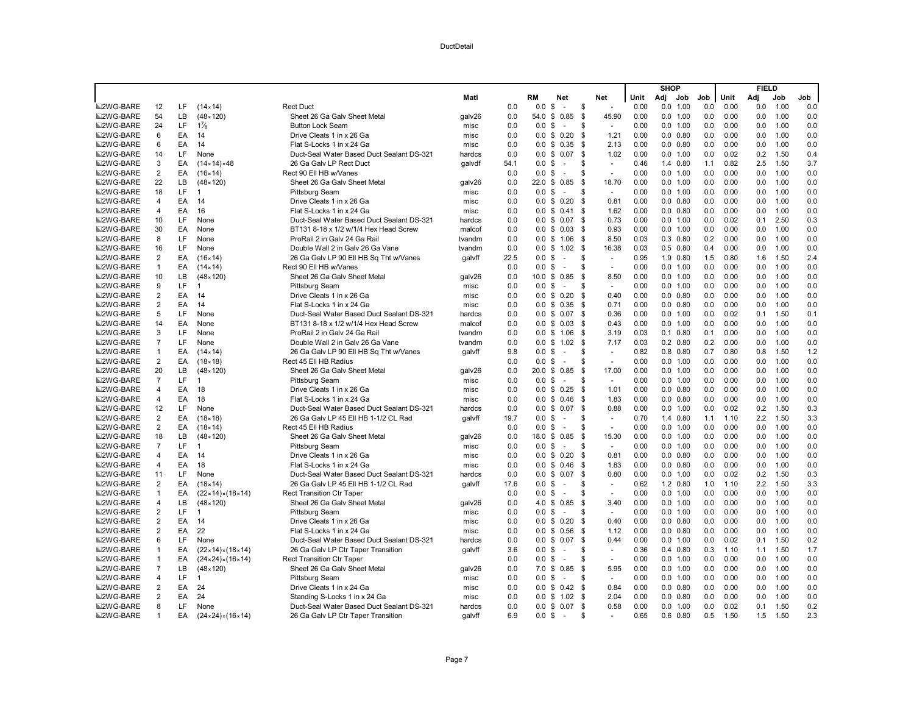DuctDetail

| | | | | | Matl | | RM | Net | Net | SHOP Unit | Adj | Job | Job | FIELD Unit | Adj | Job | Job |
|---|---|---|---|---|---|---|---|---|---|---|---|---|---|---|---|---|---|
| 2WG-BARE | 12 | LF | (14×14) | Rect Duct | | 0.0 | 0.0 | $ - | $ - | 0.00 | 0.0 | 1.00 | 0.0 | 0.00 | 0.0 | 1.00 | 0.0 |
| 2WG-BARE | 54 | LB | (48×120) | Sheet 26 Ga Galv Sheet Metal | galv26 | 0.0 | 54.0 | $ 0.85 | $ 45.90 | 0.00 | 0.0 | 1.00 | 0.0 | 0.00 | 0.0 | 1.00 | 0.0 |
| 2WG-BARE | 24 | LF | 1⅞ | Button Lock Seam | misc | 0.0 | 0.0 | $ - | $ - | 0.00 | 0.0 | 1.00 | 0.0 | 0.00 | 0.0 | 1.00 | 0.0 |
| 2WG-BARE | 6 | EA | 14 | Drive Cleats 1 in x 26 Ga | misc | 0.0 | 0.0 | $ 0.20 | $ 1.21 | 0.00 | 0.0 | 0.80 | 0.0 | 0.00 | 0.0 | 1.00 | 0.0 |
| 2WG-BARE | 6 | EA | 14 | Flat S-Locks 1 in x 24 Ga | misc | 0.0 | 0.0 | $ 0.35 | $ 2.13 | 0.00 | 0.0 | 0.80 | 0.0 | 0.00 | 0.0 | 1.00 | 0.0 |
| 2WG-BARE | 14 | LF | None | Duct-Seal Water Based Duct Sealant DS-321 | hardcs | 0.0 | 0.0 | $ 0.07 | $ 1.02 | 0.00 | 0.0 | 1.00 | 0.0 | 0.02 | 0.2 | 1.50 | 0.4 |
| 2WG-BARE | 3 | EA | (14×14)×48 | 26 Ga Galv LP Rect Duct | galvdf | 54.1 | 0.0 | $ - | $ - | 0.46 | 1.4 | 0.80 | 1.1 | 0.82 | 2.5 | 1.50 | 3.7 |
| 2WG-BARE | 2 | EA | (16×14) | Rect 90 Ell HB w/Vanes | | 0.0 | 0.0 | $ - | $ - | 0.00 | 0.0 | 1.00 | 0.0 | 0.00 | 0.0 | 1.00 | 0.0 |
| 2WG-BARE | 22 | LB | (48×120) | Sheet 26 Ga Galv Sheet Metal | galv26 | 0.0 | 22.0 | $ 0.85 | $ 18.70 | 0.00 | 0.0 | 1.00 | 0.0 | 0.00 | 0.0 | 1.00 | 0.0 |
| 2WG-BARE | 18 | LF | 1 | Pittsburg Seam | misc | 0.0 | 0.0 | $ - | $ - | 0.00 | 0.0 | 1.00 | 0.0 | 0.00 | 0.0 | 1.00 | 0.0 |
| 2WG-BARE | 4 | EA | 14 | Drive Cleats 1 in x 26 Ga | misc | 0.0 | 0.0 | $ 0.20 | $ 0.81 | 0.00 | 0.0 | 0.80 | 0.0 | 0.00 | 0.0 | 1.00 | 0.0 |
| 2WG-BARE | 4 | EA | 16 | Flat S-Locks 1 in x 24 Ga | misc | 0.0 | 0.0 | $ 0.41 | $ 1.62 | 0.00 | 0.0 | 0.80 | 0.0 | 0.00 | 0.0 | 1.00 | 0.0 |
| 2WG-BARE | 10 | LF | None | Duct-Seal Water Based Duct Sealant DS-321 | hardcs | 0.0 | 0.0 | $ 0.07 | $ 0.73 | 0.00 | 0.0 | 1.00 | 0.0 | 0.02 | 0.1 | 2.50 | 0.3 |
| 2WG-BARE | 30 | EA | None | BT131 8-18 x 1/2 w/1/4 Hex Head Screw | malcof | 0.0 | 0.0 | $ 0.03 | $ 0.93 | 0.00 | 0.0 | 1.00 | 0.0 | 0.00 | 0.0 | 1.00 | 0.0 |
| 2WG-BARE | 8 | LF | None | ProRail 2 in Galv 24 Ga Rail | tvandm | 0.0 | 0.0 | $ 1.06 | $ 8.50 | 0.03 | 0.3 | 0.80 | 0.2 | 0.00 | 0.0 | 1.00 | 0.0 |
| 2WG-BARE | 16 | LF | None | Double Wall 2 in Galv 26 Ga Vane | tvandm | 0.0 | 0.0 | $ 1.02 | $ 16.38 | 0.03 | 0.5 | 0.80 | 0.4 | 0.00 | 0.0 | 1.00 | 0.0 |
| 2WG-BARE | 2 | EA | (16×14) | 26 Ga Galv LP 90 Ell HB Sq Tht w/Vanes | galvff | 22.5 | 0.0 | $ - | $ - | 0.95 | 1.9 | 0.80 | 1.5 | 0.80 | 1.6 | 1.50 | 2.4 |
| 2WG-BARE | 1 | EA | (14×14) | Rect 90 Ell HB w/Vanes | | 0.0 | 0.0 | $ - | $ - | 0.00 | 0.0 | 1.00 | 0.0 | 0.00 | 0.0 | 1.00 | 0.0 |
| 2WG-BARE | 10 | LB | (48×120) | Sheet 26 Ga Galv Sheet Metal | galv26 | 0.0 | 10.0 | $ 0.85 | $ 8.50 | 0.00 | 0.0 | 1.00 | 0.0 | 0.00 | 0.0 | 1.00 | 0.0 |
| 2WG-BARE | 9 | LF | 1 | Pittsburg Seam | misc | 0.0 | 0.0 | $ - | $ - | 0.00 | 0.0 | 1.00 | 0.0 | 0.00 | 0.0 | 1.00 | 0.0 |
| 2WG-BARE | 2 | EA | 14 | Drive Cleats 1 in x 26 Ga | misc | 0.0 | 0.0 | $ 0.20 | $ 0.40 | 0.00 | 0.0 | 0.80 | 0.0 | 0.00 | 0.0 | 1.00 | 0.0 |
| 2WG-BARE | 2 | EA | 14 | Flat S-Locks 1 in x 24 Ga | misc | 0.0 | 0.0 | $ 0.35 | $ 0.71 | 0.00 | 0.0 | 0.80 | 0.0 | 0.00 | 0.0 | 1.00 | 0.0 |
| 2WG-BARE | 5 | LF | None | Duct-Seal Water Based Duct Sealant DS-321 | hardcs | 0.0 | 0.0 | $ 0.07 | $ 0.36 | 0.00 | 0.0 | 1.00 | 0.0 | 0.02 | 0.1 | 1.50 | 0.1 |
| 2WG-BARE | 14 | EA | None | BT131 8-18 x 1/2 w/1/4 Hex Head Screw | malcof | 0.0 | 0.0 | $ 0.03 | $ 0.43 | 0.00 | 0.0 | 1.00 | 0.0 | 0.00 | 0.0 | 1.00 | 0.0 |
| 2WG-BARE | 3 | LF | None | ProRail 2 in Galv 24 Ga Rail | tvandm | 0.0 | 0.0 | $ 1.06 | $ 3.19 | 0.03 | 0.1 | 0.80 | 0.1 | 0.00 | 0.0 | 1.00 | 0.0 |
| 2WG-BARE | 7 | LF | None | Double Wall 2 in Galv 26 Ga Vane | tvandm | 0.0 | 0.0 | $ 1.02 | $ 7.17 | 0.03 | 0.2 | 0.80 | 0.2 | 0.00 | 0.0 | 1.00 | 0.0 |
| 2WG-BARE | 1 | EA | (14×14) | 26 Ga Galv LP 90 Ell HB Sq Tht w/Vanes | galvff | 9.8 | 0.0 | $ - | $ - | 0.82 | 0.8 | 0.80 | 0.7 | 0.80 | 0.8 | 1.50 | 1.2 |
| 2WG-BARE | 2 | EA | (18×18) | Rect 45 Ell HB Radius | | 0.0 | 0.0 | $ - | $ - | 0.00 | 0.0 | 1.00 | 0.0 | 0.00 | 0.0 | 1.00 | 0.0 |
| 2WG-BARE | 20 | LB | (48×120) | Sheet 26 Ga Galv Sheet Metal | galv26 | 0.0 | 20.0 | $ 0.85 | $ 17.00 | 0.00 | 0.0 | 1.00 | 0.0 | 0.00 | 0.0 | 1.00 | 0.0 |
| 2WG-BARE | 7 | LF | 1 | Pittsburg Seam | misc | 0.0 | 0.0 | $ - | $ - | 0.00 | 0.0 | 1.00 | 0.0 | 0.00 | 0.0 | 1.00 | 0.0 |
| 2WG-BARE | 4 | EA | 18 | Drive Cleats 1 in x 26 Ga | misc | 0.0 | 0.0 | $ 0.25 | $ 1.01 | 0.00 | 0.0 | 0.80 | 0.0 | 0.00 | 0.0 | 1.00 | 0.0 |
| 2WG-BARE | 4 | EA | 18 | Flat S-Locks 1 in x 24 Ga | misc | 0.0 | 0.0 | $ 0.46 | $ 1.83 | 0.00 | 0.0 | 0.80 | 0.0 | 0.00 | 0.0 | 1.00 | 0.0 |
| 2WG-BARE | 12 | LF | None | Duct-Seal Water Based Duct Sealant DS-321 | hardcs | 0.0 | 0.0 | $ 0.07 | $ 0.88 | 0.00 | 0.0 | 1.00 | 0.0 | 0.02 | 0.2 | 1.50 | 0.3 |
| 2WG-BARE | 2 | EA | (18×18) | 26 Ga Galv LP 45 Ell HB 1-1/2 CL Rad | galvff | 19.7 | 0.0 | $ - | $ - | 0.70 | 1.4 | 0.80 | 1.1 | 1.10 | 2.2 | 1.50 | 3.3 |
| 2WG-BARE | 2 | EA | (18×14) | Rect 45 Ell HB Radius | | 0.0 | 0.0 | $ - | $ - | 0.00 | 0.0 | 1.00 | 0.0 | 0.00 | 0.0 | 1.00 | 0.0 |
| 2WG-BARE | 18 | LB | (48×120) | Sheet 26 Ga Galv Sheet Metal | galv26 | 0.0 | 18.0 | $ 0.85 | $ 15.30 | 0.00 | 0.0 | 1.00 | 0.0 | 0.00 | 0.0 | 1.00 | 0.0 |
| 2WG-BARE | 7 | LF | 1 | Pittsburg Seam | misc | 0.0 | 0.0 | $ - | $ - | 0.00 | 0.0 | 1.00 | 0.0 | 0.00 | 0.0 | 1.00 | 0.0 |
| 2WG-BARE | 4 | EA | 14 | Drive Cleats 1 in x 26 Ga | misc | 0.0 | 0.0 | $ 0.20 | $ 0.81 | 0.00 | 0.0 | 0.80 | 0.0 | 0.00 | 0.0 | 1.00 | 0.0 |
| 2WG-BARE | 4 | EA | 18 | Flat S-Locks 1 in x 24 Ga | misc | 0.0 | 0.0 | $ 0.46 | $ 1.83 | 0.00 | 0.0 | 0.80 | 0.0 | 0.00 | 0.0 | 1.00 | 0.0 |
| 2WG-BARE | 11 | LF | None | Duct-Seal Water Based Duct Sealant DS-321 | hardcs | 0.0 | 0.0 | $ 0.07 | $ 0.80 | 0.00 | 0.0 | 1.00 | 0.0 | 0.02 | 0.2 | 1.50 | 0.3 |
| 2WG-BARE | 2 | EA | (18×14) | 26 Ga Galv LP 45 Ell HB 1-1/2 CL Rad | galvff | 17.6 | 0.0 | $ - | $ - | 0.62 | 1.2 | 0.80 | 1.0 | 1.10 | 2.2 | 1.50 | 3.3 |
| 2WG-BARE | 1 | EA | (22×14)×(18×14) | Rect Transition Ctr Taper | | 0.0 | 0.0 | $ - | $ - | 0.00 | 0.0 | 1.00 | 0.0 | 0.00 | 0.0 | 1.00 | 0.0 |
| 2WG-BARE | 4 | LB | (48×120) | Sheet 26 Ga Galv Sheet Metal | galv26 | 0.0 | 4.0 | $ 0.85 | $ 3.40 | 0.00 | 0.0 | 1.00 | 0.0 | 0.00 | 0.0 | 1.00 | 0.0 |
| 2WG-BARE | 2 | LF | 1 | Pittsburg Seam | misc | 0.0 | 0.0 | $ - | $ - | 0.00 | 0.0 | 1.00 | 0.0 | 0.00 | 0.0 | 1.00 | 0.0 |
| 2WG-BARE | 2 | EA | 14 | Drive Cleats 1 in x 26 Ga | misc | 0.0 | 0.0 | $ 0.20 | $ 0.40 | 0.00 | 0.0 | 0.80 | 0.0 | 0.00 | 0.0 | 1.00 | 0.0 |
| 2WG-BARE | 2 | EA | 22 | Flat S-Locks 1 in x 24 Ga | misc | 0.0 | 0.0 | $ 0.56 | $ 1.12 | 0.00 | 0.0 | 0.80 | 0.0 | 0.00 | 0.0 | 1.00 | 0.0 |
| 2WG-BARE | 6 | LF | None | Duct-Seal Water Based Duct Sealant DS-321 | hardcs | 0.0 | 0.0 | $ 0.07 | $ 0.44 | 0.00 | 0.0 | 1.00 | 0.0 | 0.02 | 0.1 | 1.50 | 0.2 |
| 2WG-BARE | 1 | EA | (22×14)×(18×14) | 26 Ga Galv LP Ctr Taper Transition | galvff | 3.6 | 0.0 | $ - | $ - | 0.36 | 0.4 | 0.80 | 0.3 | 1.10 | 1.1 | 1.50 | 1.7 |
| 2WG-BARE | 1 | EA | (24×24)×(16×14) | Rect Transition Ctr Taper | | 0.0 | 0.0 | $ - | $ - | 0.00 | 0.0 | 1.00 | 0.0 | 0.00 | 0.0 | 1.00 | 0.0 |
| 2WG-BARE | 7 | LB | (48×120) | Sheet 26 Ga Galv Sheet Metal | galv26 | 0.0 | 7.0 | $ 0.85 | $ 5.95 | 0.00 | 0.0 | 1.00 | 0.0 | 0.00 | 0.0 | 1.00 | 0.0 |
| 2WG-BARE | 4 | LF | 1 | Pittsburg Seam | misc | 0.0 | 0.0 | $ - | $ - | 0.00 | 0.0 | 1.00 | 0.0 | 0.00 | 0.0 | 1.00 | 0.0 |
| 2WG-BARE | 2 | EA | 24 | Drive Cleats 1 in x 24 Ga | misc | 0.0 | 0.0 | $ 0.42 | $ 0.84 | 0.00 | 0.0 | 0.80 | 0.0 | 0.00 | 0.0 | 1.00 | 0.0 |
| 2WG-BARE | 2 | EA | 24 | Standing S-Locks 1 in x 24 Ga | misc | 0.0 | 0.0 | $ 1.02 | $ 2.04 | 0.00 | 0.0 | 0.80 | 0.0 | 0.00 | 0.0 | 1.00 | 0.0 |
| 2WG-BARE | 8 | LF | None | Duct-Seal Water Based Duct Sealant DS-321 | hardcs | 0.0 | 0.0 | $ 0.07 | $ 0.58 | 0.00 | 0.0 | 1.00 | 0.0 | 0.02 | 0.1 | 1.50 | 0.2 |
| 2WG-BARE | 1 | EA | (24×24)×(16×14) | 26 Ga Galv LP Ctr Taper Transition | galvff | 6.9 | 0.0 | $ - | $ - | 0.65 | 0.6 | 0.80 | 0.5 | 1.50 | 1.5 | 1.50 | 2.3 |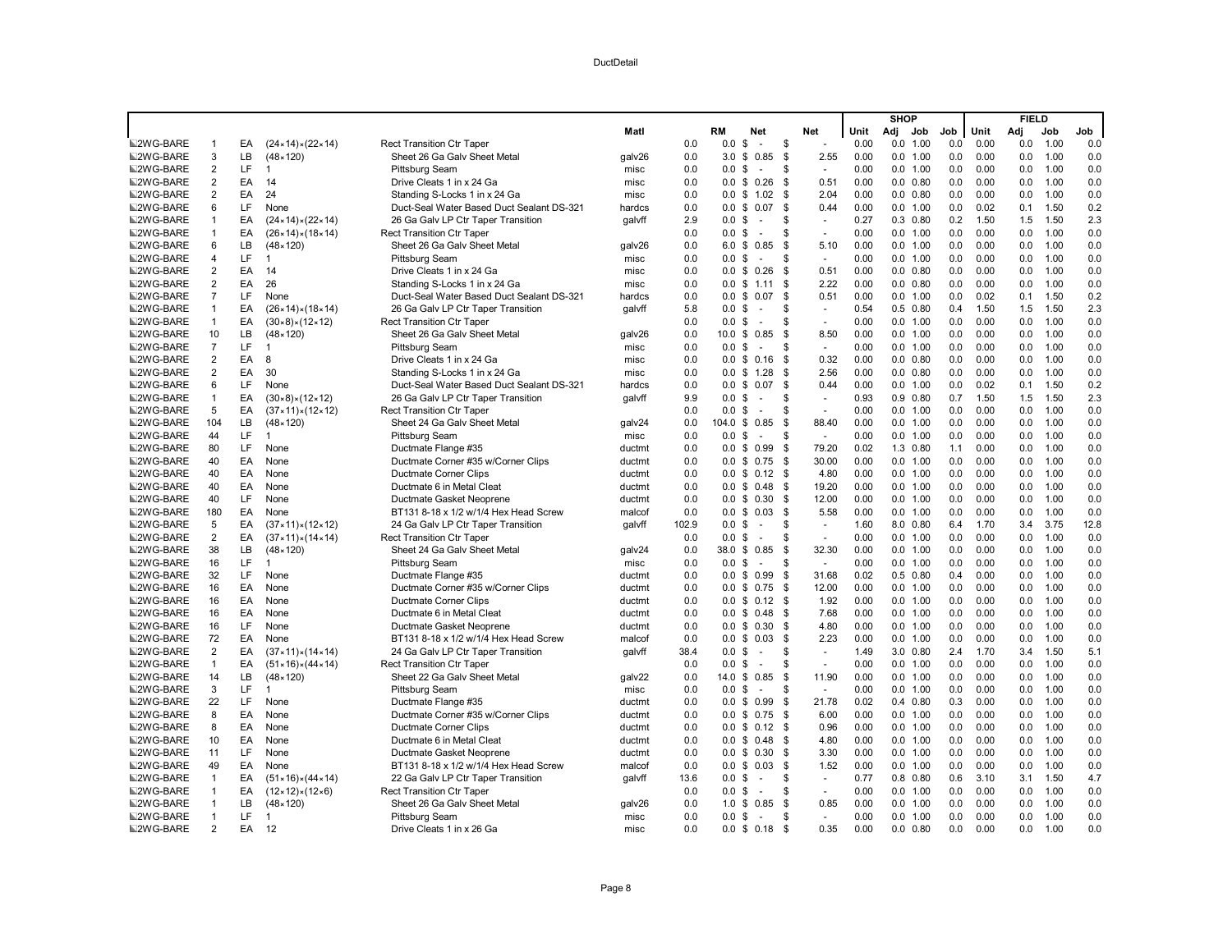DuctDetail

| | | | | | Matl | | RM | Net | Net | SHOP Unit | Adj | Job | Job | FIELD Unit | Adj | Job | Job |
|---|---|---|---|---|---|---|---|---|---|---|---|---|---|---|---|---|---|
| 2WG-BARE | 1 | EA | (24×14)×(22×14) | Rect Transition Ctr Taper | | 0.0 | 0.0 | $ - | $ - | 0.00 | 0.0 | 1.00 | 0.0 | 0.00 | 0.0 | 1.00 | 0.0 |
| 2WG-BARE | 3 | LB | (48×120) | Sheet 26 Ga Galv Sheet Metal | galv26 | 0.0 | 3.0 | $ 0.85 | $ 2.55 | 0.00 | 0.0 | 1.00 | 0.0 | 0.00 | 0.0 | 1.00 | 0.0 |
| 2WG-BARE | 2 | LF | 1 | Pittsburg Seam | misc | 0.0 | 0.0 | $ - | $ - | 0.00 | 0.0 | 1.00 | 0.0 | 0.00 | 0.0 | 1.00 | 0.0 |
| 2WG-BARE | 2 | EA | 14 | Drive Cleats 1 in x 24 Ga | misc | 0.0 | 0.0 | $ 0.26 | $ 0.51 | 0.00 | 0.0 | 0.80 | 0.0 | 0.00 | 0.0 | 1.00 | 0.0 |
| 2WG-BARE | 2 | EA | 24 | Standing S-Locks 1 in x 24 Ga | misc | 0.0 | 0.0 | $ 1.02 | $ 2.04 | 0.00 | 0.0 | 0.80 | 0.0 | 0.00 | 0.0 | 1.00 | 0.0 |
| 2WG-BARE | 6 | LF | None | Duct-Seal Water Based Duct Sealant DS-321 | hardcs | 0.0 | 0.0 | $ 0.07 | $ 0.44 | 0.00 | 0.0 | 1.00 | 0.0 | 0.02 | 0.1 | 1.50 | 0.2 |
| 2WG-BARE | 1 | EA | (24×14)×(22×14) | 26 Ga Galv LP Ctr Taper Transition | galvff | 2.9 | 0.0 | $ - | $ - | 0.27 | 0.3 | 0.80 | 0.2 | 1.50 | 1.5 | 1.50 | 2.3 |
| 2WG-BARE | 1 | EA | (26×14)×(18×14) | Rect Transition Ctr Taper | | 0.0 | 0.0 | $ - | $ - | 0.00 | 0.0 | 1.00 | 0.0 | 0.00 | 0.0 | 1.00 | 0.0 |
| 2WG-BARE | 6 | LB | (48×120) | Sheet 26 Ga Galv Sheet Metal | galv26 | 0.0 | 6.0 | $ 0.85 | $ 5.10 | 0.00 | 0.0 | 1.00 | 0.0 | 0.00 | 0.0 | 1.00 | 0.0 |
| 2WG-BARE | 4 | LF | 1 | Pittsburg Seam | misc | 0.0 | 0.0 | $ - | $ - | 0.00 | 0.0 | 1.00 | 0.0 | 0.00 | 0.0 | 1.00 | 0.0 |
| 2WG-BARE | 2 | EA | 14 | Drive Cleats 1 in x 24 Ga | misc | 0.0 | 0.0 | $ 0.26 | $ 0.51 | 0.00 | 0.0 | 0.80 | 0.0 | 0.00 | 0.0 | 1.00 | 0.0 |
| 2WG-BARE | 2 | EA | 26 | Standing S-Locks 1 in x 24 Ga | misc | 0.0 | 0.0 | $ 1.11 | $ 2.22 | 0.00 | 0.0 | 0.80 | 0.0 | 0.00 | 0.0 | 1.00 | 0.0 |
| 2WG-BARE | 7 | LF | None | Duct-Seal Water Based Duct Sealant DS-321 | hardcs | 0.0 | 0.0 | $ 0.07 | $ 0.51 | 0.00 | 0.0 | 1.00 | 0.0 | 0.02 | 0.1 | 1.50 | 0.2 |
| 2WG-BARE | 1 | EA | (26×14)×(18×14) | 26 Ga Galv LP Ctr Taper Transition | galvff | 5.8 | 0.0 | $ - | $ - | 0.54 | 0.5 | 0.80 | 0.4 | 1.50 | 1.5 | 1.50 | 2.3 |
| 2WG-BARE | 1 | EA | (30×8)×(12×12) | Rect Transition Ctr Taper | | 0.0 | 0.0 | $ - | $ - | 0.00 | 0.0 | 1.00 | 0.0 | 0.00 | 0.0 | 1.00 | 0.0 |
| 2WG-BARE | 10 | LB | (48×120) | Sheet 26 Ga Galv Sheet Metal | galv26 | 0.0 | 10.0 | $ 0.85 | $ 8.50 | 0.00 | 0.0 | 1.00 | 0.0 | 0.00 | 0.0 | 1.00 | 0.0 |
| 2WG-BARE | 7 | LF | 1 | Pittsburg Seam | misc | 0.0 | 0.0 | $ - | $ - | 0.00 | 0.0 | 1.00 | 0.0 | 0.00 | 0.0 | 1.00 | 0.0 |
| 2WG-BARE | 2 | EA | 8 | Drive Cleats 1 in x 24 Ga | misc | 0.0 | 0.0 | $ 0.16 | $ 0.32 | 0.00 | 0.0 | 0.80 | 0.0 | 0.00 | 0.0 | 1.00 | 0.0 |
| 2WG-BARE | 2 | EA | 30 | Standing S-Locks 1 in x 24 Ga | misc | 0.0 | 0.0 | $ 1.28 | $ 2.56 | 0.00 | 0.0 | 0.80 | 0.0 | 0.00 | 0.0 | 1.00 | 0.0 |
| 2WG-BARE | 6 | LF | None | Duct-Seal Water Based Duct Sealant DS-321 | hardcs | 0.0 | 0.0 | $ 0.07 | $ 0.44 | 0.00 | 0.0 | 1.00 | 0.0 | 0.02 | 0.1 | 1.50 | 0.2 |
| 2WG-BARE | 1 | EA | (30×8)×(12×12) | 26 Ga Galv LP Ctr Taper Transition | galvff | 9.9 | 0.0 | $ - | $ - | 0.93 | 0.9 | 0.80 | 0.7 | 1.50 | 1.5 | 1.50 | 2.3 |
| 2WG-BARE | 5 | EA | (37×11)×(12×12) | Rect Transition Ctr Taper | | 0.0 | 0.0 | $ - | $ - | 0.00 | 0.0 | 1.00 | 0.0 | 0.00 | 0.0 | 1.00 | 0.0 |
| 2WG-BARE | 104 | LB | (48×120) | Sheet 24 Ga Galv Sheet Metal | galv24 | 0.0 | 104.0 | $ 0.85 | $ 88.40 | 0.00 | 0.0 | 1.00 | 0.0 | 0.00 | 0.0 | 1.00 | 0.0 |
| 2WG-BARE | 44 | LF | 1 | Pittsburg Seam | misc | 0.0 | 0.0 | $ - | $ - | 0.00 | 0.0 | 1.00 | 0.0 | 0.00 | 0.0 | 1.00 | 0.0 |
| 2WG-BARE | 80 | LF | None | Ductmate Flange #35 | ductmt | 0.0 | 0.0 | $ 0.99 | $ 79.20 | 0.02 | 1.3 | 0.80 | 1.1 | 0.00 | 0.0 | 1.00 | 0.0 |
| 2WG-BARE | 40 | EA | None | Ductmate Corner #35 w/Corner Clips | ductmt | 0.0 | 0.0 | $ 0.75 | $ 30.00 | 0.00 | 0.0 | 1.00 | 0.0 | 0.00 | 0.0 | 1.00 | 0.0 |
| 2WG-BARE | 40 | EA | None | Ductmate Corner Clips | ductmt | 0.0 | 0.0 | $ 0.12 | $ 4.80 | 0.00 | 0.0 | 1.00 | 0.0 | 0.00 | 0.0 | 1.00 | 0.0 |
| 2WG-BARE | 40 | EA | None | Ductmate 6 in Metal Cleat | ductmt | 0.0 | 0.0 | $ 0.48 | $ 19.20 | 0.00 | 0.0 | 1.00 | 0.0 | 0.00 | 0.0 | 1.00 | 0.0 |
| 2WG-BARE | 40 | LF | None | Ductmate Gasket Neoprene | ductmt | 0.0 | 0.0 | $ 0.30 | $ 12.00 | 0.00 | 0.0 | 1.00 | 0.0 | 0.00 | 0.0 | 1.00 | 0.0 |
| 2WG-BARE | 180 | EA | None | BT131 8-18 x 1/2 w/1/4 Hex Head Screw | malcof | 0.0 | 0.0 | $ 0.03 | $ 5.58 | 0.00 | 0.0 | 1.00 | 0.0 | 0.00 | 0.0 | 1.00 | 0.0 |
| 2WG-BARE | 5 | EA | (37×11)×(12×12) | 24 Ga Galv LP Ctr Taper Transition | galvff | 102.9 | 0.0 | $ - | $ - | 1.60 | 8.0 | 0.80 | 6.4 | 1.70 | 3.4 | 3.75 | 12.8 |
| 2WG-BARE | 2 | EA | (37×11)×(14×14) | Rect Transition Ctr Taper | | 0.0 | 0.0 | $ - | $ - | 0.00 | 0.0 | 1.00 | 0.0 | 0.00 | 0.0 | 1.00 | 0.0 |
| 2WG-BARE | 38 | LB | (48×120) | Sheet 24 Ga Galv Sheet Metal | galv24 | 0.0 | 38.0 | $ 0.85 | $ 32.30 | 0.00 | 0.0 | 1.00 | 0.0 | 0.00 | 0.0 | 1.00 | 0.0 |
| 2WG-BARE | 16 | LF | 1 | Pittsburg Seam | misc | 0.0 | 0.0 | $ - | $ - | 0.00 | 0.0 | 1.00 | 0.0 | 0.00 | 0.0 | 1.00 | 0.0 |
| 2WG-BARE | 32 | LF | None | Ductmate Flange #35 | ductmt | 0.0 | 0.0 | $ 0.99 | $ 31.68 | 0.02 | 0.5 | 0.80 | 0.4 | 0.00 | 0.0 | 1.00 | 0.0 |
| 2WG-BARE | 16 | EA | None | Ductmate Corner #35 w/Corner Clips | ductmt | 0.0 | 0.0 | $ 0.75 | $ 12.00 | 0.00 | 0.0 | 1.00 | 0.0 | 0.00 | 0.0 | 1.00 | 0.0 |
| 2WG-BARE | 16 | EA | None | Ductmate Corner Clips | ductmt | 0.0 | 0.0 | $ 0.12 | $ 1.92 | 0.00 | 0.0 | 1.00 | 0.0 | 0.00 | 0.0 | 1.00 | 0.0 |
| 2WG-BARE | 16 | EA | None | Ductmate 6 in Metal Cleat | ductmt | 0.0 | 0.0 | $ 0.48 | $ 7.68 | 0.00 | 0.0 | 1.00 | 0.0 | 0.00 | 0.0 | 1.00 | 0.0 |
| 2WG-BARE | 16 | LF | None | Ductmate Gasket Neoprene | ductmt | 0.0 | 0.0 | $ 0.30 | $ 4.80 | 0.00 | 0.0 | 1.00 | 0.0 | 0.00 | 0.0 | 1.00 | 0.0 |
| 2WG-BARE | 72 | EA | None | BT131 8-18 x 1/2 w/1/4 Hex Head Screw | malcof | 0.0 | 0.0 | $ 0.03 | $ 2.23 | 0.00 | 0.0 | 1.00 | 0.0 | 0.00 | 0.0 | 1.00 | 0.0 |
| 2WG-BARE | 2 | EA | (37×11)×(14×14) | 24 Ga Galv LP Ctr Taper Transition | galvff | 38.4 | 0.0 | $ - | $ - | 1.49 | 3.0 | 0.80 | 2.4 | 1.70 | 3.4 | 1.50 | 5.1 |
| 2WG-BARE | 1 | EA | (51×16)×(44×14) | Rect Transition Ctr Taper | | 0.0 | 0.0 | $ - | $ - | 0.00 | 0.0 | 1.00 | 0.0 | 0.00 | 0.0 | 1.00 | 0.0 |
| 2WG-BARE | 14 | LB | (48×120) | Sheet 22 Ga Galv Sheet Metal | galv22 | 0.0 | 14.0 | $ 0.85 | $ 11.90 | 0.00 | 0.0 | 1.00 | 0.0 | 0.00 | 0.0 | 1.00 | 0.0 |
| 2WG-BARE | 3 | LF | 1 | Pittsburg Seam | misc | 0.0 | 0.0 | $ - | $ - | 0.00 | 0.0 | 1.00 | 0.0 | 0.00 | 0.0 | 1.00 | 0.0 |
| 2WG-BARE | 22 | LF | None | Ductmate Flange #35 | ductmt | 0.0 | 0.0 | $ 0.99 | $ 21.78 | 0.02 | 0.4 | 0.80 | 0.3 | 0.00 | 0.0 | 1.00 | 0.0 |
| 2WG-BARE | 8 | EA | None | Ductmate Corner #35 w/Corner Clips | ductmt | 0.0 | 0.0 | $ 0.75 | $ 6.00 | 0.00 | 0.0 | 1.00 | 0.0 | 0.00 | 0.0 | 1.00 | 0.0 |
| 2WG-BARE | 8 | EA | None | Ductmate Corner Clips | ductmt | 0.0 | 0.0 | $ 0.12 | $ 0.96 | 0.00 | 0.0 | 1.00 | 0.0 | 0.00 | 0.0 | 1.00 | 0.0 |
| 2WG-BARE | 10 | EA | None | Ductmate 6 in Metal Cleat | ductmt | 0.0 | 0.0 | $ 0.48 | $ 4.80 | 0.00 | 0.0 | 1.00 | 0.0 | 0.00 | 0.0 | 1.00 | 0.0 |
| 2WG-BARE | 11 | LF | None | Ductmate Gasket Neoprene | ductmt | 0.0 | 0.0 | $ 0.30 | $ 3.30 | 0.00 | 0.0 | 1.00 | 0.0 | 0.00 | 0.0 | 1.00 | 0.0 |
| 2WG-BARE | 49 | EA | None | BT131 8-18 x 1/2 w/1/4 Hex Head Screw | malcof | 0.0 | 0.0 | $ 0.03 | $ 1.52 | 0.00 | 0.0 | 1.00 | 0.0 | 0.00 | 0.0 | 1.00 | 0.0 |
| 2WG-BARE | 1 | EA | (51×16)×(44×14) | 22 Ga Galv LP Ctr Taper Transition | galvff | 13.6 | 0.0 | $ - | $ - | 0.77 | 0.8 | 0.80 | 0.6 | 3.10 | 3.1 | 1.50 | 4.7 |
| 2WG-BARE | 1 | EA | (12×12)×(12×6) | Rect Transition Ctr Taper | | 0.0 | 0.0 | $ - | $ - | 0.00 | 0.0 | 1.00 | 0.0 | 0.00 | 0.0 | 1.00 | 0.0 |
| 2WG-BARE | 1 | LB | (48×120) | Sheet 26 Ga Galv Sheet Metal | galv26 | 0.0 | 1.0 | $ 0.85 | $ 0.85 | 0.00 | 0.0 | 1.00 | 0.0 | 0.00 | 0.0 | 1.00 | 0.0 |
| 2WG-BARE | 1 | LF | 1 | Pittsburg Seam | misc | 0.0 | 0.0 | $ - | $ - | 0.00 | 0.0 | 1.00 | 0.0 | 0.00 | 0.0 | 1.00 | 0.0 |
| 2WG-BARE | 2 | EA | 12 | Drive Cleats 1 in x 26 Ga | misc | 0.0 | 0.0 | $ 0.18 | $ 0.35 | 0.00 | 0.0 | 0.80 | 0.0 | 0.00 | 0.0 | 1.00 | 0.0 |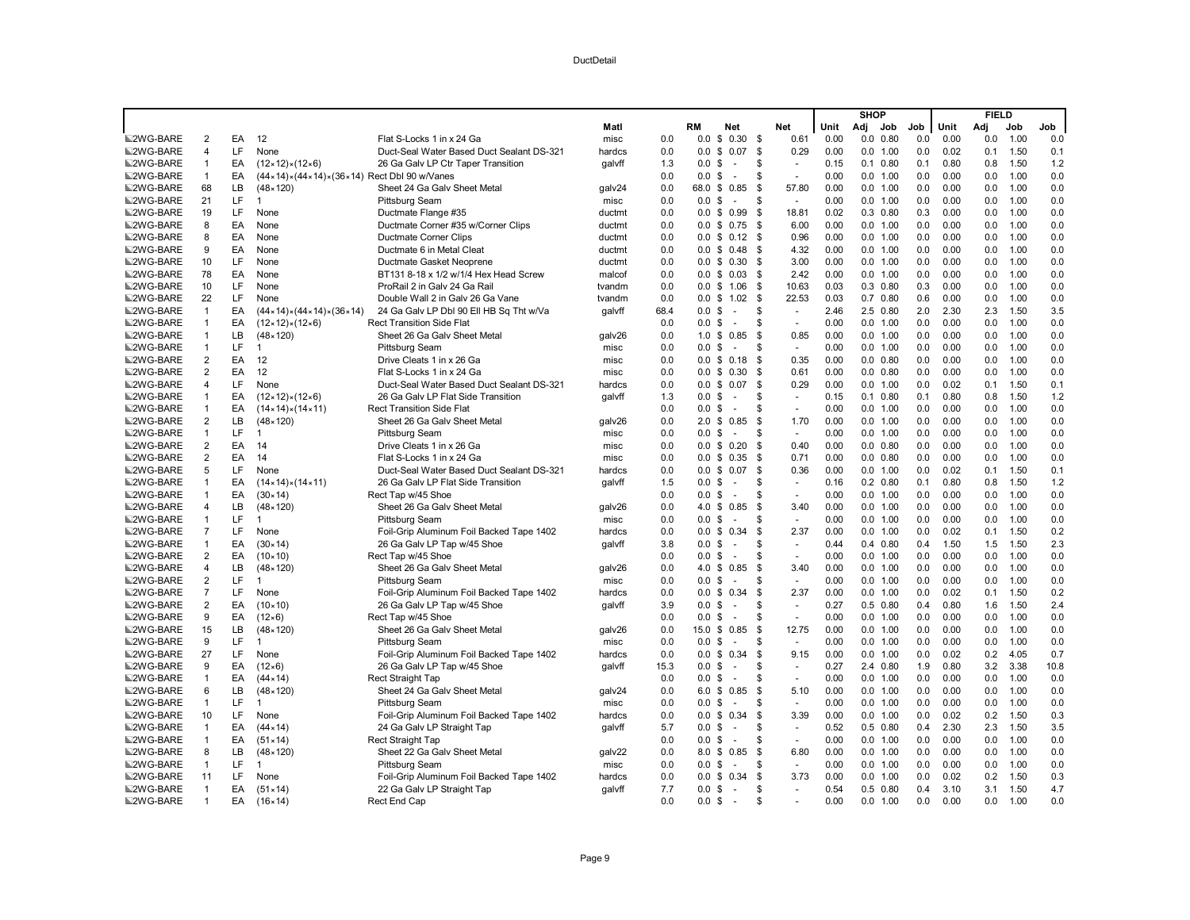| | | | | | Matl | | RM | Net | Net | SHOP Unit | Adj | Job | Job | FIELD Unit | Adj | Job | Job |
|---|---|---|---|---|---|---|---|---|---|---|---|---|---|---|---|---|---|
| 2WG-BARE | 2 | EA | 12 | Flat S-Locks 1 in x 24 Ga | misc | 0.0 | 0.0 | $ 0.30 | $ 0.61 | 0.00 | 0.0 | 0.80 | 0.0 | 0.00 | 0.0 | 1.00 | 0.0 |
| 2WG-BARE | 4 | LF | None | Duct-Seal Water Based Duct Sealant DS-321 | hardcs | 0.0 | 0.0 | $ 0.07 | $ 0.29 | 0.00 | 0.0 | 1.00 | 0.0 | 0.02 | 0.1 | 1.50 | 0.1 |
| 2WG-BARE | 1 | EA | (12×12)×(12×6) | 26 Ga Galv LP Ctr Taper Transition | galvff | 1.3 | 0.0 | $ - | $ - | 0.15 | 0.1 | 0.80 | 0.1 | 0.80 | 0.8 | 1.50 | 1.2 |
| 2WG-BARE | 1 | EA | (44×14)×(44×14)×(36×14) | Rect Dbl 90 w/Vanes | | 0.0 | 0.0 | $ - | $ - | 0.00 | 0.0 | 1.00 | 0.0 | 0.00 | 0.0 | 1.00 | 0.0 |
| 2WG-BARE | 68 | LB | (48×120) | Sheet 24 Ga Galv Sheet Metal | galv24 | 0.0 | 68.0 | $ 0.85 | $ 57.80 | 0.00 | 0.0 | 1.00 | 0.0 | 0.00 | 0.0 | 1.00 | 0.0 |
| 2WG-BARE | 21 | LF | 1 | Pittsburg Seam | misc | 0.0 | 0.0 | $ - | $ - | 0.00 | 0.0 | 1.00 | 0.0 | 0.00 | 0.0 | 1.00 | 0.0 |
| 2WG-BARE | 19 | LF | None | Ductmate Flange #35 | ductmt | 0.0 | 0.0 | $ 0.99 | $ 18.81 | 0.02 | 0.3 | 0.80 | 0.3 | 0.00 | 0.0 | 1.00 | 0.0 |
| 2WG-BARE | 8 | EA | None | Ductmate Corner #35 w/Corner Clips | ductmt | 0.0 | 0.0 | $ 0.75 | $ 6.00 | 0.00 | 0.0 | 1.00 | 0.0 | 0.00 | 0.0 | 1.00 | 0.0 |
| 2WG-BARE | 8 | EA | None | Ductmate Corner Clips | ductmt | 0.0 | 0.0 | $ 0.12 | $ 0.96 | 0.00 | 0.0 | 1.00 | 0.0 | 0.00 | 0.0 | 1.00 | 0.0 |
| 2WG-BARE | 9 | EA | None | Ductmate 6 in Metal Cleat | ductmt | 0.0 | 0.0 | $ 0.48 | $ 4.32 | 0.00 | 0.0 | 1.00 | 0.0 | 0.00 | 0.0 | 1.00 | 0.0 |
| 2WG-BARE | 10 | LF | None | Ductmate Gasket Neoprene | ductmt | 0.0 | 0.0 | $ 0.30 | $ 3.00 | 0.00 | 0.0 | 1.00 | 0.0 | 0.00 | 0.0 | 1.00 | 0.0 |
| 2WG-BARE | 78 | EA | None | BT131 8-18 x 1/2 w/1/4 Hex Head Screw | malcof | 0.0 | 0.0 | $ 0.03 | $ 2.42 | 0.00 | 0.0 | 1.00 | 0.0 | 0.00 | 0.0 | 1.00 | 0.0 |
| 2WG-BARE | 10 | LF | None | ProRail 2 in Galv 24 Ga Rail | tvandm | 0.0 | 0.0 | $ 1.06 | $ 10.63 | 0.03 | 0.3 | 0.80 | 0.3 | 0.00 | 0.0 | 1.00 | 0.0 |
| 2WG-BARE | 22 | LF | None | Double Wall 2 in Galv 26 Ga Vane | tvandm | 0.0 | 0.0 | $ 1.02 | $ 22.53 | 0.03 | 0.7 | 0.80 | 0.6 | 0.00 | 0.0 | 1.00 | 0.0 |
| 2WG-BARE | 1 | EA | (44×14)×(44×14)×(36×14) | 24 Ga Galv LP Dbl 90 Ell HB Sq Tht w/Va | galvff | 68.4 | 0.0 | $ - | $ - | 2.46 | 2.5 | 0.80 | 2.0 | 2.30 | 2.3 | 1.50 | 3.5 |
| 2WG-BARE | 1 | EA | (12×12)×(12×6) | Rect Transition Side Flat | | 0.0 | 0.0 | $ - | $ - | 0.00 | 0.0 | 1.00 | 0.0 | 0.00 | 0.0 | 1.00 | 0.0 |
| 2WG-BARE | 1 | LB | (48×120) | Sheet 26 Ga Galv Sheet Metal | galv26 | 0.0 | 1.0 | $ 0.85 | $ 0.85 | 0.00 | 0.0 | 1.00 | 0.0 | 0.00 | 0.0 | 1.00 | 0.0 |
| 2WG-BARE | 1 | LF | 1 | Pittsburg Seam | misc | 0.0 | 0.0 | $ - | $ - | 0.00 | 0.0 | 1.00 | 0.0 | 0.00 | 0.0 | 1.00 | 0.0 |
| 2WG-BARE | 2 | EA | 12 | Drive Cleats 1 in x 26 Ga | misc | 0.0 | 0.0 | $ 0.18 | $ 0.35 | 0.00 | 0.0 | 0.80 | 0.0 | 0.00 | 0.0 | 1.00 | 0.0 |
| 2WG-BARE | 2 | EA | 12 | Flat S-Locks 1 in x 24 Ga | misc | 0.0 | 0.0 | $ 0.30 | $ 0.61 | 0.00 | 0.0 | 0.80 | 0.0 | 0.00 | 0.0 | 1.00 | 0.0 |
| 2WG-BARE | 4 | LF | None | Duct-Seal Water Based Duct Sealant DS-321 | hardcs | 0.0 | 0.0 | $ 0.07 | $ 0.29 | 0.00 | 0.0 | 1.00 | 0.0 | 0.02 | 0.1 | 1.50 | 0.1 |
| 2WG-BARE | 1 | EA | (12×12)×(12×6) | 26 Ga Galv LP Flat Side Transition | galvff | 1.3 | 0.0 | $ - | $ - | 0.15 | 0.1 | 0.80 | 0.1 | 0.80 | 0.8 | 1.50 | 1.2 |
| 2WG-BARE | 1 | EA | (14×14)×(14×11) | Rect Transition Side Flat | | 0.0 | 0.0 | $ - | $ - | 0.00 | 0.0 | 1.00 | 0.0 | 0.00 | 0.0 | 1.00 | 0.0 |
| 2WG-BARE | 2 | LB | (48×120) | Sheet 26 Ga Galv Sheet Metal | galv26 | 0.0 | 2.0 | $ 0.85 | $ 1.70 | 0.00 | 0.0 | 1.00 | 0.0 | 0.00 | 0.0 | 1.00 | 0.0 |
| 2WG-BARE | 1 | LF | 1 | Pittsburg Seam | misc | 0.0 | 0.0 | $ - | $ - | 0.00 | 0.0 | 1.00 | 0.0 | 0.00 | 0.0 | 1.00 | 0.0 |
| 2WG-BARE | 2 | EA | 14 | Drive Cleats 1 in x 26 Ga | misc | 0.0 | 0.0 | $ 0.20 | $ 0.40 | 0.00 | 0.0 | 0.80 | 0.0 | 0.00 | 0.0 | 1.00 | 0.0 |
| 2WG-BARE | 2 | EA | 14 | Flat S-Locks 1 in x 24 Ga | misc | 0.0 | 0.0 | $ 0.35 | $ 0.71 | 0.00 | 0.0 | 0.80 | 0.0 | 0.00 | 0.0 | 1.00 | 0.0 |
| 2WG-BARE | 5 | LF | None | Duct-Seal Water Based Duct Sealant DS-321 | hardcs | 0.0 | 0.0 | $ 0.07 | $ 0.36 | 0.00 | 0.0 | 1.00 | 0.0 | 0.02 | 0.1 | 1.50 | 0.1 |
| 2WG-BARE | 1 | EA | (14×14)×(14×11) | 26 Ga Galv LP Flat Side Transition | galvff | 1.5 | 0.0 | $ - | $ - | 0.16 | 0.2 | 0.80 | 0.1 | 0.80 | 0.8 | 1.50 | 1.2 |
| 2WG-BARE | 1 | EA | (30×14) | Rect Tap w/45 Shoe | | 0.0 | 0.0 | $ - | $ - | 0.00 | 0.0 | 1.00 | 0.0 | 0.00 | 0.0 | 1.00 | 0.0 |
| 2WG-BARE | 4 | LB | (48×120) | Sheet 26 Ga Galv Sheet Metal | galv26 | 0.0 | 4.0 | $ 0.85 | $ 3.40 | 0.00 | 0.0 | 1.00 | 0.0 | 0.00 | 0.0 | 1.00 | 0.0 |
| 2WG-BARE | 1 | LF | 1 | Pittsburg Seam | misc | 0.0 | 0.0 | $ - | $ - | 0.00 | 0.0 | 1.00 | 0.0 | 0.00 | 0.0 | 1.00 | 0.0 |
| 2WG-BARE | 7 | LF | None | Foil-Grip Aluminum Foil Backed Tape 1402 | hardcs | 0.0 | 0.0 | $ 0.34 | $ 2.37 | 0.00 | 0.0 | 1.00 | 0.0 | 0.02 | 0.1 | 1.50 | 0.2 |
| 2WG-BARE | 1 | EA | (30×14) | 26 Ga Galv LP Tap w/45 Shoe | galvff | 3.8 | 0.0 | $ - | $ - | 0.44 | 0.4 | 0.80 | 0.4 | 1.50 | 1.5 | 1.50 | 2.3 |
| 2WG-BARE | 2 | EA | (10×10) | Rect Tap w/45 Shoe | | 0.0 | 0.0 | $ - | $ - | 0.00 | 0.0 | 1.00 | 0.0 | 0.00 | 0.0 | 1.00 | 0.0 |
| 2WG-BARE | 4 | LB | (48×120) | Sheet 26 Ga Galv Sheet Metal | galv26 | 0.0 | 4.0 | $ 0.85 | $ 3.40 | 0.00 | 0.0 | 1.00 | 0.0 | 0.00 | 0.0 | 1.00 | 0.0 |
| 2WG-BARE | 2 | LF | 1 | Pittsburg Seam | misc | 0.0 | 0.0 | $ - | $ - | 0.00 | 0.0 | 1.00 | 0.0 | 0.00 | 0.0 | 1.00 | 0.0 |
| 2WG-BARE | 7 | LF | None | Foil-Grip Aluminum Foil Backed Tape 1402 | hardcs | 0.0 | 0.0 | $ 0.34 | $ 2.37 | 0.00 | 0.0 | 1.00 | 0.0 | 0.02 | 0.1 | 1.50 | 0.2 |
| 2WG-BARE | 2 | EA | (10×10) | 26 Ga Galv LP Tap w/45 Shoe | galvff | 3.9 | 0.0 | $ - | $ - | 0.27 | 0.5 | 0.80 | 0.4 | 0.80 | 1.6 | 1.50 | 2.4 |
| 2WG-BARE | 9 | EA | (12×6) | Rect Tap w/45 Shoe | | 0.0 | 0.0 | $ - | $ - | 0.00 | 0.0 | 1.00 | 0.0 | 0.00 | 0.0 | 1.00 | 0.0 |
| 2WG-BARE | 15 | LB | (48×120) | Sheet 26 Ga Galv Sheet Metal | galv26 | 0.0 | 15.0 | $ 0.85 | $ 12.75 | 0.00 | 0.0 | 1.00 | 0.0 | 0.00 | 0.0 | 1.00 | 0.0 |
| 2WG-BARE | 9 | LF | 1 | Pittsburg Seam | misc | 0.0 | 0.0 | $ - | $ - | 0.00 | 0.0 | 1.00 | 0.0 | 0.00 | 0.0 | 1.00 | 0.0 |
| 2WG-BARE | 27 | LF | None | Foil-Grip Aluminum Foil Backed Tape 1402 | hardcs | 0.0 | 0.0 | $ 0.34 | $ 9.15 | 0.00 | 0.0 | 1.00 | 0.0 | 0.02 | 0.2 | 4.05 | 0.7 |
| 2WG-BARE | 9 | EA | (12×6) | 26 Ga Galv LP Tap w/45 Shoe | galvff | 15.3 | 0.0 | $ - | $ - | 0.27 | 2.4 | 0.80 | 1.9 | 0.80 | 3.2 | 3.38 | 10.8 |
| 2WG-BARE | 1 | EA | (44×14) | Rect Straight Tap | | 0.0 | 0.0 | $ - | $ - | 0.00 | 0.0 | 1.00 | 0.0 | 0.00 | 0.0 | 1.00 | 0.0 |
| 2WG-BARE | 6 | LB | (48×120) | Sheet 24 Ga Galv Sheet Metal | galv24 | 0.0 | 6.0 | $ 0.85 | $ 5.10 | 0.00 | 0.0 | 1.00 | 0.0 | 0.00 | 0.0 | 1.00 | 0.0 |
| 2WG-BARE | 1 | LF | 1 | Pittsburg Seam | misc | 0.0 | 0.0 | $ - | $ - | 0.00 | 0.0 | 1.00 | 0.0 | 0.00 | 0.0 | 1.00 | 0.0 |
| 2WG-BARE | 10 | LF | None | Foil-Grip Aluminum Foil Backed Tape 1402 | hardcs | 0.0 | 0.0 | $ 0.34 | $ 3.39 | 0.00 | 0.0 | 1.00 | 0.0 | 0.02 | 0.2 | 1.50 | 0.3 |
| 2WG-BARE | 1 | EA | (44×14) | 24 Ga Galv LP Straight Tap | galvff | 5.7 | 0.0 | $ - | $ - | 0.52 | 0.5 | 0.80 | 0.4 | 2.30 | 2.3 | 1.50 | 3.5 |
| 2WG-BARE | 1 | EA | (51×14) | Rect Straight Tap | | 0.0 | 0.0 | $ - | $ - | 0.00 | 0.0 | 1.00 | 0.0 | 0.00 | 0.0 | 1.00 | 0.0 |
| 2WG-BARE | 8 | LB | (48×120) | Sheet 22 Ga Galv Sheet Metal | galv22 | 0.0 | 8.0 | $ 0.85 | $ 6.80 | 0.00 | 0.0 | 1.00 | 0.0 | 0.00 | 0.0 | 1.00 | 0.0 |
| 2WG-BARE | 1 | LF | 1 | Pittsburg Seam | misc | 0.0 | 0.0 | $ - | $ - | 0.00 | 0.0 | 1.00 | 0.0 | 0.00 | 0.0 | 1.00 | 0.0 |
| 2WG-BARE | 11 | LF | None | Foil-Grip Aluminum Foil Backed Tape 1402 | hardcs | 0.0 | 0.0 | $ 0.34 | $ 3.73 | 0.00 | 0.0 | 1.00 | 0.0 | 0.02 | 0.2 | 1.50 | 0.3 |
| 2WG-BARE | 1 | EA | (51×14) | 22 Ga Galv LP Straight Tap | galvff | 7.7 | 0.0 | $ - | $ - | 0.54 | 0.5 | 0.80 | 0.4 | 3.10 | 3.1 | 1.50 | 4.7 |
| 2WG-BARE | 1 | EA | (16×14) | Rect End Cap | | 0.0 | 0.0 | $ - | $ - | 0.00 | 0.0 | 1.00 | 0.0 | 0.00 | 0.0 | 1.00 | 0.0 |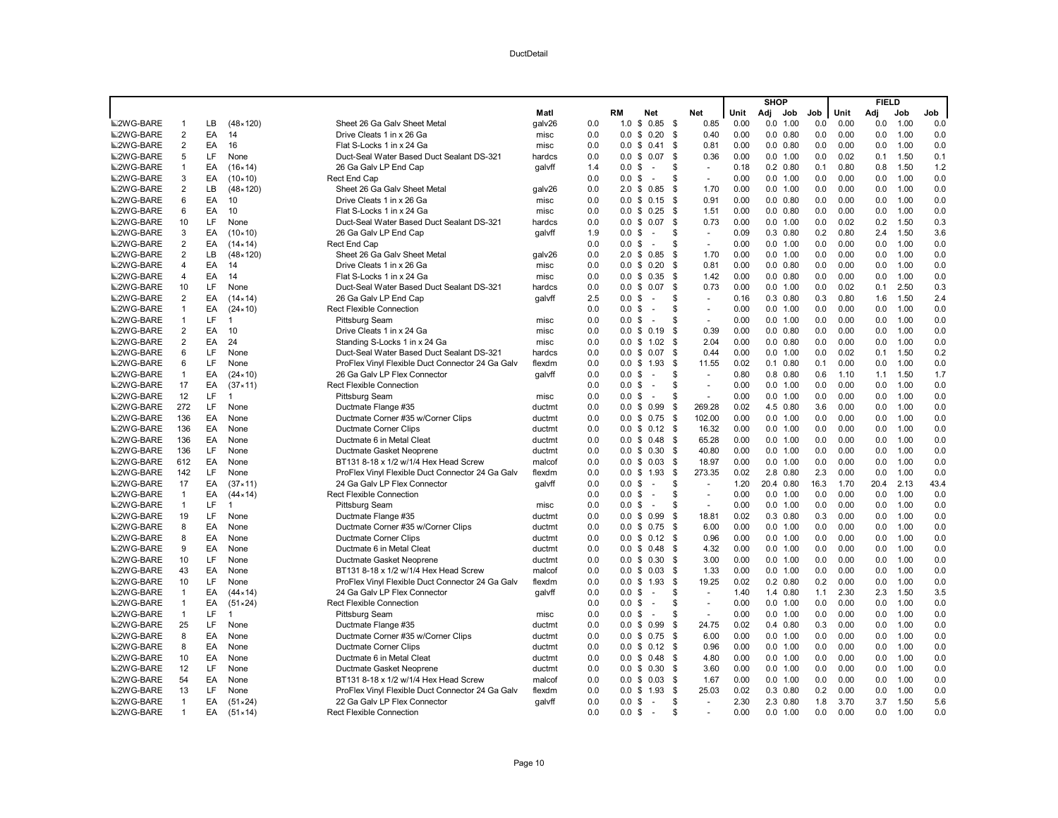DuctDetail

| | | | | | Matl | | RM | Net | Net | SHOP Unit | SHOP Adj | SHOP Job | SHOP Job | FIELD Unit | FIELD Adj | FIELD Job | FIELD Job |
|---|---|---|---|---|---|---|---|---|---|---|---|---|---|---|---|---|---|
| 2WG-BARE | 1 | LB | (48×120) | Sheet 26 Ga Galv Sheet Metal | galv26 | 0.0 | 1.0 | $ 0.85 | $ 0.85 | 0.00 | 0.0 | 1.00 | 0.0 | 0.00 | 0.0 | 1.00 | 0.0 |
| 2WG-BARE | 2 | EA | 14 | Drive Cleats 1 in x 26 Ga | misc | 0.0 | 0.0 | $ 0.20 | $ 0.40 | 0.00 | 0.0 | 0.80 | 0.0 | 0.00 | 0.0 | 1.00 | 0.0 |
| 2WG-BARE | 2 | EA | 16 | Flat S-Locks 1 in x 24 Ga | misc | 0.0 | 0.0 | $ 0.41 | $ 0.81 | 0.00 | 0.0 | 0.80 | 0.0 | 0.00 | 0.0 | 1.00 | 0.0 |
| 2WG-BARE | 5 | LF | None | Duct-Seal Water Based Duct Sealant DS-321 | hardcs | 0.0 | 0.0 | $ 0.07 | $ 0.36 | 0.00 | 0.0 | 1.00 | 0.0 | 0.02 | 0.1 | 1.50 | 0.1 |
| 2WG-BARE | 1 | EA | (16×14) | 26 Ga Galv LP End Cap | galvff | 1.4 | 0.0 | $ - | $ - | 0.18 | 0.2 | 0.80 | 0.1 | 0.80 | 0.8 | 1.50 | 1.2 |
| 2WG-BARE | 3 | EA | (10×10) | Rect End Cap | | 0.0 | 0.0 | $ - | $ - | 0.00 | 0.0 | 1.00 | 0.0 | 0.00 | 0.0 | 1.00 | 0.0 |
| 2WG-BARE | 2 | LB | (48×120) | Sheet 26 Ga Galv Sheet Metal | galv26 | 0.0 | 2.0 | $ 0.85 | $ 1.70 | 0.00 | 0.0 | 1.00 | 0.0 | 0.00 | 0.0 | 1.00 | 0.0 |
| 2WG-BARE | 6 | EA | 10 | Drive Cleats 1 in x 26 Ga | misc | 0.0 | 0.0 | $ 0.15 | $ 0.91 | 0.00 | 0.0 | 0.80 | 0.0 | 0.00 | 0.0 | 1.00 | 0.0 |
| 2WG-BARE | 6 | EA | 10 | Flat S-Locks 1 in x 24 Ga | misc | 0.0 | 0.0 | $ 0.25 | $ 1.51 | 0.00 | 0.0 | 0.80 | 0.0 | 0.00 | 0.0 | 1.00 | 0.0 |
| 2WG-BARE | 10 | LF | None | Duct-Seal Water Based Duct Sealant DS-321 | hardcs | 0.0 | 0.0 | $ 0.07 | $ 0.73 | 0.00 | 0.0 | 1.00 | 0.0 | 0.02 | 0.2 | 1.50 | 0.3 |
| 2WG-BARE | 3 | EA | (10×10) | 26 Ga Galv LP End Cap | galvff | 1.9 | 0.0 | $ - | $ - | 0.09 | 0.3 | 0.80 | 0.2 | 0.80 | 2.4 | 1.50 | 3.6 |
| 2WG-BARE | 2 | EA | (14×14) | Rect End Cap | | 0.0 | 0.0 | $ - | $ - | 0.00 | 0.0 | 1.00 | 0.0 | 0.00 | 0.0 | 1.00 | 0.0 |
| 2WG-BARE | 2 | LB | (48×120) | Sheet 26 Ga Galv Sheet Metal | galv26 | 0.0 | 2.0 | $ 0.85 | $ 1.70 | 0.00 | 0.0 | 1.00 | 0.0 | 0.00 | 0.0 | 1.00 | 0.0 |
| 2WG-BARE | 4 | EA | 14 | Drive Cleats 1 in x 26 Ga | misc | 0.0 | 0.0 | $ 0.20 | $ 0.81 | 0.00 | 0.0 | 0.80 | 0.0 | 0.00 | 0.0 | 1.00 | 0.0 |
| 2WG-BARE | 4 | EA | 14 | Flat S-Locks 1 in x 24 Ga | misc | 0.0 | 0.0 | $ 0.35 | $ 1.42 | 0.00 | 0.0 | 0.80 | 0.0 | 0.00 | 0.0 | 1.00 | 0.0 |
| 2WG-BARE | 10 | LF | None | Duct-Seal Water Based Duct Sealant DS-321 | hardcs | 0.0 | 0.0 | $ 0.07 | $ 0.73 | 0.00 | 0.0 | 1.00 | 0.0 | 0.02 | 0.1 | 2.50 | 0.3 |
| 2WG-BARE | 2 | EA | (14×14) | 26 Ga Galv LP End Cap | galvff | 2.5 | 0.0 | $ - | $ - | 0.16 | 0.3 | 0.80 | 0.3 | 0.80 | 1.6 | 1.50 | 2.4 |
| 2WG-BARE | 1 | EA | (24×10) | Rect Flexible Connection | | 0.0 | 0.0 | $ - | $ - | 0.00 | 0.0 | 1.00 | 0.0 | 0.00 | 0.0 | 1.00 | 0.0 |
| 2WG-BARE | 1 | LF | 1 | Pittsburg Seam | misc | 0.0 | 0.0 | $ - | $ - | 0.00 | 0.0 | 1.00 | 0.0 | 0.00 | 0.0 | 1.00 | 0.0 |
| 2WG-BARE | 2 | EA | 10 | Drive Cleats 1 in x 24 Ga | misc | 0.0 | 0.0 | $ 0.19 | $ 0.39 | 0.00 | 0.0 | 0.80 | 0.0 | 0.00 | 0.0 | 1.00 | 0.0 |
| 2WG-BARE | 2 | EA | 24 | Standing S-Locks 1 in x 24 Ga | misc | 0.0 | 0.0 | $ 1.02 | $ 2.04 | 0.00 | 0.0 | 0.80 | 0.0 | 0.00 | 0.0 | 1.00 | 0.0 |
| 2WG-BARE | 6 | LF | None | Duct-Seal Water Based Duct Sealant DS-321 | hardcs | 0.0 | 0.0 | $ 0.07 | $ 0.44 | 0.00 | 0.0 | 1.00 | 0.0 | 0.02 | 0.1 | 1.50 | 0.2 |
| 2WG-BARE | 6 | LF | None | ProFlex Vinyl Flexible Duct Connector 24 Ga Galv | flexdm | 0.0 | 0.0 | $ 1.93 | $ 11.55 | 0.02 | 0.1 | 0.80 | 0.1 | 0.00 | 0.0 | 1.00 | 0.0 |
| 2WG-BARE | 1 | EA | (24×10) | 26 Ga Galv LP Flex Connector | galvff | 0.0 | 0.0 | $ - | $ - | 0.80 | 0.8 | 0.80 | 0.6 | 1.10 | 1.1 | 1.50 | 1.7 |
| 2WG-BARE | 17 | EA | (37×11) | Rect Flexible Connection | | 0.0 | 0.0 | $ - | $ - | 0.00 | 0.0 | 1.00 | 0.0 | 0.00 | 0.0 | 1.00 | 0.0 |
| 2WG-BARE | 12 | LF | 1 | Pittsburg Seam | misc | 0.0 | 0.0 | $ - | $ - | 0.00 | 0.0 | 1.00 | 0.0 | 0.00 | 0.0 | 1.00 | 0.0 |
| 2WG-BARE | 272 | LF | None | Ductmate Flange #35 | ductmt | 0.0 | 0.0 | $ 0.99 | $ 269.28 | 0.02 | 4.5 | 0.80 | 3.6 | 0.00 | 0.0 | 1.00 | 0.0 |
| 2WG-BARE | 136 | EA | None | Ductmate Corner #35 w/Corner Clips | ductmt | 0.0 | 0.0 | $ 0.75 | $ 102.00 | 0.00 | 0.0 | 1.00 | 0.0 | 0.00 | 0.0 | 1.00 | 0.0 |
| 2WG-BARE | 136 | EA | None | Ductmate Corner Clips | ductmt | 0.0 | 0.0 | $ 0.12 | $ 16.32 | 0.00 | 0.0 | 1.00 | 0.0 | 0.00 | 0.0 | 1.00 | 0.0 |
| 2WG-BARE | 136 | EA | None | Ductmate 6 in Metal Cleat | ductmt | 0.0 | 0.0 | $ 0.48 | $ 65.28 | 0.00 | 0.0 | 1.00 | 0.0 | 0.00 | 0.0 | 1.00 | 0.0 |
| 2WG-BARE | 136 | LF | None | Ductmate Gasket Neoprene | ductmt | 0.0 | 0.0 | $ 0.30 | $ 40.80 | 0.00 | 0.0 | 1.00 | 0.0 | 0.00 | 0.0 | 1.00 | 0.0 |
| 2WG-BARE | 612 | EA | None | BT131 8-18 x 1/2 w/1/4 Hex Head Screw | malcof | 0.0 | 0.0 | $ 0.03 | $ 18.97 | 0.00 | 0.0 | 1.00 | 0.0 | 0.00 | 0.0 | 1.00 | 0.0 |
| 2WG-BARE | 142 | LF | None | ProFlex Vinyl Flexible Duct Connector 24 Ga Galv | flexdm | 0.0 | 0.0 | $ 1.93 | $ 273.35 | 0.02 | 2.8 | 0.80 | 2.3 | 0.00 | 0.0 | 1.00 | 0.0 |
| 2WG-BARE | 17 | EA | (37×11) | 24 Ga Galv LP Flex Connector | galvff | 0.0 | 0.0 | $ - | $ - | 1.20 | 20.4 | 0.80 | 16.3 | 1.70 | 20.4 | 2.13 | 43.4 |
| 2WG-BARE | 1 | EA | (44×14) | Rect Flexible Connection | | 0.0 | 0.0 | $ - | $ - | 0.00 | 0.0 | 1.00 | 0.0 | 0.00 | 0.0 | 1.00 | 0.0 |
| 2WG-BARE | 1 | LF | 1 | Pittsburg Seam | misc | 0.0 | 0.0 | $ - | $ - | 0.00 | 0.0 | 1.00 | 0.0 | 0.00 | 0.0 | 1.00 | 0.0 |
| 2WG-BARE | 19 | LF | None | Ductmate Flange #35 | ductmt | 0.0 | 0.0 | $ 0.99 | $ 18.81 | 0.02 | 0.3 | 0.80 | 0.3 | 0.00 | 0.0 | 1.00 | 0.0 |
| 2WG-BARE | 8 | EA | None | Ductmate Corner #35 w/Corner Clips | ductmt | 0.0 | 0.0 | $ 0.75 | $ 6.00 | 0.00 | 0.0 | 1.00 | 0.0 | 0.00 | 0.0 | 1.00 | 0.0 |
| 2WG-BARE | 8 | EA | None | Ductmate Corner Clips | ductmt | 0.0 | 0.0 | $ 0.12 | $ 0.96 | 0.00 | 0.0 | 1.00 | 0.0 | 0.00 | 0.0 | 1.00 | 0.0 |
| 2WG-BARE | 9 | EA | None | Ductmate 6 in Metal Cleat | ductmt | 0.0 | 0.0 | $ 0.48 | $ 4.32 | 0.00 | 0.0 | 1.00 | 0.0 | 0.00 | 0.0 | 1.00 | 0.0 |
| 2WG-BARE | 10 | LF | None | Ductmate Gasket Neoprene | ductmt | 0.0 | 0.0 | $ 0.30 | $ 3.00 | 0.00 | 0.0 | 1.00 | 0.0 | 0.00 | 0.0 | 1.00 | 0.0 |
| 2WG-BARE | 43 | EA | None | BT131 8-18 x 1/2 w/1/4 Hex Head Screw | malcof | 0.0 | 0.0 | $ 0.03 | $ 1.33 | 0.00 | 0.0 | 1.00 | 0.0 | 0.00 | 0.0 | 1.00 | 0.0 |
| 2WG-BARE | 10 | LF | None | ProFlex Vinyl Flexible Duct Connector 24 Ga Galv | flexdm | 0.0 | 0.0 | $ 1.93 | $ 19.25 | 0.02 | 0.2 | 0.80 | 0.2 | 0.00 | 0.0 | 1.00 | 0.0 |
| 2WG-BARE | 1 | EA | (44×14) | 24 Ga Galv LP Flex Connector | galvff | 0.0 | 0.0 | $ - | $ - | 1.40 | 1.4 | 0.80 | 1.1 | 2.30 | 2.3 | 1.50 | 3.5 |
| 2WG-BARE | 1 | EA | (51×24) | Rect Flexible Connection | | 0.0 | 0.0 | $ - | $ - | 0.00 | 0.0 | 1.00 | 0.0 | 0.00 | 0.0 | 1.00 | 0.0 |
| 2WG-BARE | 1 | LF | 1 | Pittsburg Seam | misc | 0.0 | 0.0 | $ - | $ - | 0.00 | 0.0 | 1.00 | 0.0 | 0.00 | 0.0 | 1.00 | 0.0 |
| 2WG-BARE | 25 | LF | None | Ductmate Flange #35 | ductmt | 0.0 | 0.0 | $ 0.99 | $ 24.75 | 0.02 | 0.4 | 0.80 | 0.3 | 0.00 | 0.0 | 1.00 | 0.0 |
| 2WG-BARE | 8 | EA | None | Ductmate Corner #35 w/Corner Clips | ductmt | 0.0 | 0.0 | $ 0.75 | $ 6.00 | 0.00 | 0.0 | 1.00 | 0.0 | 0.00 | 0.0 | 1.00 | 0.0 |
| 2WG-BARE | 8 | EA | None | Ductmate Corner Clips | ductmt | 0.0 | 0.0 | $ 0.12 | $ 0.96 | 0.00 | 0.0 | 1.00 | 0.0 | 0.00 | 0.0 | 1.00 | 0.0 |
| 2WG-BARE | 10 | EA | None | Ductmate 6 in Metal Cleat | ductmt | 0.0 | 0.0 | $ 0.48 | $ 4.80 | 0.00 | 0.0 | 1.00 | 0.0 | 0.00 | 0.0 | 1.00 | 0.0 |
| 2WG-BARE | 12 | LF | None | Ductmate Gasket Neoprene | ductmt | 0.0 | 0.0 | $ 0.30 | $ 3.60 | 0.00 | 0.0 | 1.00 | 0.0 | 0.00 | 0.0 | 1.00 | 0.0 |
| 2WG-BARE | 54 | EA | None | BT131 8-18 x 1/2 w/1/4 Hex Head Screw | malcof | 0.0 | 0.0 | $ 0.03 | $ 1.67 | 0.00 | 0.0 | 1.00 | 0.0 | 0.00 | 0.0 | 1.00 | 0.0 |
| 2WG-BARE | 13 | LF | None | ProFlex Vinyl Flexible Duct Connector 24 Ga Galv | flexdm | 0.0 | 0.0 | $ 1.93 | $ 25.03 | 0.02 | 0.3 | 0.80 | 0.2 | 0.00 | 0.0 | 1.00 | 0.0 |
| 2WG-BARE | 1 | EA | (51×24) | 22 Ga Galv LP Flex Connector | galvff | 0.0 | 0.0 | $ - | $ - | 2.30 | 2.3 | 0.80 | 1.8 | 3.70 | 3.7 | 1.50 | 5.6 |
| 2WG-BARE | 1 | EA | (51×14) | Rect Flexible Connection | | 0.0 | 0.0 | $ - | $ - | 0.00 | 0.0 | 1.00 | 0.0 | 0.00 | 0.0 | 1.00 | 0.0 |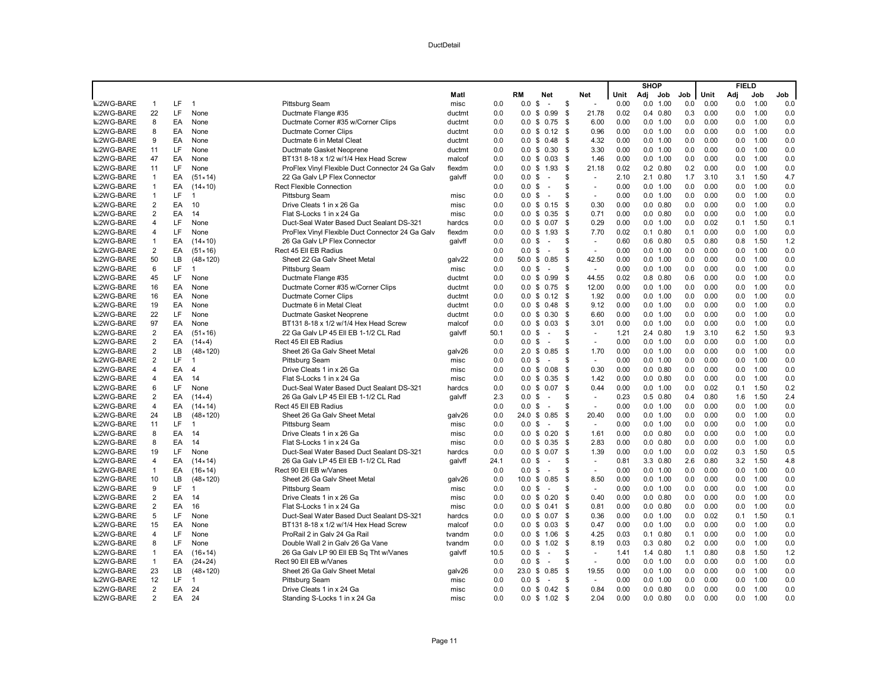DuctDetail

| | | | | | | | | | | | | | SHOP | | | | FIELD | | |
|---|---|---|---|---|---|---|---|---|---|---|---|---|---|---|---|---|---|---|---|
| | | | | | Matl | | RM | Net | | Net | Unit | Adj | Job | Job | Unit | Adj | Job | Job |
| 2WG-BARE | 1 | LF | 1 | Pittsburg Seam | misc | 0.0 | 0.0 | $ - | $ | - | 0.00 | 0.0 | 1.00 | 0.0 | 0.00 | 0.0 | 1.00 | 0.0 |
| 2WG-BARE | 22 | LF | None | Ductmate Flange #35 | ductmt | 0.0 | 0.0 | $ 0.99 | $ | 21.78 | 0.02 | 0.4 | 0.80 | 0.3 | 0.00 | 0.0 | 1.00 | 0.0 |
| 2WG-BARE | 8 | EA | None | Ductmate Corner #35 w/Corner Clips | ductmt | 0.0 | 0.0 | $ 0.75 | $ | 6.00 | 0.00 | 0.0 | 1.00 | 0.0 | 0.00 | 0.0 | 1.00 | 0.0 |
| 2WG-BARE | 8 | EA | None | Ductmate Corner Clips | ductmt | 0.0 | 0.0 | $ 0.12 | $ | 0.96 | 0.00 | 0.0 | 1.00 | 0.0 | 0.00 | 0.0 | 1.00 | 0.0 |
| 2WG-BARE | 9 | EA | None | Ductmate 6 in Metal Cleat | ductmt | 0.0 | 0.0 | $ 0.48 | $ | 4.32 | 0.00 | 0.0 | 1.00 | 0.0 | 0.00 | 0.0 | 1.00 | 0.0 |
| 2WG-BARE | 11 | LF | None | Ductmate Gasket Neoprene | ductmt | 0.0 | 0.0 | $ 0.30 | $ | 3.30 | 0.00 | 0.0 | 1.00 | 0.0 | 0.00 | 0.0 | 1.00 | 0.0 |
| 2WG-BARE | 47 | EA | None | BT131 8-18 x 1/2 w/1/4 Hex Head Screw | malcof | 0.0 | 0.0 | $ 0.03 | $ | 1.46 | 0.00 | 0.0 | 1.00 | 0.0 | 0.00 | 0.0 | 1.00 | 0.0 |
| 2WG-BARE | 11 | LF | None | ProFlex Vinyl Flexible Duct Connector 24 Ga Galv | flexdm | 0.0 | 0.0 | $ 1.93 | $ | 21.18 | 0.02 | 0.2 | 0.80 | 0.2 | 0.00 | 0.0 | 1.00 | 0.0 |
| 2WG-BARE | 1 | EA | (51×14) | 22 Ga Galv LP Flex Connector | galvff | 0.0 | 0.0 | $ - | $ | - | 2.10 | 2.1 | 0.80 | 1.7 | 3.10 | 3.1 | 1.50 | 4.7 |
| 2WG-BARE | 1 | EA | (14×10) | Rect Flexible Connection | | 0.0 | 0.0 | $ - | $ | - | 0.00 | 0.0 | 1.00 | 0.0 | 0.00 | 0.0 | 1.00 | 0.0 |
| 2WG-BARE | 1 | LF | 1 | Pittsburg Seam | misc | 0.0 | 0.0 | $ - | $ | - | 0.00 | 0.0 | 1.00 | 0.0 | 0.00 | 0.0 | 1.00 | 0.0 |
| 2WG-BARE | 2 | EA | 10 | Drive Cleats 1 in x 26 Ga | misc | 0.0 | 0.0 | $ 0.15 | $ | 0.30 | 0.00 | 0.0 | 0.80 | 0.0 | 0.00 | 0.0 | 1.00 | 0.0 |
| 2WG-BARE | 2 | EA | 14 | Flat S-Locks 1 in x 24 Ga | misc | 0.0 | 0.0 | $ 0.35 | $ | 0.71 | 0.00 | 0.0 | 0.80 | 0.0 | 0.00 | 0.0 | 1.00 | 0.0 |
| 2WG-BARE | 4 | LF | None | Duct-Seal Water Based Duct Sealant DS-321 | hardcs | 0.0 | 0.0 | $ 0.07 | $ | 0.29 | 0.00 | 0.0 | 1.00 | 0.0 | 0.02 | 0.1 | 1.50 | 0.1 |
| 2WG-BARE | 4 | LF | None | ProFlex Vinyl Flexible Duct Connector 24 Ga Galv | flexdm | 0.0 | 0.0 | $ 1.93 | $ | 7.70 | 0.02 | 0.1 | 0.80 | 0.1 | 0.00 | 0.0 | 1.00 | 0.0 |
| 2WG-BARE | 1 | EA | (14×10) | 26 Ga Galv LP Flex Connector | galvff | 0.0 | 0.0 | $ - | $ | - | 0.60 | 0.6 | 0.80 | 0.5 | 0.80 | 0.8 | 1.50 | 1.2 |
| 2WG-BARE | 2 | EA | (51×16) | Rect 45 Ell EB Radius | | 0.0 | 0.0 | $ - | $ | - | 0.00 | 0.0 | 1.00 | 0.0 | 0.00 | 0.0 | 1.00 | 0.0 |
| 2WG-BARE | 50 | LB | (48×120) | Sheet 22 Ga Galv Sheet Metal | galv22 | 0.0 | 50.0 | $ 0.85 | $ | 42.50 | 0.00 | 0.0 | 1.00 | 0.0 | 0.00 | 0.0 | 1.00 | 0.0 |
| 2WG-BARE | 6 | LF | 1 | Pittsburg Seam | misc | 0.0 | 0.0 | $ - | $ | - | 0.00 | 0.0 | 1.00 | 0.0 | 0.00 | 0.0 | 1.00 | 0.0 |
| 2WG-BARE | 45 | LF | None | Ductmate Flange #35 | ductmt | 0.0 | 0.0 | $ 0.99 | $ | 44.55 | 0.02 | 0.8 | 0.80 | 0.6 | 0.00 | 0.0 | 1.00 | 0.0 |
| 2WG-BARE | 16 | EA | None | Ductmate Corner #35 w/Corner Clips | ductmt | 0.0 | 0.0 | $ 0.75 | $ | 12.00 | 0.00 | 0.0 | 1.00 | 0.0 | 0.00 | 0.0 | 1.00 | 0.0 |
| 2WG-BARE | 16 | EA | None | Ductmate Corner Clips | ductmt | 0.0 | 0.0 | $ 0.12 | $ | 1.92 | 0.00 | 0.0 | 1.00 | 0.0 | 0.00 | 0.0 | 1.00 | 0.0 |
| 2WG-BARE | 19 | EA | None | Ductmate 6 in Metal Cleat | ductmt | 0.0 | 0.0 | $ 0.48 | $ | 9.12 | 0.00 | 0.0 | 1.00 | 0.0 | 0.00 | 0.0 | 1.00 | 0.0 |
| 2WG-BARE | 22 | LF | None | Ductmate Gasket Neoprene | ductmt | 0.0 | 0.0 | $ 0.30 | $ | 6.60 | 0.00 | 0.0 | 1.00 | 0.0 | 0.00 | 0.0 | 1.00 | 0.0 |
| 2WG-BARE | 97 | EA | None | BT131 8-18 x 1/2 w/1/4 Hex Head Screw | malcof | 0.0 | 0.0 | $ 0.03 | $ | 3.01 | 0.00 | 0.0 | 1.00 | 0.0 | 0.00 | 0.0 | 1.00 | 0.0 |
| 2WG-BARE | 2 | EA | (51×16) | 22 Ga Galv LP 45 Ell EB 1-1/2 CL Rad | galvff | 50.1 | 0.0 | $ - | $ | - | 1.21 | 2.4 | 0.80 | 1.9 | 3.10 | 6.2 | 1.50 | 9.3 |
| 2WG-BARE | 2 | EA | (14×4) | Rect 45 Ell EB Radius | | 0.0 | 0.0 | $ - | $ | - | 0.00 | 0.0 | 1.00 | 0.0 | 0.00 | 0.0 | 1.00 | 0.0 |
| 2WG-BARE | 2 | LB | (48×120) | Sheet 26 Ga Galv Sheet Metal | galv26 | 0.0 | 2.0 | $ 0.85 | $ | 1.70 | 0.00 | 0.0 | 1.00 | 0.0 | 0.00 | 0.0 | 1.00 | 0.0 |
| 2WG-BARE | 2 | LF | 1 | Pittsburg Seam | misc | 0.0 | 0.0 | $ - | $ | - | 0.00 | 0.0 | 1.00 | 0.0 | 0.00 | 0.0 | 1.00 | 0.0 |
| 2WG-BARE | 4 | EA | 4 | Drive Cleats 1 in x 26 Ga | misc | 0.0 | 0.0 | $ 0.08 | $ | 0.30 | 0.00 | 0.0 | 0.80 | 0.0 | 0.00 | 0.0 | 1.00 | 0.0 |
| 2WG-BARE | 4 | EA | 14 | Flat S-Locks 1 in x 24 Ga | misc | 0.0 | 0.0 | $ 0.35 | $ | 1.42 | 0.00 | 0.0 | 0.80 | 0.0 | 0.00 | 0.0 | 1.00 | 0.0 |
| 2WG-BARE | 6 | LF | None | Duct-Seal Water Based Duct Sealant DS-321 | hardcs | 0.0 | 0.0 | $ 0.07 | $ | 0.44 | 0.00 | 0.0 | 1.00 | 0.0 | 0.02 | 0.1 | 1.50 | 0.2 |
| 2WG-BARE | 2 | EA | (14×4) | 26 Ga Galv LP 45 Ell EB 1-1/2 CL Rad | galvff | 2.3 | 0.0 | $ - | $ | - | 0.23 | 0.5 | 0.80 | 0.4 | 0.80 | 1.6 | 1.50 | 2.4 |
| 2WG-BARE | 4 | EA | (14×14) | Rect 45 Ell EB Radius | | 0.0 | 0.0 | $ - | $ | - | 0.00 | 0.0 | 1.00 | 0.0 | 0.00 | 0.0 | 1.00 | 0.0 |
| 2WG-BARE | 24 | LB | (48×120) | Sheet 26 Ga Galv Sheet Metal | galv26 | 0.0 | 24.0 | $ 0.85 | $ | 20.40 | 0.00 | 0.0 | 1.00 | 0.0 | 0.00 | 0.0 | 1.00 | 0.0 |
| 2WG-BARE | 11 | LF | 1 | Pittsburg Seam | misc | 0.0 | 0.0 | $ - | $ | - | 0.00 | 0.0 | 1.00 | 0.0 | 0.00 | 0.0 | 1.00 | 0.0 |
| 2WG-BARE | 8 | EA | 14 | Drive Cleats 1 in x 26 Ga | misc | 0.0 | 0.0 | $ 0.20 | $ | 1.61 | 0.00 | 0.0 | 0.80 | 0.0 | 0.00 | 0.0 | 1.00 | 0.0 |
| 2WG-BARE | 8 | EA | 14 | Flat S-Locks 1 in x 24 Ga | misc | 0.0 | 0.0 | $ 0.35 | $ | 2.83 | 0.00 | 0.0 | 0.80 | 0.0 | 0.00 | 0.0 | 1.00 | 0.0 |
| 2WG-BARE | 19 | LF | None | Duct-Seal Water Based Duct Sealant DS-321 | hardcs | 0.0 | 0.0 | $ 0.07 | $ | 1.39 | 0.00 | 0.0 | 1.00 | 0.0 | 0.02 | 0.3 | 1.50 | 0.5 |
| 2WG-BARE | 4 | EA | (14×14) | 26 Ga Galv LP 45 Ell EB 1-1/2 CL Rad | galvff | 24.1 | 0.0 | $ - | $ | - | 0.81 | 3.3 | 0.80 | 2.6 | 0.80 | 3.2 | 1.50 | 4.8 |
| 2WG-BARE | 1 | EA | (16×14) | Rect 90 Ell EB w/Vanes | | 0.0 | 0.0 | $ - | $ | - | 0.00 | 0.0 | 1.00 | 0.0 | 0.00 | 0.0 | 1.00 | 0.0 |
| 2WG-BARE | 10 | LB | (48×120) | Sheet 26 Ga Galv Sheet Metal | galv26 | 0.0 | 10.0 | $ 0.85 | $ | 8.50 | 0.00 | 0.0 | 1.00 | 0.0 | 0.00 | 0.0 | 1.00 | 0.0 |
| 2WG-BARE | 9 | LF | 1 | Pittsburg Seam | misc | 0.0 | 0.0 | $ - | $ | - | 0.00 | 0.0 | 1.00 | 0.0 | 0.00 | 0.0 | 1.00 | 0.0 |
| 2WG-BARE | 2 | EA | 14 | Drive Cleats 1 in x 26 Ga | misc | 0.0 | 0.0 | $ 0.20 | $ | 0.40 | 0.00 | 0.0 | 0.80 | 0.0 | 0.00 | 0.0 | 1.00 | 0.0 |
| 2WG-BARE | 2 | EA | 16 | Flat S-Locks 1 in x 24 Ga | misc | 0.0 | 0.0 | $ 0.41 | $ | 0.81 | 0.00 | 0.0 | 0.80 | 0.0 | 0.00 | 0.0 | 1.00 | 0.0 |
| 2WG-BARE | 5 | LF | None | Duct-Seal Water Based Duct Sealant DS-321 | hardcs | 0.0 | 0.0 | $ 0.07 | $ | 0.36 | 0.00 | 0.0 | 1.00 | 0.0 | 0.02 | 0.1 | 1.50 | 0.1 |
| 2WG-BARE | 15 | EA | None | BT131 8-18 x 1/2 w/1/4 Hex Head Screw | malcof | 0.0 | 0.0 | $ 0.03 | $ | 0.47 | 0.00 | 0.0 | 1.00 | 0.0 | 0.00 | 0.0 | 1.00 | 0.0 |
| 2WG-BARE | 4 | LF | None | ProRail 2 in Galv 24 Ga Rail | tvandm | 0.0 | 0.0 | $ 1.06 | $ | 4.25 | 0.03 | 0.1 | 0.80 | 0.1 | 0.00 | 0.0 | 1.00 | 0.0 |
| 2WG-BARE | 8 | LF | None | Double Wall 2 in Galv 26 Ga Vane | tvandm | 0.0 | 0.0 | $ 1.02 | $ | 8.19 | 0.03 | 0.3 | 0.80 | 0.2 | 0.00 | 0.0 | 1.00 | 0.0 |
| 2WG-BARE | 1 | EA | (16×14) | 26 Ga Galv LP 90 Ell EB Sq Tht w/Vanes | galvff | 10.5 | 0.0 | $ - | $ | - | 1.41 | 1.4 | 0.80 | 1.1 | 0.80 | 0.8 | 1.50 | 1.2 |
| 2WG-BARE | 1 | EA | (24×24) | Rect 90 Ell EB w/Vanes | | 0.0 | 0.0 | $ - | $ | - | 0.00 | 0.0 | 1.00 | 0.0 | 0.00 | 0.0 | 1.00 | 0.0 |
| 2WG-BARE | 23 | LB | (48×120) | Sheet 26 Ga Galv Sheet Metal | galv26 | 0.0 | 23.0 | $ 0.85 | $ | 19.55 | 0.00 | 0.0 | 1.00 | 0.0 | 0.00 | 0.0 | 1.00 | 0.0 |
| 2WG-BARE | 12 | LF | 1 | Pittsburg Seam | misc | 0.0 | 0.0 | $ - | $ | - | 0.00 | 0.0 | 1.00 | 0.0 | 0.00 | 0.0 | 1.00 | 0.0 |
| 2WG-BARE | 2 | EA | 24 | Drive Cleats 1 in x 24 Ga | misc | 0.0 | 0.0 | $ 0.42 | $ | 0.84 | 0.00 | 0.0 | 0.80 | 0.0 | 0.00 | 0.0 | 1.00 | 0.0 |
| 2WG-BARE | 2 | EA | 24 | Standing S-Locks 1 in x 24 Ga | misc | 0.0 | 0.0 | $ 1.02 | $ | 2.04 | 0.00 | 0.0 | 0.80 | 0.0 | 0.00 | 0.0 | 1.00 | 0.0 |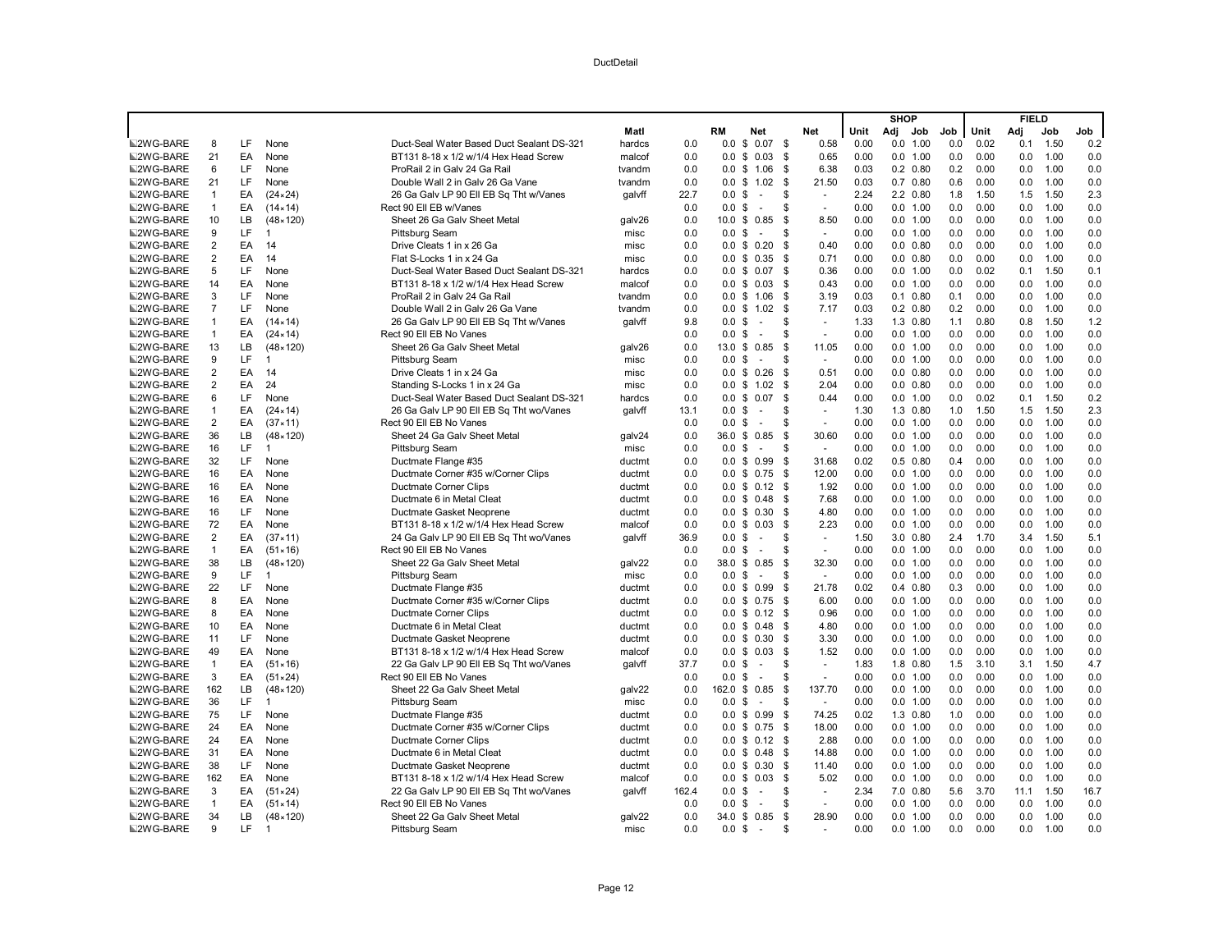| | | | | | Matl | | RM | Net | Net | SHOP Unit | Adj | Job | Job | FIELD Unit | Adj | Job | Job |
|---|---|---|---|---|---|---|---|---|---|---|---|---|---|---|---|---|---|
| 2WG-BARE | 8 | LF | None | Duct-Seal Water Based Duct Sealant DS-321 | hardcs | 0.0 | 0.0 | $ 0.07 | $ 0.58 | 0.00 | 0.0 | 1.00 | 0.0 | 0.02 | 0.1 | 1.50 | 0.2 |
| 2WG-BARE | 21 | EA | None | BT131 8-18 x 1/2 w/1/4 Hex Head Screw | malcof | 0.0 | 0.0 | $ 0.03 | $ 0.65 | 0.00 | 0.0 | 1.00 | 0.0 | 0.00 | 0.0 | 1.00 | 0.0 |
| 2WG-BARE | 6 | LF | None | ProRail 2 in Galv 24 Ga Rail | tvandm | 0.0 | 0.0 | $ 1.06 | $ 6.38 | 0.03 | 0.2 | 0.80 | 0.2 | 0.00 | 0.0 | 1.00 | 0.0 |
| 2WG-BARE | 21 | LF | None | Double Wall 2 in Galv 26 Ga Vane | tvandm | 0.0 | 0.0 | $ 1.02 | $ 21.50 | 0.03 | 0.7 | 0.80 | 0.6 | 0.00 | 0.0 | 1.00 | 0.0 |
| 2WG-BARE | 1 | EA | (24×24) | 26 Ga Galv LP 90 Ell EB Sq Tht w/Vanes | galvff | 22.7 | 0.0 | $ - | $ - | 2.24 | 2.2 | 0.80 | 1.8 | 1.50 | 1.5 | 1.50 | 2.3 |
| 2WG-BARE | 1 | EA | (14×14) | Rect 90 Ell EB w/Vanes | | 0.0 | 0.0 | $ - | $ - | 0.00 | 0.0 | 1.00 | 0.0 | 0.00 | 0.0 | 1.00 | 0.0 |
| 2WG-BARE | 10 | LB | (48×120) | Sheet 26 Ga Galv Sheet Metal | galv26 | 0.0 | 10.0 | $ 0.85 | $ 8.50 | 0.00 | 0.0 | 1.00 | 0.0 | 0.00 | 0.0 | 1.00 | 0.0 |
| 2WG-BARE | 9 | LF | 1 | Pittsburg Seam | misc | 0.0 | 0.0 | $ - | $ - | 0.00 | 0.0 | 1.00 | 0.0 | 0.00 | 0.0 | 1.00 | 0.0 |
| 2WG-BARE | 2 | EA | 14 | Drive Cleats 1 in x 26 Ga | misc | 0.0 | 0.0 | $ 0.20 | $ 0.40 | 0.00 | 0.0 | 0.80 | 0.0 | 0.00 | 0.0 | 1.00 | 0.0 |
| 2WG-BARE | 2 | EA | 14 | Flat S-Locks 1 in x 24 Ga | misc | 0.0 | 0.0 | $ 0.35 | $ 0.71 | 0.00 | 0.0 | 0.80 | 0.0 | 0.00 | 0.0 | 1.00 | 0.0 |
| 2WG-BARE | 5 | LF | None | Duct-Seal Water Based Duct Sealant DS-321 | hardcs | 0.0 | 0.0 | $ 0.07 | $ 0.36 | 0.00 | 0.0 | 1.00 | 0.0 | 0.02 | 0.1 | 1.50 | 0.1 |
| 2WG-BARE | 14 | EA | None | BT131 8-18 x 1/2 w/1/4 Hex Head Screw | malcof | 0.0 | 0.0 | $ 0.03 | $ 0.43 | 0.00 | 0.0 | 1.00 | 0.0 | 0.00 | 0.0 | 1.00 | 0.0 |
| 2WG-BARE | 3 | LF | None | ProRail 2 in Galv 24 Ga Rail | tvandm | 0.0 | 0.0 | $ 1.06 | $ 3.19 | 0.03 | 0.1 | 0.80 | 0.1 | 0.00 | 0.0 | 1.00 | 0.0 |
| 2WG-BARE | 7 | LF | None | Double Wall 2 in Galv 26 Ga Vane | tvandm | 0.0 | 0.0 | $ 1.02 | $ 7.17 | 0.03 | 0.2 | 0.80 | 0.2 | 0.00 | 0.0 | 1.00 | 0.0 |
| 2WG-BARE | 1 | EA | (14×14) | 26 Ga Galv LP 90 Ell EB Sq Tht w/Vanes | galvff | 9.8 | 0.0 | $ - | $ - | 1.33 | 1.3 | 0.80 | 1.1 | 0.80 | 0.8 | 1.50 | 1.2 |
| 2WG-BARE | 1 | EA | (24×14) | Rect 90 Ell EB No Vanes | | 0.0 | 0.0 | $ - | $ - | 0.00 | 0.0 | 1.00 | 0.0 | 0.00 | 0.0 | 1.00 | 0.0 |
| 2WG-BARE | 13 | LB | (48×120) | Sheet 26 Ga Galv Sheet Metal | galv26 | 0.0 | 13.0 | $ 0.85 | $ 11.05 | 0.00 | 0.0 | 1.00 | 0.0 | 0.00 | 0.0 | 1.00 | 0.0 |
| 2WG-BARE | 9 | LF | 1 | Pittsburg Seam | misc | 0.0 | 0.0 | $ - | $ - | 0.00 | 0.0 | 1.00 | 0.0 | 0.00 | 0.0 | 1.00 | 0.0 |
| 2WG-BARE | 2 | EA | 14 | Drive Cleats 1 in x 24 Ga | misc | 0.0 | 0.0 | $ 0.26 | $ 0.51 | 0.00 | 0.0 | 0.80 | 0.0 | 0.00 | 0.0 | 1.00 | 0.0 |
| 2WG-BARE | 2 | EA | 24 | Standing S-Locks 1 in x 24 Ga | misc | 0.0 | 0.0 | $ 1.02 | $ 2.04 | 0.00 | 0.0 | 0.80 | 0.0 | 0.00 | 0.0 | 1.00 | 0.0 |
| 2WG-BARE | 6 | LF | None | Duct-Seal Water Based Duct Sealant DS-321 | hardcs | 0.0 | 0.0 | $ 0.07 | $ 0.44 | 0.00 | 0.0 | 1.00 | 0.0 | 0.02 | 0.1 | 1.50 | 0.2 |
| 2WG-BARE | 1 | EA | (24×14) | 26 Ga Galv LP 90 Ell EB Sq Tht wo/Vanes | galvff | 13.1 | 0.0 | $ - | $ - | 1.30 | 1.3 | 0.80 | 1.0 | 1.50 | 1.5 | 1.50 | 2.3 |
| 2WG-BARE | 2 | EA | (37×11) | Rect 90 Ell EB No Vanes | | 0.0 | 0.0 | $ - | $ - | 0.00 | 0.0 | 1.00 | 0.0 | 0.00 | 0.0 | 1.00 | 0.0 |
| 2WG-BARE | 36 | LB | (48×120) | Sheet 24 Ga Galv Sheet Metal | galv24 | 0.0 | 36.0 | $ 0.85 | $ 30.60 | 0.00 | 0.0 | 1.00 | 0.0 | 0.00 | 0.0 | 1.00 | 0.0 |
| 2WG-BARE | 16 | LF | 1 | Pittsburg Seam | misc | 0.0 | 0.0 | $ - | $ - | 0.00 | 0.0 | 1.00 | 0.0 | 0.00 | 0.0 | 1.00 | 0.0 |
| 2WG-BARE | 32 | LF | None | Ductmate Flange #35 | ductmt | 0.0 | 0.0 | $ 0.99 | $ 31.68 | 0.02 | 0.5 | 0.80 | 0.4 | 0.00 | 0.0 | 1.00 | 0.0 |
| 2WG-BARE | 16 | EA | None | Ductmate Corner #35 w/Corner Clips | ductmt | 0.0 | 0.0 | $ 0.75 | $ 12.00 | 0.00 | 0.0 | 1.00 | 0.0 | 0.00 | 0.0 | 1.00 | 0.0 |
| 2WG-BARE | 16 | EA | None | Ductmate Corner Clips | ductmt | 0.0 | 0.0 | $ 0.12 | $ 1.92 | 0.00 | 0.0 | 1.00 | 0.0 | 0.00 | 0.0 | 1.00 | 0.0 |
| 2WG-BARE | 16 | EA | None | Ductmate 6 in Metal Cleat | ductmt | 0.0 | 0.0 | $ 0.48 | $ 7.68 | 0.00 | 0.0 | 1.00 | 0.0 | 0.00 | 0.0 | 1.00 | 0.0 |
| 2WG-BARE | 16 | LF | None | Ductmate Gasket Neoprene | ductmt | 0.0 | 0.0 | $ 0.30 | $ 4.80 | 0.00 | 0.0 | 1.00 | 0.0 | 0.00 | 0.0 | 1.00 | 0.0 |
| 2WG-BARE | 72 | EA | None | BT131 8-18 x 1/2 w/1/4 Hex Head Screw | malcof | 0.0 | 0.0 | $ 0.03 | $ 2.23 | 0.00 | 0.0 | 1.00 | 0.0 | 0.00 | 0.0 | 1.00 | 0.0 |
| 2WG-BARE | 2 | EA | (37×11) | 24 Ga Galv LP 90 Ell EB Sq Tht wo/Vanes | galvff | 36.9 | 0.0 | $ - | $ - | 1.50 | 3.0 | 0.80 | 2.4 | 1.70 | 3.4 | 1.50 | 5.1 |
| 2WG-BARE | 1 | EA | (51×16) | Rect 90 Ell EB No Vanes | | 0.0 | 0.0 | $ - | $ - | 0.00 | 0.0 | 1.00 | 0.0 | 0.00 | 0.0 | 1.00 | 0.0 |
| 2WG-BARE | 38 | LB | (48×120) | Sheet 22 Ga Galv Sheet Metal | galv22 | 0.0 | 38.0 | $ 0.85 | $ 32.30 | 0.00 | 0.0 | 1.00 | 0.0 | 0.00 | 0.0 | 1.00 | 0.0 |
| 2WG-BARE | 9 | LF | 1 | Pittsburg Seam | misc | 0.0 | 0.0 | $ - | $ - | 0.00 | 0.0 | 1.00 | 0.0 | 0.00 | 0.0 | 1.00 | 0.0 |
| 2WG-BARE | 22 | LF | None | Ductmate Flange #35 | ductmt | 0.0 | 0.0 | $ 0.99 | $ 21.78 | 0.02 | 0.4 | 0.80 | 0.3 | 0.00 | 0.0 | 1.00 | 0.0 |
| 2WG-BARE | 8 | EA | None | Ductmate Corner #35 w/Corner Clips | ductmt | 0.0 | 0.0 | $ 0.75 | $ 6.00 | 0.00 | 0.0 | 1.00 | 0.0 | 0.00 | 0.0 | 1.00 | 0.0 |
| 2WG-BARE | 8 | EA | None | Ductmate Corner Clips | ductmt | 0.0 | 0.0 | $ 0.12 | $ 0.96 | 0.00 | 0.0 | 1.00 | 0.0 | 0.00 | 0.0 | 1.00 | 0.0 |
| 2WG-BARE | 10 | EA | None | Ductmate 6 in Metal Cleat | ductmt | 0.0 | 0.0 | $ 0.48 | $ 4.80 | 0.00 | 0.0 | 1.00 | 0.0 | 0.00 | 0.0 | 1.00 | 0.0 |
| 2WG-BARE | 11 | LF | None | Ductmate Gasket Neoprene | ductmt | 0.0 | 0.0 | $ 0.30 | $ 3.30 | 0.00 | 0.0 | 1.00 | 0.0 | 0.00 | 0.0 | 1.00 | 0.0 |
| 2WG-BARE | 49 | EA | None | BT131 8-18 x 1/2 w/1/4 Hex Head Screw | malcof | 0.0 | 0.0 | $ 0.03 | $ 1.52 | 0.00 | 0.0 | 1.00 | 0.0 | 0.00 | 0.0 | 1.00 | 0.0 |
| 2WG-BARE | 1 | EA | (51×16) | 22 Ga Galv LP 90 Ell EB Sq Tht wo/Vanes | galvff | 37.7 | 0.0 | $ - | $ - | 1.83 | 1.8 | 0.80 | 1.5 | 3.10 | 3.1 | 1.50 | 4.7 |
| 2WG-BARE | 3 | EA | (51×24) | Rect 90 Ell EB No Vanes | | 0.0 | 0.0 | $ - | $ - | 0.00 | 0.0 | 1.00 | 0.0 | 0.00 | 0.0 | 1.00 | 0.0 |
| 2WG-BARE | 162 | LB | (48×120) | Sheet 22 Ga Galv Sheet Metal | galv22 | 0.0 | 162.0 | $ 0.85 | $ 137.70 | 0.00 | 0.0 | 1.00 | 0.0 | 0.00 | 0.0 | 1.00 | 0.0 |
| 2WG-BARE | 36 | LF | 1 | Pittsburg Seam | misc | 0.0 | 0.0 | $ - | $ - | 0.00 | 0.0 | 1.00 | 0.0 | 0.00 | 0.0 | 1.00 | 0.0 |
| 2WG-BARE | 75 | LF | None | Ductmate Flange #35 | ductmt | 0.0 | 0.0 | $ 0.99 | $ 74.25 | 0.02 | 1.3 | 0.80 | 1.0 | 0.00 | 0.0 | 1.00 | 0.0 |
| 2WG-BARE | 24 | EA | None | Ductmate Corner #35 w/Corner Clips | ductmt | 0.0 | 0.0 | $ 0.75 | $ 18.00 | 0.00 | 0.0 | 1.00 | 0.0 | 0.00 | 0.0 | 1.00 | 0.0 |
| 2WG-BARE | 24 | EA | None | Ductmate Corner Clips | ductmt | 0.0 | 0.0 | $ 0.12 | $ 2.88 | 0.00 | 0.0 | 1.00 | 0.0 | 0.00 | 0.0 | 1.00 | 0.0 |
| 2WG-BARE | 31 | EA | None | Ductmate 6 in Metal Cleat | ductmt | 0.0 | 0.0 | $ 0.48 | $ 14.88 | 0.00 | 0.0 | 1.00 | 0.0 | 0.00 | 0.0 | 1.00 | 0.0 |
| 2WG-BARE | 38 | LF | None | Ductmate Gasket Neoprene | ductmt | 0.0 | 0.0 | $ 0.30 | $ 11.40 | 0.00 | 0.0 | 1.00 | 0.0 | 0.00 | 0.0 | 1.00 | 0.0 |
| 2WG-BARE | 162 | EA | None | BT131 8-18 x 1/2 w/1/4 Hex Head Screw | malcof | 0.0 | 0.0 | $ 0.03 | $ 5.02 | 0.00 | 0.0 | 1.00 | 0.0 | 0.00 | 0.0 | 1.00 | 0.0 |
| 2WG-BARE | 3 | EA | (51×24) | 22 Ga Galv LP 90 Ell EB Sq Tht wo/Vanes | galvff | 162.4 | 0.0 | $ - | $ - | 2.34 | 7.0 | 0.80 | 5.6 | 3.70 | 11.1 | 1.50 | 16.7 |
| 2WG-BARE | 1 | EA | (51×14) | Rect 90 Ell EB No Vanes | | 0.0 | 0.0 | $ - | $ - | 0.00 | 0.0 | 1.00 | 0.0 | 0.00 | 0.0 | 1.00 | 0.0 |
| 2WG-BARE | 34 | LB | (48×120) | Sheet 22 Ga Galv Sheet Metal | galv22 | 0.0 | 34.0 | $ 0.85 | $ 28.90 | 0.00 | 0.0 | 1.00 | 0.0 | 0.00 | 0.0 | 1.00 | 0.0 |
| 2WG-BARE | 9 | LF | 1 | Pittsburg Seam | misc | 0.0 | 0.0 | $ - | $ - | 0.00 | 0.0 | 1.00 | 0.0 | 0.00 | 0.0 | 1.00 | 0.0 |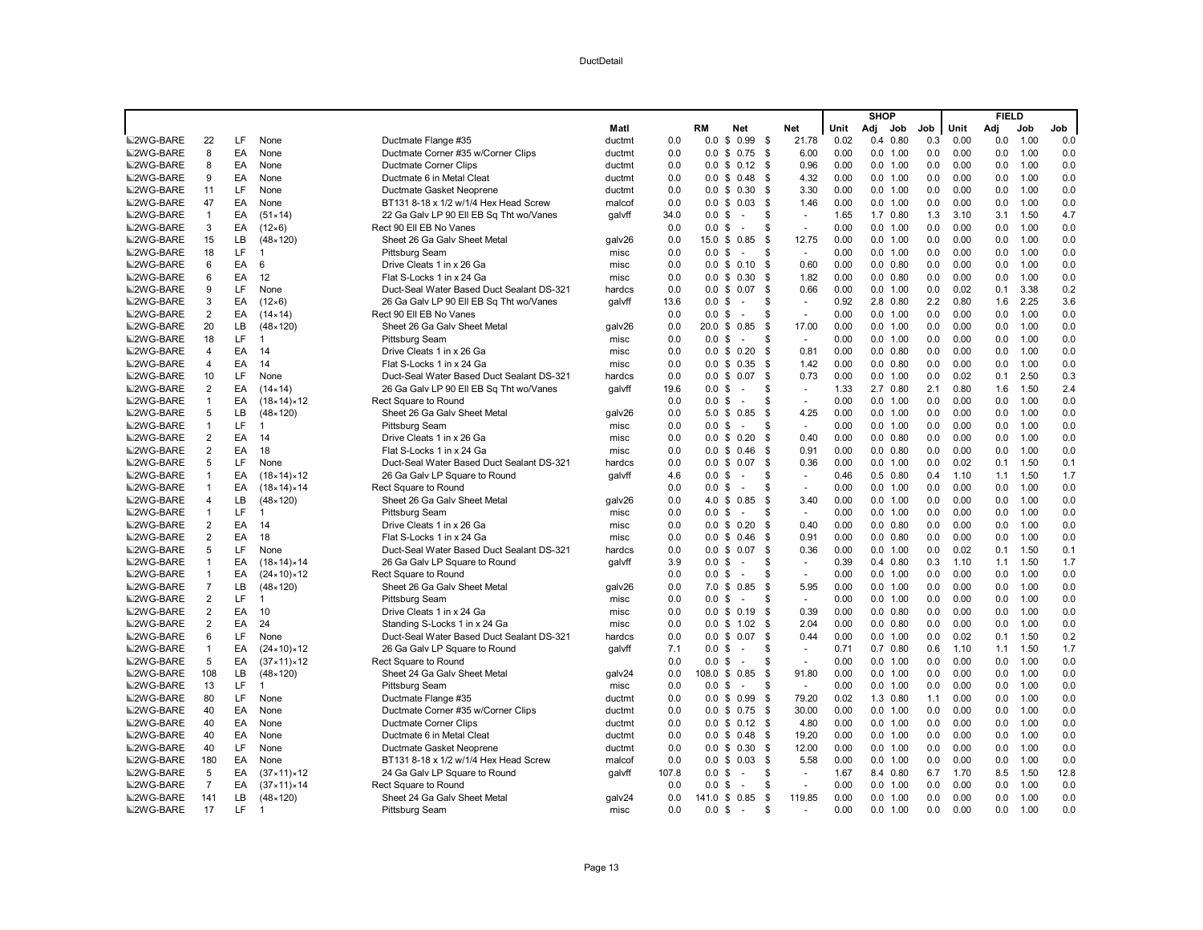DuctDetail

| | | | | | | | | | | | | | | | | | | |
|---|---|---|---|---|---|---|---|---|---|---|---|---|---|---|---|---|---|---|
| | | | | | | | | | | | SHOP | | | | FIELD | | | |
| | | | | | Matl | | RM | Net | | Net | Unit | Adj | Job | Job | Unit | Adj | Job | Job |
| 2WG-BARE | 22 | LF | None | Ductmate Flange #35 | ductmt | 0.0 | 0.0 | $ 0.99 | $ | 21.78 | 0.02 | 0.4 | 0.80 | 0.3 | 0.00 | 0.0 | 1.00 | 0.0 |
| 2WG-BARE | 8 | EA | None | Ductmate Corner #35 w/Corner Clips | ductmt | 0.0 | 0.0 | $ 0.75 | $ | 6.00 | 0.00 | 0.0 | 1.00 | 0.0 | 0.00 | 0.0 | 1.00 | 0.0 |
| 2WG-BARE | 8 | EA | None | Ductmate Corner Clips | ductmt | 0.0 | 0.0 | $ 0.12 | $ | 0.96 | 0.00 | 0.0 | 1.00 | 0.0 | 0.00 | 0.0 | 1.00 | 0.0 |
| 2WG-BARE | 9 | EA | None | Ductmate 6 in Metal Cleat | ductmt | 0.0 | 0.0 | $ 0.48 | $ | 4.32 | 0.00 | 0.0 | 1.00 | 0.0 | 0.00 | 0.0 | 1.00 | 0.0 |
| 2WG-BARE | 11 | LF | None | Ductmate Gasket Neoprene | ductmt | 0.0 | 0.0 | $ 0.30 | $ | 3.30 | 0.00 | 0.0 | 1.00 | 0.0 | 0.00 | 0.0 | 1.00 | 0.0 |
| 2WG-BARE | 47 | EA | None | BT131 8-18 x 1/2 w/1/4 Hex Head Screw | malcof | 0.0 | 0.0 | $ 0.03 | $ | 1.46 | 0.00 | 0.0 | 1.00 | 0.0 | 0.00 | 0.0 | 1.00 | 0.0 |
| 2WG-BARE | 1 | EA | (51×14) | 22 Ga Galv LP 90 Ell EB Sq Tht wo/Vanes | galvff | 34.0 | 0.0 | $ - | $ | - | 1.65 | 1.7 | 0.80 | 1.3 | 3.10 | 3.1 | 1.50 | 4.7 |
| 2WG-BARE | 3 | EA | (12×6) | Rect 90 Ell EB No Vanes | | 0.0 | 0.0 | $ - | $ | - | 0.00 | 0.0 | 1.00 | 0.0 | 0.00 | 0.0 | 1.00 | 0.0 |
| 2WG-BARE | 15 | LB | (48×120) | Sheet 26 Ga Galv Sheet Metal | galv26 | 0.0 | 15.0 | $ 0.85 | $ | 12.75 | 0.00 | 0.0 | 1.00 | 0.0 | 0.00 | 0.0 | 1.00 | 0.0 |
| 2WG-BARE | 18 | LF | 1 | Pittsburg Seam | misc | 0.0 | 0.0 | $ - | $ | - | 0.00 | 0.0 | 1.00 | 0.0 | 0.00 | 0.0 | 1.00 | 0.0 |
| 2WG-BARE | 6 | EA | 6 | Drive Cleats 1 in x 26 Ga | misc | 0.0 | 0.0 | $ 0.10 | $ | 0.60 | 0.00 | 0.0 | 0.80 | 0.0 | 0.00 | 0.0 | 1.00 | 0.0 |
| 2WG-BARE | 6 | EA | 12 | Flat S-Locks 1 in x 24 Ga | misc | 0.0 | 0.0 | $ 0.30 | $ | 1.82 | 0.00 | 0.0 | 0.80 | 0.0 | 0.00 | 0.0 | 1.00 | 0.0 |
| 2WG-BARE | 9 | LF | None | Duct-Seal Water Based Duct Sealant DS-321 | hardcs | 0.0 | 0.0 | $ 0.07 | $ | 0.66 | 0.00 | 0.0 | 1.00 | 0.0 | 0.02 | 0.1 | 3.38 | 0.2 |
| 2WG-BARE | 3 | EA | (12×6) | 26 Ga Galv LP 90 Ell EB Sq Tht wo/Vanes | galvff | 13.6 | 0.0 | $ - | $ | - | 0.92 | 2.8 | 0.80 | 2.2 | 0.80 | 1.6 | 2.25 | 3.6 |
| 2WG-BARE | 2 | EA | (14×14) | Rect 90 Ell EB No Vanes | | 0.0 | 0.0 | $ - | $ | - | 0.00 | 0.0 | 1.00 | 0.0 | 0.00 | 0.0 | 1.00 | 0.0 |
| 2WG-BARE | 20 | LB | (48×120) | Sheet 26 Ga Galv Sheet Metal | galv26 | 0.0 | 20.0 | $ 0.85 | $ | 17.00 | 0.00 | 0.0 | 1.00 | 0.0 | 0.00 | 0.0 | 1.00 | 0.0 |
| 2WG-BARE | 18 | LF | 1 | Pittsburg Seam | misc | 0.0 | 0.0 | $ - | $ | - | 0.00 | 0.0 | 1.00 | 0.0 | 0.00 | 0.0 | 1.00 | 0.0 |
| 2WG-BARE | 4 | EA | 14 | Drive Cleats 1 in x 26 Ga | misc | 0.0 | 0.0 | $ 0.20 | $ | 0.81 | 0.00 | 0.0 | 0.80 | 0.0 | 0.00 | 0.0 | 1.00 | 0.0 |
| 2WG-BARE | 4 | EA | 14 | Flat S-Locks 1 in x 24 Ga | misc | 0.0 | 0.0 | $ 0.35 | $ | 1.42 | 0.00 | 0.0 | 0.80 | 0.0 | 0.00 | 0.0 | 1.00 | 0.0 |
| 2WG-BARE | 10 | LF | None | Duct-Seal Water Based Duct Sealant DS-321 | hardcs | 0.0 | 0.0 | $ 0.07 | $ | 0.73 | 0.00 | 0.0 | 1.00 | 0.0 | 0.02 | 0.1 | 2.50 | 0.3 |
| 2WG-BARE | 2 | EA | (14×14) | 26 Ga Galv LP 90 Ell EB Sq Tht wo/Vanes | galvff | 19.6 | 0.0 | $ - | $ | - | 1.33 | 2.7 | 0.80 | 2.1 | 0.80 | 1.6 | 1.50 | 2.4 |
| 2WG-BARE | 1 | EA | (18×14)×12 | Rect Square to Round | | 0.0 | 0.0 | $ - | $ | - | 0.00 | 0.0 | 1.00 | 0.0 | 0.00 | 0.0 | 1.00 | 0.0 |
| 2WG-BARE | 5 | LB | (48×120) | Sheet 26 Ga Galv Sheet Metal | galv26 | 0.0 | 5.0 | $ 0.85 | $ | 4.25 | 0.00 | 0.0 | 1.00 | 0.0 | 0.00 | 0.0 | 1.00 | 0.0 |
| 2WG-BARE | 1 | LF | 1 | Pittsburg Seam | misc | 0.0 | 0.0 | $ - | $ | - | 0.00 | 0.0 | 1.00 | 0.0 | 0.00 | 0.0 | 1.00 | 0.0 |
| 2WG-BARE | 2 | EA | 14 | Drive Cleats 1 in x 26 Ga | misc | 0.0 | 0.0 | $ 0.20 | $ | 0.40 | 0.00 | 0.0 | 0.80 | 0.0 | 0.00 | 0.0 | 1.00 | 0.0 |
| 2WG-BARE | 2 | EA | 18 | Flat S-Locks 1 in x 24 Ga | misc | 0.0 | 0.0 | $ 0.46 | $ | 0.91 | 0.00 | 0.0 | 0.80 | 0.0 | 0.00 | 0.0 | 1.00 | 0.0 |
| 2WG-BARE | 5 | LF | None | Duct-Seal Water Based Duct Sealant DS-321 | hardcs | 0.0 | 0.0 | $ 0.07 | $ | 0.36 | 0.00 | 0.0 | 1.00 | 0.0 | 0.02 | 0.1 | 1.50 | 0.1 |
| 2WG-BARE | 1 | EA | (18×14)×12 | 26 Ga Galv LP Square to Round | galvff | 4.6 | 0.0 | $ - | $ | - | 0.46 | 0.5 | 0.80 | 0.4 | 1.10 | 1.1 | 1.50 | 1.7 |
| 2WG-BARE | 1 | EA | (18×14)×14 | Rect Square to Round | | 0.0 | 0.0 | $ - | $ | - | 0.00 | 0.0 | 1.00 | 0.0 | 0.00 | 0.0 | 1.00 | 0.0 |
| 2WG-BARE | 4 | LB | (48×120) | Sheet 26 Ga Galv Sheet Metal | galv26 | 0.0 | 4.0 | $ 0.85 | $ | 3.40 | 0.00 | 0.0 | 1.00 | 0.0 | 0.00 | 0.0 | 1.00 | 0.0 |
| 2WG-BARE | 1 | LF | 1 | Pittsburg Seam | misc | 0.0 | 0.0 | $ - | $ | - | 0.00 | 0.0 | 1.00 | 0.0 | 0.00 | 0.0 | 1.00 | 0.0 |
| 2WG-BARE | 2 | EA | 14 | Drive Cleats 1 in x 26 Ga | misc | 0.0 | 0.0 | $ 0.20 | $ | 0.40 | 0.00 | 0.0 | 0.80 | 0.0 | 0.00 | 0.0 | 1.00 | 0.0 |
| 2WG-BARE | 2 | EA | 18 | Flat S-Locks 1 in x 24 Ga | misc | 0.0 | 0.0 | $ 0.46 | $ | 0.91 | 0.00 | 0.0 | 0.80 | 0.0 | 0.00 | 0.0 | 1.00 | 0.0 |
| 2WG-BARE | 5 | LF | None | Duct-Seal Water Based Duct Sealant DS-321 | hardcs | 0.0 | 0.0 | $ 0.07 | $ | 0.36 | 0.00 | 0.0 | 1.00 | 0.0 | 0.02 | 0.1 | 1.50 | 0.1 |
| 2WG-BARE | 1 | EA | (18×14)×14 | 26 Ga Galv LP Square to Round | galvff | 3.9 | 0.0 | $ - | $ | - | 0.39 | 0.4 | 0.80 | 0.3 | 1.10 | 1.1 | 1.50 | 1.7 |
| 2WG-BARE | 1 | EA | (24×10)×12 | Rect Square to Round | | 0.0 | 0.0 | $ - | $ | - | 0.00 | 0.0 | 1.00 | 0.0 | 0.00 | 0.0 | 1.00 | 0.0 |
| 2WG-BARE | 7 | LB | (48×120) | Sheet 26 Ga Galv Sheet Metal | galv26 | 0.0 | 7.0 | $ 0.85 | $ | 5.95 | 0.00 | 0.0 | 1.00 | 0.0 | 0.00 | 0.0 | 1.00 | 0.0 |
| 2WG-BARE | 2 | LF | 1 | Pittsburg Seam | misc | 0.0 | 0.0 | $ - | $ | - | 0.00 | 0.0 | 1.00 | 0.0 | 0.00 | 0.0 | 1.00 | 0.0 |
| 2WG-BARE | 2 | EA | 10 | Drive Cleats 1 in x 24 Ga | misc | 0.0 | 0.0 | $ 0.19 | $ | 0.39 | 0.00 | 0.0 | 0.80 | 0.0 | 0.00 | 0.0 | 1.00 | 0.0 |
| 2WG-BARE | 2 | EA | 24 | Standing S-Locks 1 in x 24 Ga | misc | 0.0 | 0.0 | $ 1.02 | $ | 2.04 | 0.00 | 0.0 | 0.80 | 0.0 | 0.00 | 0.0 | 1.00 | 0.0 |
| 2WG-BARE | 6 | LF | None | Duct-Seal Water Based Duct Sealant DS-321 | hardcs | 0.0 | 0.0 | $ 0.07 | $ | 0.44 | 0.00 | 0.0 | 1.00 | 0.0 | 0.02 | 0.1 | 1.50 | 0.2 |
| 2WG-BARE | 1 | EA | (24×10)×12 | 26 Ga Galv LP Square to Round | galvff | 7.1 | 0.0 | $ - | $ | - | 0.71 | 0.7 | 0.80 | 0.6 | 1.10 | 1.1 | 1.50 | 1.7 |
| 2WG-BARE | 5 | EA | (37×11)×12 | Rect Square to Round | | 0.0 | 0.0 | $ - | $ | - | 0.00 | 0.0 | 1.00 | 0.0 | 0.00 | 0.0 | 1.00 | 0.0 |
| 2WG-BARE | 108 | LB | (48×120) | Sheet 24 Ga Galv Sheet Metal | galv24 | 0.0 | 108.0 | $ 0.85 | $ | 91.80 | 0.00 | 0.0 | 1.00 | 0.0 | 0.00 | 0.0 | 1.00 | 0.0 |
| 2WG-BARE | 13 | LF | 1 | Pittsburg Seam | misc | 0.0 | 0.0 | $ - | $ | - | 0.00 | 0.0 | 1.00 | 0.0 | 0.00 | 0.0 | 1.00 | 0.0 |
| 2WG-BARE | 80 | LF | None | Ductmate Flange #35 | ductmt | 0.0 | 0.0 | $ 0.99 | $ | 79.20 | 0.02 | 1.3 | 0.80 | 1.1 | 0.00 | 0.0 | 1.00 | 0.0 |
| 2WG-BARE | 40 | EA | None | Ductmate Corner #35 w/Corner Clips | ductmt | 0.0 | 0.0 | $ 0.75 | $ | 30.00 | 0.00 | 0.0 | 1.00 | 0.0 | 0.00 | 0.0 | 1.00 | 0.0 |
| 2WG-BARE | 40 | EA | None | Ductmate Corner Clips | ductmt | 0.0 | 0.0 | $ 0.12 | $ | 4.80 | 0.00 | 0.0 | 1.00 | 0.0 | 0.00 | 0.0 | 1.00 | 0.0 |
| 2WG-BARE | 40 | EA | None | Ductmate 6 in Metal Cleat | ductmt | 0.0 | 0.0 | $ 0.48 | $ | 19.20 | 0.00 | 0.0 | 1.00 | 0.0 | 0.00 | 0.0 | 1.00 | 0.0 |
| 2WG-BARE | 40 | LF | None | Ductmate Gasket Neoprene | ductmt | 0.0 | 0.0 | $ 0.30 | $ | 12.00 | 0.00 | 0.0 | 1.00 | 0.0 | 0.00 | 0.0 | 1.00 | 0.0 |
| 2WG-BARE | 180 | EA | None | BT131 8-18 x 1/2 w/1/4 Hex Head Screw | malcof | 0.0 | 0.0 | $ 0.03 | $ | 5.58 | 0.00 | 0.0 | 1.00 | 0.0 | 0.00 | 0.0 | 1.00 | 0.0 |
| 2WG-BARE | 5 | EA | (37×11)×12 | 24 Ga Galv LP Square to Round | galvff | 107.8 | 0.0 | $ - | $ | - | 1.67 | 8.4 | 0.80 | 6.7 | 1.70 | 8.5 | 1.50 | 12.8 |
| 2WG-BARE | 7 | EA | (37×11)×14 | Rect Square to Round | | 0.0 | 0.0 | $ - | $ | - | 0.00 | 0.0 | 1.00 | 0.0 | 0.00 | 0.0 | 1.00 | 0.0 |
| 2WG-BARE | 141 | LB | (48×120) | Sheet 24 Ga Galv Sheet Metal | galv24 | 0.0 | 141.0 | $ 0.85 | $ | 119.85 | 0.00 | 0.0 | 1.00 | 0.0 | 0.00 | 0.0 | 1.00 | 0.0 |
| 2WG-BARE | 17 | LF | 1 | Pittsburg Seam | misc | 0.0 | 0.0 | $ - | $ | - | 0.00 | 0.0 | 1.00 | 0.0 | 0.00 | 0.0 | 1.00 | 0.0 |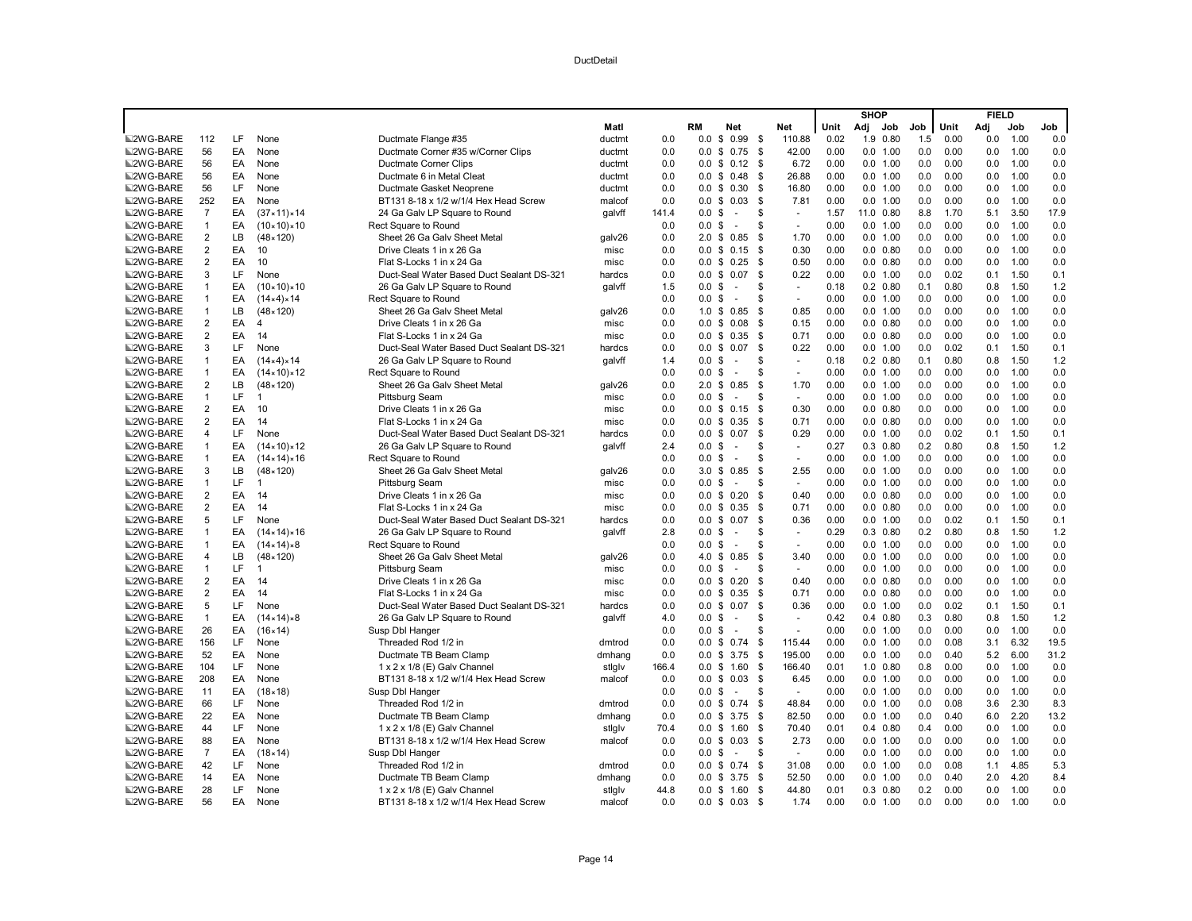| | | | | | Matl | | RM | Net | Net | SHOP Unit | SHOP Adj | SHOP Job | SHOP Job | FIELD Unit | FIELD Adj | FIELD Job | FIELD Job |
|---|---|---|---|---|---|---|---|---|---|---|---|---|---|---|---|---|---|
| 2WG-BARE | 112 | LF | None | Ductmate Flange #35 | ductmt | 0.0 | 0.0 | $ 0.99 | $ 110.88 | 0.02 | 1.9 | 0.80 | 1.5 | 0.00 | 0.0 | 1.00 | 0.0 |
| 2WG-BARE | 56 | EA | None | Ductmate Corner #35 w/Corner Clips | ductmt | 0.0 | 0.0 | $ 0.75 | $ 42.00 | 0.00 | 0.0 | 1.00 | 0.0 | 0.00 | 0.0 | 1.00 | 0.0 |
| 2WG-BARE | 56 | EA | None | Ductmate Corner Clips | ductmt | 0.0 | 0.0 | $ 0.12 | $ 6.72 | 0.00 | 0.0 | 1.00 | 0.0 | 0.00 | 0.0 | 1.00 | 0.0 |
| 2WG-BARE | 56 | EA | None | Ductmate 6 in Metal Cleat | ductmt | 0.0 | 0.0 | $ 0.48 | $ 26.88 | 0.00 | 0.0 | 1.00 | 0.0 | 0.00 | 0.0 | 1.00 | 0.0 |
| 2WG-BARE | 56 | LF | None | Ductmate Gasket Neoprene | ductmt | 0.0 | 0.0 | $ 0.30 | $ 16.80 | 0.00 | 0.0 | 1.00 | 0.0 | 0.00 | 0.0 | 1.00 | 0.0 |
| 2WG-BARE | 252 | EA | None | BT131 8-18 x 1/2 w/1/4 Hex Head Screw | malcof | 0.0 | 0.0 | $ 0.03 | $ 7.81 | 0.00 | 0.0 | 1.00 | 0.0 | 0.00 | 0.0 | 1.00 | 0.0 |
| 2WG-BARE | 7 | EA | (37×11)×14 | 24 Ga Galv LP Square to Round | galvff | 141.4 | 0.0 | $ - | $ - | 1.57 | 11.0 | 0.80 | 8.8 | 1.70 | 5.1 | 3.50 | 17.9 |
| 2WG-BARE | 1 | EA | (10×10)×10 | Rect Square to Round | | 0.0 | 0.0 | $ - | $ - | 0.00 | 0.0 | 1.00 | 0.0 | 0.00 | 0.0 | 1.00 | 0.0 |
| 2WG-BARE | 2 | LB | (48×120) | Sheet 26 Ga Galv Sheet Metal | galv26 | 0.0 | 2.0 | $ 0.85 | $ 1.70 | 0.00 | 0.0 | 1.00 | 0.0 | 0.00 | 0.0 | 1.00 | 0.0 |
| 2WG-BARE | 2 | EA | 10 | Drive Cleats 1 in x 26 Ga | misc | 0.0 | 0.0 | $ 0.15 | $ 0.30 | 0.00 | 0.0 | 0.80 | 0.0 | 0.00 | 0.0 | 1.00 | 0.0 |
| 2WG-BARE | 2 | EA | 10 | Flat S-Locks 1 in x 24 Ga | misc | 0.0 | 0.0 | $ 0.25 | $ 0.50 | 0.00 | 0.0 | 0.80 | 0.0 | 0.00 | 0.0 | 1.00 | 0.0 |
| 2WG-BARE | 3 | LF | None | Duct-Seal Water Based Duct Sealant DS-321 | hardcs | 0.0 | 0.0 | $ 0.07 | $ 0.22 | 0.00 | 0.0 | 1.00 | 0.0 | 0.02 | 0.1 | 1.50 | 0.1 |
| 2WG-BARE | 1 | EA | (10×10)×10 | 26 Ga Galv LP Square to Round | galvff | 1.5 | 0.0 | $ - | $ - | 0.18 | 0.2 | 0.80 | 0.1 | 0.80 | 0.8 | 1.50 | 1.2 |
| 2WG-BARE | 1 | EA | (14×4)×14 | Rect Square to Round | | 0.0 | 0.0 | $ - | $ - | 0.00 | 0.0 | 1.00 | 0.0 | 0.00 | 0.0 | 1.00 | 0.0 |
| 2WG-BARE | 1 | LB | (48×120) | Sheet 26 Ga Galv Sheet Metal | galv26 | 0.0 | 1.0 | $ 0.85 | $ 0.85 | 0.00 | 0.0 | 1.00 | 0.0 | 0.00 | 0.0 | 1.00 | 0.0 |
| 2WG-BARE | 2 | EA | 4 | Drive Cleats 1 in x 26 Ga | misc | 0.0 | 0.0 | $ 0.08 | $ 0.15 | 0.00 | 0.0 | 0.80 | 0.0 | 0.00 | 0.0 | 1.00 | 0.0 |
| 2WG-BARE | 2 | EA | 14 | Flat S-Locks 1 in x 24 Ga | misc | 0.0 | 0.0 | $ 0.35 | $ 0.71 | 0.00 | 0.0 | 0.80 | 0.0 | 0.00 | 0.0 | 1.00 | 0.0 |
| 2WG-BARE | 3 | LF | None | Duct-Seal Water Based Duct Sealant DS-321 | hardcs | 0.0 | 0.0 | $ 0.07 | $ 0.22 | 0.00 | 0.0 | 1.00 | 0.0 | 0.02 | 0.1 | 1.50 | 0.1 |
| 2WG-BARE | 1 | EA | (14×4)×14 | 26 Ga Galv LP Square to Round | galvff | 1.4 | 0.0 | $ - | $ - | 0.18 | 0.2 | 0.80 | 0.1 | 0.80 | 0.8 | 1.50 | 1.2 |
| 2WG-BARE | 1 | EA | (14×10)×12 | Rect Square to Round | | 0.0 | 0.0 | $ - | $ - | 0.00 | 0.0 | 1.00 | 0.0 | 0.00 | 0.0 | 1.00 | 0.0 |
| 2WG-BARE | 2 | LB | (48×120) | Sheet 26 Ga Galv Sheet Metal | galv26 | 0.0 | 2.0 | $ 0.85 | $ 1.70 | 0.00 | 0.0 | 1.00 | 0.0 | 0.00 | 0.0 | 1.00 | 0.0 |
| 2WG-BARE | 1 | LF | 1 | Pittsburg Seam | misc | 0.0 | 0.0 | $ - | $ - | 0.00 | 0.0 | 1.00 | 0.0 | 0.00 | 0.0 | 1.00 | 0.0 |
| 2WG-BARE | 2 | EA | 10 | Drive Cleats 1 in x 26 Ga | misc | 0.0 | 0.0 | $ 0.15 | $ 0.30 | 0.00 | 0.0 | 0.80 | 0.0 | 0.00 | 0.0 | 1.00 | 0.0 |
| 2WG-BARE | 2 | EA | 14 | Flat S-Locks 1 in x 24 Ga | misc | 0.0 | 0.0 | $ 0.35 | $ 0.71 | 0.00 | 0.0 | 0.80 | 0.0 | 0.00 | 0.0 | 1.00 | 0.0 |
| 2WG-BARE | 4 | LF | None | Duct-Seal Water Based Duct Sealant DS-321 | hardcs | 0.0 | 0.0 | $ 0.07 | $ 0.29 | 0.00 | 0.0 | 1.00 | 0.0 | 0.02 | 0.1 | 1.50 | 0.1 |
| 2WG-BARE | 1 | EA | (14×10)×12 | 26 Ga Galv LP Square to Round | galvff | 2.4 | 0.0 | $ - | $ - | 0.27 | 0.3 | 0.80 | 0.2 | 0.80 | 0.8 | 1.50 | 1.2 |
| 2WG-BARE | 1 | EA | (14×14)×16 | Rect Square to Round | | 0.0 | 0.0 | $ - | $ - | 0.00 | 0.0 | 1.00 | 0.0 | 0.00 | 0.0 | 1.00 | 0.0 |
| 2WG-BARE | 3 | LB | (48×120) | Sheet 26 Ga Galv Sheet Metal | galv26 | 0.0 | 3.0 | $ 0.85 | $ 2.55 | 0.00 | 0.0 | 1.00 | 0.0 | 0.00 | 0.0 | 1.00 | 0.0 |
| 2WG-BARE | 1 | LF | 1 | Pittsburg Seam | misc | 0.0 | 0.0 | $ - | $ - | 0.00 | 0.0 | 1.00 | 0.0 | 0.00 | 0.0 | 1.00 | 0.0 |
| 2WG-BARE | 2 | EA | 14 | Drive Cleats 1 in x 26 Ga | misc | 0.0 | 0.0 | $ 0.20 | $ 0.40 | 0.00 | 0.0 | 0.80 | 0.0 | 0.00 | 0.0 | 1.00 | 0.0 |
| 2WG-BARE | 2 | EA | 14 | Flat S-Locks 1 in x 24 Ga | misc | 0.0 | 0.0 | $ 0.35 | $ 0.71 | 0.00 | 0.0 | 0.80 | 0.0 | 0.00 | 0.0 | 1.00 | 0.0 |
| 2WG-BARE | 5 | LF | None | Duct-Seal Water Based Duct Sealant DS-321 | hardcs | 0.0 | 0.0 | $ 0.07 | $ 0.36 | 0.00 | 0.0 | 1.00 | 0.0 | 0.02 | 0.1 | 1.50 | 0.1 |
| 2WG-BARE | 1 | EA | (14×14)×16 | 26 Ga Galv LP Square to Round | galvff | 2.8 | 0.0 | $ - | $ - | 0.29 | 0.3 | 0.80 | 0.2 | 0.80 | 0.8 | 1.50 | 1.2 |
| 2WG-BARE | 1 | EA | (14×14)×8 | Rect Square to Round | | 0.0 | 0.0 | $ - | $ - | 0.00 | 0.0 | 1.00 | 0.0 | 0.00 | 0.0 | 1.00 | 0.0 |
| 2WG-BARE | 4 | LB | (48×120) | Sheet 26 Ga Galv Sheet Metal | galv26 | 0.0 | 4.0 | $ 0.85 | $ 3.40 | 0.00 | 0.0 | 1.00 | 0.0 | 0.00 | 0.0 | 1.00 | 0.0 |
| 2WG-BARE | 1 | LF | 1 | Pittsburg Seam | misc | 0.0 | 0.0 | $ - | $ - | 0.00 | 0.0 | 1.00 | 0.0 | 0.00 | 0.0 | 1.00 | 0.0 |
| 2WG-BARE | 2 | EA | 14 | Drive Cleats 1 in x 26 Ga | misc | 0.0 | 0.0 | $ 0.20 | $ 0.40 | 0.00 | 0.0 | 0.80 | 0.0 | 0.00 | 0.0 | 1.00 | 0.0 |
| 2WG-BARE | 2 | EA | 14 | Flat S-Locks 1 in x 24 Ga | misc | 0.0 | 0.0 | $ 0.35 | $ 0.71 | 0.00 | 0.0 | 0.80 | 0.0 | 0.00 | 0.0 | 1.00 | 0.0 |
| 2WG-BARE | 5 | LF | None | Duct-Seal Water Based Duct Sealant DS-321 | hardcs | 0.0 | 0.0 | $ 0.07 | $ 0.36 | 0.00 | 0.0 | 1.00 | 0.0 | 0.02 | 0.1 | 1.50 | 0.1 |
| 2WG-BARE | 1 | EA | (14×14)×8 | 26 Ga Galv LP Square to Round | galvff | 4.0 | 0.0 | $ - | $ - | 0.42 | 0.4 | 0.80 | 0.3 | 0.80 | 0.8 | 1.50 | 1.2 |
| 2WG-BARE | 26 | EA | (16×14) | Susp Dbl Hanger | | 0.0 | 0.0 | $ - | $ - | 0.00 | 0.0 | 1.00 | 0.0 | 0.00 | 0.0 | 1.00 | 0.0 |
| 2WG-BARE | 156 | LF | None | Threaded Rod 1/2 in | dmtrod | 0.0 | 0.0 | $ 0.74 | $ 115.44 | 0.00 | 0.0 | 1.00 | 0.0 | 0.08 | 3.1 | 6.32 | 19.5 |
| 2WG-BARE | 52 | EA | None | Ductmate TB Beam Clamp | dmhang | 0.0 | 0.0 | $ 3.75 | $ 195.00 | 0.00 | 0.0 | 1.00 | 0.0 | 0.40 | 5.2 | 6.00 | 31.2 |
| 2WG-BARE | 104 | LF | None | 1 x 2 x 1/8 (E) Galv Channel | stlglv | 166.4 | 0.0 | $ 1.60 | $ 166.40 | 0.01 | 1.0 | 0.80 | 0.8 | 0.00 | 0.0 | 1.00 | 0.0 |
| 2WG-BARE | 208 | EA | None | BT131 8-18 x 1/2 w/1/4 Hex Head Screw | malcof | 0.0 | 0.0 | $ 0.03 | $ 6.45 | 0.00 | 0.0 | 1.00 | 0.0 | 0.00 | 0.0 | 1.00 | 0.0 |
| 2WG-BARE | 11 | EA | (18×18) | Susp Dbl Hanger | | 0.0 | 0.0 | $ - | $ - | 0.00 | 0.0 | 1.00 | 0.0 | 0.00 | 0.0 | 1.00 | 0.0 |
| 2WG-BARE | 66 | LF | None | Threaded Rod 1/2 in | dmtrod | 0.0 | 0.0 | $ 0.74 | $ 48.84 | 0.00 | 0.0 | 1.00 | 0.0 | 0.08 | 3.6 | 2.30 | 8.3 |
| 2WG-BARE | 22 | EA | None | Ductmate TB Beam Clamp | dmhang | 0.0 | 0.0 | $ 3.75 | $ 82.50 | 0.00 | 0.0 | 1.00 | 0.0 | 0.40 | 6.0 | 2.20 | 13.2 |
| 2WG-BARE | 44 | LF | None | 1 x 2 x 1/8 (E) Galv Channel | stlglv | 70.4 | 0.0 | $ 1.60 | $ 70.40 | 0.01 | 0.4 | 0.80 | 0.4 | 0.00 | 0.0 | 1.00 | 0.0 |
| 2WG-BARE | 88 | EA | None | BT131 8-18 x 1/2 w/1/4 Hex Head Screw | malcof | 0.0 | 0.0 | $ 0.03 | $ 2.73 | 0.00 | 0.0 | 1.00 | 0.0 | 0.00 | 0.0 | 1.00 | 0.0 |
| 2WG-BARE | 7 | EA | (18×14) | Susp Dbl Hanger | | 0.0 | 0.0 | $ - | $ - | 0.00 | 0.0 | 1.00 | 0.0 | 0.00 | 0.0 | 1.00 | 0.0 |
| 2WG-BARE | 42 | LF | None | Threaded Rod 1/2 in | dmtrod | 0.0 | 0.0 | $ 0.74 | $ 31.08 | 0.00 | 0.0 | 1.00 | 0.0 | 0.08 | 1.1 | 4.85 | 5.3 |
| 2WG-BARE | 14 | EA | None | Ductmate TB Beam Clamp | dmhang | 0.0 | 0.0 | $ 3.75 | $ 52.50 | 0.00 | 0.0 | 1.00 | 0.0 | 0.40 | 2.0 | 4.20 | 8.4 |
| 2WG-BARE | 28 | LF | None | 1 x 2 x 1/8 (E) Galv Channel | stlglv | 44.8 | 0.0 | $ 1.60 | $ 44.80 | 0.01 | 0.3 | 0.80 | 0.2 | 0.00 | 0.0 | 1.00 | 0.0 |
| 2WG-BARE | 56 | EA | None | BT131 8-18 x 1/2 w/1/4 Hex Head Screw | malcof | 0.0 | 0.0 | $ 0.03 | $ 1.74 | 0.00 | 0.0 | 1.00 | 0.0 | 0.00 | 0.0 | 1.00 | 0.0 |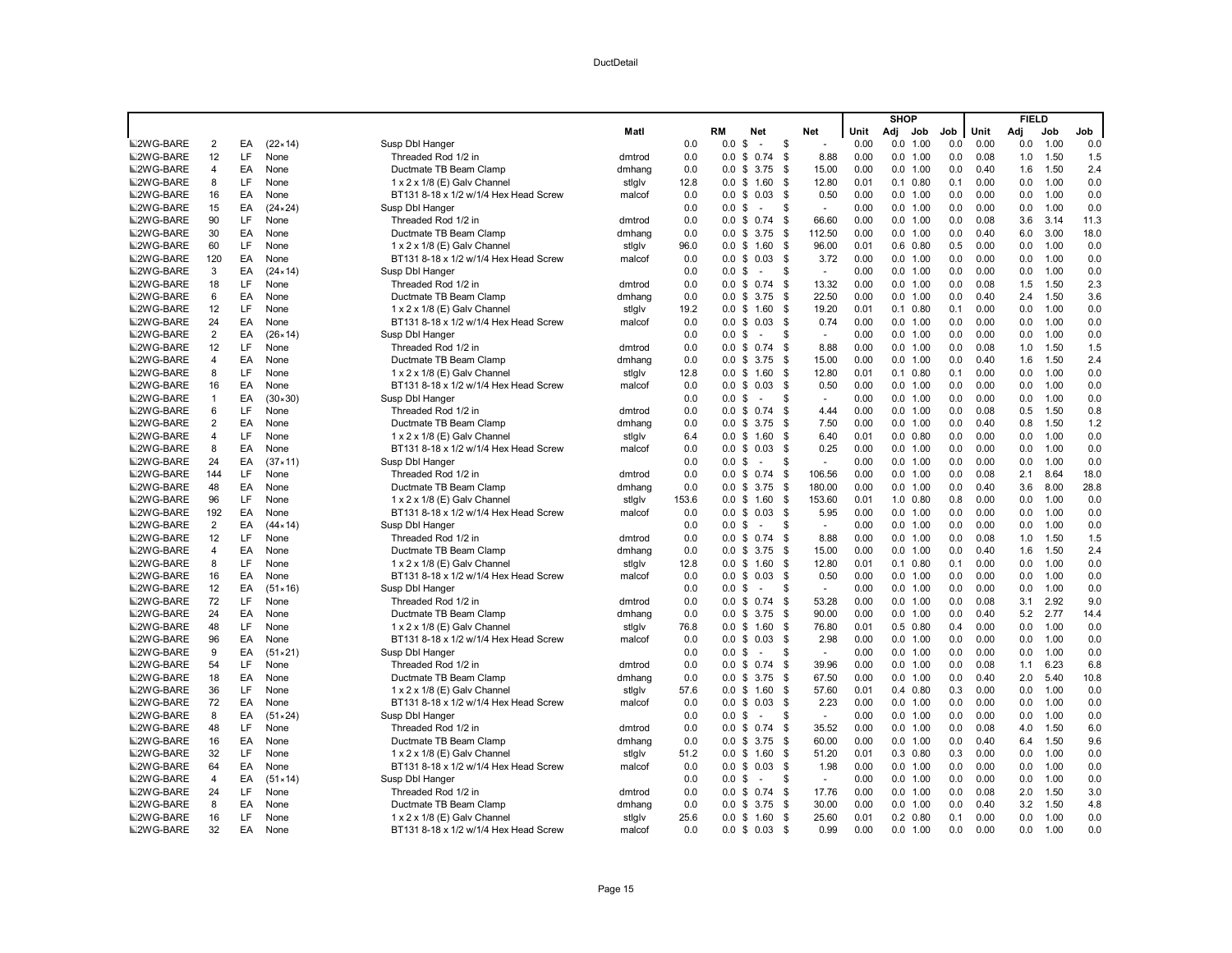| | | | | | Matl | | RM | Net | Net | SHOP Unit | Adj | Job | Job | FIELD Unit | Adj | Job | Job |
|---|---|---|---|---|---|---|---|---|---|---|---|---|---|---|---|---|---|
| 2WG-BARE | 2 | EA | (22×14) | Susp Dbl Hanger | | 0.0 | 0.0 | $ - | $ - | 0.00 | 0.0 | 1.00 | 0.0 | 0.00 | 0.0 | 1.00 | 0.0 |
| 2WG-BARE | 12 | LF | None | Threaded Rod 1/2 in | dmtrod | 0.0 | 0.0 | $ 0.74 | $ 8.88 | 0.00 | 0.0 | 1.00 | 0.0 | 0.08 | 1.0 | 1.50 | 1.5 |
| 2WG-BARE | 4 | EA | None | Ductmate TB Beam Clamp | dmhang | 0.0 | 0.0 | $ 3.75 | $ 15.00 | 0.00 | 0.0 | 1.00 | 0.0 | 0.40 | 1.6 | 1.50 | 2.4 |
| 2WG-BARE | 8 | LF | None | 1 x 2 x 1/8 (E) Galv Channel | stlglv | 12.8 | 0.0 | $ 1.60 | $ 12.80 | 0.01 | 0.1 | 0.80 | 0.1 | 0.00 | 0.0 | 1.00 | 0.0 |
| 2WG-BARE | 16 | EA | None | BT131 8-18 x 1/2 w/1/4 Hex Head Screw | malcof | 0.0 | 0.0 | $ 0.03 | $ 0.50 | 0.00 | 0.0 | 1.00 | 0.0 | 0.00 | 0.0 | 1.00 | 0.0 |
| 2WG-BARE | 15 | EA | (24×24) | Susp Dbl Hanger | | 0.0 | 0.0 | $ - | $ - | 0.00 | 0.0 | 1.00 | 0.0 | 0.00 | 0.0 | 1.00 | 0.0 |
| 2WG-BARE | 90 | LF | None | Threaded Rod 1/2 in | dmtrod | 0.0 | 0.0 | $ 0.74 | $ 66.60 | 0.00 | 0.0 | 1.00 | 0.0 | 0.08 | 3.6 | 3.14 | 11.3 |
| 2WG-BARE | 30 | EA | None | Ductmate TB Beam Clamp | dmhang | 0.0 | 0.0 | $ 3.75 | $ 112.50 | 0.00 | 0.0 | 1.00 | 0.0 | 0.40 | 6.0 | 3.00 | 18.0 |
| 2WG-BARE | 60 | LF | None | 1 x 2 x 1/8 (E) Galv Channel | stlglv | 96.0 | 0.0 | $ 1.60 | $ 96.00 | 0.01 | 0.6 | 0.80 | 0.5 | 0.00 | 0.0 | 1.00 | 0.0 |
| 2WG-BARE | 120 | EA | None | BT131 8-18 x 1/2 w/1/4 Hex Head Screw | malcof | 0.0 | 0.0 | $ 0.03 | $ 3.72 | 0.00 | 0.0 | 1.00 | 0.0 | 0.00 | 0.0 | 1.00 | 0.0 |
| 2WG-BARE | 3 | EA | (24×14) | Susp Dbl Hanger | | 0.0 | 0.0 | $ - | $ - | 0.00 | 0.0 | 1.00 | 0.0 | 0.00 | 0.0 | 1.00 | 0.0 |
| 2WG-BARE | 18 | LF | None | Threaded Rod 1/2 in | dmtrod | 0.0 | 0.0 | $ 0.74 | $ 13.32 | 0.00 | 0.0 | 1.00 | 0.0 | 0.08 | 1.5 | 1.50 | 2.3 |
| 2WG-BARE | 6 | EA | None | Ductmate TB Beam Clamp | dmhang | 0.0 | 0.0 | $ 3.75 | $ 22.50 | 0.00 | 0.0 | 1.00 | 0.0 | 0.40 | 2.4 | 1.50 | 3.6 |
| 2WG-BARE | 12 | LF | None | 1 x 2 x 1/8 (E) Galv Channel | stlglv | 19.2 | 0.0 | $ 1.60 | $ 19.20 | 0.01 | 0.1 | 0.80 | 0.1 | 0.00 | 0.0 | 1.00 | 0.0 |
| 2WG-BARE | 24 | EA | None | BT131 8-18 x 1/2 w/1/4 Hex Head Screw | malcof | 0.0 | 0.0 | $ 0.03 | $ 0.74 | 0.00 | 0.0 | 1.00 | 0.0 | 0.00 | 0.0 | 1.00 | 0.0 |
| 2WG-BARE | 2 | EA | (26×14) | Susp Dbl Hanger | | 0.0 | 0.0 | $ - | $ - | 0.00 | 0.0 | 1.00 | 0.0 | 0.00 | 0.0 | 1.00 | 0.0 |
| 2WG-BARE | 12 | LF | None | Threaded Rod 1/2 in | dmtrod | 0.0 | 0.0 | $ 0.74 | $ 8.88 | 0.00 | 0.0 | 1.00 | 0.0 | 0.08 | 1.0 | 1.50 | 1.5 |
| 2WG-BARE | 4 | EA | None | Ductmate TB Beam Clamp | dmhang | 0.0 | 0.0 | $ 3.75 | $ 15.00 | 0.00 | 0.0 | 1.00 | 0.0 | 0.40 | 1.6 | 1.50 | 2.4 |
| 2WG-BARE | 8 | LF | None | 1 x 2 x 1/8 (E) Galv Channel | stlglv | 12.8 | 0.0 | $ 1.60 | $ 12.80 | 0.01 | 0.1 | 0.80 | 0.1 | 0.00 | 0.0 | 1.00 | 0.0 |
| 2WG-BARE | 16 | EA | None | BT131 8-18 x 1/2 w/1/4 Hex Head Screw | malcof | 0.0 | 0.0 | $ 0.03 | $ 0.50 | 0.00 | 0.0 | 1.00 | 0.0 | 0.00 | 0.0 | 1.00 | 0.0 |
| 2WG-BARE | 1 | EA | (30×30) | Susp Dbl Hanger | | 0.0 | 0.0 | $ - | $ - | 0.00 | 0.0 | 1.00 | 0.0 | 0.00 | 0.0 | 1.00 | 0.0 |
| 2WG-BARE | 6 | LF | None | Threaded Rod 1/2 in | dmtrod | 0.0 | 0.0 | $ 0.74 | $ 4.44 | 0.00 | 0.0 | 1.00 | 0.0 | 0.08 | 0.5 | 1.50 | 0.8 |
| 2WG-BARE | 2 | EA | None | Ductmate TB Beam Clamp | dmhang | 0.0 | 0.0 | $ 3.75 | $ 7.50 | 0.00 | 0.0 | 1.00 | 0.0 | 0.40 | 0.8 | 1.50 | 1.2 |
| 2WG-BARE | 4 | LF | None | 1 x 2 x 1/8 (E) Galv Channel | stlglv | 6.4 | 0.0 | $ 1.60 | $ 6.40 | 0.01 | 0.0 | 0.80 | 0.0 | 0.00 | 0.0 | 1.00 | 0.0 |
| 2WG-BARE | 8 | EA | None | BT131 8-18 x 1/2 w/1/4 Hex Head Screw | malcof | 0.0 | 0.0 | $ 0.03 | $ 0.25 | 0.00 | 0.0 | 1.00 | 0.0 | 0.00 | 0.0 | 1.00 | 0.0 |
| 2WG-BARE | 24 | EA | (37×11) | Susp Dbl Hanger | | 0.0 | 0.0 | $ - | $ - | 0.00 | 0.0 | 1.00 | 0.0 | 0.00 | 0.0 | 1.00 | 0.0 |
| 2WG-BARE | 144 | LF | None | Threaded Rod 1/2 in | dmtrod | 0.0 | 0.0 | $ 0.74 | $ 106.56 | 0.00 | 0.0 | 1.00 | 0.0 | 0.08 | 2.1 | 8.64 | 18.0 |
| 2WG-BARE | 48 | EA | None | Ductmate TB Beam Clamp | dmhang | 0.0 | 0.0 | $ 3.75 | $ 180.00 | 0.00 | 0.0 | 1.00 | 0.0 | 0.40 | 3.6 | 8.00 | 28.8 |
| 2WG-BARE | 96 | LF | None | 1 x 2 x 1/8 (E) Galv Channel | stlglv | 153.6 | 0.0 | $ 1.60 | $ 153.60 | 0.01 | 1.0 | 0.80 | 0.8 | 0.00 | 0.0 | 1.00 | 0.0 |
| 2WG-BARE | 192 | EA | None | BT131 8-18 x 1/2 w/1/4 Hex Head Screw | malcof | 0.0 | 0.0 | $ 0.03 | $ 5.95 | 0.00 | 0.0 | 1.00 | 0.0 | 0.00 | 0.0 | 1.00 | 0.0 |
| 2WG-BARE | 2 | EA | (44×14) | Susp Dbl Hanger | | 0.0 | 0.0 | $ - | $ - | 0.00 | 0.0 | 1.00 | 0.0 | 0.00 | 0.0 | 1.00 | 0.0 |
| 2WG-BARE | 12 | LF | None | Threaded Rod 1/2 in | dmtrod | 0.0 | 0.0 | $ 0.74 | $ 8.88 | 0.00 | 0.0 | 1.00 | 0.0 | 0.08 | 1.0 | 1.50 | 1.5 |
| 2WG-BARE | 4 | EA | None | Ductmate TB Beam Clamp | dmhang | 0.0 | 0.0 | $ 3.75 | $ 15.00 | 0.00 | 0.0 | 1.00 | 0.0 | 0.40 | 1.6 | 1.50 | 2.4 |
| 2WG-BARE | 8 | LF | None | 1 x 2 x 1/8 (E) Galv Channel | stlglv | 12.8 | 0.0 | $ 1.60 | $ 12.80 | 0.01 | 0.1 | 0.80 | 0.1 | 0.00 | 0.0 | 1.00 | 0.0 |
| 2WG-BARE | 16 | EA | None | BT131 8-18 x 1/2 w/1/4 Hex Head Screw | malcof | 0.0 | 0.0 | $ 0.03 | $ 0.50 | 0.00 | 0.0 | 1.00 | 0.0 | 0.00 | 0.0 | 1.00 | 0.0 |
| 2WG-BARE | 12 | EA | (51×16) | Susp Dbl Hanger | | 0.0 | 0.0 | $ - | $ - | 0.00 | 0.0 | 1.00 | 0.0 | 0.00 | 0.0 | 1.00 | 0.0 |
| 2WG-BARE | 72 | LF | None | Threaded Rod 1/2 in | dmtrod | 0.0 | 0.0 | $ 0.74 | $ 53.28 | 0.00 | 0.0 | 1.00 | 0.0 | 0.08 | 3.1 | 2.92 | 9.0 |
| 2WG-BARE | 24 | EA | None | Ductmate TB Beam Clamp | dmhang | 0.0 | 0.0 | $ 3.75 | $ 90.00 | 0.00 | 0.0 | 1.00 | 0.0 | 0.40 | 5.2 | 2.77 | 14.4 |
| 2WG-BARE | 48 | LF | None | 1 x 2 x 1/8 (E) Galv Channel | stlglv | 76.8 | 0.0 | $ 1.60 | $ 76.80 | 0.01 | 0.5 | 0.80 | 0.4 | 0.00 | 0.0 | 1.00 | 0.0 |
| 2WG-BARE | 96 | EA | None | BT131 8-18 x 1/2 w/1/4 Hex Head Screw | malcof | 0.0 | 0.0 | $ 0.03 | $ 2.98 | 0.00 | 0.0 | 1.00 | 0.0 | 0.00 | 0.0 | 1.00 | 0.0 |
| 2WG-BARE | 9 | EA | (51×21) | Susp Dbl Hanger | | 0.0 | 0.0 | $ - | $ - | 0.00 | 0.0 | 1.00 | 0.0 | 0.00 | 0.0 | 1.00 | 0.0 |
| 2WG-BARE | 54 | LF | None | Threaded Rod 1/2 in | dmtrod | 0.0 | 0.0 | $ 0.74 | $ 39.96 | 0.00 | 0.0 | 1.00 | 0.0 | 0.08 | 1.1 | 6.23 | 6.8 |
| 2WG-BARE | 18 | EA | None | Ductmate TB Beam Clamp | dmhang | 0.0 | 0.0 | $ 3.75 | $ 67.50 | 0.00 | 0.0 | 1.00 | 0.0 | 0.40 | 2.0 | 5.40 | 10.8 |
| 2WG-BARE | 36 | LF | None | 1 x 2 x 1/8 (E) Galv Channel | stlglv | 57.6 | 0.0 | $ 1.60 | $ 57.60 | 0.01 | 0.4 | 0.80 | 0.3 | 0.00 | 0.0 | 1.00 | 0.0 |
| 2WG-BARE | 72 | EA | None | BT131 8-18 x 1/2 w/1/4 Hex Head Screw | malcof | 0.0 | 0.0 | $ 0.03 | $ 2.23 | 0.00 | 0.0 | 1.00 | 0.0 | 0.00 | 0.0 | 1.00 | 0.0 |
| 2WG-BARE | 8 | EA | (51×24) | Susp Dbl Hanger | | 0.0 | 0.0 | $ - | $ - | 0.00 | 0.0 | 1.00 | 0.0 | 0.00 | 0.0 | 1.00 | 0.0 |
| 2WG-BARE | 48 | LF | None | Threaded Rod 1/2 in | dmtrod | 0.0 | 0.0 | $ 0.74 | $ 35.52 | 0.00 | 0.0 | 1.00 | 0.0 | 0.08 | 4.0 | 1.50 | 6.0 |
| 2WG-BARE | 16 | EA | None | Ductmate TB Beam Clamp | dmhang | 0.0 | 0.0 | $ 3.75 | $ 60.00 | 0.00 | 0.0 | 1.00 | 0.0 | 0.40 | 6.4 | 1.50 | 9.6 |
| 2WG-BARE | 32 | LF | None | 1 x 2 x 1/8 (E) Galv Channel | stlglv | 51.2 | 0.0 | $ 1.60 | $ 51.20 | 0.01 | 0.3 | 0.80 | 0.3 | 0.00 | 0.0 | 1.00 | 0.0 |
| 2WG-BARE | 64 | EA | None | BT131 8-18 x 1/2 w/1/4 Hex Head Screw | malcof | 0.0 | 0.0 | $ 0.03 | $ 1.98 | 0.00 | 0.0 | 1.00 | 0.0 | 0.00 | 0.0 | 1.00 | 0.0 |
| 2WG-BARE | 4 | EA | (51×14) | Susp Dbl Hanger | | 0.0 | 0.0 | $ - | $ - | 0.00 | 0.0 | 1.00 | 0.0 | 0.00 | 0.0 | 1.00 | 0.0 |
| 2WG-BARE | 24 | LF | None | Threaded Rod 1/2 in | dmtrod | 0.0 | 0.0 | $ 0.74 | $ 17.76 | 0.00 | 0.0 | 1.00 | 0.0 | 0.08 | 2.0 | 1.50 | 3.0 |
| 2WG-BARE | 8 | EA | None | Ductmate TB Beam Clamp | dmhang | 0.0 | 0.0 | $ 3.75 | $ 30.00 | 0.00 | 0.0 | 1.00 | 0.0 | 0.40 | 3.2 | 1.50 | 4.8 |
| 2WG-BARE | 16 | LF | None | 1 x 2 x 1/8 (E) Galv Channel | stlglv | 25.6 | 0.0 | $ 1.60 | $ 25.60 | 0.01 | 0.2 | 0.80 | 0.1 | 0.00 | 0.0 | 1.00 | 0.0 |
| 2WG-BARE | 32 | EA | None | BT131 8-18 x 1/2 w/1/4 Hex Head Screw | malcof | 0.0 | 0.0 | $ 0.03 | $ 0.99 | 0.00 | 0.0 | 1.00 | 0.0 | 0.00 | 0.0 | 1.00 | 0.0 |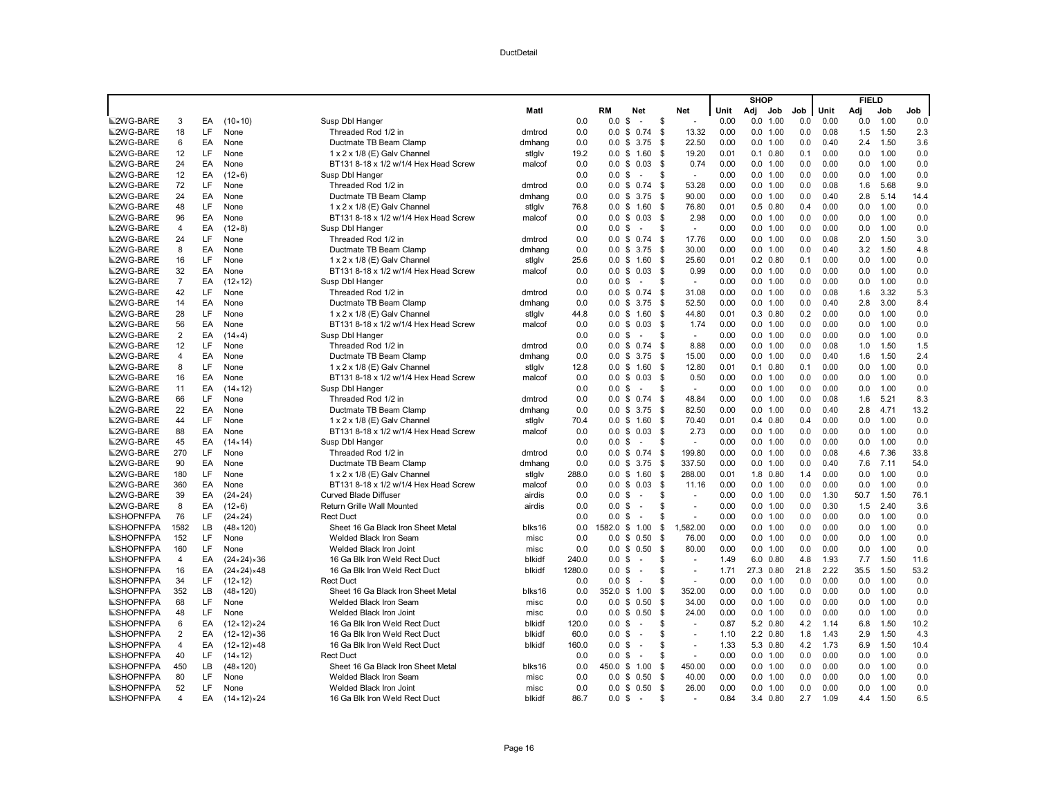DuctDetail

| | | | | | | | | | | | | | | | | | | | | | | |
|---|---|---|---|---|---|---|---|---|---|---|---|---|---|---|---|---|---|---|---|---|---|---|
| | | | | | | | | | | | | | SHOP | | | | FIELD | | | |
| | | | | | Matl | | RM | | Net | | Net | Unit | Adj | Job | Job | Unit | Adj | Job | Job |
| 2WG-BARE | 3 | EA | (10×10) | Susp Dbl Hanger | | 0.0 | 0.0 | $ | - | $ | - | 0.00 | 0.0 | 1.00 | 0.0 | 0.00 | 0.0 | 1.00 | 0.0 |
| 2WG-BARE | 18 | LF | None | Threaded Rod 1/2 in | dmtrod | 0.0 | 0.0 | $ | 0.74 | $ | 13.32 | 0.00 | 0.0 | 1.00 | 0.0 | 0.08 | 1.5 | 1.50 | 2.3 |
| 2WG-BARE | 6 | EA | None | Ductmate TB Beam Clamp | dmhang | 0.0 | 0.0 | $ | 3.75 | $ | 22.50 | 0.00 | 0.0 | 1.00 | 0.0 | 0.40 | 2.4 | 1.50 | 3.6 |
| 2WG-BARE | 12 | LF | None | 1 x 2 x 1/8 (E) Galv Channel | stlglv | 19.2 | 0.0 | $ | 1.60 | $ | 19.20 | 0.01 | 0.1 | 0.80 | 0.1 | 0.00 | 0.0 | 1.00 | 0.0 |
| 2WG-BARE | 24 | EA | None | BT131 8-18 x 1/2 w/1/4 Hex Head Screw | malcof | 0.0 | 0.0 | $ | 0.03 | $ | 0.74 | 0.00 | 0.0 | 1.00 | 0.0 | 0.00 | 0.0 | 1.00 | 0.0 |
| 2WG-BARE | 12 | EA | (12×6) | Susp Dbl Hanger | | 0.0 | 0.0 | $ | - | $ | - | 0.00 | 0.0 | 1.00 | 0.0 | 0.00 | 0.0 | 1.00 | 0.0 |
| 2WG-BARE | 72 | LF | None | Threaded Rod 1/2 in | dmtrod | 0.0 | 0.0 | $ | 0.74 | $ | 53.28 | 0.00 | 0.0 | 1.00 | 0.0 | 0.08 | 1.6 | 5.68 | 9.0 |
| 2WG-BARE | 24 | EA | None | Ductmate TB Beam Clamp | dmhang | 0.0 | 0.0 | $ | 3.75 | $ | 90.00 | 0.00 | 0.0 | 1.00 | 0.0 | 0.40 | 2.8 | 5.14 | 14.4 |
| 2WG-BARE | 48 | LF | None | 1 x 2 x 1/8 (E) Galv Channel | stlglv | 76.8 | 0.0 | $ | 1.60 | $ | 76.80 | 0.01 | 0.5 | 0.80 | 0.4 | 0.00 | 0.0 | 1.00 | 0.0 |
| 2WG-BARE | 96 | EA | None | BT131 8-18 x 1/2 w/1/4 Hex Head Screw | malcof | 0.0 | 0.0 | $ | 0.03 | $ | 2.98 | 0.00 | 0.0 | 1.00 | 0.0 | 0.00 | 0.0 | 1.00 | 0.0 |
| 2WG-BARE | 4 | EA | (12×8) | Susp Dbl Hanger | | 0.0 | 0.0 | $ | - | $ | - | 0.00 | 0.0 | 1.00 | 0.0 | 0.00 | 0.0 | 1.00 | 0.0 |
| 2WG-BARE | 24 | LF | None | Threaded Rod 1/2 in | dmtrod | 0.0 | 0.0 | $ | 0.74 | $ | 17.76 | 0.00 | 0.0 | 1.00 | 0.0 | 0.08 | 2.0 | 1.50 | 3.0 |
| 2WG-BARE | 8 | EA | None | Ductmate TB Beam Clamp | dmhang | 0.0 | 0.0 | $ | 3.75 | $ | 30.00 | 0.00 | 0.0 | 1.00 | 0.0 | 0.40 | 3.2 | 1.50 | 4.8 |
| 2WG-BARE | 16 | LF | None | 1 x 2 x 1/8 (E) Galv Channel | stlglv | 25.6 | 0.0 | $ | 1.60 | $ | 25.60 | 0.01 | 0.2 | 0.80 | 0.1 | 0.00 | 0.0 | 1.00 | 0.0 |
| 2WG-BARE | 32 | EA | None | BT131 8-18 x 1/2 w/1/4 Hex Head Screw | malcof | 0.0 | 0.0 | $ | 0.03 | $ | 0.99 | 0.00 | 0.0 | 1.00 | 0.0 | 0.00 | 0.0 | 1.00 | 0.0 |
| 2WG-BARE | 7 | EA | (12×12) | Susp Dbl Hanger | | 0.0 | 0.0 | $ | - | $ | - | 0.00 | 0.0 | 1.00 | 0.0 | 0.00 | 0.0 | 1.00 | 0.0 |
| 2WG-BARE | 42 | LF | None | Threaded Rod 1/2 in | dmtrod | 0.0 | 0.0 | $ | 0.74 | $ | 31.08 | 0.00 | 0.0 | 1.00 | 0.0 | 0.08 | 1.6 | 3.32 | 5.3 |
| 2WG-BARE | 14 | EA | None | Ductmate TB Beam Clamp | dmhang | 0.0 | 0.0 | $ | 3.75 | $ | 52.50 | 0.00 | 0.0 | 1.00 | 0.0 | 0.40 | 2.8 | 3.00 | 8.4 |
| 2WG-BARE | 28 | LF | None | 1 x 2 x 1/8 (E) Galv Channel | stlglv | 44.8 | 0.0 | $ | 1.60 | $ | 44.80 | 0.01 | 0.3 | 0.80 | 0.2 | 0.00 | 0.0 | 1.00 | 0.0 |
| 2WG-BARE | 56 | EA | None | BT131 8-18 x 1/2 w/1/4 Hex Head Screw | malcof | 0.0 | 0.0 | $ | 0.03 | $ | 1.74 | 0.00 | 0.0 | 1.00 | 0.0 | 0.00 | 0.0 | 1.00 | 0.0 |
| 2WG-BARE | 2 | EA | (14×4) | Susp Dbl Hanger | | 0.0 | 0.0 | $ | - | $ | - | 0.00 | 0.0 | 1.00 | 0.0 | 0.00 | 0.0 | 1.00 | 0.0 |
| 2WG-BARE | 12 | LF | None | Threaded Rod 1/2 in | dmtrod | 0.0 | 0.0 | $ | 0.74 | $ | 8.88 | 0.00 | 0.0 | 1.00 | 0.0 | 0.08 | 1.0 | 1.50 | 1.5 |
| 2WG-BARE | 4 | EA | None | Ductmate TB Beam Clamp | dmhang | 0.0 | 0.0 | $ | 3.75 | $ | 15.00 | 0.00 | 0.0 | 1.00 | 0.0 | 0.40 | 1.6 | 1.50 | 2.4 |
| 2WG-BARE | 8 | LF | None | 1 x 2 x 1/8 (E) Galv Channel | stlglv | 12.8 | 0.0 | $ | 1.60 | $ | 12.80 | 0.01 | 0.1 | 0.80 | 0.1 | 0.00 | 0.0 | 1.00 | 0.0 |
| 2WG-BARE | 16 | EA | None | BT131 8-18 x 1/2 w/1/4 Hex Head Screw | malcof | 0.0 | 0.0 | $ | 0.03 | $ | 0.50 | 0.00 | 0.0 | 1.00 | 0.0 | 0.00 | 0.0 | 1.00 | 0.0 |
| 2WG-BARE | 11 | EA | (14×12) | Susp Dbl Hanger | | 0.0 | 0.0 | $ | - | $ | - | 0.00 | 0.0 | 1.00 | 0.0 | 0.00 | 0.0 | 1.00 | 0.0 |
| 2WG-BARE | 66 | LF | None | Threaded Rod 1/2 in | dmtrod | 0.0 | 0.0 | $ | 0.74 | $ | 48.84 | 0.00 | 0.0 | 1.00 | 0.0 | 0.08 | 1.6 | 5.21 | 8.3 |
| 2WG-BARE | 22 | EA | None | Ductmate TB Beam Clamp | dmhang | 0.0 | 0.0 | $ | 3.75 | $ | 82.50 | 0.00 | 0.0 | 1.00 | 0.0 | 0.40 | 2.8 | 4.71 | 13.2 |
| 2WG-BARE | 44 | LF | None | 1 x 2 x 1/8 (E) Galv Channel | stlglv | 70.4 | 0.0 | $ | 1.60 | $ | 70.40 | 0.01 | 0.4 | 0.80 | 0.4 | 0.00 | 0.0 | 1.00 | 0.0 |
| 2WG-BARE | 88 | EA | None | BT131 8-18 x 1/2 w/1/4 Hex Head Screw | malcof | 0.0 | 0.0 | $ | 0.03 | $ | 2.73 | 0.00 | 0.0 | 1.00 | 0.0 | 0.00 | 0.0 | 1.00 | 0.0 |
| 2WG-BARE | 45 | EA | (14×14) | Susp Dbl Hanger | | 0.0 | 0.0 | $ | - | $ | - | 0.00 | 0.0 | 1.00 | 0.0 | 0.00 | 0.0 | 1.00 | 0.0 |
| 2WG-BARE | 270 | LF | None | Threaded Rod 1/2 in | dmtrod | 0.0 | 0.0 | $ | 0.74 | $ | 199.80 | 0.00 | 0.0 | 1.00 | 0.0 | 0.08 | 4.6 | 7.36 | 33.8 |
| 2WG-BARE | 90 | EA | None | Ductmate TB Beam Clamp | dmhang | 0.0 | 0.0 | $ | 3.75 | $ | 337.50 | 0.00 | 0.0 | 1.00 | 0.0 | 0.40 | 7.6 | 7.11 | 54.0 |
| 2WG-BARE | 180 | LF | None | 1 x 2 x 1/8 (E) Galv Channel | stlglv | 288.0 | 0.0 | $ | 1.60 | $ | 288.00 | 0.01 | 1.8 | 0.80 | 1.4 | 0.00 | 0.0 | 1.00 | 0.0 |
| 2WG-BARE | 360 | EA | None | BT131 8-18 x 1/2 w/1/4 Hex Head Screw | malcof | 0.0 | 0.0 | $ | 0.03 | $ | 11.16 | 0.00 | 0.0 | 1.00 | 0.0 | 0.00 | 0.0 | 1.00 | 0.0 |
| 2WG-BARE | 39 | EA | (24×24) | Curved Blade Diffuser | airdis | 0.0 | 0.0 | $ | - | $ | - | 0.00 | 0.0 | 1.00 | 0.0 | 1.30 | 50.7 | 1.50 | 76.1 |
| 2WG-BARE | 8 | EA | (12×6) | Return Grille Wall Mounted | airdis | 0.0 | 0.0 | $ | - | $ | - | 0.00 | 0.0 | 1.00 | 0.0 | 0.30 | 1.5 | 2.40 | 3.6 |
| SHOPNFPA | 76 | LF | (24×24) | Rect Duct | | 0.0 | 0.0 | $ | - | $ | - | 0.00 | 0.0 | 1.00 | 0.0 | 0.00 | 0.0 | 1.00 | 0.0 |
| SHOPNFPA | 1582 | LB | (48×120) | Sheet 16 Ga Black Iron Sheet Metal | blks16 | 0.0 | 1582.0 | $ | 1.00 | $ | 1,582.00 | 0.00 | 0.0 | 1.00 | 0.0 | 0.00 | 0.0 | 1.00 | 0.0 |
| SHOPNFPA | 152 | LF | None | Welded Black Iron Seam | misc | 0.0 | 0.0 | $ | 0.50 | $ | 76.00 | 0.00 | 0.0 | 1.00 | 0.0 | 0.00 | 0.0 | 1.00 | 0.0 |
| SHOPNFPA | 160 | LF | None | Welded Black Iron Joint | misc | 0.0 | 0.0 | $ | 0.50 | $ | 80.00 | 0.00 | 0.0 | 1.00 | 0.0 | 0.00 | 0.0 | 1.00 | 0.0 |
| SHOPNFPA | 4 | EA | (24×24)×36 | 16 Ga Blk Iron Weld Rect Duct | blkidf | 240.0 | 0.0 | $ | - | $ | - | 1.49 | 6.0 | 0.80 | 4.8 | 1.93 | 7.7 | 1.50 | 11.6 |
| SHOPNFPA | 16 | EA | (24×24)×48 | 16 Ga Blk Iron Weld Rect Duct | blkidf | 1280.0 | 0.0 | $ | - | $ | - | 1.71 | 27.3 | 0.80 | 21.8 | 2.22 | 35.5 | 1.50 | 53.2 |
| SHOPNFPA | 34 | LF | (12×12) | Rect Duct | | 0.0 | 0.0 | $ | - | $ | - | 0.00 | 0.0 | 1.00 | 0.0 | 0.00 | 0.0 | 1.00 | 0.0 |
| SHOPNFPA | 352 | LB | (48×120) | Sheet 16 Ga Black Iron Sheet Metal | blks16 | 0.0 | 352.0 | $ | 1.00 | $ | 352.00 | 0.00 | 0.0 | 1.00 | 0.0 | 0.00 | 0.0 | 1.00 | 0.0 |
| SHOPNFPA | 68 | LF | None | Welded Black Iron Seam | misc | 0.0 | 0.0 | $ | 0.50 | $ | 34.00 | 0.00 | 0.0 | 1.00 | 0.0 | 0.00 | 0.0 | 1.00 | 0.0 |
| SHOPNFPA | 48 | LF | None | Welded Black Iron Joint | misc | 0.0 | 0.0 | $ | 0.50 | $ | 24.00 | 0.00 | 0.0 | 1.00 | 0.0 | 0.00 | 0.0 | 1.00 | 0.0 |
| SHOPNFPA | 6 | EA | (12×12)×24 | 16 Ga Blk Iron Weld Rect Duct | blkidf | 120.0 | 0.0 | $ | - | $ | - | 0.87 | 5.2 | 0.80 | 4.2 | 1.14 | 6.8 | 1.50 | 10.2 |
| SHOPNFPA | 2 | EA | (12×12)×36 | 16 Ga Blk Iron Weld Rect Duct | blkidf | 60.0 | 0.0 | $ | - | $ | - | 1.10 | 2.2 | 0.80 | 1.8 | 1.43 | 2.9 | 1.50 | 4.3 |
| SHOPNFPA | 4 | EA | (12×12)×48 | 16 Ga Blk Iron Weld Rect Duct | blkidf | 160.0 | 0.0 | $ | - | $ | - | 1.33 | 5.3 | 0.80 | 4.2 | 1.73 | 6.9 | 1.50 | 10.4 |
| SHOPNFPA | 40 | LF | (14×12) | Rect Duct | | 0.0 | 0.0 | $ | - | $ | - | 0.00 | 0.0 | 1.00 | 0.0 | 0.00 | 0.0 | 1.00 | 0.0 |
| SHOPNFPA | 450 | LB | (48×120) | Sheet 16 Ga Black Iron Sheet Metal | blks16 | 0.0 | 450.0 | $ | 1.00 | $ | 450.00 | 0.00 | 0.0 | 1.00 | 0.0 | 0.00 | 0.0 | 1.00 | 0.0 |
| SHOPNFPA | 80 | LF | None | Welded Black Iron Seam | misc | 0.0 | 0.0 | $ | 0.50 | $ | 40.00 | 0.00 | 0.0 | 1.00 | 0.0 | 0.00 | 0.0 | 1.00 | 0.0 |
| SHOPNFPA | 52 | LF | None | Welded Black Iron Joint | misc | 0.0 | 0.0 | $ | 0.50 | $ | 26.00 | 0.00 | 0.0 | 1.00 | 0.0 | 0.00 | 0.0 | 1.00 | 0.0 |
| SHOPNFPA | 4 | EA | (14×12)×24 | 16 Ga Blk Iron Weld Rect Duct | blkidf | 86.7 | 0.0 | $ | - | $ | - | 0.84 | 3.4 | 0.80 | 2.7 | 1.09 | 4.4 | 1.50 | 6.5 |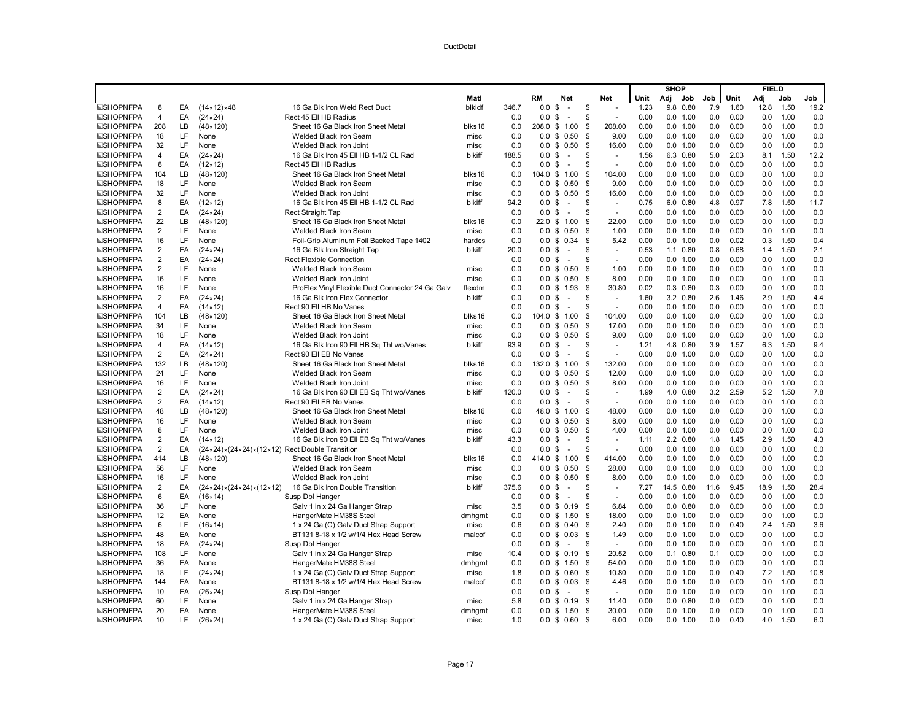DuctDetail

| | | | | | Matl | | RM | Net | Net | SHOP Unit | SHOP Adj | SHOP Job | SHOP Job | FIELD Unit | FIELD Adj | FIELD Job | FIELD Job |
|---|---|---|---|---|---|---|---|---|---|---|---|---|---|---|---|---|---|
| SHOPNFPA | 8 | EA | (14×12)×48 | 16 Ga Blk Iron Weld Rect Duct | blkidf | 346.7 | 0.0 | $ - | $ - | 1.23 | 9.8 | 0.80 | 7.9 | 1.60 | 12.8 | 1.50 | 19.2 |
| SHOPNFPA | 4 | EA | (24×24) | Rect 45 Ell HB Radius | | 0.0 | 0.0 | $ - | $ - | 0.00 | 0.0 | 1.00 | 0.0 | 0.00 | 0.0 | 1.00 | 0.0 |
| SHOPNFPA | 208 | LB | (48×120) | Sheet 16 Ga Black Iron Sheet Metal | blks16 | 0.0 | 208.0 | $ 1.00 | $ 208.00 | 0.00 | 0.0 | 1.00 | 0.0 | 0.00 | 0.0 | 1.00 | 0.0 |
| SHOPNFPA | 18 | LF | None | Welded Black Iron Seam | misc | 0.0 | 0.0 | $ 0.50 | $ 9.00 | 0.00 | 0.0 | 1.00 | 0.0 | 0.00 | 0.0 | 1.00 | 0.0 |
| SHOPNFPA | 32 | LF | None | Welded Black Iron Joint | misc | 0.0 | 0.0 | $ 0.50 | $ 16.00 | 0.00 | 0.0 | 1.00 | 0.0 | 0.00 | 0.0 | 1.00 | 0.0 |
| SHOPNFPA | 4 | EA | (24×24) | 16 Ga Blk Iron 45 Ell HB 1-1/2 CL Rad | blkiff | 188.5 | 0.0 | $ - | $ - | 1.56 | 6.3 | 0.80 | 5.0 | 2.03 | 8.1 | 1.50 | 12.2 |
| SHOPNFPA | 8 | EA | (12×12) | Rect 45 Ell HB Radius | | 0.0 | 0.0 | $ - | $ - | 0.00 | 0.0 | 1.00 | 0.0 | 0.00 | 0.0 | 1.00 | 0.0 |
| SHOPNFPA | 104 | LB | (48×120) | Sheet 16 Ga Black Iron Sheet Metal | blks16 | 0.0 | 104.0 | $ 1.00 | $ 104.00 | 0.00 | 0.0 | 1.00 | 0.0 | 0.00 | 0.0 | 1.00 | 0.0 |
| SHOPNFPA | 18 | LF | None | Welded Black Iron Seam | misc | 0.0 | 0.0 | $ 0.50 | $ 9.00 | 0.00 | 0.0 | 1.00 | 0.0 | 0.00 | 0.0 | 1.00 | 0.0 |
| SHOPNFPA | 32 | LF | None | Welded Black Iron Joint | misc | 0.0 | 0.0 | $ 0.50 | $ 16.00 | 0.00 | 0.0 | 1.00 | 0.0 | 0.00 | 0.0 | 1.00 | 0.0 |
| SHOPNFPA | 8 | EA | (12×12) | 16 Ga Blk Iron 45 Ell HB 1-1/2 CL Rad | blkiff | 94.2 | 0.0 | $ - | $ - | 0.75 | 6.0 | 0.80 | 4.8 | 0.97 | 7.8 | 1.50 | 11.7 |
| SHOPNFPA | 2 | EA | (24×24) | Rect Straight Tap | | 0.0 | 0.0 | $ - | $ - | 0.00 | 0.0 | 1.00 | 0.0 | 0.00 | 0.0 | 1.00 | 0.0 |
| SHOPNFPA | 22 | LB | (48×120) | Sheet 16 Ga Black Iron Sheet Metal | blks16 | 0.0 | 22.0 | $ 1.00 | $ 22.00 | 0.00 | 0.0 | 1.00 | 0.0 | 0.00 | 0.0 | 1.00 | 0.0 |
| SHOPNFPA | 2 | LF | None | Welded Black Iron Seam | misc | 0.0 | 0.0 | $ 0.50 | $ 1.00 | 0.00 | 0.0 | 1.00 | 0.0 | 0.00 | 0.0 | 1.00 | 0.0 |
| SHOPNFPA | 16 | LF | None | Foil-Grip Aluminum Foil Backed Tape 1402 | hardcs | 0.0 | 0.0 | $ 0.34 | $ 5.42 | 0.00 | 0.0 | 1.00 | 0.0 | 0.02 | 0.3 | 1.50 | 0.4 |
| SHOPNFPA | 2 | EA | (24×24) | 16 Ga Blk Iron Straight Tap | blkiff | 20.0 | 0.0 | $ - | $ - | 0.53 | 1.1 | 0.80 | 0.8 | 0.68 | 1.4 | 1.50 | 2.1 |
| SHOPNFPA | 2 | EA | (24×24) | Rect Flexible Connection | | 0.0 | 0.0 | $ - | $ - | 0.00 | 0.0 | 1.00 | 0.0 | 0.00 | 0.0 | 1.00 | 0.0 |
| SHOPNFPA | 2 | LF | None | Welded Black Iron Seam | misc | 0.0 | 0.0 | $ 0.50 | $ 1.00 | 0.00 | 0.0 | 1.00 | 0.0 | 0.00 | 0.0 | 1.00 | 0.0 |
| SHOPNFPA | 16 | LF | None | Welded Black Iron Joint | misc | 0.0 | 0.0 | $ 0.50 | $ 8.00 | 0.00 | 0.0 | 1.00 | 0.0 | 0.00 | 0.0 | 1.00 | 0.0 |
| SHOPNFPA | 16 | LF | None | ProFlex Vinyl Flexible Duct Connector 24 Ga Galv | flexdm | 0.0 | 0.0 | $ 1.93 | $ 30.80 | 0.02 | 0.3 | 0.80 | 0.3 | 0.00 | 0.0 | 1.00 | 0.0 |
| SHOPNFPA | 2 | EA | (24×24) | 16 Ga Blk Iron Flex Connector | blkiff | 0.0 | 0.0 | $ - | $ - | 1.60 | 3.2 | 0.80 | 2.6 | 1.46 | 2.9 | 1.50 | 4.4 |
| SHOPNFPA | 4 | EA | (14×12) | Rect 90 Ell HB No Vanes | | 0.0 | 0.0 | $ - | $ - | 0.00 | 0.0 | 1.00 | 0.0 | 0.00 | 0.0 | 1.00 | 0.0 |
| SHOPNFPA | 104 | LB | (48×120) | Sheet 16 Ga Black Iron Sheet Metal | blks16 | 0.0 | 104.0 | $ 1.00 | $ 104.00 | 0.00 | 0.0 | 1.00 | 0.0 | 0.00 | 0.0 | 1.00 | 0.0 |
| SHOPNFPA | 34 | LF | None | Welded Black Iron Seam | misc | 0.0 | 0.0 | $ 0.50 | $ 17.00 | 0.00 | 0.0 | 1.00 | 0.0 | 0.00 | 0.0 | 1.00 | 0.0 |
| SHOPNFPA | 18 | LF | None | Welded Black Iron Joint | misc | 0.0 | 0.0 | $ 0.50 | $ 9.00 | 0.00 | 0.0 | 1.00 | 0.0 | 0.00 | 0.0 | 1.00 | 0.0 |
| SHOPNFPA | 4 | EA | (14×12) | 16 Ga Blk Iron 90 Ell HB Sq Tht w/Vanes | blkiff | 93.9 | 0.0 | $ - | $ - | 1.21 | 4.8 | 0.80 | 3.9 | 1.57 | 6.3 | 1.50 | 9.4 |
| SHOPNFPA | 2 | EA | (24×24) | Rect 90 Ell EB No Vanes | | 0.0 | 0.0 | $ - | $ - | 0.00 | 0.0 | 1.00 | 0.0 | 0.00 | 0.0 | 1.00 | 0.0 |
| SHOPNFPA | 132 | LB | (48×120) | Sheet 16 Ga Black Iron Sheet Metal | blks16 | 0.0 | 132.0 | $ 1.00 | $ 132.00 | 0.00 | 0.0 | 1.00 | 0.0 | 0.00 | 0.0 | 1.00 | 0.0 |
| SHOPNFPA | 24 | LF | None | Welded Black Iron Seam | misc | 0.0 | 0.0 | $ 0.50 | $ 12.00 | 0.00 | 0.0 | 1.00 | 0.0 | 0.00 | 0.0 | 1.00 | 0.0 |
| SHOPNFPA | 16 | LF | None | Welded Black Iron Joint | misc | 0.0 | 0.0 | $ 0.50 | $ 8.00 | 0.00 | 0.0 | 1.00 | 0.0 | 0.00 | 0.0 | 1.00 | 0.0 |
| SHOPNFPA | 2 | EA | (24×24) | 16 Ga Blk Iron 90 Ell EB Sq Tht wo/Vanes | blkiff | 120.0 | 0.0 | $ - | $ - | 1.99 | 4.0 | 0.80 | 3.2 | 2.59 | 5.2 | 1.50 | 7.8 |
| SHOPNFPA | 2 | EA | (14×12) | Rect 90 Ell EB No Vanes | | 0.0 | 0.0 | $ - | $ - | 0.00 | 0.0 | 1.00 | 0.0 | 0.00 | 0.0 | 1.00 | 0.0 |
| SHOPNFPA | 48 | LB | (48×120) | Sheet 16 Ga Black Iron Sheet Metal | blks16 | 0.0 | 48.0 | $ 1.00 | $ 48.00 | 0.00 | 0.0 | 1.00 | 0.0 | 0.00 | 0.0 | 1.00 | 0.0 |
| SHOPNFPA | 16 | LF | None | Welded Black Iron Seam | misc | 0.0 | 0.0 | $ 0.50 | $ 8.00 | 0.00 | 0.0 | 1.00 | 0.0 | 0.00 | 0.0 | 1.00 | 0.0 |
| SHOPNFPA | 8 | LF | None | Welded Black Iron Joint | misc | 0.0 | 0.0 | $ 0.50 | $ 4.00 | 0.00 | 0.0 | 1.00 | 0.0 | 0.00 | 0.0 | 1.00 | 0.0 |
| SHOPNFPA | 2 | EA | (14×12) | 16 Ga Blk Iron 90 Ell EB Sq Tht wo/Vanes | blkiff | 43.3 | 0.0 | $ - | $ - | 1.11 | 2.2 | 0.80 | 1.8 | 1.45 | 2.9 | 1.50 | 4.3 |
| SHOPNFPA | 2 | EA | (24×24)×(24×24)×(12×12) | Rect Double Transition | | 0.0 | 0.0 | $ - | $ - | 0.00 | 0.0 | 1.00 | 0.0 | 0.00 | 0.0 | 1.00 | 0.0 |
| SHOPNFPA | 414 | LB | (48×120) | Sheet 16 Ga Black Iron Sheet Metal | blks16 | 0.0 | 414.0 | $ 1.00 | $ 414.00 | 0.00 | 0.0 | 1.00 | 0.0 | 0.00 | 0.0 | 1.00 | 0.0 |
| SHOPNFPA | 56 | LF | None | Welded Black Iron Seam | misc | 0.0 | 0.0 | $ 0.50 | $ 28.00 | 0.00 | 0.0 | 1.00 | 0.0 | 0.00 | 0.0 | 1.00 | 0.0 |
| SHOPNFPA | 16 | LF | None | Welded Black Iron Joint | misc | 0.0 | 0.0 | $ 0.50 | $ 8.00 | 0.00 | 0.0 | 1.00 | 0.0 | 0.00 | 0.0 | 1.00 | 0.0 |
| SHOPNFPA | 2 | EA | (24×24)×(24×24)×(12×12) | 16 Ga Blk Iron Double Transition | blkiff | 375.6 | 0.0 | $ - | $ - | 7.27 | 14.5 | 0.80 | 11.6 | 9.45 | 18.9 | 1.50 | 28.4 |
| SHOPNFPA | 6 | EA | (16×14) | Susp Dbl Hanger | | 0.0 | 0.0 | $ - | $ - | 0.00 | 0.0 | 1.00 | 0.0 | 0.00 | 0.0 | 1.00 | 0.0 |
| SHOPNFPA | 36 | LF | None | Galv 1 in x 24 Ga Hanger Strap | misc | 3.5 | 0.0 | $ 0.19 | $ 6.84 | 0.00 | 0.0 | 0.80 | 0.0 | 0.00 | 0.0 | 1.00 | 0.0 |
| SHOPNFPA | 12 | EA | None | HangerMate HM38S Steel | dmhgmt | 0.0 | 0.0 | $ 1.50 | $ 18.00 | 0.00 | 0.0 | 1.00 | 0.0 | 0.00 | 0.0 | 1.00 | 0.0 |
| SHOPNFPA | 6 | LF | (16×14) | 1 x 24 Ga (C) Galv Duct Strap Support | misc | 0.6 | 0.0 | $ 0.40 | $ 2.40 | 0.00 | 0.0 | 1.00 | 0.0 | 0.40 | 2.4 | 1.50 | 3.6 |
| SHOPNFPA | 48 | EA | None | BT131 8-18 x 1/2 w/1/4 Hex Head Screw | malcof | 0.0 | 0.0 | $ 0.03 | $ 1.49 | 0.00 | 0.0 | 1.00 | 0.0 | 0.00 | 0.0 | 1.00 | 0.0 |
| SHOPNFPA | 18 | EA | (24×24) | Susp Dbl Hanger | | 0.0 | 0.0 | $ - | $ - | 0.00 | 0.0 | 1.00 | 0.0 | 0.00 | 0.0 | 1.00 | 0.0 |
| SHOPNFPA | 108 | LF | None | Galv 1 in x 24 Ga Hanger Strap | misc | 10.4 | 0.0 | $ 0.19 | $ 20.52 | 0.00 | 0.1 | 0.80 | 0.1 | 0.00 | 0.0 | 1.00 | 0.0 |
| SHOPNFPA | 36 | EA | None | HangerMate HM38S Steel | dmhgmt | 0.0 | 0.0 | $ 1.50 | $ 54.00 | 0.00 | 0.0 | 1.00 | 0.0 | 0.00 | 0.0 | 1.00 | 0.0 |
| SHOPNFPA | 18 | LF | (24×24) | 1 x 24 Ga (C) Galv Duct Strap Support | misc | 1.8 | 0.0 | $ 0.60 | $ 10.80 | 0.00 | 0.0 | 1.00 | 0.0 | 0.40 | 7.2 | 1.50 | 10.8 |
| SHOPNFPA | 144 | EA | None | BT131 8-18 x 1/2 w/1/4 Hex Head Screw | malcof | 0.0 | 0.0 | $ 0.03 | $ 4.46 | 0.00 | 0.0 | 1.00 | 0.0 | 0.00 | 0.0 | 1.00 | 0.0 |
| SHOPNFPA | 10 | EA | (26×24) | Susp Dbl Hanger | | 0.0 | 0.0 | $ - | $ - | 0.00 | 0.0 | 1.00 | 0.0 | 0.00 | 0.0 | 1.00 | 0.0 |
| SHOPNFPA | 60 | LF | None | Galv 1 in x 24 Ga Hanger Strap | misc | 5.8 | 0.0 | $ 0.19 | $ 11.40 | 0.00 | 0.0 | 0.80 | 0.0 | 0.00 | 0.0 | 1.00 | 0.0 |
| SHOPNFPA | 20 | EA | None | HangerMate HM38S Steel | dmhgmt | 0.0 | 0.0 | $ 1.50 | $ 30.00 | 0.00 | 0.0 | 1.00 | 0.0 | 0.00 | 0.0 | 1.00 | 0.0 |
| SHOPNFPA | 10 | LF | (26×24) | 1 x 24 Ga (C) Galv Duct Strap Support | misc | 1.0 | 0.0 | $ 0.60 | $ 6.00 | 0.00 | 0.0 | 1.00 | 0.0 | 0.40 | 4.0 | 1.50 | 6.0 |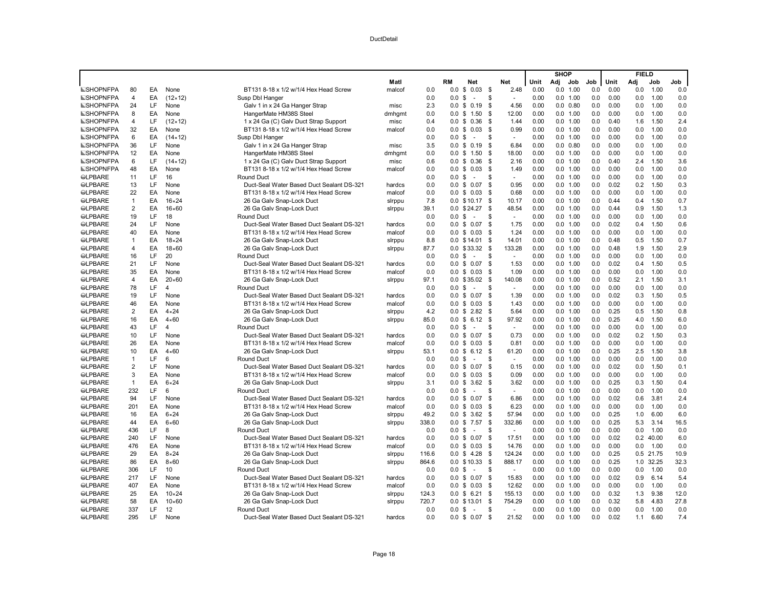DuctDetail

| | | | | | Matl | | RM | Net | Net | SHOP Unit | SHOP Adj | SHOP Job | SHOP Job | FIELD Unit | FIELD Adj | FIELD Job | FIELD Job |
|---|---|---|---|---|---|---|---|---|---|---|---|---|---|---|---|---|---|
| SHOPNFPA | 80 | EA | None | BT131 8-18 x 1/2 w/1/4 Hex Head Screw | malcof | 0.0 | 0.0 | $ 0.03 | $ 2.48 | 0.00 | 0.0 | 1.00 | 0.0 | 0.00 | 0.0 | 1.00 | 0.0 |
| SHOPNFPA | 4 | EA | (12×12) | Susp Dbl Hanger | | 0.0 | 0.0 | $ - | $ - | 0.00 | 0.0 | 1.00 | 0.0 | 0.00 | 0.0 | 1.00 | 0.0 |
| SHOPNFPA | 24 | LF | None | Galv 1 in x 24 Ga Hanger Strap | misc | 2.3 | 0.0 | $ 0.19 | $ 4.56 | 0.00 | 0.0 | 0.80 | 0.0 | 0.00 | 0.0 | 1.00 | 0.0 |
| SHOPNFPA | 8 | EA | None | HangerMate HM38S Steel | dmhgmt | 0.0 | 0.0 | $ 1.50 | $ 12.00 | 0.00 | 0.0 | 1.00 | 0.0 | 0.00 | 0.0 | 1.00 | 0.0 |
| SHOPNFPA | 4 | LF | (12×12) | 1 x 24 Ga (C) Galv Duct Strap Support | misc | 0.4 | 0.0 | $ 0.36 | $ 1.44 | 0.00 | 0.0 | 1.00 | 0.0 | 0.40 | 1.6 | 1.50 | 2.4 |
| SHOPNFPA | 32 | EA | None | BT131 8-18 x 1/2 w/1/4 Hex Head Screw | malcof | 0.0 | 0.0 | $ 0.03 | $ 0.99 | 0.00 | 0.0 | 1.00 | 0.0 | 0.00 | 0.0 | 1.00 | 0.0 |
| SHOPNFPA | 6 | EA | (14×12) | Susp Dbl Hanger | | 0.0 | 0.0 | $ - | $ - | 0.00 | 0.0 | 1.00 | 0.0 | 0.00 | 0.0 | 1.00 | 0.0 |
| SHOPNFPA | 36 | LF | None | Galv 1 in x 24 Ga Hanger Strap | misc | 3.5 | 0.0 | $ 0.19 | $ 6.84 | 0.00 | 0.0 | 0.80 | 0.0 | 0.00 | 0.0 | 1.00 | 0.0 |
| SHOPNFPA | 12 | EA | None | HangerMate HM38S Steel | dmhgmt | 0.0 | 0.0 | $ 1.50 | $ 18.00 | 0.00 | 0.0 | 1.00 | 0.0 | 0.00 | 0.0 | 1.00 | 0.0 |
| SHOPNFPA | 6 | LF | (14×12) | 1 x 24 Ga (C) Galv Duct Strap Support | misc | 0.6 | 0.0 | $ 0.36 | $ 2.16 | 0.00 | 0.0 | 1.00 | 0.0 | 0.40 | 2.4 | 1.50 | 3.6 |
| SHOPNFPA | 48 | EA | None | BT131 8-18 x 1/2 w/1/4 Hex Head Screw | malcof | 0.0 | 0.0 | $ 0.03 | $ 1.49 | 0.00 | 0.0 | 1.00 | 0.0 | 0.00 | 0.0 | 1.00 | 0.0 |
| LPBARE | 11 | LF | 16 | Round Duct | | 0.0 | 0.0 | $ - | $ - | 0.00 | 0.0 | 1.00 | 0.0 | 0.00 | 0.0 | 1.00 | 0.0 |
| LPBARE | 13 | LF | None | Duct-Seal Water Based Duct Sealant DS-321 | hardcs | 0.0 | 0.0 | $ 0.07 | $ 0.95 | 0.00 | 0.0 | 1.00 | 0.0 | 0.02 | 0.2 | 1.50 | 0.3 |
| LPBARE | 22 | EA | None | BT131 8-18 x 1/2 w/1/4 Hex Head Screw | malcof | 0.0 | 0.0 | $ 0.03 | $ 0.68 | 0.00 | 0.0 | 1.00 | 0.0 | 0.00 | 0.0 | 1.00 | 0.0 |
| LPBARE | 1 | EA | 16×24 | 26 Ga Galv Snap-Lock Duct | slrppu | 7.8 | 0.0 | $ 10.17 | $ 10.17 | 0.00 | 0.0 | 1.00 | 0.0 | 0.44 | 0.4 | 1.50 | 0.7 |
| LPBARE | 2 | EA | 16×60 | 26 Ga Galv Snap-Lock Duct | slrppu | 39.1 | 0.0 | $ 24.27 | $ 48.54 | 0.00 | 0.0 | 1.00 | 0.0 | 0.44 | 0.9 | 1.50 | 1.3 |
| LPBARE | 19 | LF | 18 | Round Duct | | 0.0 | 0.0 | $ - | $ - | 0.00 | 0.0 | 1.00 | 0.0 | 0.00 | 0.0 | 1.00 | 0.0 |
| LPBARE | 24 | LF | None | Duct-Seal Water Based Duct Sealant DS-321 | hardcs | 0.0 | 0.0 | $ 0.07 | $ 1.75 | 0.00 | 0.0 | 1.00 | 0.0 | 0.02 | 0.4 | 1.50 | 0.6 |
| LPBARE | 40 | EA | None | BT131 8-18 x 1/2 w/1/4 Hex Head Screw | malcof | 0.0 | 0.0 | $ 0.03 | $ 1.24 | 0.00 | 0.0 | 1.00 | 0.0 | 0.00 | 0.0 | 1.00 | 0.0 |
| LPBARE | 1 | EA | 18×24 | 26 Ga Galv Snap-Lock Duct | slrppu | 8.8 | 0.0 | $ 14.01 | $ 14.01 | 0.00 | 0.0 | 1.00 | 0.0 | 0.48 | 0.5 | 1.50 | 0.7 |
| LPBARE | 4 | EA | 18×60 | 26 Ga Galv Snap-Lock Duct | slrppu | 87.7 | 0.0 | $ 33.32 | $ 133.28 | 0.00 | 0.0 | 1.00 | 0.0 | 0.48 | 1.9 | 1.50 | 2.9 |
| LPBARE | 16 | LF | 20 | Round Duct | | 0.0 | 0.0 | $ - | $ - | 0.00 | 0.0 | 1.00 | 0.0 | 0.00 | 0.0 | 1.00 | 0.0 |
| LPBARE | 21 | LF | None | Duct-Seal Water Based Duct Sealant DS-321 | hardcs | 0.0 | 0.0 | $ 0.07 | $ 1.53 | 0.00 | 0.0 | 1.00 | 0.0 | 0.02 | 0.4 | 1.50 | 0.5 |
| LPBARE | 35 | EA | None | BT131 8-18 x 1/2 w/1/4 Hex Head Screw | malcof | 0.0 | 0.0 | $ 0.03 | $ 1.09 | 0.00 | 0.0 | 1.00 | 0.0 | 0.00 | 0.0 | 1.00 | 0.0 |
| LPBARE | 4 | EA | 20×60 | 26 Ga Galv Snap-Lock Duct | slrppu | 97.1 | 0.0 | $ 35.02 | $ 140.08 | 0.00 | 0.0 | 1.00 | 0.0 | 0.52 | 2.1 | 1.50 | 3.1 |
| LPBARE | 78 | LF | 4 | Round Duct | | 0.0 | 0.0 | $ - | $ - | 0.00 | 0.0 | 1.00 | 0.0 | 0.00 | 0.0 | 1.00 | 0.0 |
| LPBARE | 19 | LF | None | Duct-Seal Water Based Duct Sealant DS-321 | hardcs | 0.0 | 0.0 | $ 0.07 | $ 1.39 | 0.00 | 0.0 | 1.00 | 0.0 | 0.02 | 0.3 | 1.50 | 0.5 |
| LPBARE | 46 | EA | None | BT131 8-18 x 1/2 w/1/4 Hex Head Screw | malcof | 0.0 | 0.0 | $ 0.03 | $ 1.43 | 0.00 | 0.0 | 1.00 | 0.0 | 0.00 | 0.0 | 1.00 | 0.0 |
| LPBARE | 2 | EA | 4×24 | 26 Ga Galv Snap-Lock Duct | slrppu | 4.2 | 0.0 | $ 2.82 | $ 5.64 | 0.00 | 0.0 | 1.00 | 0.0 | 0.25 | 0.5 | 1.50 | 0.8 |
| LPBARE | 16 | EA | 4×60 | 26 Ga Galv Snap-Lock Duct | slrppu | 85.0 | 0.0 | $ 6.12 | $ 97.92 | 0.00 | 0.0 | 1.00 | 0.0 | 0.25 | 4.0 | 1.50 | 6.0 |
| LPBARE | 43 | LF | 4 | Round Duct | | 0.0 | 0.0 | $ - | $ - | 0.00 | 0.0 | 1.00 | 0.0 | 0.00 | 0.0 | 1.00 | 0.0 |
| LPBARE | 10 | LF | None | Duct-Seal Water Based Duct Sealant DS-321 | hardcs | 0.0 | 0.0 | $ 0.07 | $ 0.73 | 0.00 | 0.0 | 1.00 | 0.0 | 0.02 | 0.2 | 1.50 | 0.3 |
| LPBARE | 26 | EA | None | BT131 8-18 x 1/2 w/1/4 Hex Head Screw | malcof | 0.0 | 0.0 | $ 0.03 | $ 0.81 | 0.00 | 0.0 | 1.00 | 0.0 | 0.00 | 0.0 | 1.00 | 0.0 |
| LPBARE | 10 | EA | 4×60 | 26 Ga Galv Snap-Lock Duct | slrppu | 53.1 | 0.0 | $ 6.12 | $ 61.20 | 0.00 | 0.0 | 1.00 | 0.0 | 0.25 | 2.5 | 1.50 | 3.8 |
| LPBARE | 1 | LF | 6 | Round Duct | | 0.0 | 0.0 | $ - | $ - | 0.00 | 0.0 | 1.00 | 0.0 | 0.00 | 0.0 | 1.00 | 0.0 |
| LPBARE | 2 | LF | None | Duct-Seal Water Based Duct Sealant DS-321 | hardcs | 0.0 | 0.0 | $ 0.07 | $ 0.15 | 0.00 | 0.0 | 1.00 | 0.0 | 0.02 | 0.0 | 1.50 | 0.1 |
| LPBARE | 3 | EA | None | BT131 8-18 x 1/2 w/1/4 Hex Head Screw | malcof | 0.0 | 0.0 | $ 0.03 | $ 0.09 | 0.00 | 0.0 | 1.00 | 0.0 | 0.00 | 0.0 | 1.00 | 0.0 |
| LPBARE | 1 | EA | 6×24 | 26 Ga Galv Snap-Lock Duct | slrppu | 3.1 | 0.0 | $ 3.62 | $ 3.62 | 0.00 | 0.0 | 1.00 | 0.0 | 0.25 | 0.3 | 1.50 | 0.4 |
| LPBARE | 232 | LF | 6 | Round Duct | | 0.0 | 0.0 | $ - | $ - | 0.00 | 0.0 | 1.00 | 0.0 | 0.00 | 0.0 | 1.00 | 0.0 |
| LPBARE | 94 | LF | None | Duct-Seal Water Based Duct Sealant DS-321 | hardcs | 0.0 | 0.0 | $ 0.07 | $ 6.86 | 0.00 | 0.0 | 1.00 | 0.0 | 0.02 | 0.6 | 3.81 | 2.4 |
| LPBARE | 201 | EA | None | BT131 8-18 x 1/2 w/1/4 Hex Head Screw | malcof | 0.0 | 0.0 | $ 0.03 | $ 6.23 | 0.00 | 0.0 | 1.00 | 0.0 | 0.00 | 0.0 | 1.00 | 0.0 |
| LPBARE | 16 | EA | 6×24 | 26 Ga Galv Snap-Lock Duct | slrppu | 49.2 | 0.0 | $ 3.62 | $ 57.94 | 0.00 | 0.0 | 1.00 | 0.0 | 0.25 | 1.0 | 6.00 | 6.0 |
| LPBARE | 44 | EA | 6×60 | 26 Ga Galv Snap-Lock Duct | slrppu | 338.0 | 0.0 | $ 7.57 | $ 332.86 | 0.00 | 0.0 | 1.00 | 0.0 | 0.25 | 5.3 | 3.14 | 16.5 |
| LPBARE | 436 | LF | 8 | Round Duct | | 0.0 | 0.0 | $ - | $ - | 0.00 | 0.0 | 1.00 | 0.0 | 0.00 | 0.0 | 1.00 | 0.0 |
| LPBARE | 240 | LF | None | Duct-Seal Water Based Duct Sealant DS-321 | hardcs | 0.0 | 0.0 | $ 0.07 | $ 17.51 | 0.00 | 0.0 | 1.00 | 0.0 | 0.02 | 0.2 | 40.00 | 6.0 |
| LPBARE | 476 | EA | None | BT131 8-18 x 1/2 w/1/4 Hex Head Screw | malcof | 0.0 | 0.0 | $ 0.03 | $ 14.76 | 0.00 | 0.0 | 1.00 | 0.0 | 0.00 | 0.0 | 1.00 | 0.0 |
| LPBARE | 29 | EA | 8×24 | 26 Ga Galv Snap-Lock Duct | slrppu | 116.6 | 0.0 | $ 4.28 | $ 124.24 | 0.00 | 0.0 | 1.00 | 0.0 | 0.25 | 0.5 | 21.75 | 10.9 |
| LPBARE | 86 | EA | 8×60 | 26 Ga Galv Snap-Lock Duct | slrppu | 864.6 | 0.0 | $ 10.33 | $ 888.17 | 0.00 | 0.0 | 1.00 | 0.0 | 0.25 | 1.0 | 32.25 | 32.3 |
| LPBARE | 306 | LF | 10 | Round Duct | | 0.0 | 0.0 | $ - | $ - | 0.00 | 0.0 | 1.00 | 0.0 | 0.00 | 0.0 | 1.00 | 0.0 |
| LPBARE | 217 | LF | None | Duct-Seal Water Based Duct Sealant DS-321 | hardcs | 0.0 | 0.0 | $ 0.07 | $ 15.83 | 0.00 | 0.0 | 1.00 | 0.0 | 0.02 | 0.9 | 6.14 | 5.4 |
| LPBARE | 407 | EA | None | BT131 8-18 x 1/2 w/1/4 Hex Head Screw | malcof | 0.0 | 0.0 | $ 0.03 | $ 12.62 | 0.00 | 0.0 | 1.00 | 0.0 | 0.00 | 0.0 | 1.00 | 0.0 |
| LPBARE | 25 | EA | 10×24 | 26 Ga Galv Snap-Lock Duct | slrppu | 124.3 | 0.0 | $ 6.21 | $ 155.13 | 0.00 | 0.0 | 1.00 | 0.0 | 0.32 | 1.3 | 9.38 | 12.0 |
| LPBARE | 58 | EA | 10×60 | 26 Ga Galv Snap-Lock Duct | slrppu | 720.7 | 0.0 | $ 13.01 | $ 754.29 | 0.00 | 0.0 | 1.00 | 0.0 | 0.32 | 5.8 | 4.83 | 27.8 |
| LPBARE | 337 | LF | 12 | Round Duct | | 0.0 | 0.0 | $ - | $ - | 0.00 | 0.0 | 1.00 | 0.0 | 0.00 | 0.0 | 1.00 | 0.0 |
| LPBARE | 295 | LF | None | Duct-Seal Water Based Duct Sealant DS-321 | hardcs | 0.0 | 0.0 | $ 0.07 | $ 21.52 | 0.00 | 0.0 | 1.00 | 0.0 | 0.02 | 1.1 | 6.60 | 7.4 |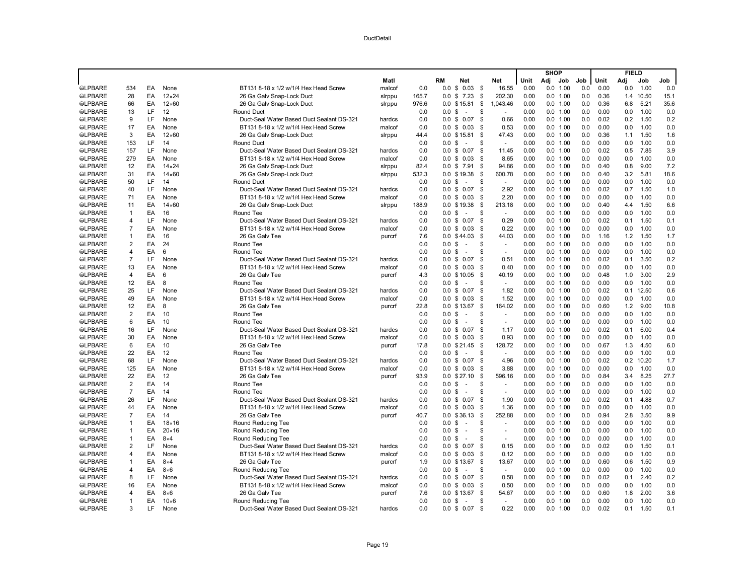DuctDetail

| | | | | | Matl | | RM | Net | Net | SHOP Unit | Adj | Job | Job | FIELD Unit | Adj | Job | Job |
|---|---|---|---|---|---|---|---|---|---|---|---|---|---|---|---|---|---|
| ⊖LPBARE | 534 | EA | None | BT131 8-18 x 1/2 w/1/4 Hex Head Screw | malcof | 0.0 | 0.0 | $ 0.03 | $ 16.55 | 0.00 | 0.0 | 1.00 | 0.0 | 0.00 | 0.0 | 1.00 | 0.0 |
| ⊖LPBARE | 28 | EA | 12×24 | 26 Ga Galv Snap-Lock Duct | slrppu | 165.7 | 0.0 | $ 7.23 | $ 202.30 | 0.00 | 0.0 | 1.00 | 0.0 | 0.36 | 1.4 | 10.50 | 15.1 |
| ⊖LPBARE | 66 | EA | 12×60 | 26 Ga Galv Snap-Lock Duct | slrppu | 976.6 | 0.0 | $ 15.81 | $ 1,043.46 | 0.00 | 0.0 | 1.00 | 0.0 | 0.36 | 6.8 | 5.21 | 35.6 |
| ⊖LPBARE | 13 | LF | 12 | Round Duct | | 0.0 | 0.0 | $ - | $ - | 0.00 | 0.0 | 1.00 | 0.0 | 0.00 | 0.0 | 1.00 | 0.0 |
| ⊖LPBARE | 9 | LF | None | Duct-Seal Water Based Duct Sealant DS-321 | hardcs | 0.0 | 0.0 | $ 0.07 | $ 0.66 | 0.00 | 0.0 | 1.00 | 0.0 | 0.02 | 0.2 | 1.50 | 0.2 |
| ⊖LPBARE | 17 | EA | None | BT131 8-18 x 1/2 w/1/4 Hex Head Screw | malcof | 0.0 | 0.0 | $ 0.03 | $ 0.53 | 0.00 | 0.0 | 1.00 | 0.0 | 0.00 | 0.0 | 1.00 | 0.0 |
| ⊖LPBARE | 3 | EA | 12×60 | 26 Ga Galv Snap-Lock Duct | slrppu | 44.4 | 0.0 | $ 15.81 | $ 47.43 | 0.00 | 0.0 | 1.00 | 0.0 | 0.36 | 1.1 | 1.50 | 1.6 |
| ⊖LPBARE | 153 | LF | 14 | Round Duct | | 0.0 | 0.0 | $ - | $ - | 0.00 | 0.0 | 1.00 | 0.0 | 0.00 | 0.0 | 1.00 | 0.0 |
| ⊖LPBARE | 157 | LF | None | Duct-Seal Water Based Duct Sealant DS-321 | hardcs | 0.0 | 0.0 | $ 0.07 | $ 11.45 | 0.00 | 0.0 | 1.00 | 0.0 | 0.02 | 0.5 | 7.85 | 3.9 |
| ⊖LPBARE | 279 | EA | None | BT131 8-18 x 1/2 w/1/4 Hex Head Screw | malcof | 0.0 | 0.0 | $ 0.03 | $ 8.65 | 0.00 | 0.0 | 1.00 | 0.0 | 0.00 | 0.0 | 1.00 | 0.0 |
| ⊖LPBARE | 12 | EA | 14×24 | 26 Ga Galv Snap-Lock Duct | slrppu | 82.4 | 0.0 | $ 7.91 | $ 94.86 | 0.00 | 0.0 | 1.00 | 0.0 | 0.40 | 0.8 | 9.00 | 7.2 |
| ⊖LPBARE | 31 | EA | 14×60 | 26 Ga Galv Snap-Lock Duct | slrppu | 532.3 | 0.0 | $ 19.38 | $ 600.78 | 0.00 | 0.0 | 1.00 | 0.0 | 0.40 | 3.2 | 5.81 | 18.6 |
| ⊖LPBARE | 50 | LF | 14 | Round Duct | | 0.0 | 0.0 | $ - | $ - | 0.00 | 0.0 | 1.00 | 0.0 | 0.00 | 0.0 | 1.00 | 0.0 |
| ⊖LPBARE | 40 | LF | None | Duct-Seal Water Based Duct Sealant DS-321 | hardcs | 0.0 | 0.0 | $ 0.07 | $ 2.92 | 0.00 | 0.0 | 1.00 | 0.0 | 0.02 | 0.7 | 1.50 | 1.0 |
| ⊖LPBARE | 71 | EA | None | BT131 8-18 x 1/2 w/1/4 Hex Head Screw | malcof | 0.0 | 0.0 | $ 0.03 | $ 2.20 | 0.00 | 0.0 | 1.00 | 0.0 | 0.00 | 0.0 | 1.00 | 0.0 |
| ⊖LPBARE | 11 | EA | 14×60 | 26 Ga Galv Snap-Lock Duct | slrppu | 188.9 | 0.0 | $ 19.38 | $ 213.18 | 0.00 | 0.0 | 1.00 | 0.0 | 0.40 | 4.4 | 1.50 | 6.6 |
| ⊖LPBARE | 1 | EA | 16 | Round Tee | | 0.0 | 0.0 | $ - | $ - | 0.00 | 0.0 | 1.00 | 0.0 | 0.00 | 0.0 | 1.00 | 0.0 |
| ⊖LPBARE | 4 | LF | None | Duct-Seal Water Based Duct Sealant DS-321 | hardcs | 0.0 | 0.0 | $ 0.07 | $ 0.29 | 0.00 | 0.0 | 1.00 | 0.0 | 0.02 | 0.1 | 1.50 | 0.1 |
| ⊖LPBARE | 7 | EA | None | BT131 8-18 x 1/2 w/1/4 Hex Head Screw | malcof | 0.0 | 0.0 | $ 0.03 | $ 0.22 | 0.00 | 0.0 | 1.00 | 0.0 | 0.00 | 0.0 | 1.00 | 0.0 |
| ⊖LPBARE | 1 | EA | 16 | 26 Ga Galv Tee | purcrf | 7.6 | 0.0 | $ 44.03 | $ 44.03 | 0.00 | 0.0 | 1.00 | 0.0 | 1.16 | 1.2 | 1.50 | 1.7 |
| ⊖LPBARE | 2 | EA | 24 | Round Tee | | 0.0 | 0.0 | $ - | $ - | 0.00 | 0.0 | 1.00 | 0.0 | 0.00 | 0.0 | 1.00 | 0.0 |
| ⊖LPBARE | 4 | EA | 6 | Round Tee | | 0.0 | 0.0 | $ - | $ - | 0.00 | 0.0 | 1.00 | 0.0 | 0.00 | 0.0 | 1.00 | 0.0 |
| ⊖LPBARE | 7 | LF | None | Duct-Seal Water Based Duct Sealant DS-321 | hardcs | 0.0 | 0.0 | $ 0.07 | $ 0.51 | 0.00 | 0.0 | 1.00 | 0.0 | 0.02 | 0.1 | 3.50 | 0.2 |
| ⊖LPBARE | 13 | EA | None | BT131 8-18 x 1/2 w/1/4 Hex Head Screw | malcof | 0.0 | 0.0 | $ 0.03 | $ 0.40 | 0.00 | 0.0 | 1.00 | 0.0 | 0.00 | 0.0 | 1.00 | 0.0 |
| ⊖LPBARE | 4 | EA | 6 | 26 Ga Galv Tee | purcrf | 4.3 | 0.0 | $ 10.05 | $ 40.19 | 0.00 | 0.0 | 1.00 | 0.0 | 0.48 | 1.0 | 3.00 | 2.9 |
| ⊖LPBARE | 12 | EA | 8 | Round Tee | | 0.0 | 0.0 | $ - | $ - | 0.00 | 0.0 | 1.00 | 0.0 | 0.00 | 0.0 | 1.00 | 0.0 |
| ⊖LPBARE | 25 | LF | None | Duct-Seal Water Based Duct Sealant DS-321 | hardcs | 0.0 | 0.0 | $ 0.07 | $ 1.82 | 0.00 | 0.0 | 1.00 | 0.0 | 0.02 | 0.1 | 12.50 | 0.6 |
| ⊖LPBARE | 49 | EA | None | BT131 8-18 x 1/2 w/1/4 Hex Head Screw | malcof | 0.0 | 0.0 | $ 0.03 | $ 1.52 | 0.00 | 0.0 | 1.00 | 0.0 | 0.00 | 0.0 | 1.00 | 0.0 |
| ⊖LPBARE | 12 | EA | 8 | 26 Ga Galv Tee | purcrf | 22.8 | 0.0 | $ 13.67 | $ 164.02 | 0.00 | 0.0 | 1.00 | 0.0 | 0.60 | 1.2 | 9.00 | 10.8 |
| ⊖LPBARE | 2 | EA | 10 | Round Tee | | 0.0 | 0.0 | $ - | $ - | 0.00 | 0.0 | 1.00 | 0.0 | 0.00 | 0.0 | 1.00 | 0.0 |
| ⊖LPBARE | 6 | EA | 10 | Round Tee | | 0.0 | 0.0 | $ - | $ - | 0.00 | 0.0 | 1.00 | 0.0 | 0.00 | 0.0 | 1.00 | 0.0 |
| ⊖LPBARE | 16 | LF | None | Duct-Seal Water Based Duct Sealant DS-321 | hardcs | 0.0 | 0.0 | $ 0.07 | $ 1.17 | 0.00 | 0.0 | 1.00 | 0.0 | 0.02 | 0.1 | 6.00 | 0.4 |
| ⊖LPBARE | 30 | EA | None | BT131 8-18 x 1/2 w/1/4 Hex Head Screw | malcof | 0.0 | 0.0 | $ 0.03 | $ 0.93 | 0.00 | 0.0 | 1.00 | 0.0 | 0.00 | 0.0 | 1.00 | 0.0 |
| ⊖LPBARE | 6 | EA | 10 | 26 Ga Galv Tee | purcrf | 17.8 | 0.0 | $ 21.45 | $ 128.72 | 0.00 | 0.0 | 1.00 | 0.0 | 0.67 | 1.3 | 4.50 | 6.0 |
| ⊖LPBARE | 22 | EA | 12 | Round Tee | | 0.0 | 0.0 | $ - | $ - | 0.00 | 0.0 | 1.00 | 0.0 | 0.00 | 0.0 | 1.00 | 0.0 |
| ⊖LPBARE | 68 | LF | None | Duct-Seal Water Based Duct Sealant DS-321 | hardcs | 0.0 | 0.0 | $ 0.07 | $ 4.96 | 0.00 | 0.0 | 1.00 | 0.0 | 0.02 | 0.2 | 10.20 | 1.7 |
| ⊖LPBARE | 125 | EA | None | BT131 8-18 x 1/2 w/1/4 Hex Head Screw | malcof | 0.0 | 0.0 | $ 0.03 | $ 3.88 | 0.00 | 0.0 | 1.00 | 0.0 | 0.00 | 0.0 | 1.00 | 0.0 |
| ⊖LPBARE | 22 | EA | 12 | 26 Ga Galv Tee | purcrf | 93.9 | 0.0 | $ 27.10 | $ 596.16 | 0.00 | 0.0 | 1.00 | 0.0 | 0.84 | 3.4 | 8.25 | 27.7 |
| ⊖LPBARE | 2 | EA | 14 | Round Tee | | 0.0 | 0.0 | $ - | $ - | 0.00 | 0.0 | 1.00 | 0.0 | 0.00 | 0.0 | 1.00 | 0.0 |
| ⊖LPBARE | 7 | EA | 14 | Round Tee | | 0.0 | 0.0 | $ - | $ - | 0.00 | 0.0 | 1.00 | 0.0 | 0.00 | 0.0 | 1.00 | 0.0 |
| ⊖LPBARE | 26 | LF | None | Duct-Seal Water Based Duct Sealant DS-321 | hardcs | 0.0 | 0.0 | $ 0.07 | $ 1.90 | 0.00 | 0.0 | 1.00 | 0.0 | 0.02 | 0.1 | 4.88 | 0.7 |
| ⊖LPBARE | 44 | EA | None | BT131 8-18 x 1/2 w/1/4 Hex Head Screw | malcof | 0.0 | 0.0 | $ 0.03 | $ 1.36 | 0.00 | 0.0 | 1.00 | 0.0 | 0.00 | 0.0 | 1.00 | 0.0 |
| ⊖LPBARE | 7 | EA | 14 | 26 Ga Galv Tee | purcrf | 40.7 | 0.0 | $ 36.13 | $ 252.88 | 0.00 | 0.0 | 1.00 | 0.0 | 0.94 | 2.8 | 3.50 | 9.9 |
| ⊖LPBARE | 1 | EA | 18×16 | Round Reducing Tee | | 0.0 | 0.0 | $ - | $ - | 0.00 | 0.0 | 1.00 | 0.0 | 0.00 | 0.0 | 1.00 | 0.0 |
| ⊖LPBARE | 1 | EA | 20×16 | Round Reducing Tee | | 0.0 | 0.0 | $ - | $ - | 0.00 | 0.0 | 1.00 | 0.0 | 0.00 | 0.0 | 1.00 | 0.0 |
| ⊖LPBARE | 1 | EA | 8×4 | Round Reducing Tee | | 0.0 | 0.0 | $ - | $ - | 0.00 | 0.0 | 1.00 | 0.0 | 0.00 | 0.0 | 1.00 | 0.0 |
| ⊖LPBARE | 2 | LF | None | Duct-Seal Water Based Duct Sealant DS-321 | hardcs | 0.0 | 0.0 | $ 0.07 | $ 0.15 | 0.00 | 0.0 | 1.00 | 0.0 | 0.02 | 0.0 | 1.50 | 0.1 |
| ⊖LPBARE | 4 | EA | None | BT131 8-18 x 1/2 w/1/4 Hex Head Screw | malcof | 0.0 | 0.0 | $ 0.03 | $ 0.12 | 0.00 | 0.0 | 1.00 | 0.0 | 0.00 | 0.0 | 1.00 | 0.0 |
| ⊖LPBARE | 1 | EA | 8×4 | 26 Ga Galv Tee | purcrf | 1.9 | 0.0 | $ 13.67 | $ 13.67 | 0.00 | 0.0 | 1.00 | 0.0 | 0.60 | 0.6 | 1.50 | 0.9 |
| ⊖LPBARE | 4 | EA | 8×6 | Round Reducing Tee | | 0.0 | 0.0 | $ - | $ - | 0.00 | 0.0 | 1.00 | 0.0 | 0.00 | 0.0 | 1.00 | 0.0 |
| ⊖LPBARE | 8 | LF | None | Duct-Seal Water Based Duct Sealant DS-321 | hardcs | 0.0 | 0.0 | $ 0.07 | $ 0.58 | 0.00 | 0.0 | 1.00 | 0.0 | 0.02 | 0.1 | 2.40 | 0.2 |
| ⊖LPBARE | 16 | EA | None | BT131 8-18 x 1/2 w/1/4 Hex Head Screw | malcof | 0.0 | 0.0 | $ 0.03 | $ 0.50 | 0.00 | 0.0 | 1.00 | 0.0 | 0.00 | 0.0 | 1.00 | 0.0 |
| ⊖LPBARE | 4 | EA | 8×6 | 26 Ga Galv Tee | purcrf | 7.6 | 0.0 | $ 13.67 | $ 54.67 | 0.00 | 0.0 | 1.00 | 0.0 | 0.60 | 1.8 | 2.00 | 3.6 |
| ⊖LPBARE | 1 | EA | 10×6 | Round Reducing Tee | | 0.0 | 0.0 | $ - | $ - | 0.00 | 0.0 | 1.00 | 0.0 | 0.00 | 0.0 | 1.00 | 0.0 |
| ⊖LPBARE | 3 | LF | None | Duct-Seal Water Based Duct Sealant DS-321 | hardcs | 0.0 | 0.0 | $ 0.07 | $ 0.22 | 0.00 | 0.0 | 1.00 | 0.0 | 0.02 | 0.1 | 1.50 | 0.1 |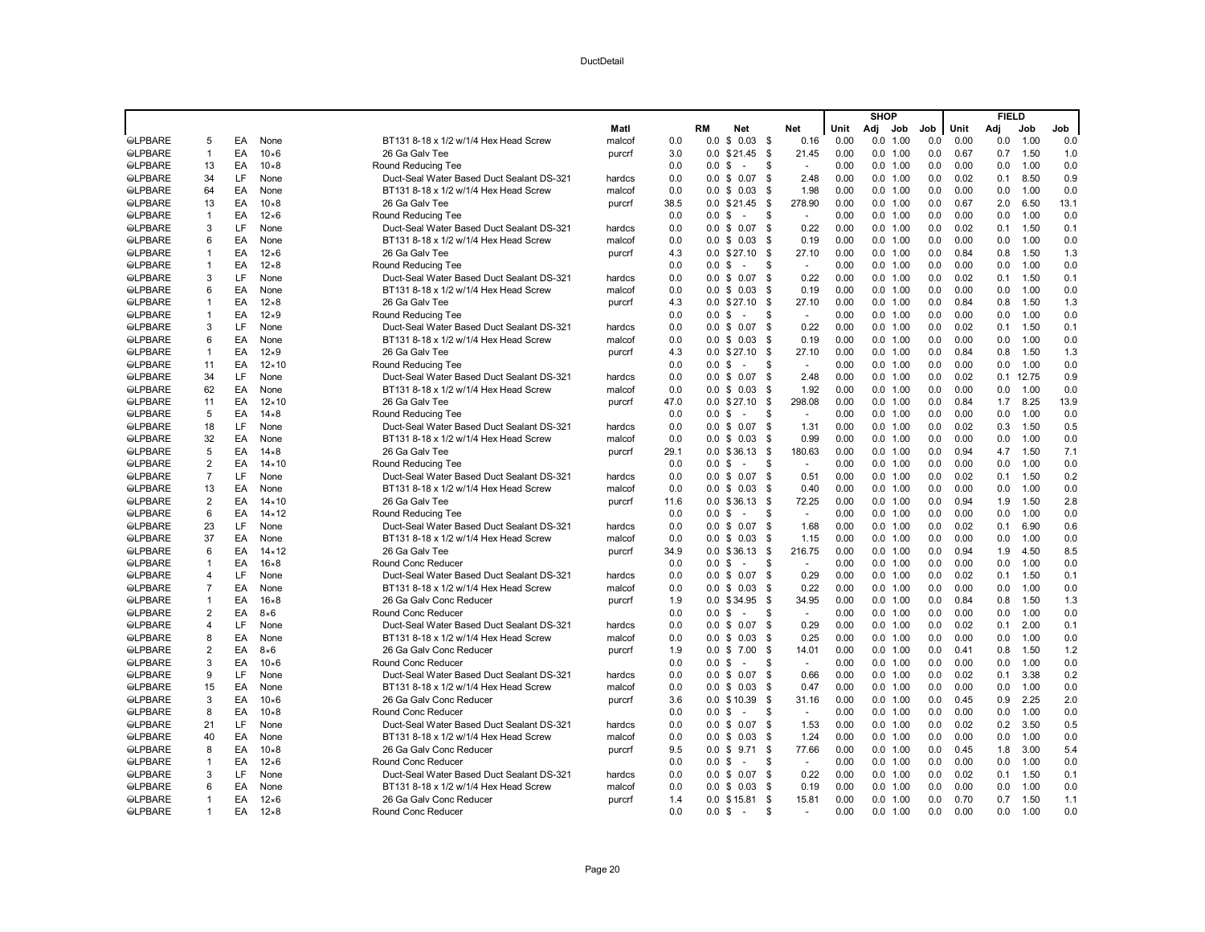DuctDetail

| | | | | | | | | | | | SHOP | | | | FIELD | | |
|---|---|---|---|---|---|---|---|---|---|---|---|---|---|---|---|---|---|
| | | | | | Matl | | RM | Net | Net | Unit | Adj | Job | Job | Unit | Adj | Job | Job |
| ⊖LPBARE | 5 | EA | None | BT131 8-18 x 1/2 w/1/4 Hex Head Screw | malcof | 0.0 | 0.0 | $ 0.03 | $ 0.16 | 0.00 | 0.0 | 1.00 | 0.0 | 0.00 | 0.0 | 1.00 | 0.0 |
| ⊖LPBARE | 1 | EA | 10×6 | 26 Ga Galv Tee | purcrf | 3.0 | 0.0 | $21.45 | $ 21.45 | 0.00 | 0.0 | 1.00 | 0.0 | 0.67 | 0.7 | 1.50 | 1.0 |
| ⊖LPBARE | 13 | EA | 10×8 | Round Reducing Tee | | 0.0 | 0.0 | $ - | $ - | 0.00 | 0.0 | 1.00 | 0.0 | 0.00 | 0.0 | 1.00 | 0.0 |
| ⊖LPBARE | 34 | LF | None | Duct-Seal Water Based Duct Sealant DS-321 | hardcs | 0.0 | 0.0 | $ 0.07 | $ 2.48 | 0.00 | 0.0 | 1.00 | 0.0 | 0.02 | 0.1 | 8.50 | 0.9 |
| ⊖LPBARE | 64 | EA | None | BT131 8-18 x 1/2 w/1/4 Hex Head Screw | malcof | 0.0 | 0.0 | $ 0.03 | $ 1.98 | 0.00 | 0.0 | 1.00 | 0.0 | 0.00 | 0.0 | 1.00 | 0.0 |
| ⊖LPBARE | 13 | EA | 10×8 | 26 Ga Galv Tee | purcrf | 38.5 | 0.0 | $21.45 | $ 278.90 | 0.00 | 0.0 | 1.00 | 0.0 | 0.67 | 2.0 | 6.50 | 13.1 |
| ⊖LPBARE | 1 | EA | 12×6 | Round Reducing Tee | | 0.0 | 0.0 | $ - | $ - | 0.00 | 0.0 | 1.00 | 0.0 | 0.00 | 0.0 | 1.00 | 0.0 |
| ⊖LPBARE | 3 | LF | None | Duct-Seal Water Based Duct Sealant DS-321 | hardcs | 0.0 | 0.0 | $ 0.07 | $ 0.22 | 0.00 | 0.0 | 1.00 | 0.0 | 0.02 | 0.1 | 1.50 | 0.1 |
| ⊖LPBARE | 6 | EA | None | BT131 8-18 x 1/2 w/1/4 Hex Head Screw | malcof | 0.0 | 0.0 | $ 0.03 | $ 0.19 | 0.00 | 0.0 | 1.00 | 0.0 | 0.00 | 0.0 | 1.00 | 0.0 |
| ⊖LPBARE | 1 | EA | 12×6 | 26 Ga Galv Tee | purcrf | 4.3 | 0.0 | $27.10 | $ 27.10 | 0.00 | 0.0 | 1.00 | 0.0 | 0.84 | 0.8 | 1.50 | 1.3 |
| ⊖LPBARE | 1 | EA | 12×8 | Round Reducing Tee | | 0.0 | 0.0 | $ - | $ - | 0.00 | 0.0 | 1.00 | 0.0 | 0.00 | 0.0 | 1.00 | 0.0 |
| ⊖LPBARE | 3 | LF | None | Duct-Seal Water Based Duct Sealant DS-321 | hardcs | 0.0 | 0.0 | $ 0.07 | $ 0.22 | 0.00 | 0.0 | 1.00 | 0.0 | 0.02 | 0.1 | 1.50 | 0.1 |
| ⊖LPBARE | 6 | EA | None | BT131 8-18 x 1/2 w/1/4 Hex Head Screw | malcof | 0.0 | 0.0 | $ 0.03 | $ 0.19 | 0.00 | 0.0 | 1.00 | 0.0 | 0.00 | 0.0 | 1.00 | 0.0 |
| ⊖LPBARE | 1 | EA | 12×8 | 26 Ga Galv Tee | purcrf | 4.3 | 0.0 | $27.10 | $ 27.10 | 0.00 | 0.0 | 1.00 | 0.0 | 0.84 | 0.8 | 1.50 | 1.3 |
| ⊖LPBARE | 1 | EA | 12×9 | Round Reducing Tee | | 0.0 | 0.0 | $ - | $ - | 0.00 | 0.0 | 1.00 | 0.0 | 0.00 | 0.0 | 1.00 | 0.0 |
| ⊖LPBARE | 3 | LF | None | Duct-Seal Water Based Duct Sealant DS-321 | hardcs | 0.0 | 0.0 | $ 0.07 | $ 0.22 | 0.00 | 0.0 | 1.00 | 0.0 | 0.02 | 0.1 | 1.50 | 0.1 |
| ⊖LPBARE | 6 | EA | None | BT131 8-18 x 1/2 w/1/4 Hex Head Screw | malcof | 0.0 | 0.0 | $ 0.03 | $ 0.19 | 0.00 | 0.0 | 1.00 | 0.0 | 0.00 | 0.0 | 1.00 | 0.0 |
| ⊖LPBARE | 1 | EA | 12×9 | 26 Ga Galv Tee | purcrf | 4.3 | 0.0 | $27.10 | $ 27.10 | 0.00 | 0.0 | 1.00 | 0.0 | 0.84 | 0.8 | 1.50 | 1.3 |
| ⊖LPBARE | 11 | EA | 12×10 | Round Reducing Tee | | 0.0 | 0.0 | $ - | $ - | 0.00 | 0.0 | 1.00 | 0.0 | 0.00 | 0.0 | 1.00 | 0.0 |
| ⊖LPBARE | 34 | LF | None | Duct-Seal Water Based Duct Sealant DS-321 | hardcs | 0.0 | 0.0 | $ 0.07 | $ 2.48 | 0.00 | 0.0 | 1.00 | 0.0 | 0.02 | 0.1 | 12.75 | 0.9 |
| ⊖LPBARE | 62 | EA | None | BT131 8-18 x 1/2 w/1/4 Hex Head Screw | malcof | 0.0 | 0.0 | $ 0.03 | $ 1.92 | 0.00 | 0.0 | 1.00 | 0.0 | 0.00 | 0.0 | 1.00 | 0.0 |
| ⊖LPBARE | 11 | EA | 12×10 | 26 Ga Galv Tee | purcrf | 47.0 | 0.0 | $27.10 | $ 298.08 | 0.00 | 0.0 | 1.00 | 0.0 | 0.84 | 1.7 | 8.25 | 13.9 |
| ⊖LPBARE | 5 | EA | 14×8 | Round Reducing Tee | | 0.0 | 0.0 | $ - | $ - | 0.00 | 0.0 | 1.00 | 0.0 | 0.00 | 0.0 | 1.00 | 0.0 |
| ⊖LPBARE | 18 | LF | None | Duct-Seal Water Based Duct Sealant DS-321 | hardcs | 0.0 | 0.0 | $ 0.07 | $ 1.31 | 0.00 | 0.0 | 1.00 | 0.0 | 0.02 | 0.3 | 1.50 | 0.5 |
| ⊖LPBARE | 32 | EA | None | BT131 8-18 x 1/2 w/1/4 Hex Head Screw | malcof | 0.0 | 0.0 | $ 0.03 | $ 0.99 | 0.00 | 0.0 | 1.00 | 0.0 | 0.00 | 0.0 | 1.00 | 0.0 |
| ⊖LPBARE | 5 | EA | 14×8 | 26 Ga Galv Tee | purcrf | 29.1 | 0.0 | $36.13 | $ 180.63 | 0.00 | 0.0 | 1.00 | 0.0 | 0.94 | 4.7 | 1.50 | 7.1 |
| ⊖LPBARE | 2 | EA | 14×10 | Round Reducing Tee | | 0.0 | 0.0 | $ - | $ - | 0.00 | 0.0 | 1.00 | 0.0 | 0.00 | 0.0 | 1.00 | 0.0 |
| ⊖LPBARE | 7 | LF | None | Duct-Seal Water Based Duct Sealant DS-321 | hardcs | 0.0 | 0.0 | $ 0.07 | $ 0.51 | 0.00 | 0.0 | 1.00 | 0.0 | 0.02 | 0.1 | 1.50 | 0.2 |
| ⊖LPBARE | 13 | EA | None | BT131 8-18 x 1/2 w/1/4 Hex Head Screw | malcof | 0.0 | 0.0 | $ 0.03 | $ 0.40 | 0.00 | 0.0 | 1.00 | 0.0 | 0.00 | 0.0 | 1.00 | 0.0 |
| ⊖LPBARE | 2 | EA | 14×10 | 26 Ga Galv Tee | purcrf | 11.6 | 0.0 | $36.13 | $ 72.25 | 0.00 | 0.0 | 1.00 | 0.0 | 0.94 | 1.9 | 1.50 | 2.8 |
| ⊖LPBARE | 6 | EA | 14×12 | Round Reducing Tee | | 0.0 | 0.0 | $ - | $ - | 0.00 | 0.0 | 1.00 | 0.0 | 0.00 | 0.0 | 1.00 | 0.0 |
| ⊖LPBARE | 23 | LF | None | Duct-Seal Water Based Duct Sealant DS-321 | hardcs | 0.0 | 0.0 | $ 0.07 | $ 1.68 | 0.00 | 0.0 | 1.00 | 0.0 | 0.02 | 0.1 | 6.90 | 0.6 |
| ⊖LPBARE | 37 | EA | None | BT131 8-18 x 1/2 w/1/4 Hex Head Screw | malcof | 0.0 | 0.0 | $ 0.03 | $ 1.15 | 0.00 | 0.0 | 1.00 | 0.0 | 0.00 | 0.0 | 1.00 | 0.0 |
| ⊖LPBARE | 6 | EA | 14×12 | 26 Ga Galv Tee | purcrf | 34.9 | 0.0 | $36.13 | $ 216.75 | 0.00 | 0.0 | 1.00 | 0.0 | 0.94 | 1.9 | 4.50 | 8.5 |
| ⊖LPBARE | 1 | EA | 16×8 | Round Conc Reducer | | 0.0 | 0.0 | $ - | $ - | 0.00 | 0.0 | 1.00 | 0.0 | 0.00 | 0.0 | 1.00 | 0.0 |
| ⊖LPBARE | 4 | LF | None | Duct-Seal Water Based Duct Sealant DS-321 | hardcs | 0.0 | 0.0 | $ 0.07 | $ 0.29 | 0.00 | 0.0 | 1.00 | 0.0 | 0.02 | 0.1 | 1.50 | 0.1 |
| ⊖LPBARE | 7 | EA | None | BT131 8-18 x 1/2 w/1/4 Hex Head Screw | malcof | 0.0 | 0.0 | $ 0.03 | $ 0.22 | 0.00 | 0.0 | 1.00 | 0.0 | 0.00 | 0.0 | 1.00 | 0.0 |
| ⊖LPBARE | 1 | EA | 16×8 | 26 Ga Galv Conc Reducer | purcrf | 1.9 | 0.0 | $34.95 | $ 34.95 | 0.00 | 0.0 | 1.00 | 0.0 | 0.84 | 0.8 | 1.50 | 1.3 |
| ⊖LPBARE | 2 | EA | 8×6 | Round Conc Reducer | | 0.0 | 0.0 | $ - | $ - | 0.00 | 0.0 | 1.00 | 0.0 | 0.00 | 0.0 | 1.00 | 0.0 |
| ⊖LPBARE | 4 | LF | None | Duct-Seal Water Based Duct Sealant DS-321 | hardcs | 0.0 | 0.0 | $ 0.07 | $ 0.29 | 0.00 | 0.0 | 1.00 | 0.0 | 0.02 | 0.1 | 2.00 | 0.1 |
| ⊖LPBARE | 8 | EA | None | BT131 8-18 x 1/2 w/1/4 Hex Head Screw | malcof | 0.0 | 0.0 | $ 0.03 | $ 0.25 | 0.00 | 0.0 | 1.00 | 0.0 | 0.00 | 0.0 | 1.00 | 0.0 |
| ⊖LPBARE | 2 | EA | 8×6 | 26 Ga Galv Conc Reducer | purcrf | 1.9 | 0.0 | $ 7.00 | $ 14.01 | 0.00 | 0.0 | 1.00 | 0.0 | 0.41 | 0.8 | 1.50 | 1.2 |
| ⊖LPBARE | 3 | EA | 10×6 | Round Conc Reducer | | 0.0 | 0.0 | $ - | $ - | 0.00 | 0.0 | 1.00 | 0.0 | 0.00 | 0.0 | 1.00 | 0.0 |
| ⊖LPBARE | 9 | LF | None | Duct-Seal Water Based Duct Sealant DS-321 | hardcs | 0.0 | 0.0 | $ 0.07 | $ 0.66 | 0.00 | 0.0 | 1.00 | 0.0 | 0.02 | 0.1 | 3.38 | 0.2 |
| ⊖LPBARE | 15 | EA | None | BT131 8-18 x 1/2 w/1/4 Hex Head Screw | malcof | 0.0 | 0.0 | $ 0.03 | $ 0.47 | 0.00 | 0.0 | 1.00 | 0.0 | 0.00 | 0.0 | 1.00 | 0.0 |
| ⊖LPBARE | 3 | EA | 10×6 | 26 Ga Galv Conc Reducer | purcrf | 3.6 | 0.0 | $10.39 | $ 31.16 | 0.00 | 0.0 | 1.00 | 0.0 | 0.45 | 0.9 | 2.25 | 2.0 |
| ⊖LPBARE | 8 | EA | 10×8 | Round Conc Reducer | | 0.0 | 0.0 | $ - | $ - | 0.00 | 0.0 | 1.00 | 0.0 | 0.00 | 0.0 | 1.00 | 0.0 |
| ⊖LPBARE | 21 | LF | None | Duct-Seal Water Based Duct Sealant DS-321 | hardcs | 0.0 | 0.0 | $ 0.07 | $ 1.53 | 0.00 | 0.0 | 1.00 | 0.0 | 0.02 | 0.2 | 3.50 | 0.5 |
| ⊖LPBARE | 40 | EA | None | BT131 8-18 x 1/2 w/1/4 Hex Head Screw | malcof | 0.0 | 0.0 | $ 0.03 | $ 1.24 | 0.00 | 0.0 | 1.00 | 0.0 | 0.00 | 0.0 | 1.00 | 0.0 |
| ⊖LPBARE | 8 | EA | 10×8 | 26 Ga Galv Conc Reducer | purcrf | 9.5 | 0.0 | $ 9.71 | $ 77.66 | 0.00 | 0.0 | 1.00 | 0.0 | 0.45 | 1.8 | 3.00 | 5.4 |
| ⊖LPBARE | 1 | EA | 12×6 | Round Conc Reducer | | 0.0 | 0.0 | $ - | $ - | 0.00 | 0.0 | 1.00 | 0.0 | 0.00 | 0.0 | 1.00 | 0.0 |
| ⊖LPBARE | 3 | LF | None | Duct-Seal Water Based Duct Sealant DS-321 | hardcs | 0.0 | 0.0 | $ 0.07 | $ 0.22 | 0.00 | 0.0 | 1.00 | 0.0 | 0.02 | 0.1 | 1.50 | 0.1 |
| ⊖LPBARE | 6 | EA | None | BT131 8-18 x 1/2 w/1/4 Hex Head Screw | malcof | 0.0 | 0.0 | $ 0.03 | $ 0.19 | 0.00 | 0.0 | 1.00 | 0.0 | 0.00 | 0.0 | 1.00 | 0.0 |
| ⊖LPBARE | 1 | EA | 12×6 | 26 Ga Galv Conc Reducer | purcrf | 1.4 | 0.0 | $15.81 | $ 15.81 | 0.00 | 0.0 | 1.00 | 0.0 | 0.70 | 0.7 | 1.50 | 1.1 |
| ⊖LPBARE | 1 | EA | 12×8 | Round Conc Reducer | | 0.0 | 0.0 | $ - | $ - | 0.00 | 0.0 | 1.00 | 0.0 | 0.00 | 0.0 | 1.00 | 0.0 |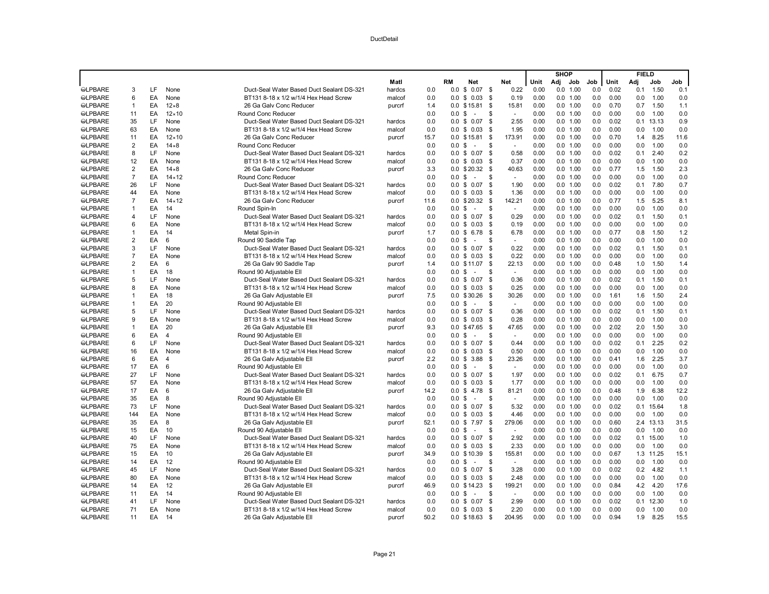DuctDetail

| | | | | | Matl | | RM | Net | Net | SHOP Unit | Adj | Job | Job | FIELD Unit | Adj | Job | Job |
|---|---|---|---|---|---|---|---|---|---|---|---|---|---|---|---|---|---|
| LPBARE | 3 | LF | None | Duct-Seal Water Based Duct Sealant DS-321 | hardcs | 0.0 | 0.0 | $ 0.07 | $ 0.22 | 0.00 | 0.0 | 1.00 | 0.0 | 0.02 | 0.1 | 1.50 | 0.1 |
| LPBARE | 6 | EA | None | BT131 8-18 x 1/2 w/1/4 Hex Head Screw | malcof | 0.0 | 0.0 | $ 0.03 | $ 0.19 | 0.00 | 0.0 | 1.00 | 0.0 | 0.00 | 0.0 | 1.00 | 0.0 |
| LPBARE | 1 | EA | 12×8 | 26 Ga Galv Conc Reducer | purcrf | 1.4 | 0.0 | $ 15.81 | $ 15.81 | 0.00 | 0.0 | 1.00 | 0.0 | 0.70 | 0.7 | 1.50 | 1.1 |
| LPBARE | 11 | EA | 12×10 | Round Conc Reducer | | 0.0 | 0.0 | $ - | $ - | 0.00 | 0.0 | 1.00 | 0.0 | 0.00 | 0.0 | 1.00 | 0.0 |
| LPBARE | 35 | LF | None | Duct-Seal Water Based Duct Sealant DS-321 | hardcs | 0.0 | 0.0 | $ 0.07 | $ 2.55 | 0.00 | 0.0 | 1.00 | 0.0 | 0.02 | 0.1 | 13.13 | 0.9 |
| LPBARE | 63 | EA | None | BT131 8-18 x 1/2 w/1/4 Hex Head Screw | malcof | 0.0 | 0.0 | $ 0.03 | $ 1.95 | 0.00 | 0.0 | 1.00 | 0.0 | 0.00 | 0.0 | 1.00 | 0.0 |
| LPBARE | 11 | EA | 12×10 | 26 Ga Galv Conc Reducer | purcrf | 15.7 | 0.0 | $ 15.81 | $ 173.91 | 0.00 | 0.0 | 1.00 | 0.0 | 0.70 | 1.4 | 8.25 | 11.6 |
| LPBARE | 2 | EA | 14×8 | Round Conc Reducer | | 0.0 | 0.0 | $ - | $ - | 0.00 | 0.0 | 1.00 | 0.0 | 0.00 | 0.0 | 1.00 | 0.0 |
| LPBARE | 8 | LF | None | Duct-Seal Water Based Duct Sealant DS-321 | hardcs | 0.0 | 0.0 | $ 0.07 | $ 0.58 | 0.00 | 0.0 | 1.00 | 0.0 | 0.02 | 0.1 | 2.40 | 0.2 |
| LPBARE | 12 | EA | None | BT131 8-18 x 1/2 w/1/4 Hex Head Screw | malcof | 0.0 | 0.0 | $ 0.03 | $ 0.37 | 0.00 | 0.0 | 1.00 | 0.0 | 0.00 | 0.0 | 1.00 | 0.0 |
| LPBARE | 2 | EA | 14×8 | 26 Ga Galv Conc Reducer | purcrf | 3.3 | 0.0 | $ 20.32 | $ 40.63 | 0.00 | 0.0 | 1.00 | 0.0 | 0.77 | 1.5 | 1.50 | 2.3 |
| LPBARE | 7 | EA | 14×12 | Round Conc Reducer | | 0.0 | 0.0 | $ - | $ - | 0.00 | 0.0 | 1.00 | 0.0 | 0.00 | 0.0 | 1.00 | 0.0 |
| LPBARE | 26 | LF | None | Duct-Seal Water Based Duct Sealant DS-321 | hardcs | 0.0 | 0.0 | $ 0.07 | $ 1.90 | 0.00 | 0.0 | 1.00 | 0.0 | 0.02 | 0.1 | 7.80 | 0.7 |
| LPBARE | 44 | EA | None | BT131 8-18 x 1/2 w/1/4 Hex Head Screw | malcof | 0.0 | 0.0 | $ 0.03 | $ 1.36 | 0.00 | 0.0 | 1.00 | 0.0 | 0.00 | 0.0 | 1.00 | 0.0 |
| LPBARE | 7 | EA | 14×12 | 26 Ga Galv Conc Reducer | purcrf | 11.6 | 0.0 | $ 20.32 | $ 142.21 | 0.00 | 0.0 | 1.00 | 0.0 | 0.77 | 1.5 | 5.25 | 8.1 |
| LPBARE | 1 | EA | 14 | Round Spin-In | | 0.0 | 0.0 | $ - | $ - | 0.00 | 0.0 | 1.00 | 0.0 | 0.00 | 0.0 | 1.00 | 0.0 |
| LPBARE | 4 | LF | None | Duct-Seal Water Based Duct Sealant DS-321 | hardcs | 0.0 | 0.0 | $ 0.07 | $ 0.29 | 0.00 | 0.0 | 1.00 | 0.0 | 0.02 | 0.1 | 1.50 | 0.1 |
| LPBARE | 6 | EA | None | BT131 8-18 x 1/2 w/1/4 Hex Head Screw | malcof | 0.0 | 0.0 | $ 0.03 | $ 0.19 | 0.00 | 0.0 | 1.00 | 0.0 | 0.00 | 0.0 | 1.00 | 0.0 |
| LPBARE | 1 | EA | 14 | Metal Spin-in | purcrf | 1.7 | 0.0 | $ 6.78 | $ 6.78 | 0.00 | 0.0 | 1.00 | 0.0 | 0.77 | 0.8 | 1.50 | 1.2 |
| LPBARE | 2 | EA | 6 | Round 90 Saddle Tap | | 0.0 | 0.0 | $ - | $ - | 0.00 | 0.0 | 1.00 | 0.0 | 0.00 | 0.0 | 1.00 | 0.0 |
| LPBARE | 3 | LF | None | Duct-Seal Water Based Duct Sealant DS-321 | hardcs | 0.0 | 0.0 | $ 0.07 | $ 0.22 | 0.00 | 0.0 | 1.00 | 0.0 | 0.02 | 0.1 | 1.50 | 0.1 |
| LPBARE | 7 | EA | None | BT131 8-18 x 1/2 w/1/4 Hex Head Screw | malcof | 0.0 | 0.0 | $ 0.03 | $ 0.22 | 0.00 | 0.0 | 1.00 | 0.0 | 0.00 | 0.0 | 1.00 | 0.0 |
| LPBARE | 2 | EA | 6 | 26 Ga Galv 90 Saddle Tap | purcrf | 1.4 | 0.0 | $ 11.07 | $ 22.13 | 0.00 | 0.0 | 1.00 | 0.0 | 0.48 | 1.0 | 1.50 | 1.4 |
| LPBARE | 1 | EA | 18 | Round 90 Adjustable Ell | | 0.0 | 0.0 | $ - | $ - | 0.00 | 0.0 | 1.00 | 0.0 | 0.00 | 0.0 | 1.00 | 0.0 |
| LPBARE | 5 | LF | None | Duct-Seal Water Based Duct Sealant DS-321 | hardcs | 0.0 | 0.0 | $ 0.07 | $ 0.36 | 0.00 | 0.0 | 1.00 | 0.0 | 0.02 | 0.1 | 1.50 | 0.1 |
| LPBARE | 8 | EA | None | BT131 8-18 x 1/2 w/1/4 Hex Head Screw | malcof | 0.0 | 0.0 | $ 0.03 | $ 0.25 | 0.00 | 0.0 | 1.00 | 0.0 | 0.00 | 0.0 | 1.00 | 0.0 |
| LPBARE | 1 | EA | 18 | 26 Ga Galv Adjustable Ell | purcrf | 7.5 | 0.0 | $ 30.26 | $ 30.26 | 0.00 | 0.0 | 1.00 | 0.0 | 1.61 | 1.6 | 1.50 | 2.4 |
| LPBARE | 1 | EA | 20 | Round 90 Adjustable Ell | | 0.0 | 0.0 | $ - | $ - | 0.00 | 0.0 | 1.00 | 0.0 | 0.00 | 0.0 | 1.00 | 0.0 |
| LPBARE | 5 | LF | None | Duct-Seal Water Based Duct Sealant DS-321 | hardcs | 0.0 | 0.0 | $ 0.07 | $ 0.36 | 0.00 | 0.0 | 1.00 | 0.0 | 0.02 | 0.1 | 1.50 | 0.1 |
| LPBARE | 9 | EA | None | BT131 8-18 x 1/2 w/1/4 Hex Head Screw | malcof | 0.0 | 0.0 | $ 0.03 | $ 0.28 | 0.00 | 0.0 | 1.00 | 0.0 | 0.00 | 0.0 | 1.00 | 0.0 |
| LPBARE | 1 | EA | 20 | 26 Ga Galv Adjustable Ell | purcrf | 9.3 | 0.0 | $ 47.65 | $ 47.65 | 0.00 | 0.0 | 1.00 | 0.0 | 2.02 | 2.0 | 1.50 | 3.0 |
| LPBARE | 6 | EA | 4 | Round 90 Adjustable Ell | | 0.0 | 0.0 | $ - | $ - | 0.00 | 0.0 | 1.00 | 0.0 | 0.00 | 0.0 | 1.00 | 0.0 |
| LPBARE | 6 | LF | None | Duct-Seal Water Based Duct Sealant DS-321 | hardcs | 0.0 | 0.0 | $ 0.07 | $ 0.44 | 0.00 | 0.0 | 1.00 | 0.0 | 0.02 | 0.1 | 2.25 | 0.2 |
| LPBARE | 16 | EA | None | BT131 8-18 x 1/2 w/1/4 Hex Head Screw | malcof | 0.0 | 0.0 | $ 0.03 | $ 0.50 | 0.00 | 0.0 | 1.00 | 0.0 | 0.00 | 0.0 | 1.00 | 0.0 |
| LPBARE | 6 | EA | 4 | 26 Ga Galv Adjustable Ell | purcrf | 2.2 | 0.0 | $ 3.88 | $ 23.26 | 0.00 | 0.0 | 1.00 | 0.0 | 0.41 | 1.6 | 2.25 | 3.7 |
| LPBARE | 17 | EA | 6 | Round 90 Adjustable Ell | | 0.0 | 0.0 | $ - | $ - | 0.00 | 0.0 | 1.00 | 0.0 | 0.00 | 0.0 | 1.00 | 0.0 |
| LPBARE | 27 | LF | None | Duct-Seal Water Based Duct Sealant DS-321 | hardcs | 0.0 | 0.0 | $ 0.07 | $ 1.97 | 0.00 | 0.0 | 1.00 | 0.0 | 0.02 | 0.1 | 6.75 | 0.7 |
| LPBARE | 57 | EA | None | BT131 8-18 x 1/2 w/1/4 Hex Head Screw | malcof | 0.0 | 0.0 | $ 0.03 | $ 1.77 | 0.00 | 0.0 | 1.00 | 0.0 | 0.00 | 0.0 | 1.00 | 0.0 |
| LPBARE | 17 | EA | 6 | 26 Ga Galv Adjustable Ell | purcrf | 14.2 | 0.0 | $ 4.78 | $ 81.21 | 0.00 | 0.0 | 1.00 | 0.0 | 0.48 | 1.9 | 6.38 | 12.2 |
| LPBARE | 35 | EA | 8 | Round 90 Adjustable Ell | | 0.0 | 0.0 | $ - | $ - | 0.00 | 0.0 | 1.00 | 0.0 | 0.00 | 0.0 | 1.00 | 0.0 |
| LPBARE | 73 | LF | None | Duct-Seal Water Based Duct Sealant DS-321 | hardcs | 0.0 | 0.0 | $ 0.07 | $ 5.32 | 0.00 | 0.0 | 1.00 | 0.0 | 0.02 | 0.1 | 15.64 | 1.8 |
| LPBARE | 144 | EA | None | BT131 8-18 x 1/2 w/1/4 Hex Head Screw | malcof | 0.0 | 0.0 | $ 0.03 | $ 4.46 | 0.00 | 0.0 | 1.00 | 0.0 | 0.00 | 0.0 | 1.00 | 0.0 |
| LPBARE | 35 | EA | 8 | 26 Ga Galv Adjustable Ell | purcrf | 52.1 | 0.0 | $ 7.97 | $ 279.06 | 0.00 | 0.0 | 1.00 | 0.0 | 0.60 | 2.4 | 13.13 | 31.5 |
| LPBARE | 15 | EA | 10 | Round 90 Adjustable Ell | | 0.0 | 0.0 | $ - | $ - | 0.00 | 0.0 | 1.00 | 0.0 | 0.00 | 0.0 | 1.00 | 0.0 |
| LPBARE | 40 | LF | None | Duct-Seal Water Based Duct Sealant DS-321 | hardcs | 0.0 | 0.0 | $ 0.07 | $ 2.92 | 0.00 | 0.0 | 1.00 | 0.0 | 0.02 | 0.1 | 15.00 | 1.0 |
| LPBARE | 75 | EA | None | BT131 8-18 x 1/2 w/1/4 Hex Head Screw | malcof | 0.0 | 0.0 | $ 0.03 | $ 2.33 | 0.00 | 0.0 | 1.00 | 0.0 | 0.00 | 0.0 | 1.00 | 0.0 |
| LPBARE | 15 | EA | 10 | 26 Ga Galv Adjustable Ell | purcrf | 34.9 | 0.0 | $ 10.39 | $ 155.81 | 0.00 | 0.0 | 1.00 | 0.0 | 0.67 | 1.3 | 11.25 | 15.1 |
| LPBARE | 14 | EA | 12 | Round 90 Adjustable Ell | | 0.0 | 0.0 | $ - | $ - | 0.00 | 0.0 | 1.00 | 0.0 | 0.00 | 0.0 | 1.00 | 0.0 |
| LPBARE | 45 | LF | None | Duct-Seal Water Based Duct Sealant DS-321 | hardcs | 0.0 | 0.0 | $ 0.07 | $ 3.28 | 0.00 | 0.0 | 1.00 | 0.0 | 0.02 | 0.2 | 4.82 | 1.1 |
| LPBARE | 80 | EA | None | BT131 8-18 x 1/2 w/1/4 Hex Head Screw | malcof | 0.0 | 0.0 | $ 0.03 | $ 2.48 | 0.00 | 0.0 | 1.00 | 0.0 | 0.00 | 0.0 | 1.00 | 0.0 |
| LPBARE | 14 | EA | 12 | 26 Ga Galv Adjustable Ell | purcrf | 46.9 | 0.0 | $ 14.23 | $ 199.21 | 0.00 | 0.0 | 1.00 | 0.0 | 0.84 | 4.2 | 4.20 | 17.6 |
| LPBARE | 11 | EA | 14 | Round 90 Adjustable Ell | | 0.0 | 0.0 | $ - | $ - | 0.00 | 0.0 | 1.00 | 0.0 | 0.00 | 0.0 | 1.00 | 0.0 |
| LPBARE | 41 | LF | None | Duct-Seal Water Based Duct Sealant DS-321 | hardcs | 0.0 | 0.0 | $ 0.07 | $ 2.99 | 0.00 | 0.0 | 1.00 | 0.0 | 0.02 | 0.1 | 12.30 | 1.0 |
| LPBARE | 71 | EA | None | BT131 8-18 x 1/2 w/1/4 Hex Head Screw | malcof | 0.0 | 0.0 | $ 0.03 | $ 2.20 | 0.00 | 0.0 | 1.00 | 0.0 | 0.00 | 0.0 | 1.00 | 0.0 |
| LPBARE | 11 | EA | 14 | 26 Ga Galv Adjustable Ell | purcrf | 50.2 | 0.0 | $ 18.63 | $ 204.95 | 0.00 | 0.0 | 1.00 | 0.0 | 0.94 | 1.9 | 8.25 | 15.5 |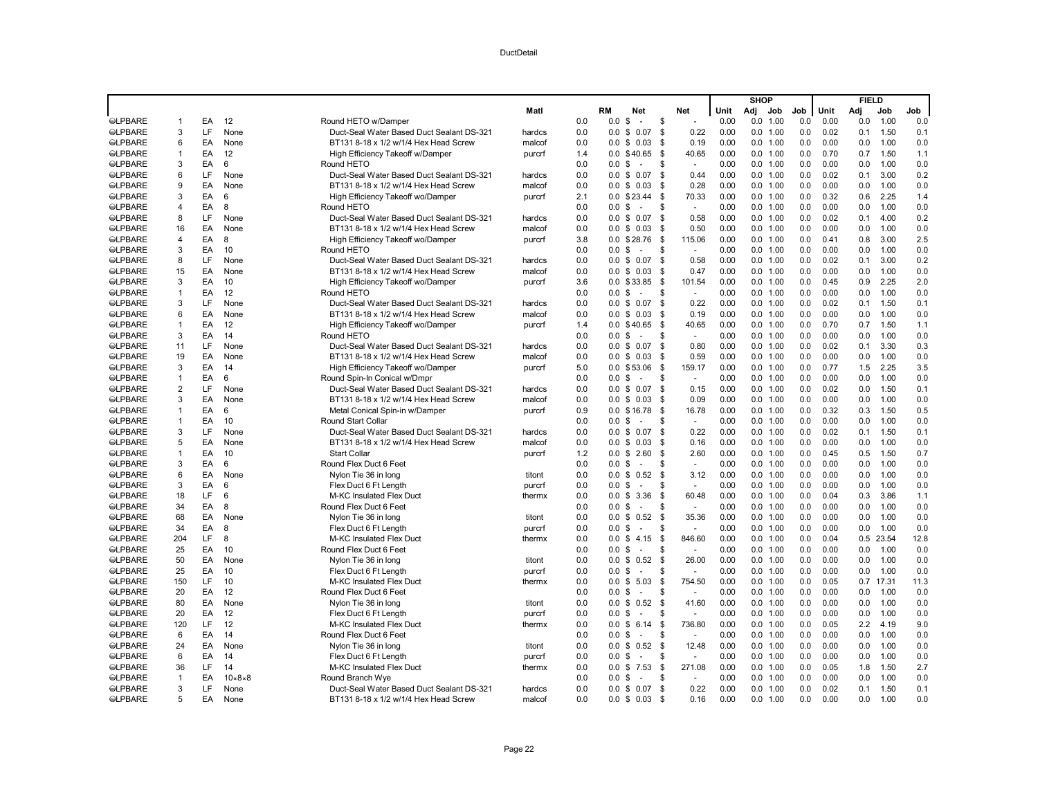| | | | | | Matl | | RM | Net | Net | SHOP Unit | Adj | Job | Job | FIELD Unit | Adj | Job | Job |
|---|---|---|---|---|---|---|---|---|---|---|---|---|---|---|---|---|---|
| ⊖LPBARE | 1 | EA | 12 | Round HETO w/Damper | | 0.0 | 0.0 | $ - | $ - | 0.00 | 0.0 | 1.00 | 0.0 | 0.00 | 0.0 | 1.00 | 0.0 |
| ⊖LPBARE | 3 | LF | None | Duct-Seal Water Based Duct Sealant DS-321 | hardcs | 0.0 | 0.0 | $ 0.07 | $ 0.22 | 0.00 | 0.0 | 1.00 | 0.0 | 0.02 | 0.1 | 1.50 | 0.1 |
| ⊖LPBARE | 6 | EA | None | BT131 8-18 x 1/2 w/1/4 Hex Head Screw | malcof | 0.0 | 0.0 | $ 0.03 | $ 0.19 | 0.00 | 0.0 | 1.00 | 0.0 | 0.00 | 0.0 | 1.00 | 0.0 |
| ⊖LPBARE | 1 | EA | 12 | High Efficiency Takeoff w/Damper | purcrf | 1.4 | 0.0 | $ 40.65 | $ 40.65 | 0.00 | 0.0 | 1.00 | 0.0 | 0.70 | 0.7 | 1.50 | 1.1 |
| ⊖LPBARE | 3 | EA | 6 | Round HETO | | 0.0 | 0.0 | $ - | $ - | 0.00 | 0.0 | 1.00 | 0.0 | 0.00 | 0.0 | 1.00 | 0.0 |
| ⊖LPBARE | 6 | LF | None | Duct-Seal Water Based Duct Sealant DS-321 | hardcs | 0.0 | 0.0 | $ 0.07 | $ 0.44 | 0.00 | 0.0 | 1.00 | 0.0 | 0.02 | 0.1 | 3.00 | 0.2 |
| ⊖LPBARE | 9 | EA | None | BT131 8-18 x 1/2 w/1/4 Hex Head Screw | malcof | 0.0 | 0.0 | $ 0.03 | $ 0.28 | 0.00 | 0.0 | 1.00 | 0.0 | 0.00 | 0.0 | 1.00 | 0.0 |
| ⊖LPBARE | 3 | EA | 6 | High Efficiency Takeoff wo/Damper | purcrf | 2.1 | 0.0 | $ 23.44 | $ 70.33 | 0.00 | 0.0 | 1.00 | 0.0 | 0.32 | 0.6 | 2.25 | 1.4 |
| ⊖LPBARE | 4 | EA | 8 | Round HETO | | 0.0 | 0.0 | $ - | $ - | 0.00 | 0.0 | 1.00 | 0.0 | 0.00 | 0.0 | 1.00 | 0.0 |
| ⊖LPBARE | 8 | LF | None | Duct-Seal Water Based Duct Sealant DS-321 | hardcs | 0.0 | 0.0 | $ 0.07 | $ 0.58 | 0.00 | 0.0 | 1.00 | 0.0 | 0.02 | 0.1 | 4.00 | 0.2 |
| ⊖LPBARE | 16 | EA | None | BT131 8-18 x 1/2 w/1/4 Hex Head Screw | malcof | 0.0 | 0.0 | $ 0.03 | $ 0.50 | 0.00 | 0.0 | 1.00 | 0.0 | 0.00 | 0.0 | 1.00 | 0.0 |
| ⊖LPBARE | 4 | EA | 8 | High Efficiency Takeoff wo/Damper | purcrf | 3.8 | 0.0 | $ 28.76 | $ 115.06 | 0.00 | 0.0 | 1.00 | 0.0 | 0.41 | 0.8 | 3.00 | 2.5 |
| ⊖LPBARE | 3 | EA | 10 | Round HETO | | 0.0 | 0.0 | $ - | $ - | 0.00 | 0.0 | 1.00 | 0.0 | 0.00 | 0.0 | 1.00 | 0.0 |
| ⊖LPBARE | 8 | LF | None | Duct-Seal Water Based Duct Sealant DS-321 | hardcs | 0.0 | 0.0 | $ 0.07 | $ 0.58 | 0.00 | 0.0 | 1.00 | 0.0 | 0.02 | 0.1 | 3.00 | 0.2 |
| ⊖LPBARE | 15 | EA | None | BT131 8-18 x 1/2 w/1/4 Hex Head Screw | malcof | 0.0 | 0.0 | $ 0.03 | $ 0.47 | 0.00 | 0.0 | 1.00 | 0.0 | 0.00 | 0.0 | 1.00 | 0.0 |
| ⊖LPBARE | 3 | EA | 10 | High Efficiency Takeoff wo/Damper | purcrf | 3.6 | 0.0 | $ 33.85 | $ 101.54 | 0.00 | 0.0 | 1.00 | 0.0 | 0.45 | 0.9 | 2.25 | 2.0 |
| ⊖LPBARE | 1 | EA | 12 | Round HETO | | 0.0 | 0.0 | $ - | $ - | 0.00 | 0.0 | 1.00 | 0.0 | 0.00 | 0.0 | 1.00 | 0.0 |
| ⊖LPBARE | 3 | LF | None | Duct-Seal Water Based Duct Sealant DS-321 | hardcs | 0.0 | 0.0 | $ 0.07 | $ 0.22 | 0.00 | 0.0 | 1.00 | 0.0 | 0.02 | 0.1 | 1.50 | 0.1 |
| ⊖LPBARE | 6 | EA | None | BT131 8-18 x 1/2 w/1/4 Hex Head Screw | malcof | 0.0 | 0.0 | $ 0.03 | $ 0.19 | 0.00 | 0.0 | 1.00 | 0.0 | 0.00 | 0.0 | 1.00 | 0.0 |
| ⊖LPBARE | 1 | EA | 12 | High Efficiency Takeoff wo/Damper | purcrf | 1.4 | 0.0 | $ 40.65 | $ 40.65 | 0.00 | 0.0 | 1.00 | 0.0 | 0.70 | 0.7 | 1.50 | 1.1 |
| ⊖LPBARE | 3 | EA | 14 | Round HETO | | 0.0 | 0.0 | $ - | $ - | 0.00 | 0.0 | 1.00 | 0.0 | 0.00 | 0.0 | 1.00 | 0.0 |
| ⊖LPBARE | 11 | LF | None | Duct-Seal Water Based Duct Sealant DS-321 | hardcs | 0.0 | 0.0 | $ 0.07 | $ 0.80 | 0.00 | 0.0 | 1.00 | 0.0 | 0.02 | 0.1 | 3.30 | 0.3 |
| ⊖LPBARE | 19 | EA | None | BT131 8-18 x 1/2 w/1/4 Hex Head Screw | malcof | 0.0 | 0.0 | $ 0.03 | $ 0.59 | 0.00 | 0.0 | 1.00 | 0.0 | 0.00 | 0.0 | 1.00 | 0.0 |
| ⊖LPBARE | 3 | EA | 14 | High Efficiency Takeoff wo/Damper | purcrf | 5.0 | 0.0 | $ 53.06 | $ 159.17 | 0.00 | 0.0 | 1.00 | 0.0 | 0.77 | 1.5 | 2.25 | 3.5 |
| ⊖LPBARE | 1 | EA | 6 | Round Spin-In Conical w/Dmpr | | 0.0 | 0.0 | $ - | $ - | 0.00 | 0.0 | 1.00 | 0.0 | 0.00 | 0.0 | 1.00 | 0.0 |
| ⊖LPBARE | 2 | LF | None | Duct-Seal Water Based Duct Sealant DS-321 | hardcs | 0.0 | 0.0 | $ 0.07 | $ 0.15 | 0.00 | 0.0 | 1.00 | 0.0 | 0.02 | 0.0 | 1.50 | 0.1 |
| ⊖LPBARE | 3 | EA | None | BT131 8-18 x 1/2 w/1/4 Hex Head Screw | malcof | 0.0 | 0.0 | $ 0.03 | $ 0.09 | 0.00 | 0.0 | 1.00 | 0.0 | 0.00 | 0.0 | 1.00 | 0.0 |
| ⊖LPBARE | 1 | EA | 6 | Metal Conical Spin-in w/Damper | purcrf | 0.9 | 0.0 | $ 16.78 | $ 16.78 | 0.00 | 0.0 | 1.00 | 0.0 | 0.32 | 0.3 | 1.50 | 0.5 |
| ⊖LPBARE | 1 | EA | 10 | Round Start Collar | | 0.0 | 0.0 | $ - | $ - | 0.00 | 0.0 | 1.00 | 0.0 | 0.00 | 0.0 | 1.00 | 0.0 |
| ⊖LPBARE | 3 | LF | None | Duct-Seal Water Based Duct Sealant DS-321 | hardcs | 0.0 | 0.0 | $ 0.07 | $ 0.22 | 0.00 | 0.0 | 1.00 | 0.0 | 0.02 | 0.1 | 1.50 | 0.1 |
| ⊖LPBARE | 5 | EA | None | BT131 8-18 x 1/2 w/1/4 Hex Head Screw | malcof | 0.0 | 0.0 | $ 0.03 | $ 0.16 | 0.00 | 0.0 | 1.00 | 0.0 | 0.00 | 0.0 | 1.00 | 0.0 |
| ⊖LPBARE | 1 | EA | 10 | Start Collar | purcrf | 1.2 | 0.0 | $ 2.60 | $ 2.60 | 0.00 | 0.0 | 1.00 | 0.0 | 0.45 | 0.5 | 1.50 | 0.7 |
| ⊖LPBARE | 3 | EA | 6 | Round Flex Duct 6 Feet | | 0.0 | 0.0 | $ - | $ - | 0.00 | 0.0 | 1.00 | 0.0 | 0.00 | 0.0 | 1.00 | 0.0 |
| ⊖LPBARE | 6 | EA | None | Nylon Tie 36 in long | titont | 0.0 | 0.0 | $ 0.52 | $ 3.12 | 0.00 | 0.0 | 1.00 | 0.0 | 0.00 | 0.0 | 1.00 | 0.0 |
| ⊖LPBARE | 3 | EA | 6 | Flex Duct 6 Ft Length | purcrf | 0.0 | 0.0 | $ - | $ - | 0.00 | 0.0 | 1.00 | 0.0 | 0.00 | 0.0 | 1.00 | 0.0 |
| ⊖LPBARE | 18 | LF | 6 | M-KC Insulated Flex Duct | thermx | 0.0 | 0.0 | $ 3.36 | $ 60.48 | 0.00 | 0.0 | 1.00 | 0.0 | 0.04 | 0.3 | 3.86 | 1.1 |
| ⊖LPBARE | 34 | EA | 8 | Round Flex Duct 6 Feet | | 0.0 | 0.0 | $ - | $ - | 0.00 | 0.0 | 1.00 | 0.0 | 0.00 | 0.0 | 1.00 | 0.0 |
| ⊖LPBARE | 68 | EA | None | Nylon Tie 36 in long | titont | 0.0 | 0.0 | $ 0.52 | $ 35.36 | 0.00 | 0.0 | 1.00 | 0.0 | 0.00 | 0.0 | 1.00 | 0.0 |
| ⊖LPBARE | 34 | EA | 8 | Flex Duct 6 Ft Length | purcrf | 0.0 | 0.0 | $ - | $ - | 0.00 | 0.0 | 1.00 | 0.0 | 0.00 | 0.0 | 1.00 | 0.0 |
| ⊖LPBARE | 204 | LF | 8 | M-KC Insulated Flex Duct | thermx | 0.0 | 0.0 | $ 4.15 | $ 846.60 | 0.00 | 0.0 | 1.00 | 0.0 | 0.04 | 0.5 | 23.54 | 12.8 |
| ⊖LPBARE | 25 | EA | 10 | Round Flex Duct 6 Feet | | 0.0 | 0.0 | $ - | $ - | 0.00 | 0.0 | 1.00 | 0.0 | 0.00 | 0.0 | 1.00 | 0.0 |
| ⊖LPBARE | 50 | EA | None | Nylon Tie 36 in long | titont | 0.0 | 0.0 | $ 0.52 | $ 26.00 | 0.00 | 0.0 | 1.00 | 0.0 | 0.00 | 0.0 | 1.00 | 0.0 |
| ⊖LPBARE | 25 | EA | 10 | Flex Duct 6 Ft Length | purcrf | 0.0 | 0.0 | $ - | $ - | 0.00 | 0.0 | 1.00 | 0.0 | 0.00 | 0.0 | 1.00 | 0.0 |
| ⊖LPBARE | 150 | LF | 10 | M-KC Insulated Flex Duct | thermx | 0.0 | 0.0 | $ 5.03 | $ 754.50 | 0.00 | 0.0 | 1.00 | 0.0 | 0.05 | 0.7 | 17.31 | 11.3 |
| ⊖LPBARE | 20 | EA | 12 | Round Flex Duct 6 Feet | | 0.0 | 0.0 | $ - | $ - | 0.00 | 0.0 | 1.00 | 0.0 | 0.00 | 0.0 | 1.00 | 0.0 |
| ⊖LPBARE | 80 | EA | None | Nylon Tie 36 in long | titont | 0.0 | 0.0 | $ 0.52 | $ 41.60 | 0.00 | 0.0 | 1.00 | 0.0 | 0.00 | 0.0 | 1.00 | 0.0 |
| ⊖LPBARE | 20 | EA | 12 | Flex Duct 6 Ft Length | purcrf | 0.0 | 0.0 | $ - | $ - | 0.00 | 0.0 | 1.00 | 0.0 | 0.00 | 0.0 | 1.00 | 0.0 |
| ⊖LPBARE | 120 | LF | 12 | M-KC Insulated Flex Duct | thermx | 0.0 | 0.0 | $ 6.14 | $ 736.80 | 0.00 | 0.0 | 1.00 | 0.0 | 0.05 | 2.2 | 4.19 | 9.0 |
| ⊖LPBARE | 6 | EA | 14 | Round Flex Duct 6 Feet | | 0.0 | 0.0 | $ - | $ - | 0.00 | 0.0 | 1.00 | 0.0 | 0.00 | 0.0 | 1.00 | 0.0 |
| ⊖LPBARE | 24 | EA | None | Nylon Tie 36 in long | titont | 0.0 | 0.0 | $ 0.52 | $ 12.48 | 0.00 | 0.0 | 1.00 | 0.0 | 0.00 | 0.0 | 1.00 | 0.0 |
| ⊖LPBARE | 6 | EA | 14 | Flex Duct 6 Ft Length | purcrf | 0.0 | 0.0 | $ - | $ - | 0.00 | 0.0 | 1.00 | 0.0 | 0.00 | 0.0 | 1.00 | 0.0 |
| ⊖LPBARE | 36 | LF | 14 | M-KC Insulated Flex Duct | thermx | 0.0 | 0.0 | $ 7.53 | $ 271.08 | 0.00 | 0.0 | 1.00 | 0.0 | 0.05 | 1.8 | 1.50 | 2.7 |
| ⊖LPBARE | 1 | EA | 10×8×8 | Round Branch Wye | | 0.0 | 0.0 | $ - | $ - | 0.00 | 0.0 | 1.00 | 0.0 | 0.00 | 0.0 | 1.00 | 0.0 |
| ⊖LPBARE | 3 | LF | None | Duct-Seal Water Based Duct Sealant DS-321 | hardcs | 0.0 | 0.0 | $ 0.07 | $ 0.22 | 0.00 | 0.0 | 1.00 | 0.0 | 0.02 | 0.1 | 1.50 | 0.1 |
| ⊖LPBARE | 5 | EA | None | BT131 8-18 x 1/2 w/1/4 Hex Head Screw | malcof | 0.0 | 0.0 | $ 0.03 | $ 0.16 | 0.00 | 0.0 | 1.00 | 0.0 | 0.00 | 0.0 | 1.00 | 0.0 |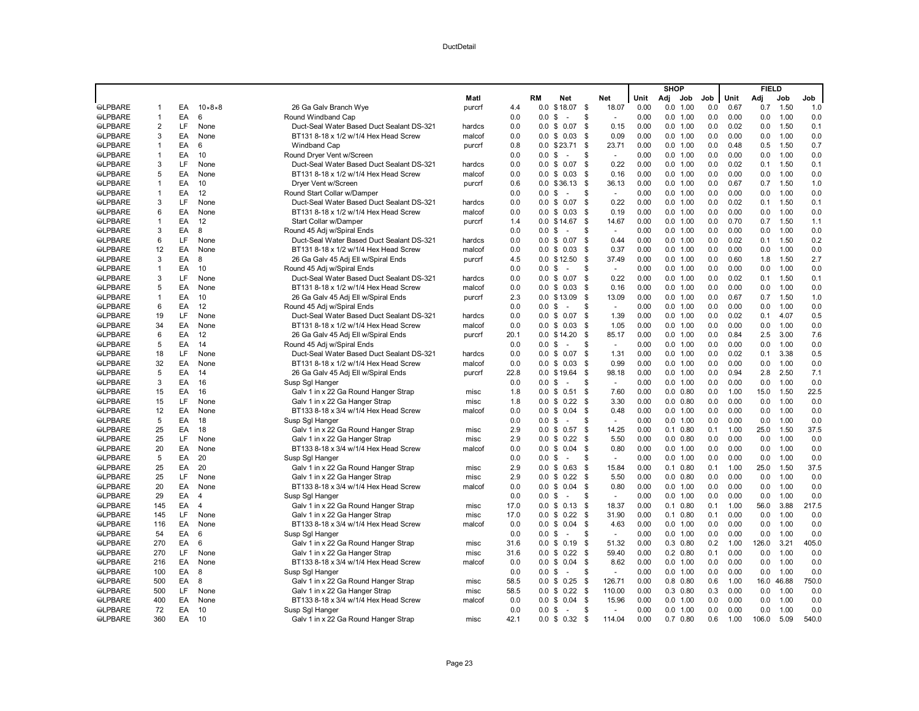DuctDetail

| | | | | | Matl | | RM | Net | Net | SHOP Unit | Adj | Job | Job | FIELD Unit | Adj | Job | Job |
|---|---|---|---|---|---|---|---|---|---|---|---|---|---|---|---|---|---|
| ⊖LPBARE | 1 | EA | 10×8×8 | 26 Ga Galv Branch Wye | purcrf | 4.4 | 0.0 | $ 18.07 | $ 18.07 | 0.00 | 0.0 | 1.00 | 0.0 | 0.67 | 0.7 | 1.50 | 1.0 |
| ⊖LPBARE | 1 | EA | 6 | Round Windband Cap | | 0.0 | 0.0 | $ - | $ - | 0.00 | 0.0 | 1.00 | 0.0 | 0.00 | 0.0 | 1.00 | 0.0 |
| ⊖LPBARE | 2 | LF | None | Duct-Seal Water Based Duct Sealant DS-321 | hardcs | 0.0 | 0.0 | $ 0.07 | $ 0.15 | 0.00 | 0.0 | 1.00 | 0.0 | 0.02 | 0.0 | 1.50 | 0.1 |
| ⊖LPBARE | 3 | EA | None | BT131 8-18 x 1/2 w/1/4 Hex Head Screw | malcof | 0.0 | 0.0 | $ 0.03 | $ 0.09 | 0.00 | 0.0 | 1.00 | 0.0 | 0.00 | 0.0 | 1.00 | 0.0 |
| ⊖LPBARE | 1 | EA | 6 | Windband Cap | purcrf | 0.8 | 0.0 | $ 23.71 | $ 23.71 | 0.00 | 0.0 | 1.00 | 0.0 | 0.48 | 0.5 | 1.50 | 0.7 |
| ⊖LPBARE | 1 | EA | 10 | Round Dryer Vent w/Screen | | 0.0 | 0.0 | $ - | $ - | 0.00 | 0.0 | 1.00 | 0.0 | 0.00 | 0.0 | 1.00 | 0.0 |
| ⊖LPBARE | 3 | LF | None | Duct-Seal Water Based Duct Sealant DS-321 | hardcs | 0.0 | 0.0 | $ 0.07 | $ 0.22 | 0.00 | 0.0 | 1.00 | 0.0 | 0.02 | 0.1 | 1.50 | 0.1 |
| ⊖LPBARE | 5 | EA | None | BT131 8-18 x 1/2 w/1/4 Hex Head Screw | malcof | 0.0 | 0.0 | $ 0.03 | $ 0.16 | 0.00 | 0.0 | 1.00 | 0.0 | 0.00 | 0.0 | 1.00 | 0.0 |
| ⊖LPBARE | 1 | EA | 10 | Dryer Vent w/Screen | purcrf | 0.6 | 0.0 | $ 36.13 | $ 36.13 | 0.00 | 0.0 | 1.00 | 0.0 | 0.67 | 0.7 | 1.50 | 1.0 |
| ⊖LPBARE | 1 | EA | 12 | Round Start Collar w/Damper | | 0.0 | 0.0 | $ - | $ - | 0.00 | 0.0 | 1.00 | 0.0 | 0.00 | 0.0 | 1.00 | 0.0 |
| ⊖LPBARE | 3 | LF | None | Duct-Seal Water Based Duct Sealant DS-321 | hardcs | 0.0 | 0.0 | $ 0.07 | $ 0.22 | 0.00 | 0.0 | 1.00 | 0.0 | 0.02 | 0.1 | 1.50 | 0.1 |
| ⊖LPBARE | 6 | EA | None | BT131 8-18 x 1/2 w/1/4 Hex Head Screw | malcof | 0.0 | 0.0 | $ 0.03 | $ 0.19 | 0.00 | 0.0 | 1.00 | 0.0 | 0.00 | 0.0 | 1.00 | 0.0 |
| ⊖LPBARE | 1 | EA | 12 | Start Collar w/Damper | purcrf | 1.4 | 0.0 | $ 14.67 | $ 14.67 | 0.00 | 0.0 | 1.00 | 0.0 | 0.70 | 0.7 | 1.50 | 1.1 |
| ⊖LPBARE | 3 | EA | 8 | Round 45 Adj w/Spiral Ends | | 0.0 | 0.0 | $ - | $ - | 0.00 | 0.0 | 1.00 | 0.0 | 0.00 | 0.0 | 1.00 | 0.0 |
| ⊖LPBARE | 6 | LF | None | Duct-Seal Water Based Duct Sealant DS-321 | hardcs | 0.0 | 0.0 | $ 0.07 | $ 0.44 | 0.00 | 0.0 | 1.00 | 0.0 | 0.02 | 0.1 | 1.50 | 0.2 |
| ⊖LPBARE | 12 | EA | None | BT131 8-18 x 1/2 w/1/4 Hex Head Screw | malcof | 0.0 | 0.0 | $ 0.03 | $ 0.37 | 0.00 | 0.0 | 1.00 | 0.0 | 0.00 | 0.0 | 1.00 | 0.0 |
| ⊖LPBARE | 3 | EA | 8 | 26 Ga Galv 45 Adj Ell w/Spiral Ends | purcrf | 4.5 | 0.0 | $ 12.50 | $ 37.49 | 0.00 | 0.0 | 1.00 | 0.0 | 0.60 | 1.8 | 1.50 | 2.7 |
| ⊖LPBARE | 1 | EA | 10 | Round 45 Adj w/Spiral Ends | | 0.0 | 0.0 | $ - | $ - | 0.00 | 0.0 | 1.00 | 0.0 | 0.00 | 0.0 | 1.00 | 0.0 |
| ⊖LPBARE | 3 | LF | None | Duct-Seal Water Based Duct Sealant DS-321 | hardcs | 0.0 | 0.0 | $ 0.07 | $ 0.22 | 0.00 | 0.0 | 1.00 | 0.0 | 0.02 | 0.1 | 1.50 | 0.1 |
| ⊖LPBARE | 5 | EA | None | BT131 8-18 x 1/2 w/1/4 Hex Head Screw | malcof | 0.0 | 0.0 | $ 0.03 | $ 0.16 | 0.00 | 0.0 | 1.00 | 0.0 | 0.00 | 0.0 | 1.00 | 0.0 |
| ⊖LPBARE | 1 | EA | 10 | 26 Ga Galv 45 Adj Ell w/Spiral Ends | purcrf | 2.3 | 0.0 | $ 13.09 | $ 13.09 | 0.00 | 0.0 | 1.00 | 0.0 | 0.67 | 0.7 | 1.50 | 1.0 |
| ⊖LPBARE | 6 | EA | 12 | Round 45 Adj w/Spiral Ends | | 0.0 | 0.0 | $ - | $ - | 0.00 | 0.0 | 1.00 | 0.0 | 0.00 | 0.0 | 1.00 | 0.0 |
| ⊖LPBARE | 19 | LF | None | Duct-Seal Water Based Duct Sealant DS-321 | hardcs | 0.0 | 0.0 | $ 0.07 | $ 1.39 | 0.00 | 0.0 | 1.00 | 0.0 | 0.02 | 0.1 | 4.07 | 0.5 |
| ⊖LPBARE | 34 | EA | None | BT131 8-18 x 1/2 w/1/4 Hex Head Screw | malcof | 0.0 | 0.0 | $ 0.03 | $ 1.05 | 0.00 | 0.0 | 1.00 | 0.0 | 0.00 | 0.0 | 1.00 | 0.0 |
| ⊖LPBARE | 6 | EA | 12 | 26 Ga Galv 45 Adj Ell w/Spiral Ends | purcrf | 20.1 | 0.0 | $ 14.20 | $ 85.17 | 0.00 | 0.0 | 1.00 | 0.0 | 0.84 | 2.5 | 3.00 | 7.6 |
| ⊖LPBARE | 5 | EA | 14 | Round 45 Adj w/Spiral Ends | | 0.0 | 0.0 | $ - | $ - | 0.00 | 0.0 | 1.00 | 0.0 | 0.00 | 0.0 | 1.00 | 0.0 |
| ⊖LPBARE | 18 | LF | None | Duct-Seal Water Based Duct Sealant DS-321 | hardcs | 0.0 | 0.0 | $ 0.07 | $ 1.31 | 0.00 | 0.0 | 1.00 | 0.0 | 0.02 | 0.1 | 3.38 | 0.5 |
| ⊖LPBARE | 32 | EA | None | BT131 8-18 x 1/2 w/1/4 Hex Head Screw | malcof | 0.0 | 0.0 | $ 0.03 | $ 0.99 | 0.00 | 0.0 | 1.00 | 0.0 | 0.00 | 0.0 | 1.00 | 0.0 |
| ⊖LPBARE | 5 | EA | 14 | 26 Ga Galv 45 Adj Ell w/Spiral Ends | purcrf | 22.8 | 0.0 | $ 19.64 | $ 98.18 | 0.00 | 0.0 | 1.00 | 0.0 | 0.94 | 2.8 | 2.50 | 7.1 |
| ⊖LPBARE | 3 | EA | 16 | Susp Sgl Hanger | | 0.0 | 0.0 | $ - | $ - | 0.00 | 0.0 | 1.00 | 0.0 | 0.00 | 0.0 | 1.00 | 0.0 |
| ⊖LPBARE | 15 | EA | 16 | Galv 1 in x 22 Ga Round Hanger Strap | misc | 1.8 | 0.0 | $ 0.51 | $ 7.60 | 0.00 | 0.0 | 0.80 | 0.0 | 1.00 | 15.0 | 1.50 | 22.5 |
| ⊖LPBARE | 15 | LF | None | Galv 1 in x 22 Ga Hanger Strap | misc | 1.8 | 0.0 | $ 0.22 | $ 3.30 | 0.00 | 0.0 | 0.80 | 0.0 | 0.00 | 0.0 | 1.00 | 0.0 |
| ⊖LPBARE | 12 | EA | None | BT133 8-18 x 3/4 w/1/4 Hex Head Screw | malcof | 0.0 | 0.0 | $ 0.04 | $ 0.48 | 0.00 | 0.0 | 1.00 | 0.0 | 0.00 | 0.0 | 1.00 | 0.0 |
| ⊖LPBARE | 5 | EA | 18 | Susp Sgl Hanger | | 0.0 | 0.0 | $ - | $ - | 0.00 | 0.0 | 1.00 | 0.0 | 0.00 | 0.0 | 1.00 | 0.0 |
| ⊖LPBARE | 25 | EA | 18 | Galv 1 in x 22 Ga Round Hanger Strap | misc | 2.9 | 0.0 | $ 0.57 | $ 14.25 | 0.00 | 0.1 | 0.80 | 0.1 | 1.00 | 25.0 | 1.50 | 37.5 |
| ⊖LPBARE | 25 | LF | None | Galv 1 in x 22 Ga Hanger Strap | misc | 2.9 | 0.0 | $ 0.22 | $ 5.50 | 0.00 | 0.0 | 0.80 | 0.0 | 0.00 | 0.0 | 1.00 | 0.0 |
| ⊖LPBARE | 20 | EA | None | BT133 8-18 x 3/4 w/1/4 Hex Head Screw | malcof | 0.0 | 0.0 | $ 0.04 | $ 0.80 | 0.00 | 0.0 | 1.00 | 0.0 | 0.00 | 0.0 | 1.00 | 0.0 |
| ⊖LPBARE | 5 | EA | 20 | Susp Sgl Hanger | | 0.0 | 0.0 | $ - | $ - | 0.00 | 0.0 | 1.00 | 0.0 | 0.00 | 0.0 | 1.00 | 0.0 |
| ⊖LPBARE | 25 | EA | 20 | Galv 1 in x 22 Ga Round Hanger Strap | misc | 2.9 | 0.0 | $ 0.63 | $ 15.84 | 0.00 | 0.1 | 0.80 | 0.1 | 1.00 | 25.0 | 1.50 | 37.5 |
| ⊖LPBARE | 25 | LF | None | Galv 1 in x 22 Ga Hanger Strap | misc | 2.9 | 0.0 | $ 0.22 | $ 5.50 | 0.00 | 0.0 | 0.80 | 0.0 | 0.00 | 0.0 | 1.00 | 0.0 |
| ⊖LPBARE | 20 | EA | None | BT133 8-18 x 3/4 w/1/4 Hex Head Screw | malcof | 0.0 | 0.0 | $ 0.04 | $ 0.80 | 0.00 | 0.0 | 1.00 | 0.0 | 0.00 | 0.0 | 1.00 | 0.0 |
| ⊖LPBARE | 29 | EA | 4 | Susp Sgl Hanger | | 0.0 | 0.0 | $ - | $ - | 0.00 | 0.0 | 1.00 | 0.0 | 0.00 | 0.0 | 1.00 | 0.0 |
| ⊖LPBARE | 145 | EA | 4 | Galv 1 in x 22 Ga Round Hanger Strap | misc | 17.0 | 0.0 | $ 0.13 | $ 18.37 | 0.00 | 0.1 | 0.80 | 0.1 | 1.00 | 56.0 | 3.88 | 217.5 |
| ⊖LPBARE | 145 | LF | None | Galv 1 in x 22 Ga Hanger Strap | misc | 17.0 | 0.0 | $ 0.22 | $ 31.90 | 0.00 | 0.1 | 0.80 | 0.1 | 0.00 | 0.0 | 1.00 | 0.0 |
| ⊖LPBARE | 116 | EA | None | BT133 8-18 x 3/4 w/1/4 Hex Head Screw | malcof | 0.0 | 0.0 | $ 0.04 | $ 4.63 | 0.00 | 0.0 | 1.00 | 0.0 | 0.00 | 0.0 | 1.00 | 0.0 |
| ⊖LPBARE | 54 | EA | 6 | Susp Sgl Hanger | | 0.0 | 0.0 | $ - | $ - | 0.00 | 0.0 | 1.00 | 0.0 | 0.00 | 0.0 | 1.00 | 0.0 |
| ⊖LPBARE | 270 | EA | 6 | Galv 1 in x 22 Ga Round Hanger Strap | misc | 31.6 | 0.0 | $ 0.19 | $ 51.32 | 0.00 | 0.3 | 0.80 | 0.2 | 1.00 | 126.0 | 3.21 | 405.0 |
| ⊖LPBARE | 270 | LF | None | Galv 1 in x 22 Ga Hanger Strap | misc | 31.6 | 0.0 | $ 0.22 | $ 59.40 | 0.00 | 0.2 | 0.80 | 0.1 | 0.00 | 0.0 | 1.00 | 0.0 |
| ⊖LPBARE | 216 | EA | None | BT133 8-18 x 3/4 w/1/4 Hex Head Screw | malcof | 0.0 | 0.0 | $ 0.04 | $ 8.62 | 0.00 | 0.0 | 1.00 | 0.0 | 0.00 | 0.0 | 1.00 | 0.0 |
| ⊖LPBARE | 100 | EA | 8 | Susp Sgl Hanger | | 0.0 | 0.0 | $ - | $ - | 0.00 | 0.0 | 1.00 | 0.0 | 0.00 | 0.0 | 1.00 | 0.0 |
| ⊖LPBARE | 500 | EA | 8 | Galv 1 in x 22 Ga Round Hanger Strap | misc | 58.5 | 0.0 | $ 0.25 | $ 126.71 | 0.00 | 0.8 | 0.80 | 0.6 | 1.00 | 16.0 | 46.88 | 750.0 |
| ⊖LPBARE | 500 | LF | None | Galv 1 in x 22 Ga Hanger Strap | misc | 58.5 | 0.0 | $ 0.22 | $ 110.00 | 0.00 | 0.3 | 0.80 | 0.3 | 0.00 | 0.0 | 1.00 | 0.0 |
| ⊖LPBARE | 400 | EA | None | BT133 8-18 x 3/4 w/1/4 Hex Head Screw | malcof | 0.0 | 0.0 | $ 0.04 | $ 15.96 | 0.00 | 0.0 | 1.00 | 0.0 | 0.00 | 0.0 | 1.00 | 0.0 |
| ⊖LPBARE | 72 | EA | 10 | Susp Sgl Hanger | | 0.0 | 0.0 | $ - | $ - | 0.00 | 0.0 | 1.00 | 0.0 | 0.00 | 0.0 | 1.00 | 0.0 |
| ⊖LPBARE | 360 | EA | 10 | Galv 1 in x 22 Ga Round Hanger Strap | misc | 42.1 | 0.0 | $ 0.32 | $ 114.04 | 0.00 | 0.7 | 0.80 | 0.6 | 1.00 | 106.0 | 5.09 | 540.0 |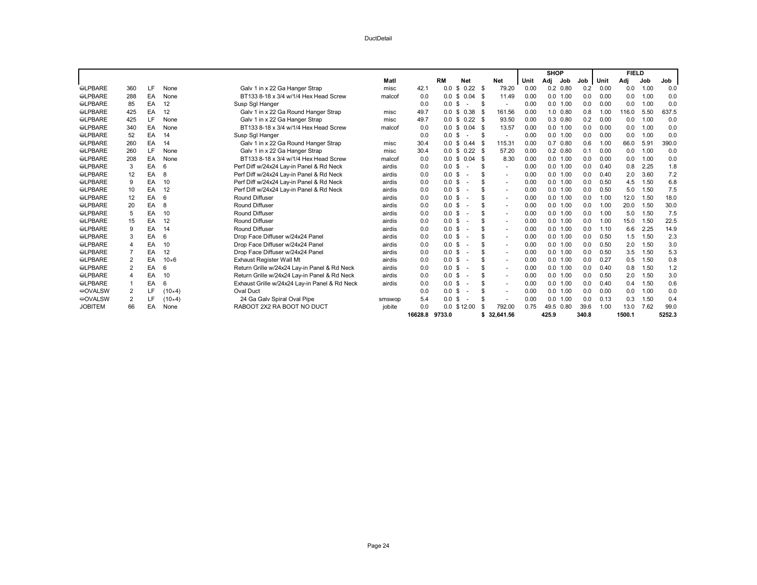| | | | | | | | | | | SHOP | | | | FIELD | | | |
|---|---|---|---|---|---|---|---|---|---|---|---|---|---|---|---|---|---|
| | | | | | Matl | | RM | Net | Net | Unit | Adj | Job | Job | Unit | Adj | Job | Job |
| ⊖LPBARE | 360 | LF | None | Galv 1 in x 22 Ga Hanger Strap | misc | 42.1 | 0.0 | $ 0.22 | $ 79.20 | 0.00 | 0.2 | 0.80 | 0.2 | 0.00 | 0.0 | 1.00 | 0.0 |
| ⊖LPBARE | 288 | EA | None | BT133 8-18 x 3/4 w/1/4 Hex Head Screw | malcof | 0.0 | 0.0 | $ 0.04 | $ 11.49 | 0.00 | 0.0 | 1.00 | 0.0 | 0.00 | 0.0 | 1.00 | 0.0 |
| ⊖LPBARE | 85 | EA | 12 | Susp Sgl Hanger | | 0.0 | 0.0 | $ - | $ - | 0.00 | 0.0 | 1.00 | 0.0 | 0.00 | 0.0 | 1.00 | 0.0 |
| ⊖LPBARE | 425 | EA | 12 | Galv 1 in x 22 Ga Round Hanger Strap | misc | 49.7 | 0.0 | $ 0.38 | $ 161.56 | 0.00 | 1.0 | 0.80 | 0.8 | 1.00 | 116.0 | 5.50 | 637.5 |
| ⊖LPBARE | 425 | LF | None | Galv 1 in x 22 Ga Hanger Strap | misc | 49.7 | 0.0 | $ 0.22 | $ 93.50 | 0.00 | 0.3 | 0.80 | 0.2 | 0.00 | 0.0 | 1.00 | 0.0 |
| ⊖LPBARE | 340 | EA | None | BT133 8-18 x 3/4 w/1/4 Hex Head Screw | malcof | 0.0 | 0.0 | $ 0.04 | $ 13.57 | 0.00 | 0.0 | 1.00 | 0.0 | 0.00 | 0.0 | 1.00 | 0.0 |
| ⊖LPBARE | 52 | EA | 14 | Susp Sgl Hanger | | 0.0 | 0.0 | $ - | $ - | 0.00 | 0.0 | 1.00 | 0.0 | 0.00 | 0.0 | 1.00 | 0.0 |
| ⊖LPBARE | 260 | EA | 14 | Galv 1 in x 22 Ga Round Hanger Strap | misc | 30.4 | 0.0 | $ 0.44 | $ 115.31 | 0.00 | 0.7 | 0.80 | 0.6 | 1.00 | 66.0 | 5.91 | 390.0 |
| ⊖LPBARE | 260 | LF | None | Galv 1 in x 22 Ga Hanger Strap | misc | 30.4 | 0.0 | $ 0.22 | $ 57.20 | 0.00 | 0.2 | 0.80 | 0.1 | 0.00 | 0.0 | 1.00 | 0.0 |
| ⊖LPBARE | 208 | EA | None | BT133 8-18 x 3/4 w/1/4 Hex Head Screw | malcof | 0.0 | 0.0 | $ 0.04 | $ 8.30 | 0.00 | 0.0 | 1.00 | 0.0 | 0.00 | 0.0 | 1.00 | 0.0 |
| ⊖LPBARE | 3 | EA | 6 | Perf Diff w/24x24 Lay-in Panel & Rd Neck | airdis | 0.0 | 0.0 | $ - | $ - | 0.00 | 0.0 | 1.00 | 0.0 | 0.40 | 0.8 | 2.25 | 1.8 |
| ⊖LPBARE | 12 | EA | 8 | Perf Diff w/24x24 Lay-in Panel & Rd Neck | airdis | 0.0 | 0.0 | $ - | $ - | 0.00 | 0.0 | 1.00 | 0.0 | 0.40 | 2.0 | 3.60 | 7.2 |
| ⊖LPBARE | 9 | EA | 10 | Perf Diff w/24x24 Lay-in Panel & Rd Neck | airdis | 0.0 | 0.0 | $ - | $ - | 0.00 | 0.0 | 1.00 | 0.0 | 0.50 | 4.5 | 1.50 | 6.8 |
| ⊖LPBARE | 10 | EA | 12 | Perf Diff w/24x24 Lay-in Panel & Rd Neck | airdis | 0.0 | 0.0 | $ - | $ - | 0.00 | 0.0 | 1.00 | 0.0 | 0.50 | 5.0 | 1.50 | 7.5 |
| ⊖LPBARE | 12 | EA | 6 | Round Diffuser | airdis | 0.0 | 0.0 | $ - | $ - | 0.00 | 0.0 | 1.00 | 0.0 | 1.00 | 12.0 | 1.50 | 18.0 |
| ⊖LPBARE | 20 | EA | 8 | Round Diffuser | airdis | 0.0 | 0.0 | $ - | $ - | 0.00 | 0.0 | 1.00 | 0.0 | 1.00 | 20.0 | 1.50 | 30.0 |
| ⊖LPBARE | 5 | EA | 10 | Round Diffuser | airdis | 0.0 | 0.0 | $ - | $ - | 0.00 | 0.0 | 1.00 | 0.0 | 1.00 | 5.0 | 1.50 | 7.5 |
| ⊖LPBARE | 15 | EA | 12 | Round Diffuser | airdis | 0.0 | 0.0 | $ - | $ - | 0.00 | 0.0 | 1.00 | 0.0 | 1.00 | 15.0 | 1.50 | 22.5 |
| ⊖LPBARE | 9 | EA | 14 | Round Diffuser | airdis | 0.0 | 0.0 | $ - | $ - | 0.00 | 0.0 | 1.00 | 0.0 | 1.10 | 6.6 | 2.25 | 14.9 |
| ⊖LPBARE | 3 | EA | 6 | Drop Face Diffuser w/24x24 Panel | airdis | 0.0 | 0.0 | $ - | $ - | 0.00 | 0.0 | 1.00 | 0.0 | 0.50 | 1.5 | 1.50 | 2.3 |
| ⊖LPBARE | 4 | EA | 10 | Drop Face Diffuser w/24x24 Panel | airdis | 0.0 | 0.0 | $ - | $ - | 0.00 | 0.0 | 1.00 | 0.0 | 0.50 | 2.0 | 1.50 | 3.0 |
| ⊖LPBARE | 7 | EA | 12 | Drop Face Diffuser w/24x24 Panel | airdis | 0.0 | 0.0 | $ - | $ - | 0.00 | 0.0 | 1.00 | 0.0 | 0.50 | 3.5 | 1.50 | 5.3 |
| ⊖LPBARE | 2 | EA | 10×6 | Exhaust Register Wall Mt | airdis | 0.0 | 0.0 | $ - | $ - | 0.00 | 0.0 | 1.00 | 0.0 | 0.27 | 0.5 | 1.50 | 0.8 |
| ⊖LPBARE | 2 | EA | 6 | Return Grille w/24x24 Lay-in Panel & Rd Neck | airdis | 0.0 | 0.0 | $ - | $ - | 0.00 | 0.0 | 1.00 | 0.0 | 0.40 | 0.8 | 1.50 | 1.2 |
| ⊖LPBARE | 4 | EA | 10 | Return Grille w/24x24 Lay-in Panel & Rd Neck | airdis | 0.0 | 0.0 | $ - | $ - | 0.00 | 0.0 | 1.00 | 0.0 | 0.50 | 2.0 | 1.50 | 3.0 |
| ⊖LPBARE | 1 | EA | 6 | Exhaust Grille w/24x24 Lay-in Panel & Rd Neck | airdis | 0.0 | 0.0 | $ - | $ - | 0.00 | 0.0 | 1.00 | 0.0 | 0.40 | 0.4 | 1.50 | 0.6 |
| ⊖OVALSW | 2 | LF | (10×4) | Oval Duct | | 0.0 | 0.0 | $ - | $ - | 0.00 | 0.0 | 1.00 | 0.0 | 0.00 | 0.0 | 1.00 | 0.0 |
| ⊖OVALSW | 2 | LF | (10×4) | 24 Ga Galv Spiral Oval Pipe | smswop | 5.4 | 0.0 | $ - | $ - | 0.00 | 0.0 | 1.00 | 0.0 | 0.13 | 0.3 | 1.50 | 0.4 |
| JOBITEM | 66 | EA | None | RABOOT 2X2 RA BOOT NO DUCT | jobite | 0.0 | 0.0 | $ 12.00 | $ 792.00 | 0.75 | 49.5 | 0.80 | 39.6 | 1.00 | 13.0 | 7.62 | 99.0 |
| | | | | | | 16628.8 | 9733.0 | | $ 32,641.56 | | 425.9 | | 340.8 | | 1500.1 | | 5252.3 |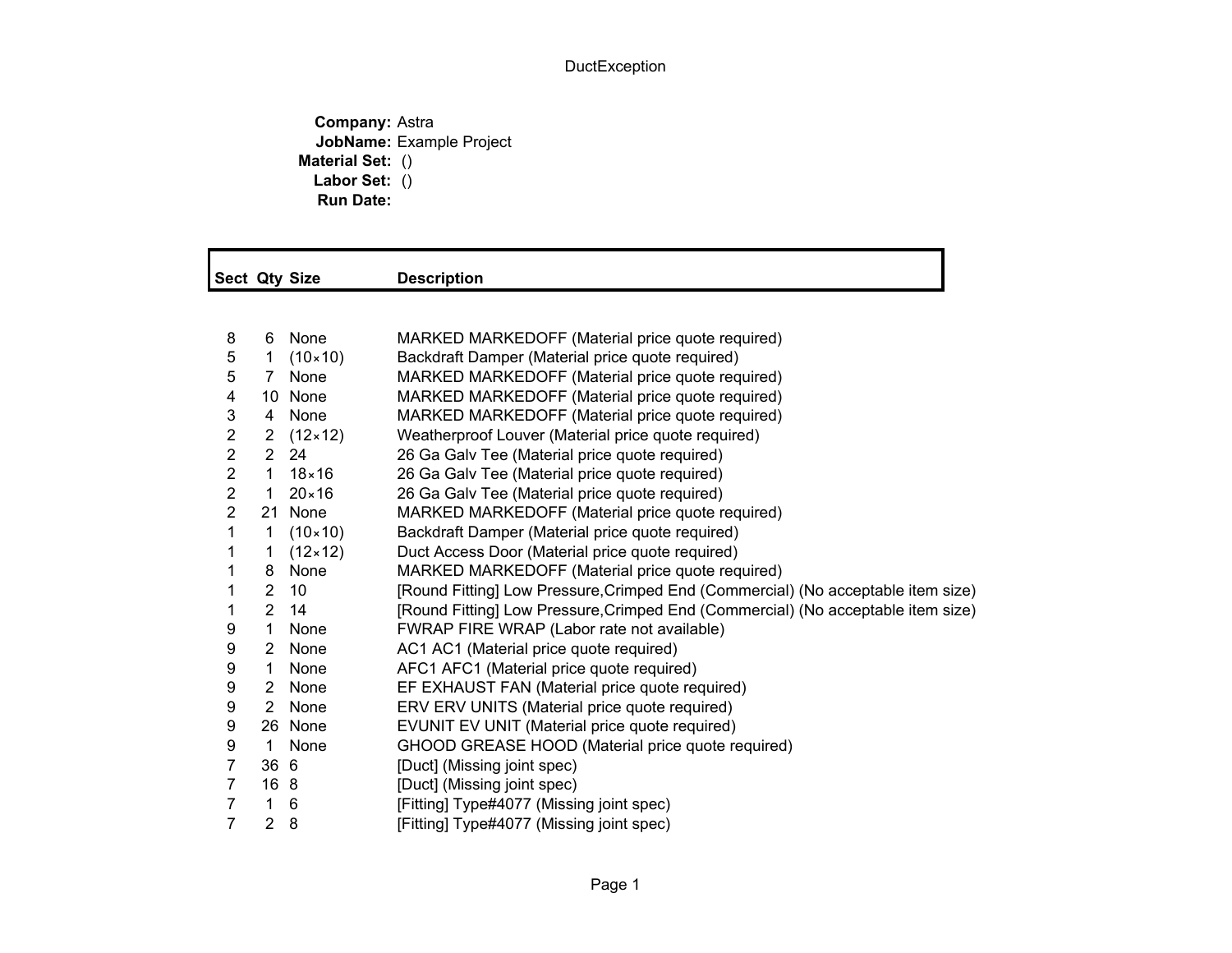DuctException

**Company:** Astra
**JobName:** Example Project
**Material Set:** ()
**Labor Set:** ()
**Run Date:**

| Sect | Qty | Size | Description |
|---|---|---|---|
| 8 | 6 | None | MARKED MARKEDOFF (Material price quote required) |
| 5 | 1 | (10×10) | Backdraft Damper (Material price quote required) |
| 5 | 7 | None | MARKED MARKEDOFF (Material price quote required) |
| 4 | 10 | None | MARKED MARKEDOFF (Material price quote required) |
| 3 | 4 | None | MARKED MARKEDOFF (Material price quote required) |
| 2 | 2 | (12×12) | Weatherproof Louver (Material price quote required) |
| 2 | 2 | 24 | 26 Ga Galv Tee (Material price quote required) |
| 2 | 1 | 18×16 | 26 Ga Galv Tee (Material price quote required) |
| 2 | 1 | 20×16 | 26 Ga Galv Tee (Material price quote required) |
| 2 | 21 | None | MARKED MARKEDOFF (Material price quote required) |
| 1 | 1 | (10×10) | Backdraft Damper (Material price quote required) |
| 1 | 1 | (12×12) | Duct Access Door (Material price quote required) |
| 1 | 8 | None | MARKED MARKEDOFF (Material price quote required) |
| 1 | 2 | 10 | [Round Fitting] Low Pressure,Crimped End (Commercial) (No acceptable item size) |
| 1 | 2 | 14 | [Round Fitting] Low Pressure,Crimped End (Commercial) (No acceptable item size) |
| 9 | 1 | None | FWRAP FIRE WRAP (Labor rate not available) |
| 9 | 2 | None | AC1 AC1 (Material price quote required) |
| 9 | 1 | None | AFC1 AFC1 (Material price quote required) |
| 9 | 2 | None | EF EXHAUST FAN (Material price quote required) |
| 9 | 2 | None | ERV ERV UNITS (Material price quote required) |
| 9 | 26 | None | EVUNIT EV UNIT (Material price quote required) |
| 9 | 1 | None | GHOOD GREASE HOOD (Material price quote required) |
| 7 | 36 | 6 | [Duct] (Missing joint spec) |
| 7 | 16 | 8 | [Duct] (Missing joint spec) |
| 7 | 1 | 6 | [Fitting] Type#4077 (Missing joint spec) |
| 7 | 2 | 8 | [Fitting] Type#4077 (Missing joint spec) |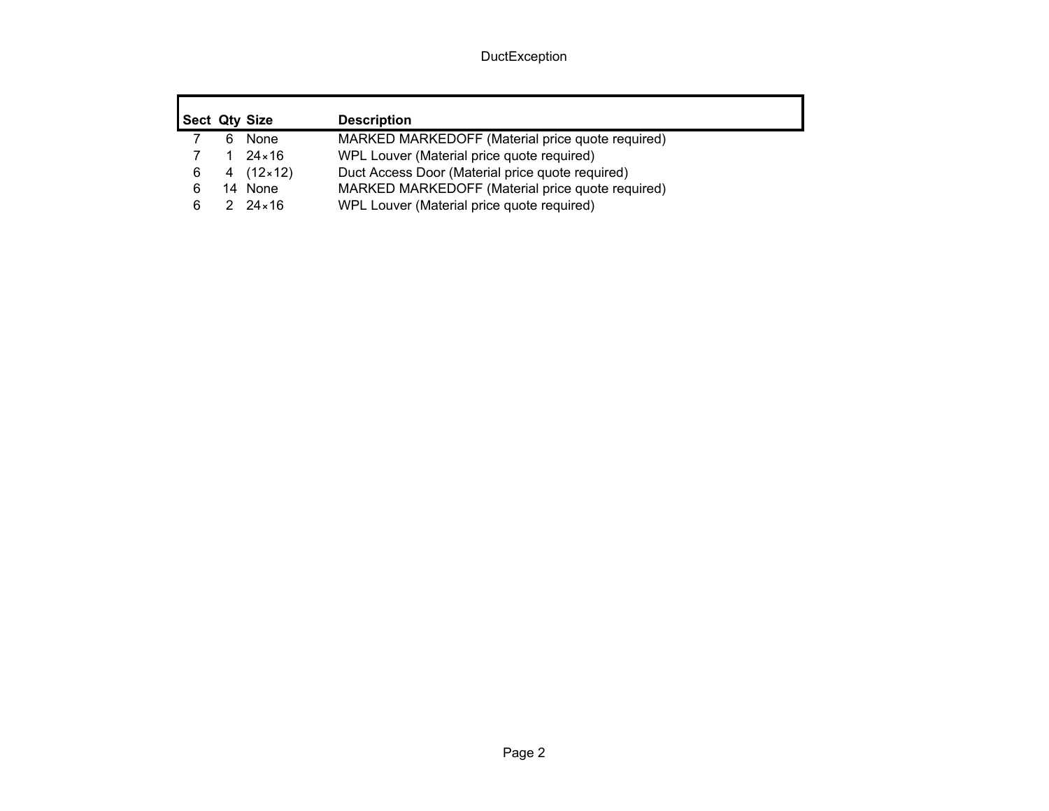DuctException

| Sect | Qty | Size | Description |
|---|---|---|---|
| 7 | 6 | None | MARKED MARKEDOFF (Material price quote required) |
| 7 | 1 | 24×16 | WPL Louver (Material price quote required) |
| 6 | 4 | (12×12) | Duct Access Door (Material price quote required) |
| 6 | 14 | None | MARKED MARKEDOFF (Material price quote required) |
| 6 | 2 | 24×16 | WPL Louver (Material price quote required) |